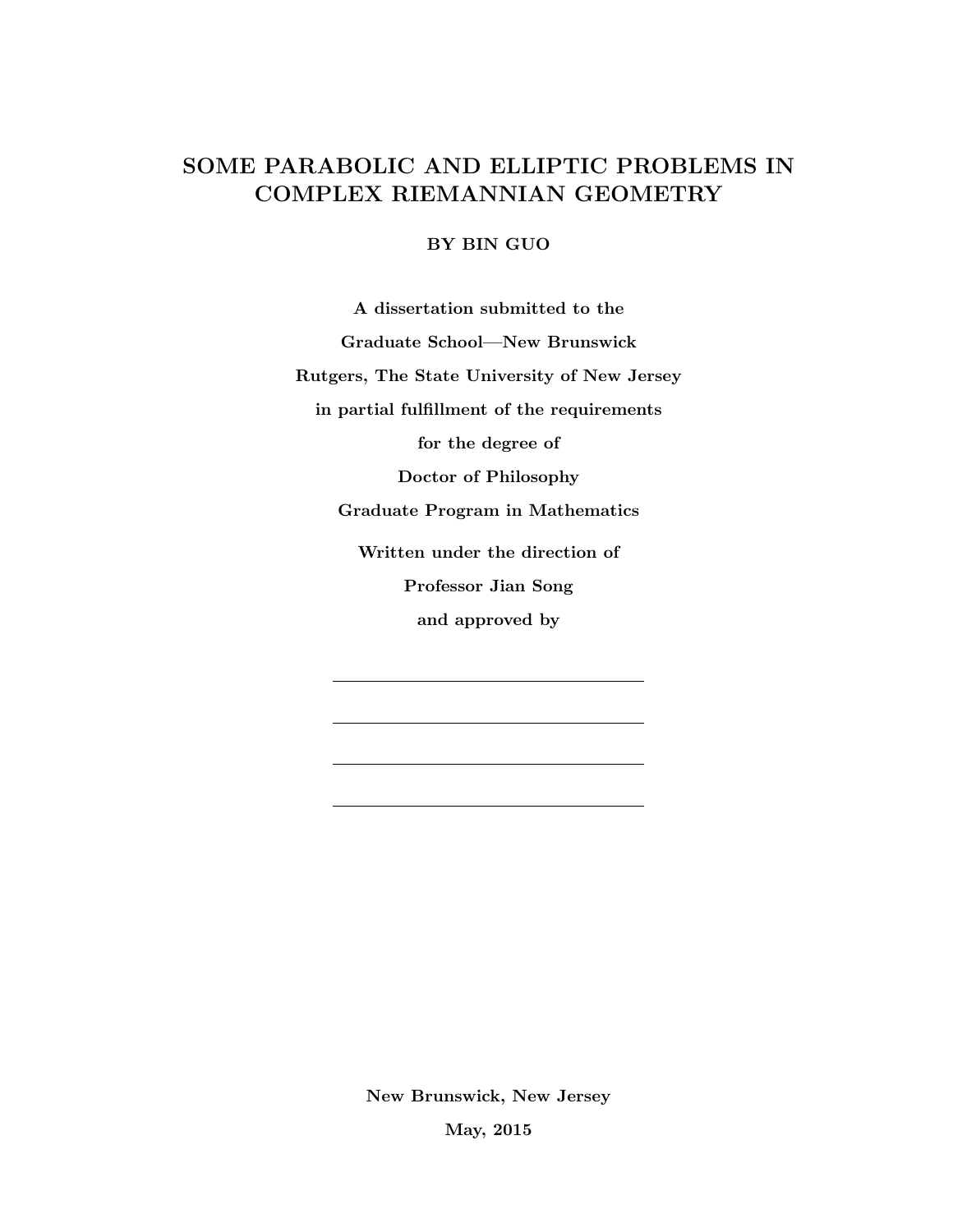# SOME PARABOLIC AND ELLIPTIC PROBLEMS IN COMPLEX RIEMANNIAN GEOMETRY

**BY BIN GUO**

**A dissertation submitted to the**

**Graduate School—New Brunswick**

**Rutgers, The State University of New Jersey**

**in partial fulfillment of the requirements**

**for the degree of**

**Doctor of Philosophy**

**Graduate Program in Mathematics**

**Written under the direction of**

**Professor Jian Song**

**and approved by**

\_\_\_\_\_\_\_\_\_\_\_\_\_\_\_\_\_\_\_\_\_\_\_\_\_\_\_\_

\_\_\_\_\_\_\_\_\_\_\_\_\_\_\_\_\_\_\_\_\_\_\_\_\_\_\_\_

\_\_\_\_\_\_\_\_\_\_\_\_\_\_\_\_\_\_\_\_\_\_\_\_\_\_\_\_

\_\_\_\_\_\_\_\_\_\_\_\_\_\_\_\_\_\_\_\_\_\_\_\_\_\_\_\_

**New Brunswick, New Jersey**

**May, 2015**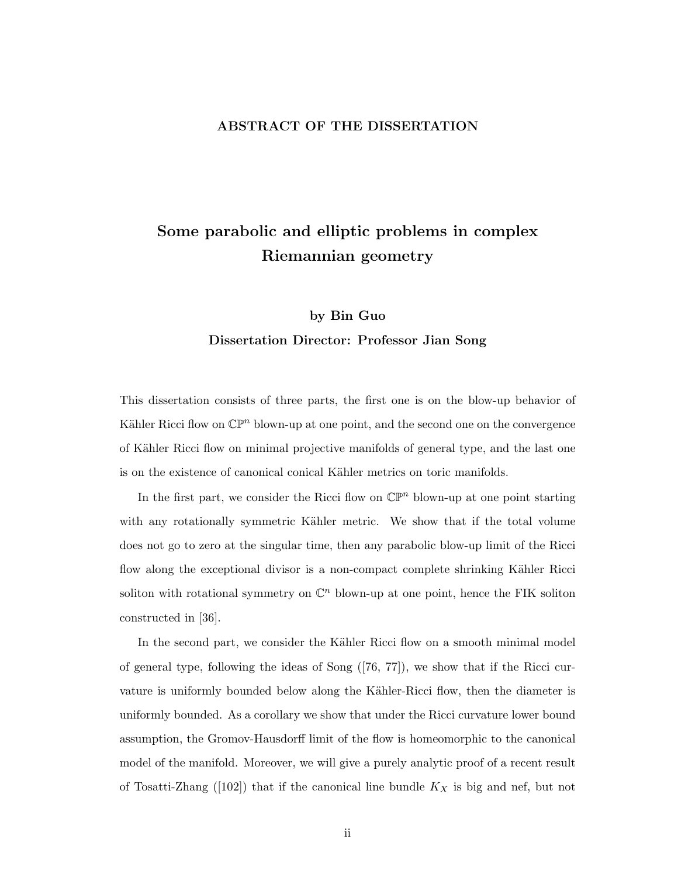## ABSTRACT OF THE DISSERTATION

# Some parabolic and elliptic problems in complex Riemannian geometry

**by Bin Guo**

**Dissertation Director: Professor Jian Song**

This dissertation consists of three parts, the first one is on the blow-up behavior of Kähler Ricci flow on $\mathbb{CP}^n$ blown-up at one point, and the second one on the convergence of Kähler Ricci flow on minimal projective manifolds of general type, and the last one is on the existence of canonical conical Kähler metrics on toric manifolds.

In the first part, we consider the Ricci flow on $\mathbb{CP}^n$ blown-up at one point starting with any rotationally symmetric Kähler metric. We show that if the total volume does not go to zero at the singular time, then any parabolic blow-up limit of the Ricci flow along the exceptional divisor is a non-compact complete shrinking Kähler Ricci soliton with rotational symmetry on $\mathbb{C}^n$ blown-up at one point, hence the FIK soliton constructed in [36].

In the second part, we consider the Kähler Ricci flow on a smooth minimal model of general type, following the ideas of Song ([76, 77]), we show that if the Ricci curvature is uniformly bounded below along the Kähler-Ricci flow, then the diameter is uniformly bounded. As a corollary we show that under the Ricci curvature lower bound assumption, the Gromov-Hausdorff limit of the flow is homeomorphic to the canonical model of the manifold. Moreover, we will give a purely analytic proof of a recent result of Tosatti-Zhang ([102]) that if the canonical line bundle $K_X$ is big and nef, but not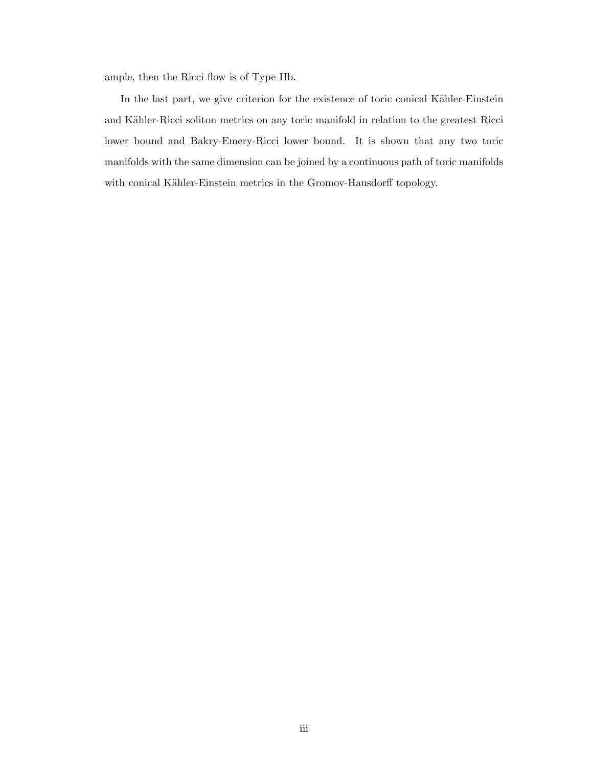ample, then the Ricci flow is of Type IIb.

In the last part, we give criterion for the existence of toric conical Kähler-Einstein and Kähler-Ricci soliton metrics on any toric manifold in relation to the greatest Ricci lower bound and Bakry-Emery-Ricci lower bound. It is shown that any two toric manifolds with the same dimension can be joined by a continuous path of toric manifolds with conical Kähler-Einstein metrics in the Gromov-Hausdorff topology.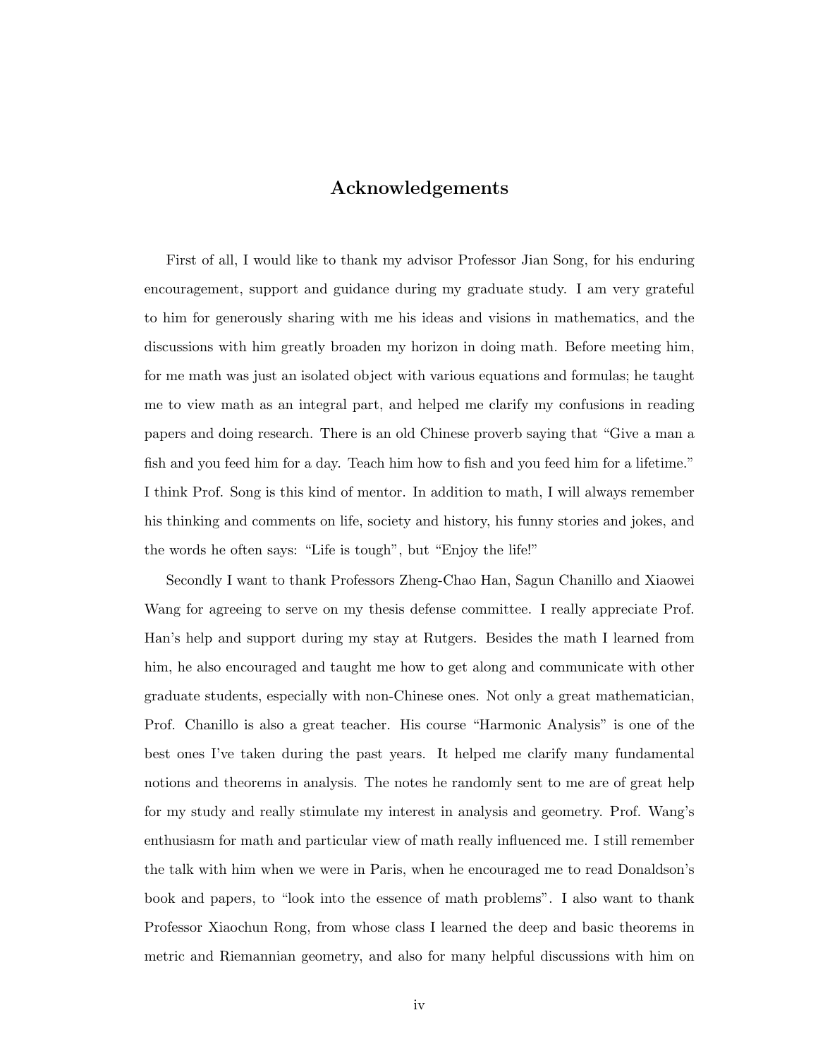# Acknowledgements

First of all, I would like to thank my advisor Professor Jian Song, for his enduring encouragement, support and guidance during my graduate study. I am very grateful to him for generously sharing with me his ideas and visions in mathematics, and the discussions with him greatly broaden my horizon in doing math. Before meeting him, for me math was just an isolated object with various equations and formulas; he taught me to view math as an integral part, and helped me clarify my confusions in reading papers and doing research. There is an old Chinese proverb saying that "Give a man a fish and you feed him for a day. Teach him how to fish and you feed him for a lifetime." I think Prof. Song is this kind of mentor. In addition to math, I will always remember his thinking and comments on life, society and history, his funny stories and jokes, and the words he often says: "Life is tough", but "Enjoy the life!"

Secondly I want to thank Professors Zheng-Chao Han, Sagun Chanillo and Xiaowei Wang for agreeing to serve on my thesis defense committee. I really appreciate Prof. Han's help and support during my stay at Rutgers. Besides the math I learned from him, he also encouraged and taught me how to get along and communicate with other graduate students, especially with non-Chinese ones. Not only a great mathematician, Prof. Chanillo is also a great teacher. His course "Harmonic Analysis" is one of the best ones I've taken during the past years. It helped me clarify many fundamental notions and theorems in analysis. The notes he randomly sent to me are of great help for my study and really stimulate my interest in analysis and geometry. Prof. Wang's enthusiasm for math and particular view of math really influenced me. I still remember the talk with him when we were in Paris, when he encouraged me to read Donaldson's book and papers, to "look into the essence of math problems". I also want to thank Professor Xiaochun Rong, from whose class I learned the deep and basic theorems in metric and Riemannian geometry, and also for many helpful discussions with him on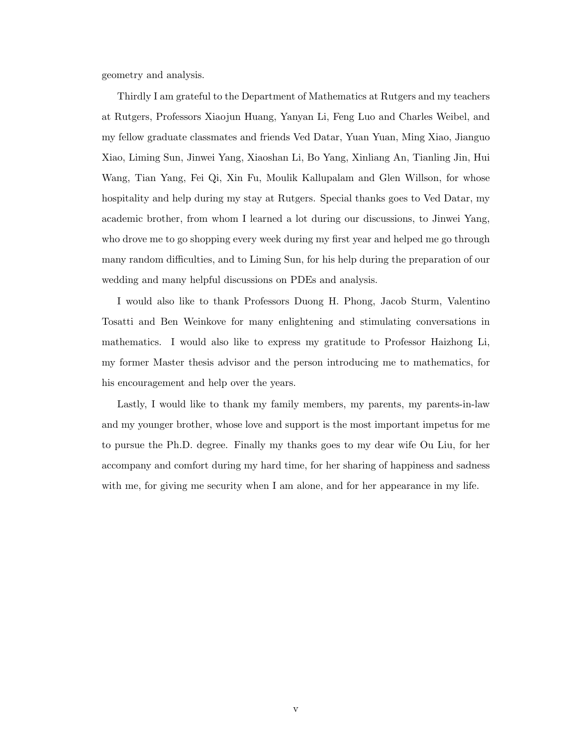geometry and analysis.

Thirdly I am grateful to the Department of Mathematics at Rutgers and my teachers at Rutgers, Professors Xiaojun Huang, Yanyan Li, Feng Luo and Charles Weibel, and my fellow graduate classmates and friends Ved Datar, Yuan Yuan, Ming Xiao, Jianguo Xiao, Liming Sun, Jinwei Yang, Xiaoshan Li, Bo Yang, Xinliang An, Tianling Jin, Hui Wang, Tian Yang, Fei Qi, Xin Fu, Moulik Kallupalam and Glen Willson, for whose hospitality and help during my stay at Rutgers. Special thanks goes to Ved Datar, my academic brother, from whom I learned a lot during our discussions, to Jinwei Yang, who drove me to go shopping every week during my first year and helped me go through many random difficulties, and to Liming Sun, for his help during the preparation of our wedding and many helpful discussions on PDEs and analysis.

I would also like to thank Professors Duong H. Phong, Jacob Sturm, Valentino Tosatti and Ben Weinkove for many enlightening and stimulating conversations in mathematics. I would also like to express my gratitude to Professor Haizhong Li, my former Master thesis advisor and the person introducing me to mathematics, for his encouragement and help over the years.

Lastly, I would like to thank my family members, my parents, my parents-in-law and my younger brother, whose love and support is the most important impetus for me to pursue the Ph.D. degree. Finally my thanks goes to my dear wife Ou Liu, for her accompany and comfort during my hard time, for her sharing of happiness and sadness with me, for giving me security when I am alone, and for her appearance in my life.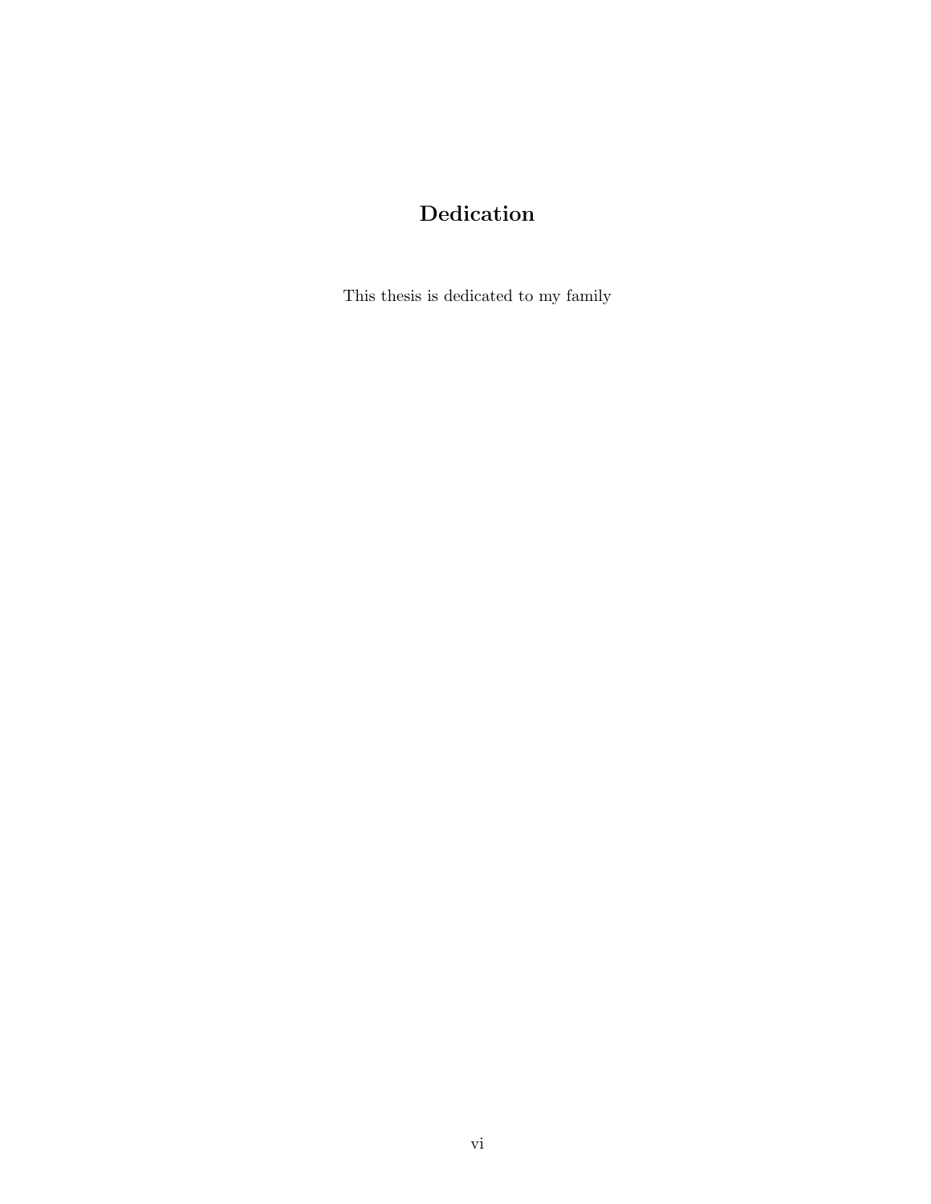# Dedication

This thesis is dedicated to my family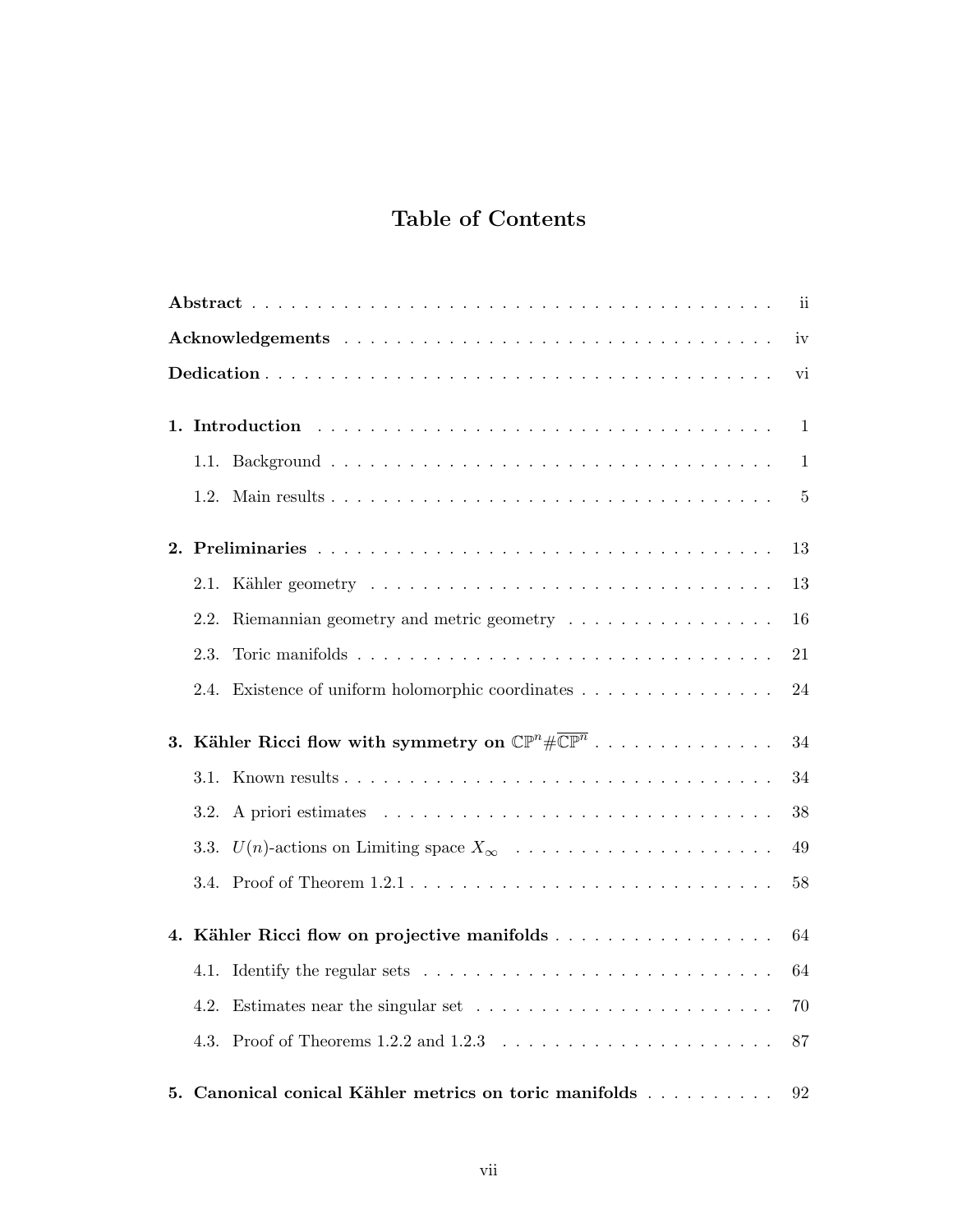# Table of Contents

| | |
|---|---|
| **Abstract** | ii |
| **Acknowledgements** | iv |
| **Dedication** | vi |
| **1. Introduction** | 1 |
| 1.1. Background | 1 |
| 1.2. Main results | 5 |
| **2. Preliminaries** | 13 |
| 2.1. Kähler geometry | 13 |
| 2.2. Riemannian geometry and metric geometry | 16 |
| 2.3. Toric manifolds | 21 |
| 2.4. Existence of uniform holomorphic coordinates | 24 |
| **3. Kähler Ricci flow with symmetry on $\mathbb{CP}^n \# \overline{\mathbb{CP}^n}$** | 34 |
| 3.1. Known results | 34 |
| 3.2. A priori estimates | 38 |
| 3.3. $U(n)$-actions on Limiting space $X_\infty$ | 49 |
| 3.4. Proof of Theorem 1.2.1 | 58 |
| **4. Kähler Ricci flow on projective manifolds** | 64 |
| 4.1. Identify the regular sets | 64 |
| 4.2. Estimates near the singular set | 70 |
| 4.3. Proof of Theorems 1.2.2 and 1.2.3 | 87 |
| **5. Canonical conical Kähler metrics on toric manifolds** | 92 |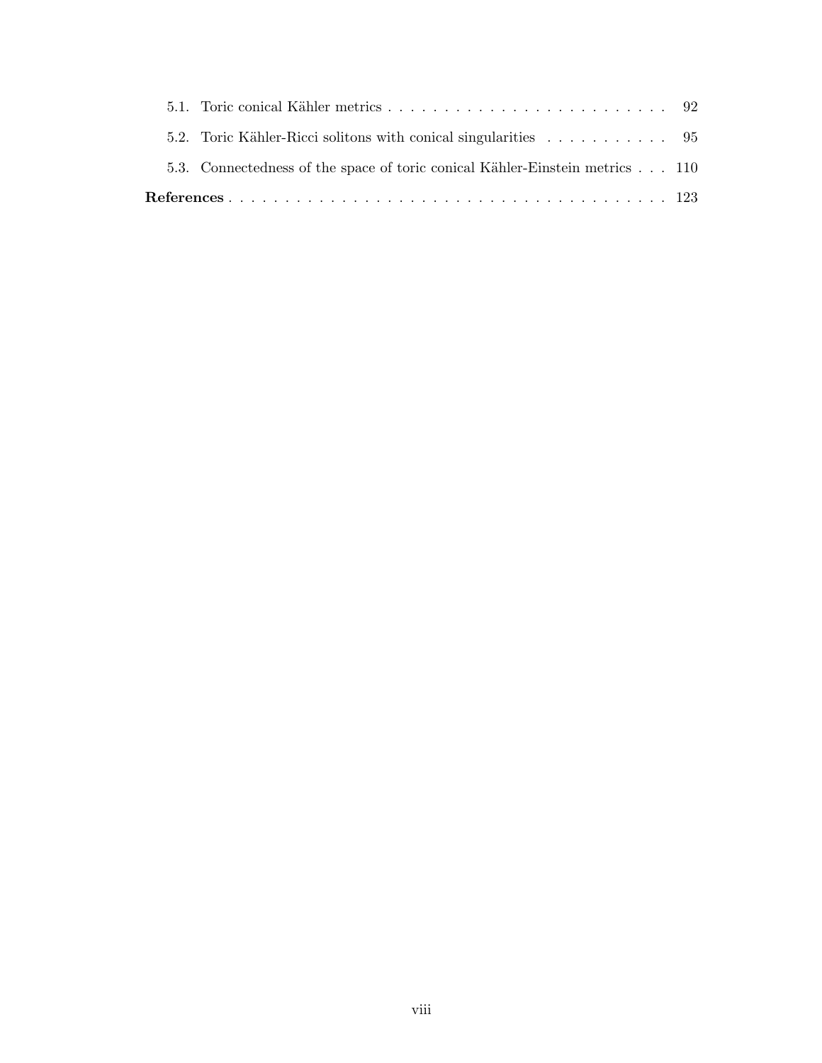5.1. Toric conical Kähler metrics . . . . . . . . . . . . . . . . . . . . . . . . . . 92

5.2. Toric Kähler-Ricci solitons with conical singularities . . . . . . . . . . . . 95

5.3. Connectedness of the space of toric conical Kähler-Einstein metrics . . . 110

**References** . . . . . . . . . . . . . . . . . . . . . . . . . . . . . . . . . . . . . . . 123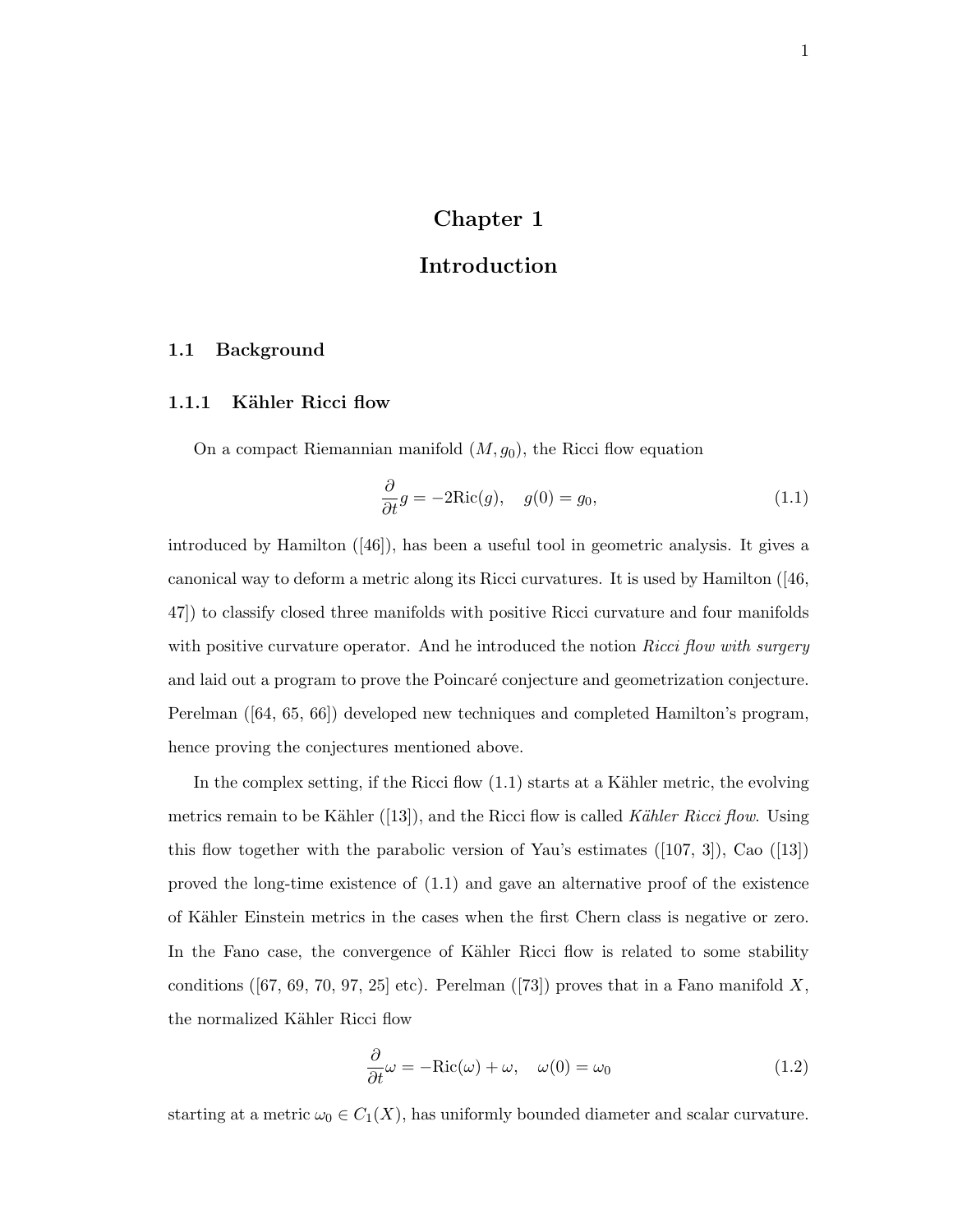# Chapter 1

# Introduction

## 1.1 Background

### 1.1.1 Kähler Ricci flow

On a compact Riemannian manifold $(M, g_0)$, the Ricci flow equation

$$\frac{\partial}{\partial t} g = -2\mathrm{Ric}(g), \quad g(0) = g_0, \tag{1.1}$$

introduced by Hamilton ([46]), has been a useful tool in geometric analysis. It gives a canonical way to deform a metric along its Ricci curvatures. It is used by Hamilton ([46, 47]) to classify closed three manifolds with positive Ricci curvature and four manifolds with positive curvature operator. And he introduced the notion *Ricci flow with surgery* and laid out a program to prove the Poincaré conjecture and geometrization conjecture. Perelman ([64, 65, 66]) developed new techniques and completed Hamilton's program, hence proving the conjectures mentioned above.

In the complex setting, if the Ricci flow (1.1) starts at a Kähler metric, the evolving metrics remain to be Kähler ([13]), and the Ricci flow is called *Kähler Ricci flow*. Using this flow together with the parabolic version of Yau's estimates ([107, 3]), Cao ([13]) proved the long-time existence of (1.1) and gave an alternative proof of the existence of Kähler Einstein metrics in the cases when the first Chern class is negative or zero. In the Fano case, the convergence of Kähler Ricci flow is related to some stability conditions ([67, 69, 70, 97, 25] etc). Perelman ([73]) proves that in a Fano manifold $X$, the normalized Kähler Ricci flow

$$\frac{\partial}{\partial t} \omega = -\mathrm{Ric}(\omega) + \omega, \quad \omega(0) = \omega_0 \tag{1.2}$$

starting at a metric $\omega_0 \in C_1(X)$, has uniformly bounded diameter and scalar curvature.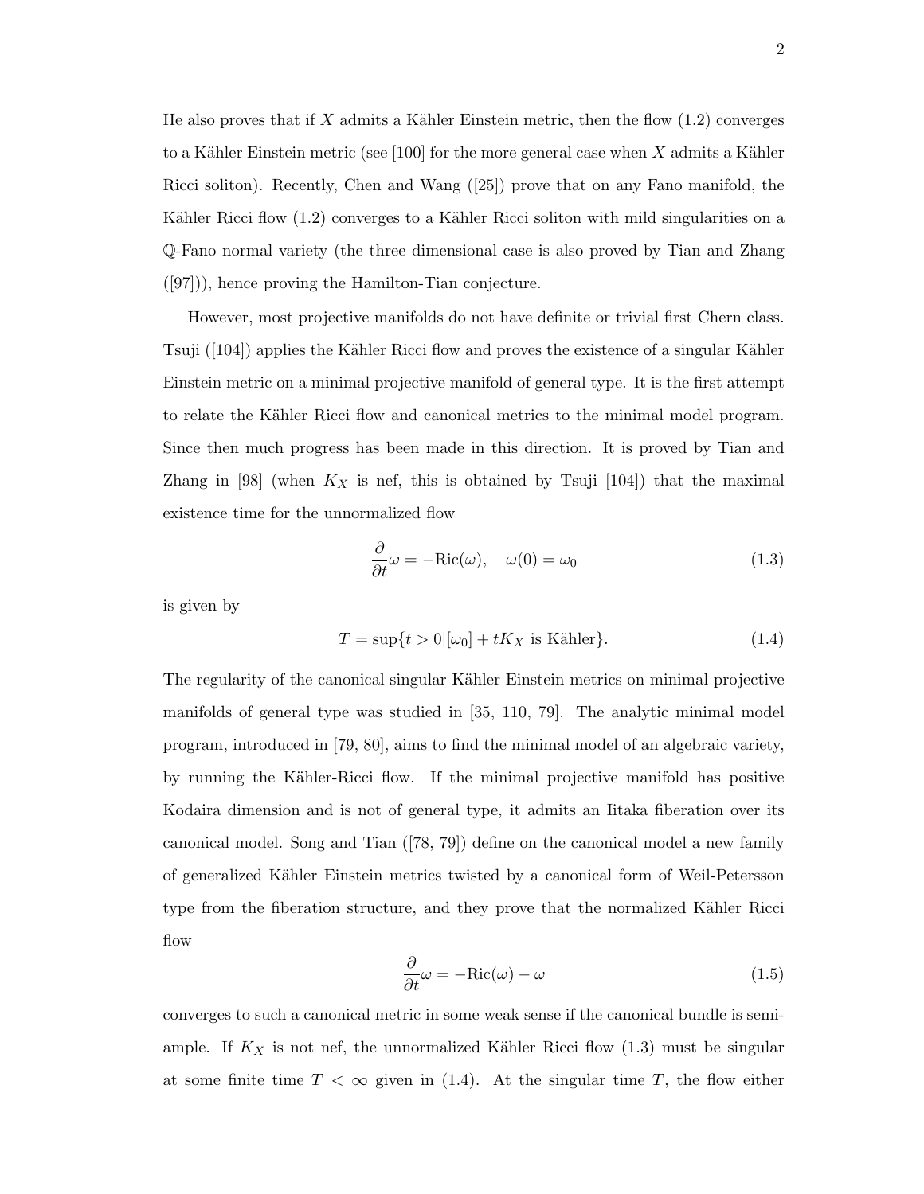He also proves that if $X$ admits a Kähler Einstein metric, then the flow (1.2) converges to a Kähler Einstein metric (see [100] for the more general case when $X$ admits a Kähler Ricci soliton). Recently, Chen and Wang ([25]) prove that on any Fano manifold, the Kähler Ricci flow (1.2) converges to a Kähler Ricci soliton with mild singularities on a $\mathbb{Q}$-Fano normal variety (the three dimensional case is also proved by Tian and Zhang ([97])), hence proving the Hamilton-Tian conjecture.

However, most projective manifolds do not have definite or trivial first Chern class. Tsuji ([104]) applies the Kähler Ricci flow and proves the existence of a singular Kähler Einstein metric on a minimal projective manifold of general type. It is the first attempt to relate the Kähler Ricci flow and canonical metrics to the minimal model program. Since then much progress has been made in this direction. It is proved by Tian and Zhang in [98] (when $K_X$ is nef, this is obtained by Tsuji [104]) that the maximal existence time for the unnormalized flow

$$\frac{\partial}{\partial t}\omega = -\mathrm{Ric}(\omega), \quad \omega(0) = \omega_0 \tag{1.3}$$

is given by

$$T = \sup\{t > 0 | [\omega_0] + tK_X \text{ is Kähler}\}. \tag{1.4}$$

The regularity of the canonical singular Kähler Einstein metrics on minimal projective manifolds of general type was studied in [35, 110, 79]. The analytic minimal model program, introduced in [79, 80], aims to find the minimal model of an algebraic variety, by running the Kähler-Ricci flow. If the minimal projective manifold has positive Kodaira dimension and is not of general type, it admits an Iitaka fiberation over its canonical model. Song and Tian ([78, 79]) define on the canonical model a new family of generalized Kähler Einstein metrics twisted by a canonical form of Weil-Petersson type from the fiberation structure, and they prove that the normalized Kähler Ricci flow

$$\frac{\partial}{\partial t}\omega = -\mathrm{Ric}(\omega) - \omega \tag{1.5}$$

converges to such a canonical metric in some weak sense if the canonical bundle is semi-ample. If $K_X$ is not nef, the unnormalized Kähler Ricci flow (1.3) must be singular at some finite time $T < \infty$ given in (1.4). At the singular time $T$, the flow either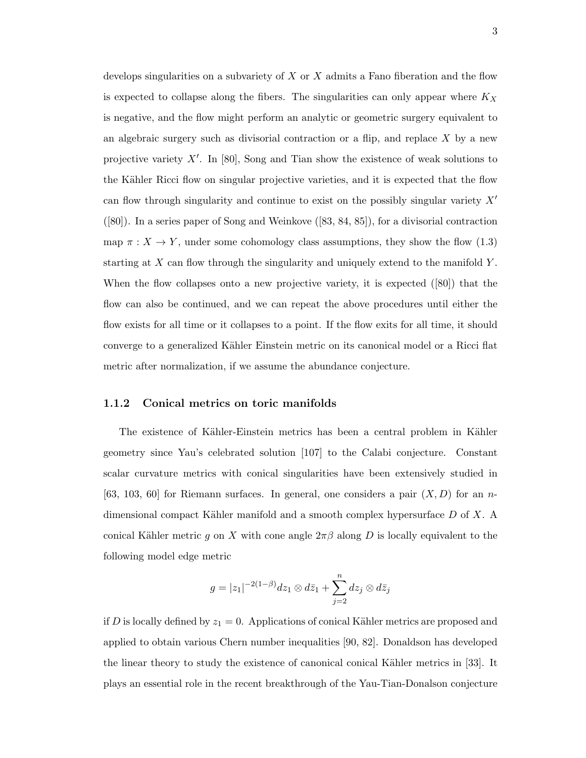develops singularities on a subvariety of $X$ or $X$ admits a Fano fiberation and the flow is expected to collapse along the fibers. The singularities can only appear where $K_X$ is negative, and the flow might perform an analytic or geometric surgery equivalent to an algebraic surgery such as divisorial contraction or a flip, and replace $X$ by a new projective variety $X'$. In [80], Song and Tian show the existence of weak solutions to the Kähler Ricci flow on singular projective varieties, and it is expected that the flow can flow through singularity and continue to exist on the possibly singular variety $X'$ ([80]). In a series paper of Song and Weinkove ([83, 84, 85]), for a divisorial contraction map $\pi : X \to Y$, under some cohomology class assumptions, they show the flow (1.3) starting at $X$ can flow through the singularity and uniquely extend to the manifold $Y$. When the flow collapses onto a new projective variety, it is expected ([80]) that the flow can also be continued, and we can repeat the above procedures until either the flow exists for all time or it collapses to a point. If the flow exits for all time, it should converge to a generalized Kähler Einstein metric on its canonical model or a Ricci flat metric after normalization, if we assume the abundance conjecture.

### 1.1.2 Conical metrics on toric manifolds

The existence of Kähler-Einstein metrics has been a central problem in Kähler geometry since Yau's celebrated solution [107] to the Calabi conjecture. Constant scalar curvature metrics with conical singularities have been extensively studied in [63, 103, 60] for Riemann surfaces. In general, one considers a pair $(X, D)$ for an $n$-dimensional compact Kähler manifold and a smooth complex hypersurface $D$ of $X$. A conical Kähler metric $g$ on $X$ with cone angle $2\pi\beta$ along $D$ is locally equivalent to the following model edge metric

$$g = |z_1|^{-2(1-\beta)} dz_1 \otimes d\bar{z}_1 + \sum_{j=2}^{n} dz_j \otimes d\bar{z}_j$$

if $D$ is locally defined by $z_1 = 0$. Applications of conical Kähler metrics are proposed and applied to obtain various Chern number inequalities [90, 82]. Donaldson has developed the linear theory to study the existence of canonical conical Kähler metrics in [33]. It plays an essential role in the recent breakthrough of the Yau-Tian-Donalson conjecture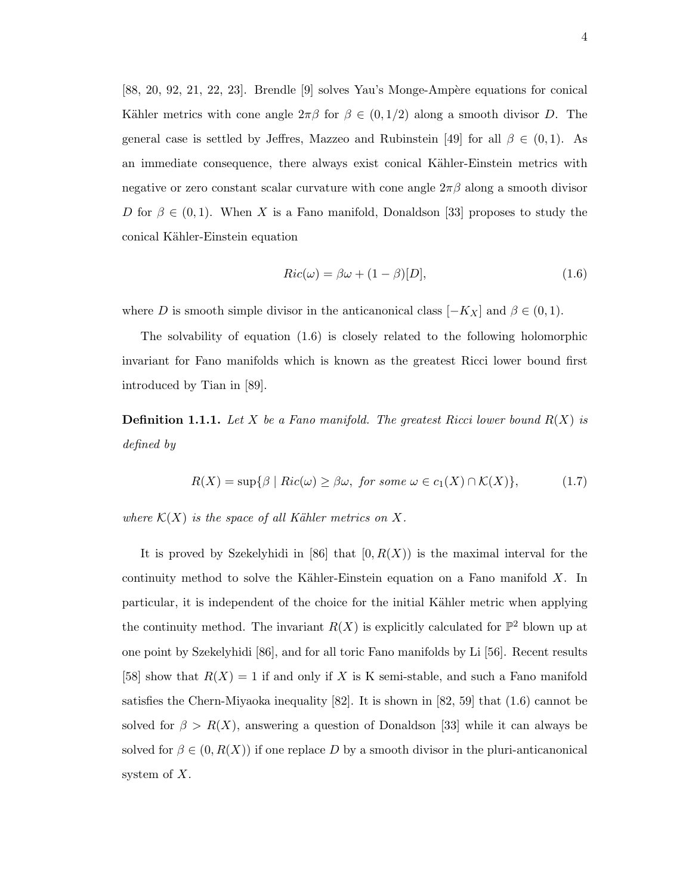[88, 20, 92, 21, 22, 23]. Brendle [9] solves Yau's Monge-Ampère equations for conical Kähler metrics with cone angle $2\pi\beta$ for $\beta \in (0, 1/2)$ along a smooth divisor $D$. The general case is settled by Jeffres, Mazzeo and Rubinstein [49] for all $\beta \in (0, 1)$. As an immediate consequence, there always exist conical Kähler-Einstein metrics with negative or zero constant scalar curvature with cone angle $2\pi\beta$ along a smooth divisor $D$ for $\beta \in (0, 1)$. When $X$ is a Fano manifold, Donaldson [33] proposes to study the conical Kähler-Einstein equation

$$Ric(\omega) = \beta\omega + (1 - \beta)[D], \tag{1.6}$$

where $D$ is smooth simple divisor in the anticanonical class $[-K_X]$ and $\beta \in (0, 1)$.

The solvability of equation (1.6) is closely related to the following holomorphic invariant for Fano manifolds which is known as the greatest Ricci lower bound first introduced by Tian in [89].

**Definition 1.1.1.** *Let $X$ be a Fano manifold. The greatest Ricci lower bound $R(X)$ is defined by*

$$R(X) = \sup\{\beta \mid Ric(\omega) \geq \beta\omega, \text{ for some } \omega \in c_1(X) \cap \mathcal{K}(X)\}, \tag{1.7}$$

*where $\mathcal{K}(X)$ is the space of all Kähler metrics on $X$.*

It is proved by Szekelyhidi in [86] that $[0, R(X))$ is the maximal interval for the continuity method to solve the Kähler-Einstein equation on a Fano manifold $X$. In particular, it is independent of the choice for the initial Kähler metric when applying the continuity method. The invariant $R(X)$ is explicitly calculated for $\mathbb{P}^2$ blown up at one point by Szekelyhidi [86], and for all toric Fano manifolds by Li [56]. Recent results [58] show that $R(X) = 1$ if and only if $X$ is K semi-stable, and such a Fano manifold satisfies the Chern-Miyaoka inequality [82]. It is shown in [82, 59] that (1.6) cannot be solved for $\beta > R(X)$, answering a question of Donaldson [33] while it can always be solved for $\beta \in (0, R(X))$ if one replace $D$ by a smooth divisor in the pluri-anticanonical system of $X$.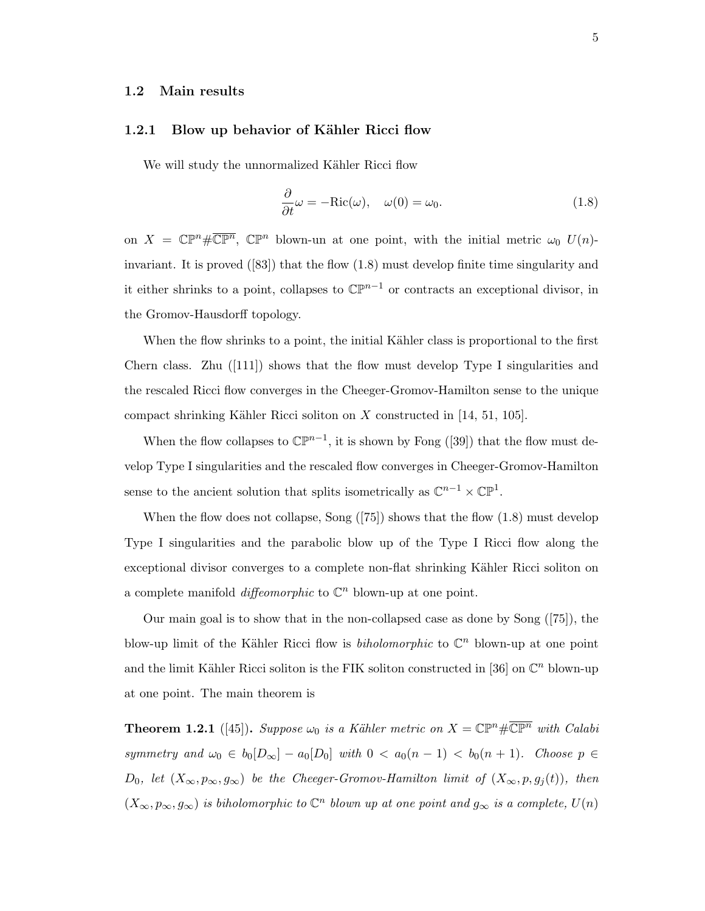## 1.2 Main results

### 1.2.1 Blow up behavior of Kähler Ricci flow

We will study the unnormalized Kähler Ricci flow

$$\frac{\partial}{\partial t}\omega = -\mathrm{Ric}(\omega), \quad \omega(0) = \omega_0. \tag{1.8}$$

on $X = \mathbb{CP}^n \# \overline{\mathbb{CP}^n}$, $\mathbb{CP}^n$ blown-un at one point, with the initial metric $\omega_0$ $U(n)$-invariant. It is proved ([83]) that the flow (1.8) must develop finite time singularity and it either shrinks to a point, collapses to $\mathbb{CP}^{n-1}$ or contracts an exceptional divisor, in the Gromov-Hausdorff topology.

When the flow shrinks to a point, the initial Kähler class is proportional to the first Chern class. Zhu ([111]) shows that the flow must develop Type I singularities and the rescaled Ricci flow converges in the Cheeger-Gromov-Hamilton sense to the unique compact shrinking Kähler Ricci soliton on $X$ constructed in [14, 51, 105].

When the flow collapses to $\mathbb{CP}^{n-1}$, it is shown by Fong ([39]) that the flow must develop Type I singularities and the rescaled flow converges in Cheeger-Gromov-Hamilton sense to the ancient solution that splits isometrically as $\mathbb{C}^{n-1} \times \mathbb{CP}^1$.

When the flow does not collapse, Song ([75]) shows that the flow (1.8) must develop Type I singularities and the parabolic blow up of the Type I Ricci flow along the exceptional divisor converges to a complete non-flat shrinking Kähler Ricci soliton on a complete manifold *diffeomorphic* to $\mathbb{C}^n$ blown-up at one point.

Our main goal is to show that in the non-collapsed case as done by Song ([75]), the blow-up limit of the Kähler Ricci flow is *biholomorphic* to $\mathbb{C}^n$ blown-up at one point and the limit Kähler Ricci soliton is the FIK soliton constructed in [36] on $\mathbb{C}^n$ blown-up at one point. The main theorem is

**Theorem 1.2.1** ([45])**.** *Suppose $\omega_0$ is a Kähler metric on $X = \mathbb{CP}^n \# \overline{\mathbb{CP}^n}$ with Calabi symmetry and $\omega_0 \in b_0[D_\infty] - a_0[D_0]$ with $0 < a_0(n-1) < b_0(n+1)$. Choose $p \in D_0$, let $(X_\infty, p_\infty, g_\infty)$ be the Cheeger-Gromov-Hamilton limit of $(X_\infty, p, g_j(t))$, then $(X_\infty, p_\infty, g_\infty)$ is biholomorphic to $\mathbb{C}^n$ blown up at one point and $g_\infty$ is a complete, $U(n)$*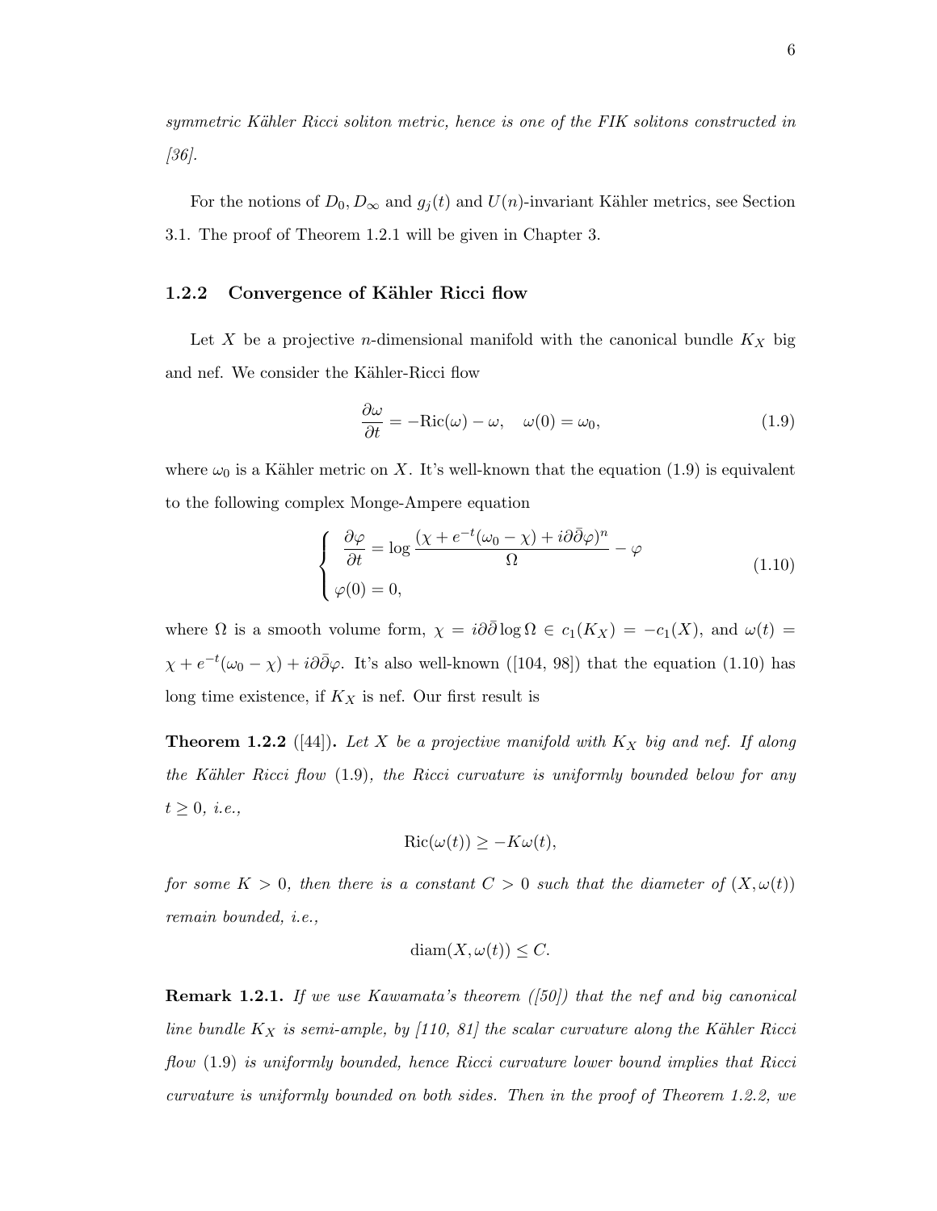*symmetric Kähler Ricci soliton metric, hence is one of the FIK solitons constructed in [36].*

For the notions of $D_0, D_\infty$ and $g_j(t)$ and $U(n)$-invariant Kähler metrics, see Section 3.1. The proof of Theorem 1.2.1 will be given in Chapter 3.

### 1.2.2 Convergence of Kähler Ricci flow

Let $X$ be a projective $n$-dimensional manifold with the canonical bundle $K_X$ big and nef. We consider the Kähler-Ricci flow

$$\frac{\partial \omega}{\partial t} = -\mathrm{Ric}(\omega) - \omega, \quad \omega(0) = \omega_0, \tag{1.9}$$

where $\omega_0$ is a Kähler metric on $X$. It's well-known that the equation (1.9) is equivalent to the following complex Monge-Ampere equation

$$\begin{cases} \dfrac{\partial \varphi}{\partial t} = \log \dfrac{(\chi + e^{-t}(\omega_0 - \chi) + i\partial\bar{\partial}\varphi)^n}{\Omega} - \varphi \\ \varphi(0) = 0, \end{cases} \tag{1.10}$$

where $\Omega$ is a smooth volume form, $\chi = i\partial\bar{\partial}\log\Omega \in c_1(K_X) = -c_1(X)$, and $\omega(t) = \chi + e^{-t}(\omega_0 - \chi) + i\partial\bar{\partial}\varphi$. It's also well-known ([104, 98]) that the equation (1.10) has long time existence, if $K_X$ is nef. Our first result is

**Theorem 1.2.2** ([44]). *Let $X$ be a projective manifold with $K_X$ big and nef. If along the Kähler Ricci flow* (1.9)*, the Ricci curvature is uniformly bounded below for any $t \geq 0$, i.e.,*

$$\mathrm{Ric}(\omega(t)) \geq -K\omega(t),$$

*for some $K > 0$, then there is a constant $C > 0$ such that the diameter of $(X, \omega(t))$ remain bounded, i.e.,*

$$\mathrm{diam}(X, \omega(t)) \leq C.$$

**Remark 1.2.1.** *If we use Kawamata's theorem ([50]) that the nef and big canonical line bundle $K_X$ is semi-ample, by [110, 81] the scalar curvature along the Kähler Ricci flow* (1.9) *is uniformly bounded, hence Ricci curvature lower bound implies that Ricci curvature is uniformly bounded on both sides. Then in the proof of Theorem 1.2.2, we*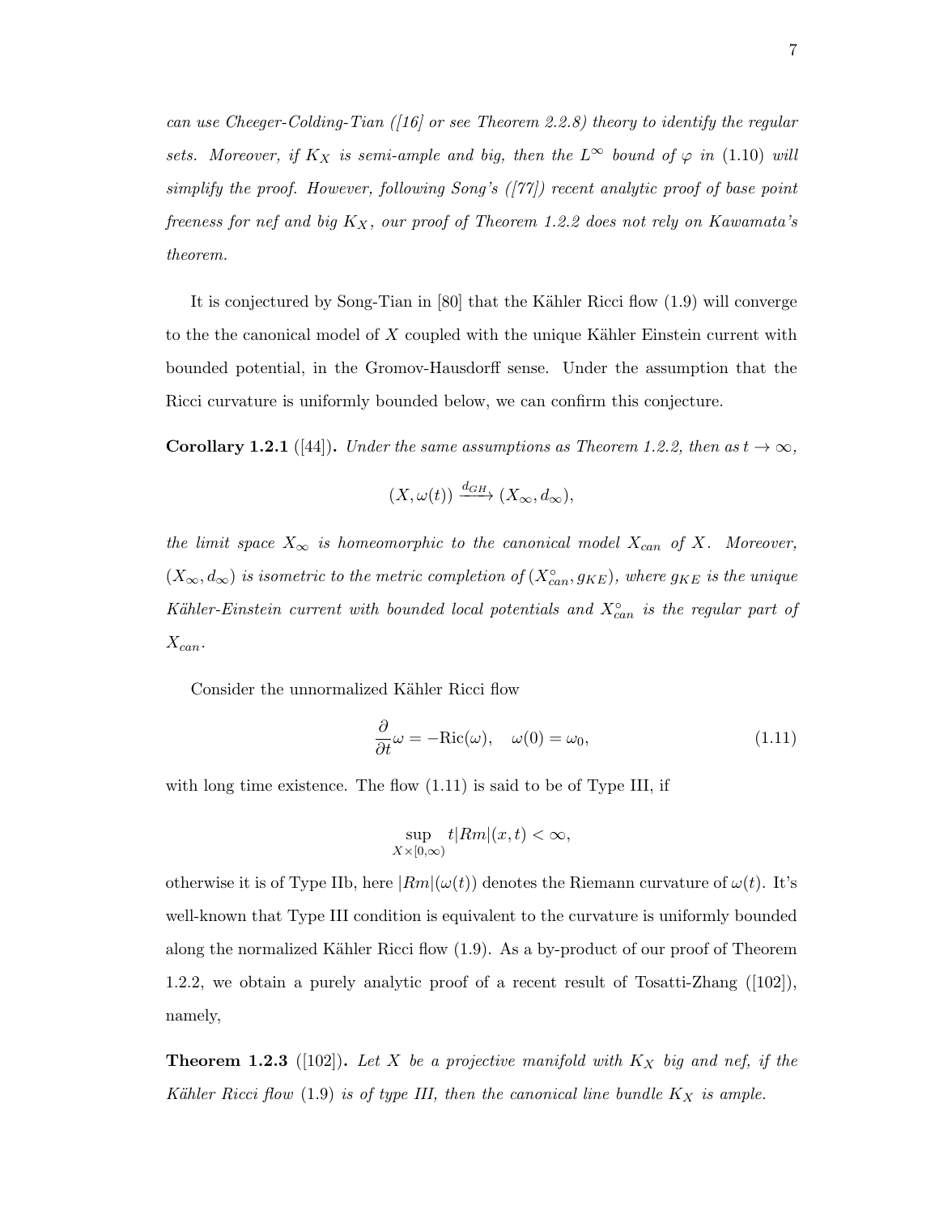*can use Cheeger-Colding-Tian ([16] or see Theorem 2.2.8) theory to identify the regular sets. Moreover, if $K_X$ is semi-ample and big, then the $L^\infty$ bound of $\varphi$ in* (1.10) *will simplify the proof. However, following Song's ([77]) recent analytic proof of base point freeness for nef and big $K_X$, our proof of Theorem 1.2.2 does not rely on Kawamata's theorem.*

It is conjectured by Song-Tian in [80] that the Kähler Ricci flow (1.9) will converge to the the canonical model of $X$ coupled with the unique Kähler Einstein current with bounded potential, in the Gromov-Hausdorff sense. Under the assumption that the Ricci curvature is uniformly bounded below, we can confirm this conjecture.

**Corollary 1.2.1** ([44])**.** *Under the same assumptions as Theorem 1.2.2, then as $t \to \infty$,*

$$(X, \omega(t)) \xrightarrow{d_{GH}} (X_\infty, d_\infty),$$

*the limit space $X_\infty$ is homeomorphic to the canonical model $X_{can}$ of $X$. Moreover, $(X_\infty, d_\infty)$ is isometric to the metric completion of $(X^\circ_{can}, g_{KE})$, where $g_{KE}$ is the unique Kähler-Einstein current with bounded local potentials and $X^\circ_{can}$ is the regular part of $X_{can}$.*

Consider the unnormalized Kähler Ricci flow

$$\frac{\partial}{\partial t}\omega = -\mathrm{Ric}(\omega), \quad \omega(0) = \omega_0, \tag{1.11}$$

with long time existence. The flow (1.11) is said to be of Type III, if

$$\sup_{X\times[0,\infty)} t|Rm|(x,t) < \infty,$$

otherwise it is of Type IIb, here $|Rm|(\omega(t))$ denotes the Riemann curvature of $\omega(t)$. It's well-known that Type III condition is equivalent to the curvature is uniformly bounded along the normalized Kähler Ricci flow (1.9). As a by-product of our proof of Theorem 1.2.2, we obtain a purely analytic proof of a recent result of Tosatti-Zhang ([102]), namely,

**Theorem 1.2.3** ([102])**.** *Let $X$ be a projective manifold with $K_X$ big and nef, if the Kähler Ricci flow* (1.9) *is of type III, then the canonical line bundle $K_X$ is ample.*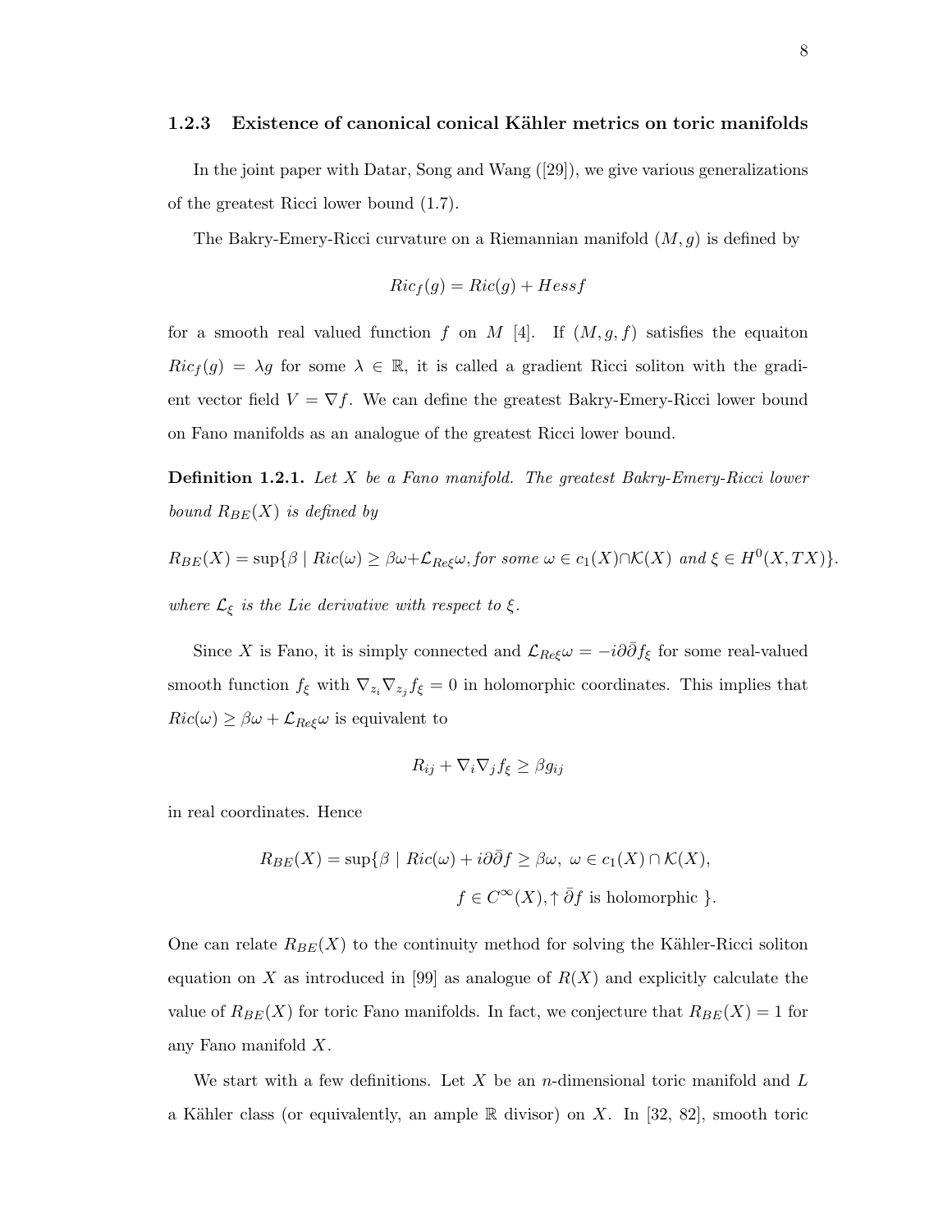### 1.2.3 Existence of canonical conical Kähler metrics on toric manifolds

In the joint paper with Datar, Song and Wang ([29]), we give various generalizations of the greatest Ricci lower bound (1.7).

The Bakry-Emery-Ricci curvature on a Riemannian manifold $(M, g)$ is defined by

$$Ric_f(g) = Ric(g) + Hess f$$

for a smooth real valued function $f$ on $M$ [4]. If $(M, g, f)$ satisfies the equaiton $Ric_f(g) = \lambda g$ for some $\lambda \in \mathbb{R}$, it is called a gradient Ricci soliton with the gradient vector field $V = \nabla f$. We can define the greatest Bakry-Emery-Ricci lower bound on Fano manifolds as an analogue of the greatest Ricci lower bound.

**Definition 1.2.1.** *Let $X$ be a Fano manifold. The greatest Bakry-Emery-Ricci lower bound $R_{BE}(X)$ is defined by*

$$R_{BE}(X) = \sup\{\beta \mid Ric(\omega) \geq \beta\omega + \mathcal{L}_{Re\xi}\omega, \textit{for some } \omega \in c_1(X) \cap \mathcal{K}(X) \textit{ and } \xi \in H^0(X, TX)\}.$$

*where $\mathcal{L}_\xi$ is the Lie derivative with respect to $\xi$.*

Since $X$ is Fano, it is simply connected and $\mathcal{L}_{Re\xi}\omega = -i\partial\bar{\partial} f_\xi$ for some real-valued smooth function $f_\xi$ with $\nabla_{z_i}\nabla_{z_j} f_\xi = 0$ in holomorphic coordinates. This implies that $Ric(\omega) \geq \beta\omega + \mathcal{L}_{Re\xi}\omega$ is equivalent to

$$R_{ij} + \nabla_i\nabla_j f_\xi \geq \beta g_{ij}$$

in real coordinates. Hence

$$R_{BE}(X) = \sup\{\beta \mid Ric(\omega) + i\partial\bar{\partial} f \geq \beta\omega,\ \omega \in c_1(X) \cap \mathcal{K}(X),$$
$$f \in C^\infty(X), \uparrow \bar{\partial} f \text{ is holomorphic } \}.$$

One can relate $R_{BE}(X)$ to the continuity method for solving the Kähler-Ricci soliton equation on $X$ as introduced in [99] as analogue of $R(X)$ and explicitly calculate the value of $R_{BE}(X)$ for toric Fano manifolds. In fact, we conjecture that $R_{BE}(X) = 1$ for any Fano manifold $X$.

We start with a few definitions. Let $X$ be an $n$-dimensional toric manifold and $L$ a Kähler class (or equivalently, an ample $\mathbb{R}$ divisor) on $X$. In [32, 82], smooth toric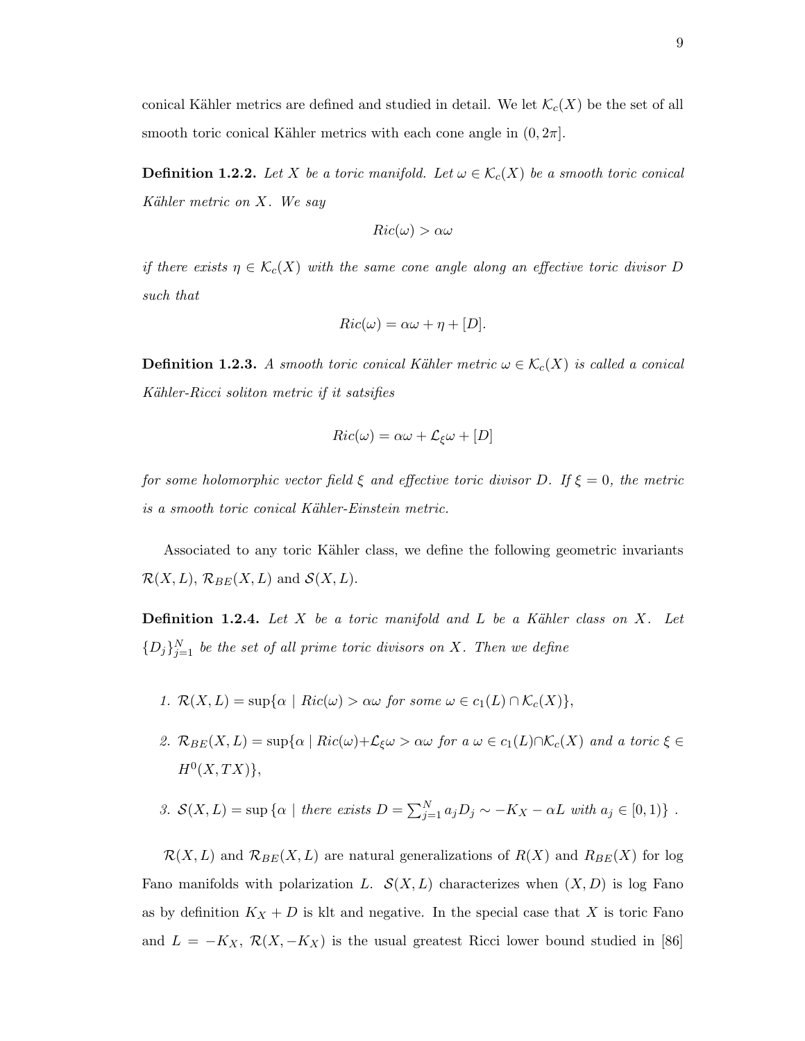conical Kähler metrics are defined and studied in detail. We let $\mathcal{K}_c(X)$ be the set of all smooth toric conical Kähler metrics with each cone angle in $(0, 2\pi]$.

**Definition 1.2.2.** *Let $X$ be a toric manifold. Let $\omega \in \mathcal{K}_c(X)$ be a smooth toric conical Kähler metric on $X$. We say*

$$Ric(\omega) > \alpha\omega$$

*if there exists $\eta \in \mathcal{K}_c(X)$ with the same cone angle along an effective toric divisor $D$ such that*

$$Ric(\omega) = \alpha\omega + \eta + [D].$$

**Definition 1.2.3.** *A smooth toric conical Kähler metric $\omega \in \mathcal{K}_c(X)$ is called a conical Kähler-Ricci soliton metric if it satsifies*

$$Ric(\omega) = \alpha\omega + \mathcal{L}_\xi\omega + [D]$$

*for some holomorphic vector field $\xi$ and effective toric divisor $D$. If $\xi = 0$, the metric is a smooth toric conical Kähler-Einstein metric.*

Associated to any toric Kähler class, we define the following geometric invariants $\mathcal{R}(X, L)$, $\mathcal{R}_{BE}(X, L)$ and $\mathcal{S}(X, L)$.

**Definition 1.2.4.** *Let $X$ be a toric manifold and $L$ be a Kähler class on $X$. Let $\{D_j\}_{j=1}^N$ be the set of all prime toric divisors on $X$. Then we define*

1. $\mathcal{R}(X, L) = \sup\{\alpha \mid Ric(\omega) > \alpha\omega$ *for some* $\omega \in c_1(L) \cap \mathcal{K}_c(X)\}$,
2. $\mathcal{R}_{BE}(X, L) = \sup\{\alpha \mid Ric(\omega) + \mathcal{L}_\xi\omega > \alpha\omega$ *for a* $\omega \in c_1(L) \cap \mathcal{K}_c(X)$ *and a toric* $\xi \in H^0(X, TX)\}$,
3. $\mathcal{S}(X, L) = \sup\left\{\alpha \mid \text{there exists } D = \sum_{j=1}^N a_j D_j \sim -K_X - \alpha L \text{ with } a_j \in [0, 1)\right\}$.

$\mathcal{R}(X, L)$ and $\mathcal{R}_{BE}(X, L)$ are natural generalizations of $R(X)$ and $R_{BE}(X)$ for log Fano manifolds with polarization $L$. $\mathcal{S}(X, L)$ characterizes when $(X, D)$ is log Fano as by definition $K_X + D$ is klt and negative. In the special case that $X$ is toric Fano and $L = -K_X$, $\mathcal{R}(X, -K_X)$ is the usual greatest Ricci lower bound studied in [86]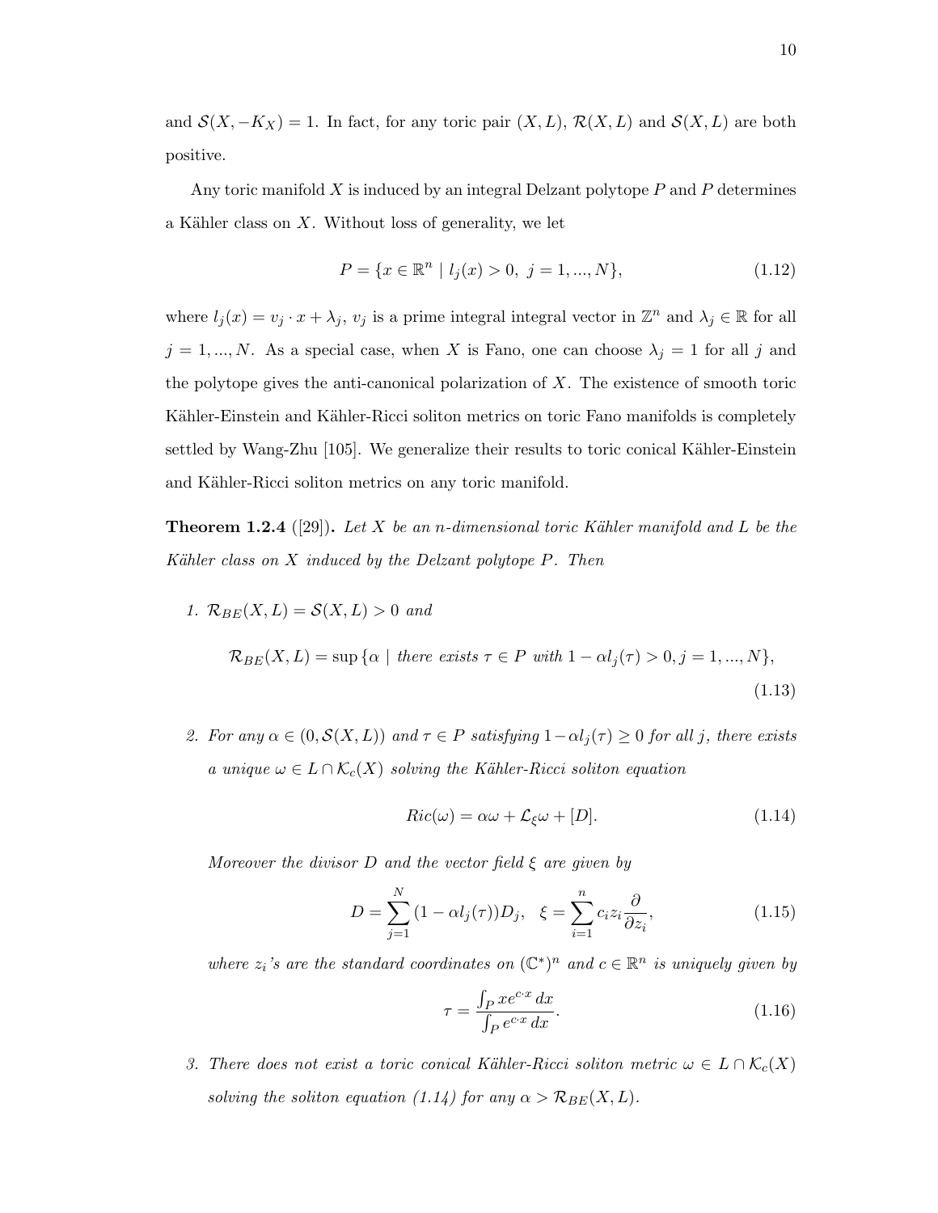and $\mathcal{S}(X, -K_X) = 1$. In fact, for any toric pair $(X, L)$, $\mathcal{R}(X, L)$ and $\mathcal{S}(X, L)$ are both positive.

Any toric manifold $X$ is induced by an integral Delzant polytope $P$ and $P$ determines a Kähler class on $X$. Without loss of generality, we let

$$P = \{x \in \mathbb{R}^n \mid l_j(x) > 0, \ j = 1, ..., N\}, \tag{1.12}$$

where $l_j(x) = v_j \cdot x + \lambda_j$, $v_j$ is a prime integral integral vector in $\mathbb{Z}^n$ and $\lambda_j \in \mathbb{R}$ for all $j = 1, ..., N$. As a special case, when $X$ is Fano, one can choose $\lambda_j = 1$ for all $j$ and the polytope gives the anti-canonical polarization of $X$. The existence of smooth toric Kähler-Einstein and Kähler-Ricci soliton metrics on toric Fano manifolds is completely settled by Wang-Zhu [105]. We generalize their results to toric conical Kähler-Einstein and Kähler-Ricci soliton metrics on any toric manifold.

**Theorem 1.2.4** ([29]). *Let $X$ be an $n$-dimensional toric Kähler manifold and $L$ be the Kähler class on $X$ induced by the Delzant polytope $P$. Then*

1. $\mathcal{R}_{BE}(X, L) = \mathcal{S}(X, L) > 0$ *and*

$$\mathcal{R}_{BE}(X, L) = \sup\{\alpha \mid \text{there exists } \tau \in P \text{ with } 1 - \alpha l_j(\tau) > 0, j = 1, ..., N\}, \tag{1.13}$$

2. *For any $\alpha \in (0, \mathcal{S}(X, L))$ and $\tau \in P$ satisfying $1 - \alpha l_j(\tau) \geq 0$ for all $j$, there exists a unique $\omega \in L \cap \mathcal{K}_c(X)$ solving the Kähler-Ricci soliton equation*

$$Ric(\omega) = \alpha\omega + \mathcal{L}_\xi \omega + [D]. \tag{1.14}$$

*Moreover the divisor $D$ and the vector field $\xi$ are given by*

$$D = \sum_{j=1}^{N} (1 - \alpha l_j(\tau)) D_j, \quad \xi = \sum_{i=1}^{n} c_i z_i \frac{\partial}{\partial z_i}, \tag{1.15}$$

*where $z_i$'s are the standard coordinates on $(\mathbb{C}^*)^n$ and $c \in \mathbb{R}^n$ is uniquely given by*

$$\tau = \frac{\int_P x e^{c \cdot x} \, dx}{\int_P e^{c \cdot x} \, dx}. \tag{1.16}$$

3. *There does not exist a toric conical Kähler-Ricci soliton metric $\omega \in L \cap \mathcal{K}_c(X)$ solving the soliton equation (1.14) for any $\alpha > \mathcal{R}_{BE}(X, L)$.*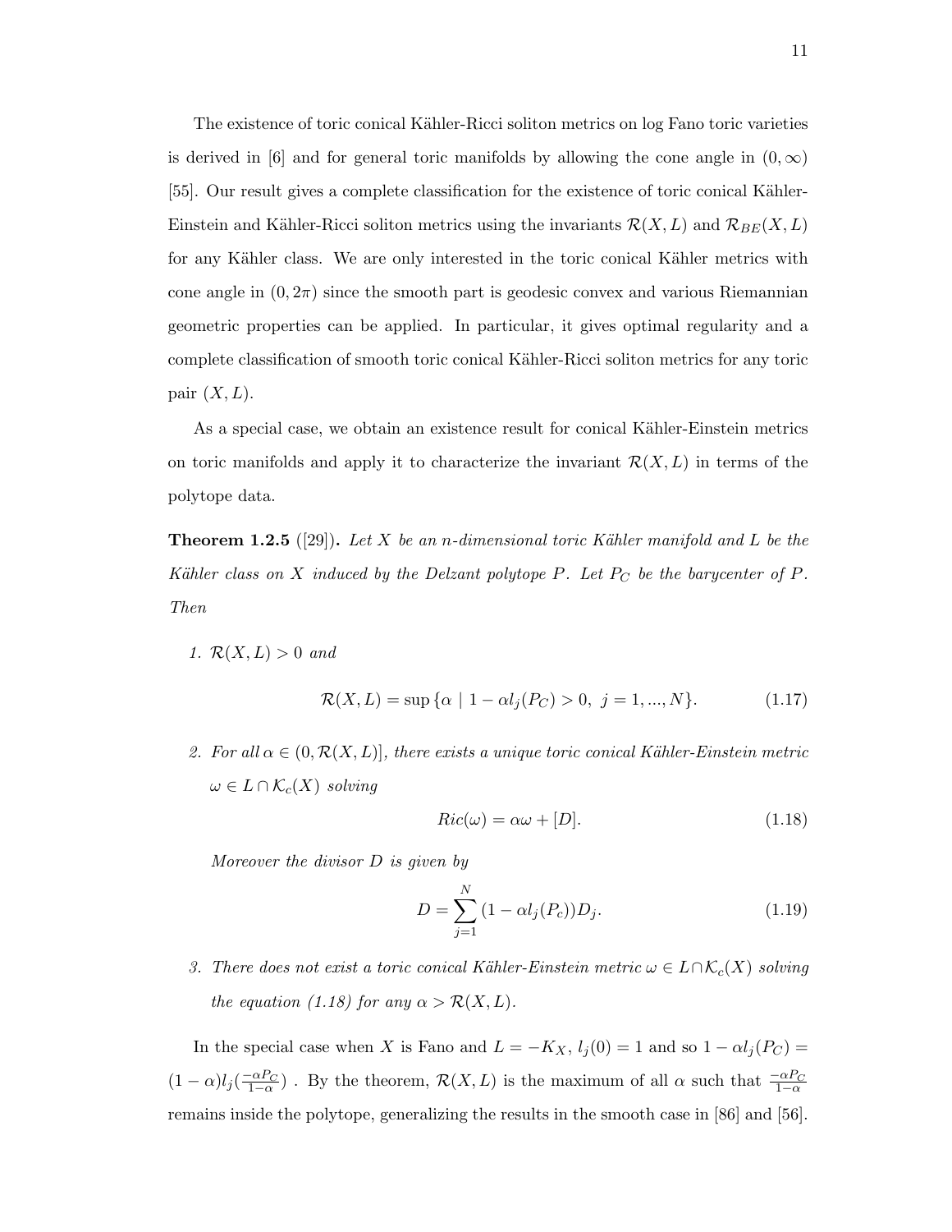The existence of toric conical Kähler-Ricci soliton metrics on log Fano toric varieties is derived in [6] and for general toric manifolds by allowing the cone angle in $(0, \infty)$ [55]. Our result gives a complete classification for the existence of toric conical Kähler-Einstein and Kähler-Ricci soliton metrics using the invariants $\mathcal{R}(X, L)$ and $\mathcal{R}_{BE}(X, L)$ for any Kähler class. We are only interested in the toric conical Kähler metrics with cone angle in $(0, 2\pi)$ since the smooth part is geodesic convex and various Riemannian geometric properties can be applied. In particular, it gives optimal regularity and a complete classification of smooth toric conical Kähler-Ricci soliton metrics for any toric pair $(X, L)$.

As a special case, we obtain an existence result for conical Kähler-Einstein metrics on toric manifolds and apply it to characterize the invariant $\mathcal{R}(X, L)$ in terms of the polytope data.

**Theorem 1.2.5** ([29]). *Let $X$ be an $n$-dimensional toric Kähler manifold and $L$ be the Kähler class on $X$ induced by the Delzant polytope $P$. Let $P_C$ be the barycenter of $P$. Then*

1. *$\mathcal{R}(X, L) > 0$ and*

$$\mathcal{R}(X, L) = \sup\{\alpha \mid 1 - \alpha l_j(P_C) > 0, \ j = 1, ..., N\}. \tag{1.17}$$

2. *For all $\alpha \in (0, \mathcal{R}(X, L)]$, there exists a unique toric conical Kähler-Einstein metric $\omega \in L \cap \mathcal{K}_c(X)$ solving*

$$Ric(\omega) = \alpha\omega + [D]. \tag{1.18}$$

   *Moreover the divisor $D$ is given by*

$$D = \sum_{j=1}^{N} (1 - \alpha l_j(P_c))D_j. \tag{1.19}$$

3. *There does not exist a toric conical Kähler-Einstein metric $\omega \in L \cap \mathcal{K}_c(X)$ solving the equation (1.18) for any $\alpha > \mathcal{R}(X, L)$.*

In the special case when $X$ is Fano and $L = -K_X$, $l_j(0) = 1$ and so $1 - \alpha l_j(P_C) = (1-\alpha)l_j(\frac{-\alpha P_C}{1-\alpha})$ . By the theorem, $\mathcal{R}(X, L)$ is the maximum of all $\alpha$ such that $\frac{-\alpha P_C}{1-\alpha}$ remains inside the polytope, generalizing the results in the smooth case in [86] and [56].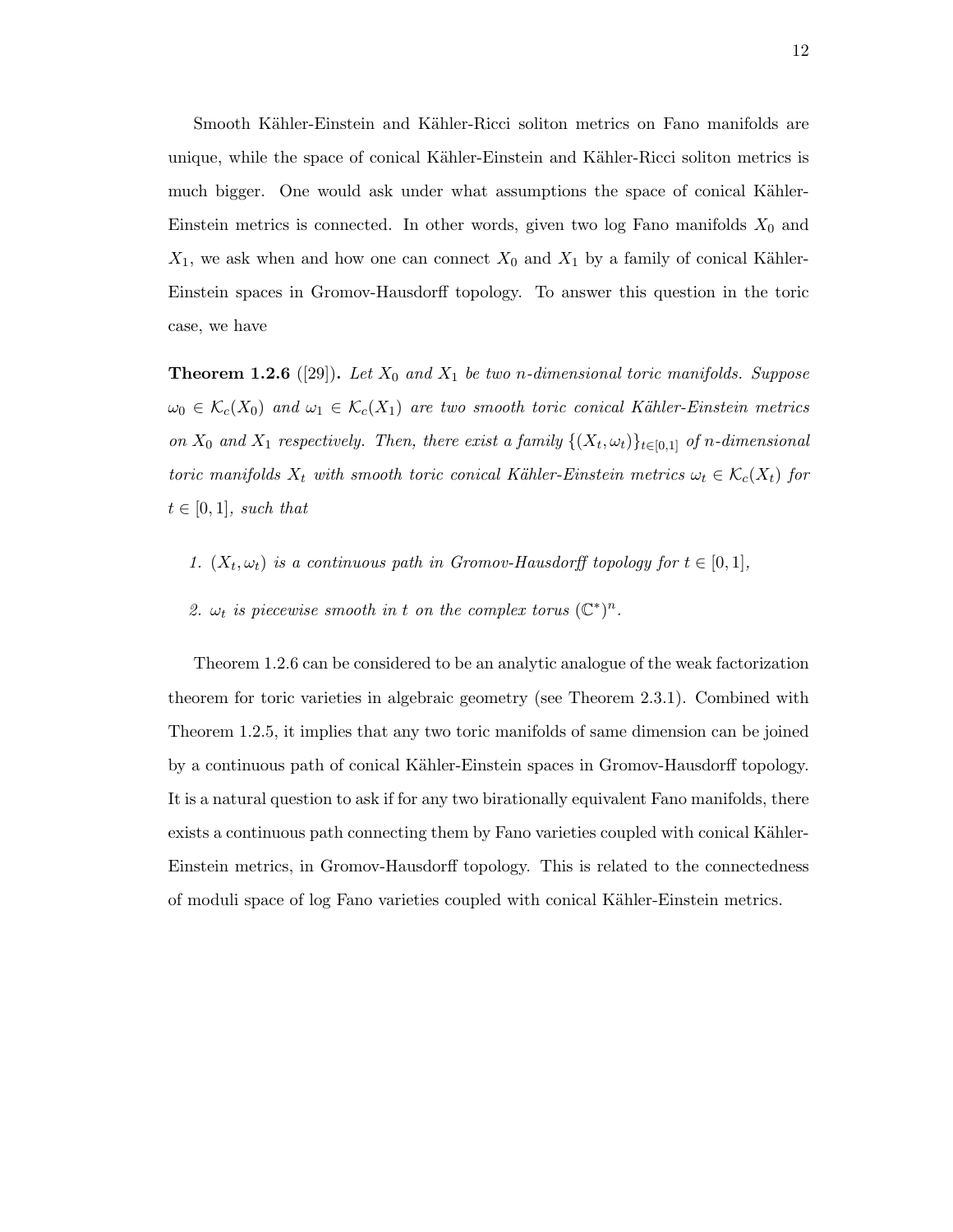Smooth Kähler-Einstein and Kähler-Ricci soliton metrics on Fano manifolds are unique, while the space of conical Kähler-Einstein and Kähler-Ricci soliton metrics is much bigger. One would ask under what assumptions the space of conical Kähler-Einstein metrics is connected. In other words, given two log Fano manifolds $X_0$ and $X_1$, we ask when and how one can connect $X_0$ and $X_1$ by a family of conical Kähler-Einstein spaces in Gromov-Hausdorff topology. To answer this question in the toric case, we have

**Theorem 1.2.6** ([29]). *Let $X_0$ and $X_1$ be two $n$-dimensional toric manifolds. Suppose $\omega_0 \in \mathcal{K}_c(X_0)$ and $\omega_1 \in \mathcal{K}_c(X_1)$ are two smooth toric conical Kähler-Einstein metrics on $X_0$ and $X_1$ respectively. Then, there exist a family $\{(X_t, \omega_t)\}_{t\in[0,1]}$ of $n$-dimensional toric manifolds $X_t$ with smooth toric conical Kähler-Einstein metrics $\omega_t \in \mathcal{K}_c(X_t)$ for $t \in [0,1]$, such that*

1. *$(X_t, \omega_t)$ is a continuous path in Gromov-Hausdorff topology for $t \in [0,1]$,*
2. *$\omega_t$ is piecewise smooth in $t$ on the complex torus $(\mathbb{C}^*)^n$.*

Theorem 1.2.6 can be considered to be an analytic analogue of the weak factorization theorem for toric varieties in algebraic geometry (see Theorem 2.3.1). Combined with Theorem 1.2.5, it implies that any two toric manifolds of same dimension can be joined by a continuous path of conical Kähler-Einstein spaces in Gromov-Hausdorff topology. It is a natural question to ask if for any two birationally equivalent Fano manifolds, there exists a continuous path connecting them by Fano varieties coupled with conical Kähler-Einstein metrics, in Gromov-Hausdorff topology. This is related to the connectedness of moduli space of log Fano varieties coupled with conical Kähler-Einstein metrics.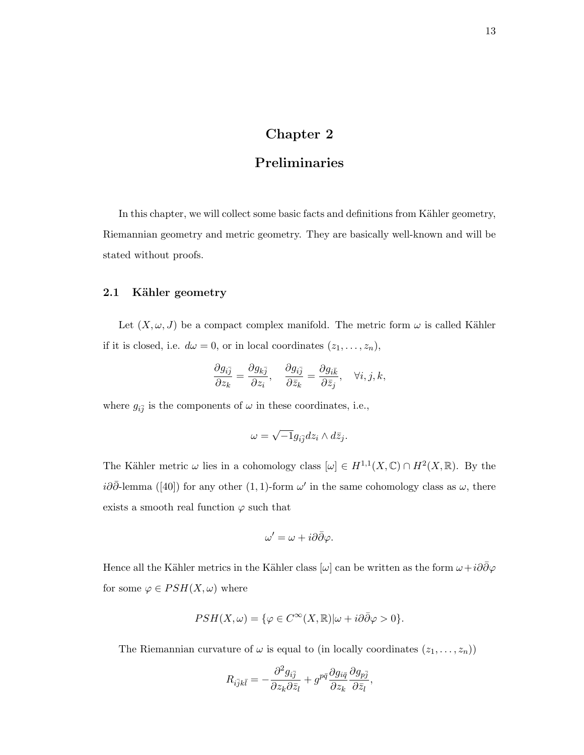# Chapter 2

# Preliminaries

In this chapter, we will collect some basic facts and definitions from Kähler geometry, Riemannian geometry and metric geometry. They are basically well-known and will be stated without proofs.

## 2.1 Kähler geometry

Let $(X, \omega, J)$ be a compact complex manifold. The metric form $\omega$ is called Kähler if it is closed, i.e. $d\omega = 0$, or in local coordinates $(z_1, \dots, z_n)$,

$$\frac{\partial g_{i\bar{j}}}{\partial z_k} = \frac{\partial g_{k\bar{j}}}{\partial z_i}, \quad \frac{\partial g_{i\bar{j}}}{\partial \bar{z}_k} = \frac{\partial g_{i\bar{k}}}{\partial \bar{z}_j}, \quad \forall i, j, k,$$

where $g_{i\bar{j}}$ is the components of $\omega$ in these coordinates, i.e.,

$$\omega = \sqrt{-1} g_{i\bar{j}} dz_i \wedge d\bar{z}_j.$$

The Kähler metric $\omega$ lies in a cohomology class $[\omega] \in H^{1,1}(X, \mathbb{C}) \cap H^2(X, \mathbb{R})$. By the $i\partial\bar{\partial}$-lemma ([40]) for any other $(1,1)$-form $\omega'$ in the same cohomology class as $\omega$, there exists a smooth real function $\varphi$ such that

$$\omega' = \omega + i\partial\bar{\partial}\varphi.$$

Hence all the Kähler metrics in the Kähler class $[\omega]$ can be written as the form $\omega + i\partial\bar{\partial}\varphi$ for some $\varphi \in PSH(X, \omega)$ where

$$PSH(X, \omega) = \{\varphi \in C^\infty(X, \mathbb{R}) | \omega + i\partial\bar{\partial}\varphi > 0\}.$$

The Riemannian curvature of $\omega$ is equal to (in locally coordinates $(z_1, \dots, z_n)$)

$$R_{i\bar{j}k\bar{l}} = -\frac{\partial^2 g_{i\bar{j}}}{\partial z_k \partial \bar{z}_l} + g^{p\bar{q}} \frac{\partial g_{i\bar{q}}}{\partial z_k} \frac{\partial g_{p\bar{j}}}{\partial \bar{z}_l},$$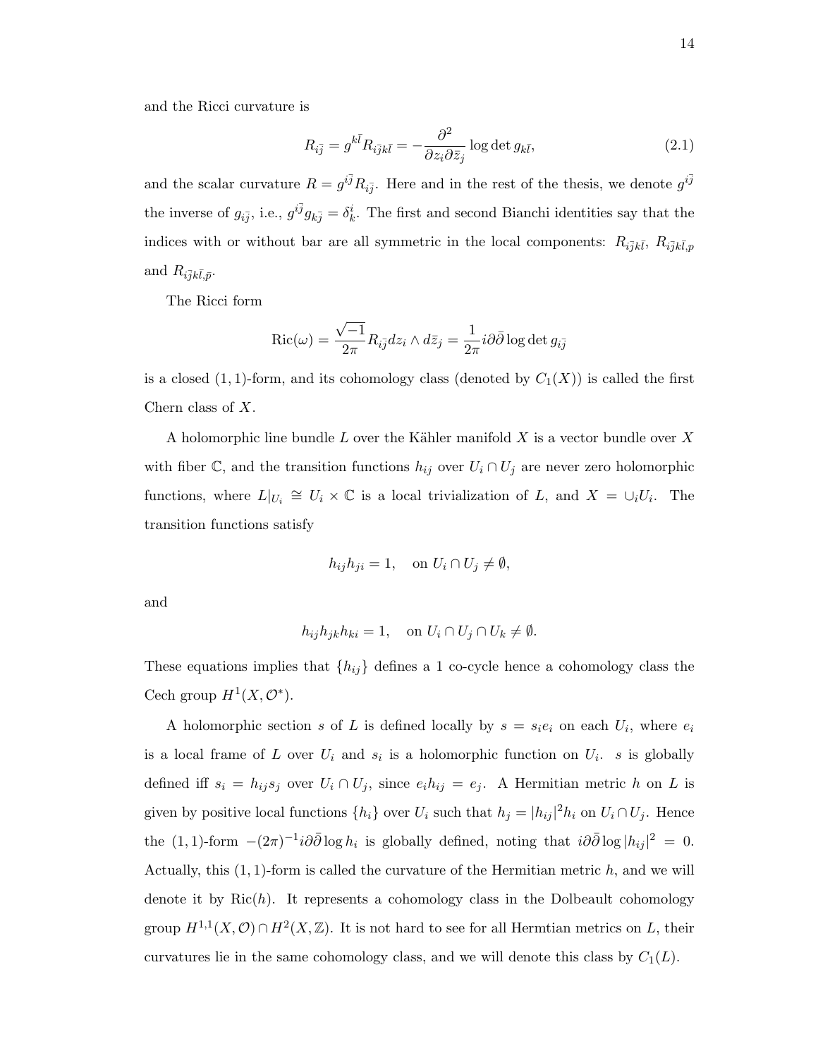and the Ricci curvature is

$$R_{i\bar{j}} = g^{k\bar{l}} R_{i\bar{j}k\bar{l}} = -\frac{\partial^2}{\partial z_i \partial \bar{z}_j} \log \det g_{k\bar{l}}, \tag{2.1}$$

and the scalar curvature $R = g^{i\bar{j}} R_{i\bar{j}}$. Here and in the rest of the thesis, we denote $g^{i\bar{j}}$ the inverse of $g_{i\bar{j}}$, i.e., $g^{i\bar{j}} g_{k\bar{j}} = \delta^i_k$. The first and second Bianchi identities say that the indices with or without bar are all symmetric in the local components: $R_{i\bar{j}k\bar{l}}$, $R_{i\bar{j}k\bar{l},p}$ and $R_{i\bar{j}k\bar{l},\bar{p}}$.

The Ricci form

$$\text{Ric}(\omega) = \frac{\sqrt{-1}}{2\pi} R_{i\bar{j}} dz_i \wedge d\bar{z}_j = \frac{1}{2\pi} i\partial\bar{\partial} \log \det g_{i\bar{j}}$$

is a closed $(1,1)$-form, and its cohomology class (denoted by $C_1(X)$) is called the first Chern class of $X$.

A holomorphic line bundle $L$ over the Kähler manifold $X$ is a vector bundle over $X$ with fiber $\mathbb{C}$, and the transition functions $h_{ij}$ over $U_i \cap U_j$ are never zero holomorphic functions, where $L|_{U_i} \cong U_i \times \mathbb{C}$ is a local trivialization of $L$, and $X = \cup_i U_i$. The transition functions satisfy

$$h_{ij} h_{ji} = 1, \quad \text{on } U_i \cap U_j \neq \emptyset,$$

and

$$h_{ij} h_{jk} h_{ki} = 1, \quad \text{on } U_i \cap U_j \cap U_k \neq \emptyset.$$

These equations implies that $\{h_{ij}\}$ defines a 1 co-cycle hence a cohomology class the Cech group $H^1(X, \mathcal{O}^*)$.

A holomorphic section $s$ of $L$ is defined locally by $s = s_i e_i$ on each $U_i$, where $e_i$ is a local frame of $L$ over $U_i$ and $s_i$ is a holomorphic function on $U_i$. $s$ is globally defined iff $s_i = h_{ij} s_j$ over $U_i \cap U_j$, since $e_i h_{ij} = e_j$. A Hermitian metric $h$ on $L$ is given by positive local functions $\{h_i\}$ over $U_i$ such that $h_j = |h_{ij}|^2 h_i$ on $U_i \cap U_j$. Hence the $(1,1)$-form $-(2\pi)^{-1} i\partial\bar{\partial} \log h_i$ is globally defined, noting that $i\partial\bar{\partial} \log |h_{ij}|^2 = 0$. Actually, this $(1,1)$-form is called the curvature of the Hermitian metric $h$, and we will denote it by $\text{Ric}(h)$. It represents a cohomology class in the Dolbeault cohomology group $H^{1,1}(X, \mathcal{O}) \cap H^2(X, \mathbb{Z})$. It is not hard to see for all Hermtian metrics on $L$, their curvatures lie in the same cohomology class, and we will denote this class by $C_1(L)$.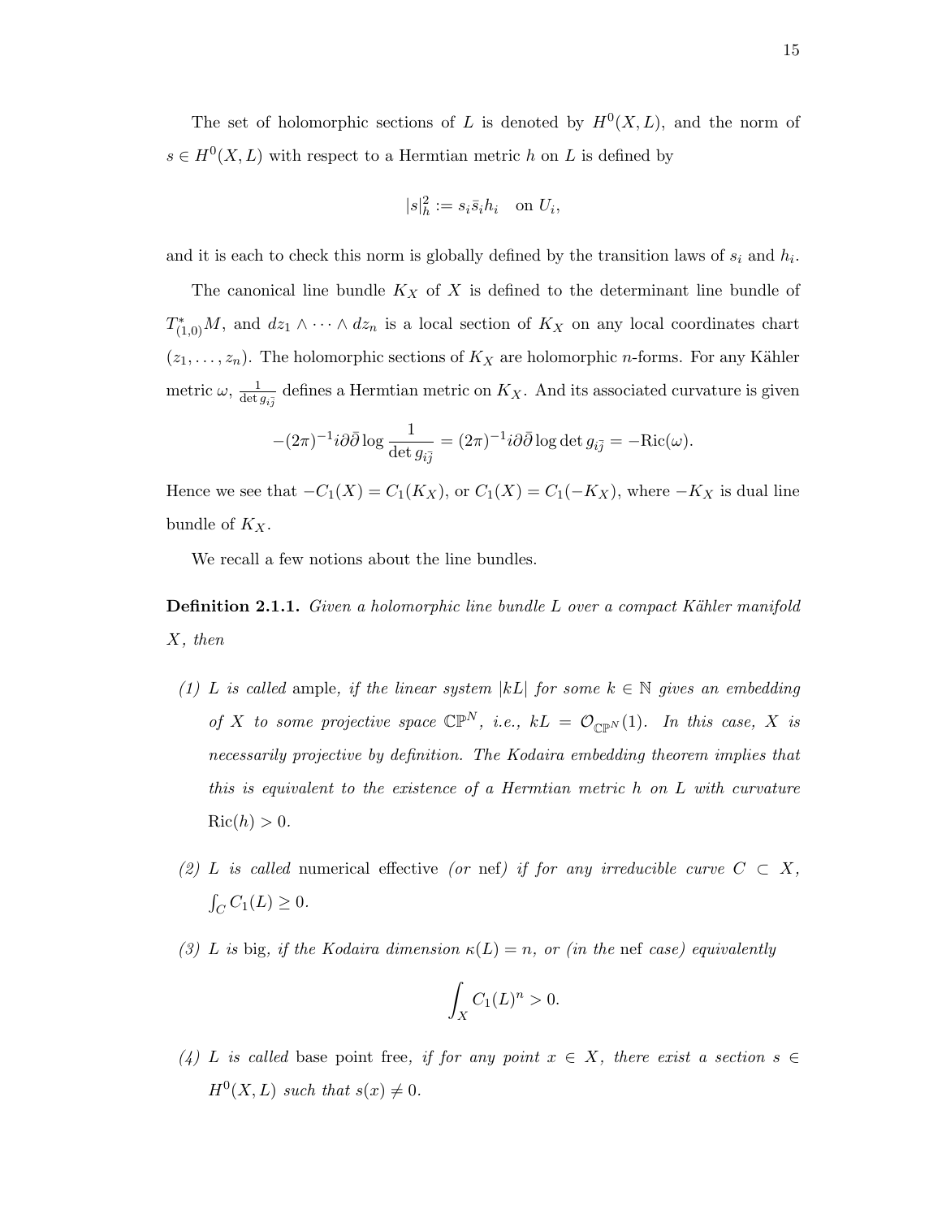The set of holomorphic sections of $L$ is denoted by $H^0(X, L)$, and the norm of $s \in H^0(X, L)$ with respect to a Hermtian metric $h$ on $L$ is defined by

$$|s|_h^2 := s_i \bar{s}_i h_i \quad \text{on } U_i,$$

and it is each to check this norm is globally defined by the transition laws of $s_i$ and $h_i$.

The canonical line bundle $K_X$ of $X$ is defined to the determinant line bundle of $T^*_{(1,0)}M$, and $dz_1 \wedge \cdots \wedge dz_n$ is a local section of $K_X$ on any local coordinates chart $(z_1, \dots, z_n)$. The holomorphic sections of $K_X$ are holomorphic $n$-forms. For any Kähler metric $\omega$, $\frac{1}{\det g_{i\bar{j}}}$ defines a Hermtian metric on $K_X$. And its associated curvature is given

$$-(2\pi)^{-1} i\partial\bar{\partial} \log \frac{1}{\det g_{i\bar{j}}} = (2\pi)^{-1} i\partial\bar{\partial} \log \det g_{i\bar{j}} = -\mathrm{Ric}(\omega).$$

Hence we see that $-C_1(X) = C_1(K_X)$, or $C_1(X) = C_1(-K_X)$, where $-K_X$ is dual line bundle of $K_X$.

We recall a few notions about the line bundles.

**Definition 2.1.1.** *Given a holomorphic line bundle $L$ over a compact Kähler manifold $X$, then*

*(1) $L$ is called* ample*, if the linear system $|kL|$ for some $k \in \mathbb{N}$ gives an embedding of $X$ to some projective space $\mathbb{CP}^N$, i.e., $kL = \mathcal{O}_{\mathbb{CP}^N}(1)$. In this case, $X$ is necessarily projective by definition. The Kodaira embedding theorem implies that this is equivalent to the existence of a Hermtian metric $h$ on $L$ with curvature $\mathrm{Ric}(h) > 0$.*

*(2) $L$ is called* numerical effective *(or* nef*) if for any irreducible curve $C \subset X$, $\int_C C_1(L) \geq 0$.*

*(3) $L$ is* big*, if the Kodaira dimension $\kappa(L) = n$, or (in the* nef *case) equivalently*

$$\int_X C_1(L)^n > 0.$$

*(4) $L$ is called* base point free*, if for any point $x \in X$, there exist a section $s \in H^0(X, L)$ such that $s(x) \neq 0$.*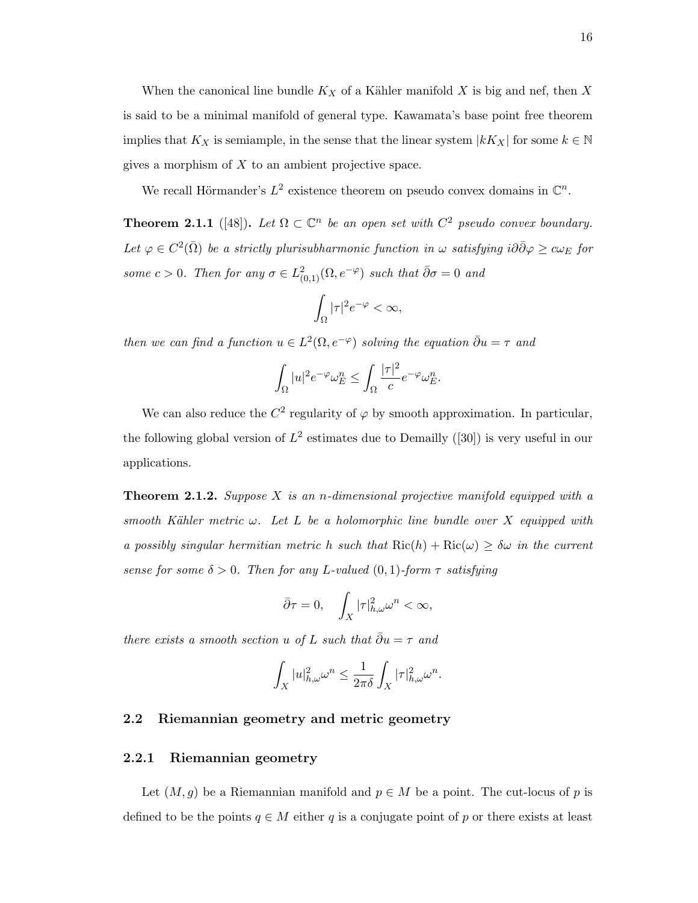When the canonical line bundle $K_X$ of a Kähler manifold $X$ is big and nef, then $X$ is said to be a minimal manifold of general type. Kawamata's base point free theorem implies that $K_X$ is semiample, in the sense that the linear system $|kK_X|$ for some $k \in \mathbb{N}$ gives a morphism of $X$ to an ambient projective space.

We recall Hörmander's $L^2$ existence theorem on pseudo convex domains in $\mathbb{C}^n$.

**Theorem 2.1.1** ([48])**.** *Let $\Omega \subset \mathbb{C}^n$ be an open set with $C^2$ pseudo convex boundary. Let $\varphi \in C^2(\bar{\Omega})$ be a strictly plurisubharmonic function in $\omega$ satisfying $i\partial\bar{\partial}\varphi \geq c\omega_E$ for some $c > 0$. Then for any $\sigma \in L^2_{(0,1)}(\Omega, e^{-\varphi})$ such that $\bar{\partial}\sigma = 0$ and*

$$\int_\Omega |\tau|^2 e^{-\varphi} < \infty,$$

*then we can find a function $u \in L^2(\Omega, e^{-\varphi})$ solving the equation $\bar{\partial}u = \tau$ and*

$$\int_\Omega |u|^2 e^{-\varphi}\omega_E^n \leq \int_\Omega \frac{|\tau|^2}{c} e^{-\varphi}\omega_E^n.$$

We can also reduce the $C^2$ regularity of $\varphi$ by smooth approximation. In particular, the following global version of $L^2$ estimates due to Demailly ([30]) is very useful in our applications.

**Theorem 2.1.2.** *Suppose $X$ is an $n$-dimensional projective manifold equipped with a smooth Kähler metric $\omega$. Let $L$ be a holomorphic line bundle over $X$ equipped with a possibly singular hermitian metric $h$ such that $\mathrm{Ric}(h) + \mathrm{Ric}(\omega) \geq \delta\omega$ in the current sense for some $\delta > 0$. Then for any $L$-valued $(0,1)$-form $\tau$ satisfying*

$$\bar{\partial}\tau = 0, \quad \int_X |\tau|^2_{h,\omega}\omega^n < \infty,$$

*there exists a smooth section $u$ of $L$ such that $\bar{\partial}u = \tau$ and*

$$\int_X |u|^2_{h,\omega}\omega^n \leq \frac{1}{2\pi\delta}\int_X |\tau|^2_{h,\omega}\omega^n.$$

## 2.2 Riemannian geometry and metric geometry

### 2.2.1 Riemannian geometry

Let $(M, g)$ be a Riemannian manifold and $p \in M$ be a point. The cut-locus of $p$ is defined to be the points $q \in M$ either $q$ is a conjugate point of $p$ or there exists at least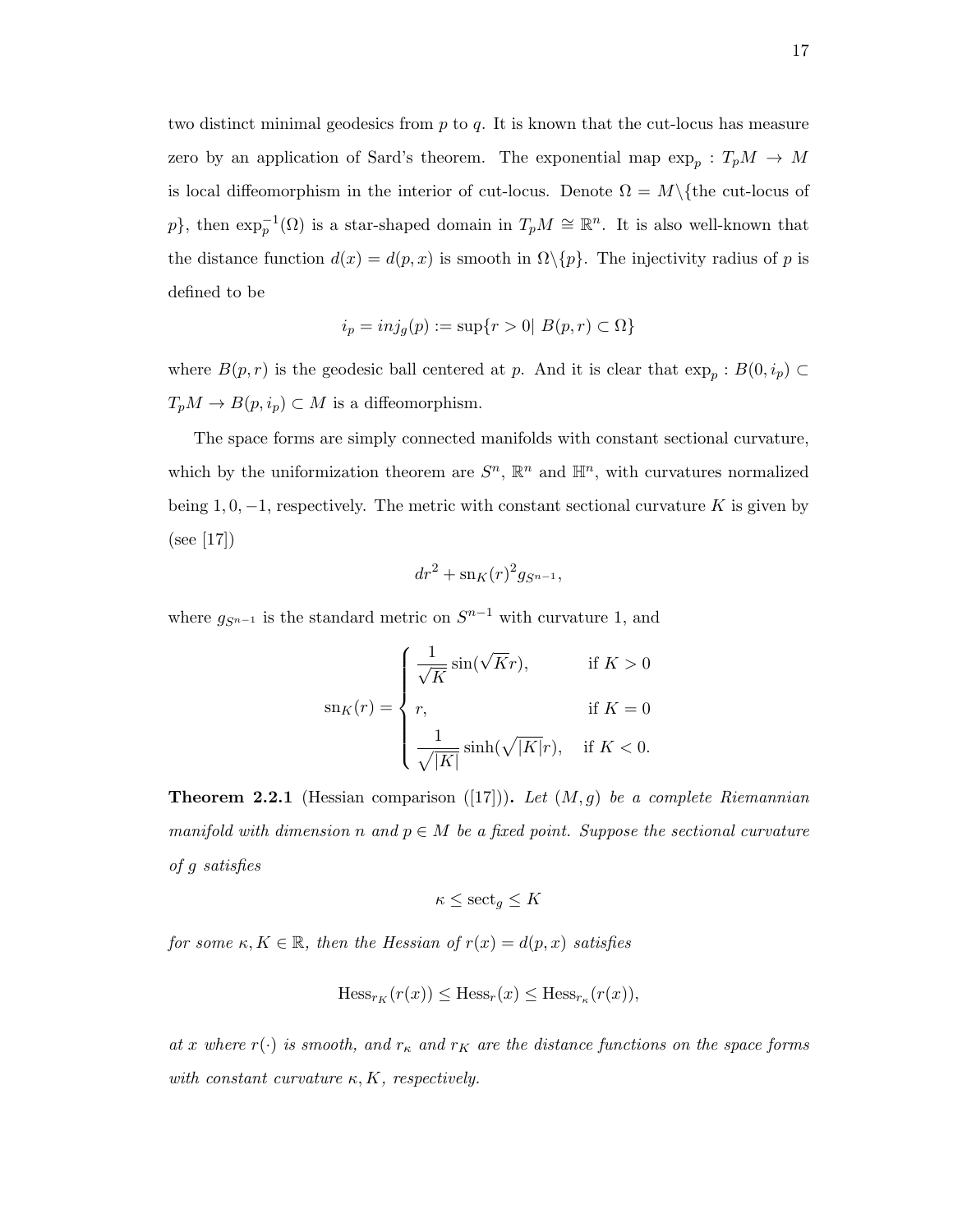two distinct minimal geodesics from $p$ to $q$. It is known that the cut-locus has measure zero by an application of Sard's theorem. The exponential map $\exp_p : T_pM \to M$ is local diffeomorphism in the interior of cut-locus. Denote $\Omega = M \backslash \{$the cut-locus of $p\}$, then $\exp_p^{-1}(\Omega)$ is a star-shaped domain in $T_pM \cong \mathbb{R}^n$. It is also well-known that the distance function $d(x) = d(p, x)$ is smooth in $\Omega \backslash \{p\}$. The injectivity radius of $p$ is defined to be

$$i_p = inj_g(p) := \sup\{r > 0 | \ B(p, r) \subset \Omega\}$$

where $B(p, r)$ is the geodesic ball centered at $p$. And it is clear that $\exp_p : B(0, i_p) \subset T_pM \to B(p, i_p) \subset M$ is a diffeomorphism.

The space forms are simply connected manifolds with constant sectional curvature, which by the uniformization theorem are $S^n$, $\mathbb{R}^n$ and $\mathbb{H}^n$, with curvatures normalized being $1, 0, -1$, respectively. The metric with constant sectional curvature $K$ is given by (see [17])

$$dr^2 + \mathrm{sn}_K(r)^2 g_{S^{n-1}},$$

where $g_{S^{n-1}}$ is the standard metric on $S^{n-1}$ with curvature 1, and

$$\mathrm{sn}_K(r) = \begin{cases} \dfrac{1}{\sqrt{K}} \sin(\sqrt{K} r), & \text{if } K > 0 \\ r, & \text{if } K = 0 \\ \dfrac{1}{\sqrt{|K|}} \sinh(\sqrt{|K|} r), & \text{if } K < 0. \end{cases}$$

**Theorem 2.2.1** (Hessian comparison ([17]))**.** *Let $(M, g)$ be a complete Riemannian manifold with dimension $n$ and $p \in M$ be a fixed point. Suppose the sectional curvature of $g$ satisfies*

$$\kappa \leq \mathrm{sect}_g \leq K$$

*for some $\kappa, K \in \mathbb{R}$, then the Hessian of $r(x) = d(p, x)$ satisfies*

$$\mathrm{Hess}_{r_K}(r(x)) \leq \mathrm{Hess}_r(x) \leq \mathrm{Hess}_{r_\kappa}(r(x)),$$

*at $x$ where $r(\cdot)$ is smooth, and $r_\kappa$ and $r_K$ are the distance functions on the space forms with constant curvature $\kappa, K$, respectively.*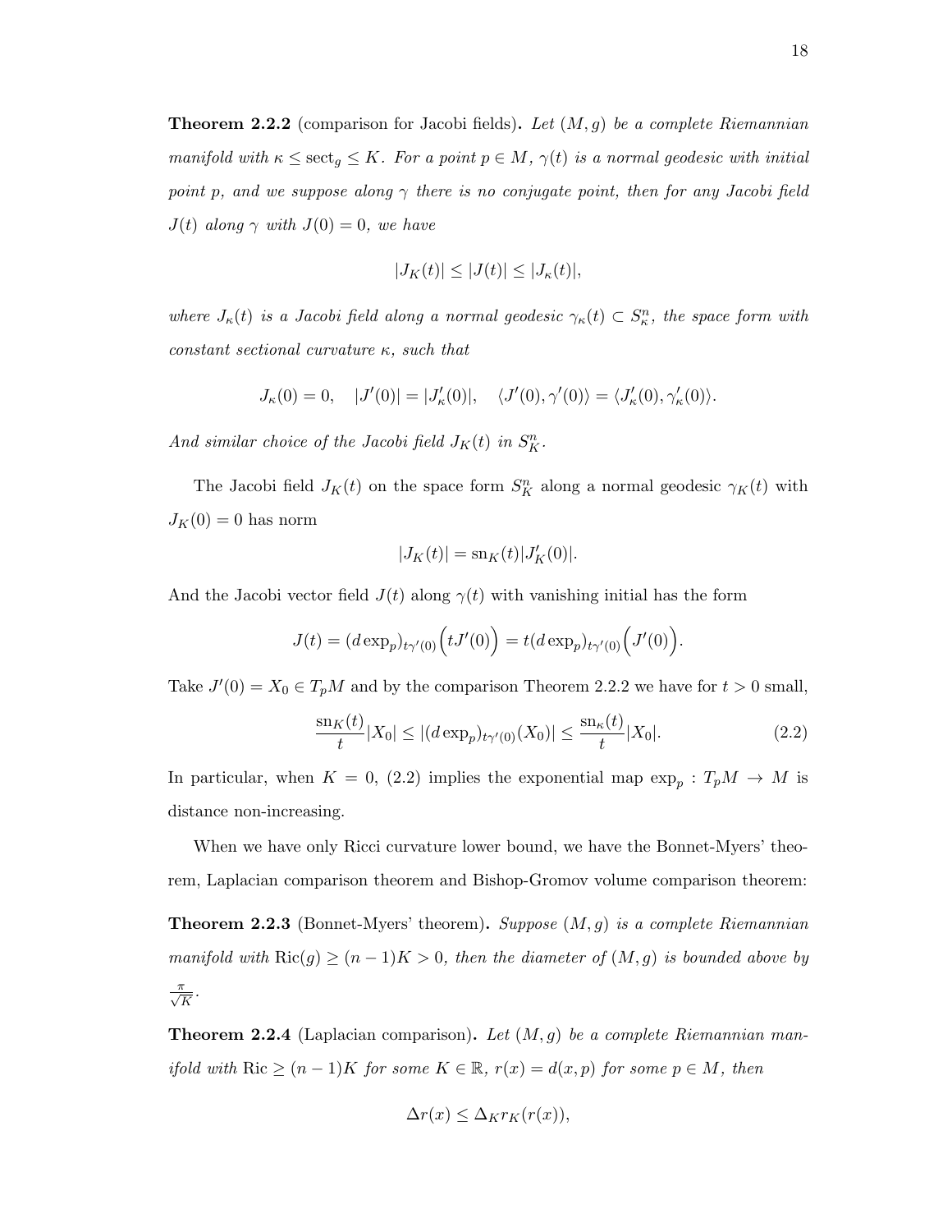**Theorem 2.2.2** (comparison for Jacobi fields)**.** *Let $(M, g)$ be a complete Riemannian manifold with $\kappa \leq \mathrm{sect}_g \leq K$. For a point $p \in M$, $\gamma(t)$ is a normal geodesic with initial point $p$, and we suppose along $\gamma$ there is no conjugate point, then for any Jacobi field $J(t)$ along $\gamma$ with $J(0) = 0$, we have*

$$|J_K(t)| \leq |J(t)| \leq |J_\kappa(t)|,$$

*where $J_\kappa(t)$ is a Jacobi field along a normal geodesic $\gamma_\kappa(t) \subset S^n_\kappa$, the space form with constant sectional curvature $\kappa$, such that*

$$J_\kappa(0) = 0, \quad |J'(0)| = |J'_\kappa(0)|, \quad \langle J'(0), \gamma'(0)\rangle = \langle J'_\kappa(0), \gamma'_\kappa(0)\rangle.$$

*And similar choice of the Jacobi field $J_K(t)$ in $S^n_K$.*

The Jacobi field $J_K(t)$ on the space form $S^n_K$ along a normal geodesic $\gamma_K(t)$ with $J_K(0) = 0$ has norm

$$|J_K(t)| = \mathrm{sn}_K(t)|J'_K(0)|.$$

And the Jacobi vector field $J(t)$ along $\gamma(t)$ with vanishing initial has the form

$$J(t) = (d\exp_p)_{t\gamma'(0)}\Big(tJ'(0)\Big) = t(d\exp_p)_{t\gamma'(0)}\Big(J'(0)\Big).$$

Take $J'(0) = X_0 \in T_pM$ and by the comparison Theorem 2.2.2 we have for $t > 0$ small,

$$\frac{\mathrm{sn}_K(t)}{t}|X_0| \leq |(d\exp_p)_{t\gamma'(0)}(X_0)| \leq \frac{\mathrm{sn}_\kappa(t)}{t}|X_0|. \tag{2.2}$$

In particular, when $K = 0$, (2.2) implies the exponential map $\exp_p : T_pM \to M$ is distance non-increasing.

When we have only Ricci curvature lower bound, we have the Bonnet-Myers' theorem, Laplacian comparison theorem and Bishop-Gromov volume comparison theorem:

**Theorem 2.2.3** (Bonnet-Myers' theorem)**.** *Suppose $(M, g)$ is a complete Riemannian manifold with $\mathrm{Ric}(g) \geq (n-1)K > 0$, then the diameter of $(M, g)$ is bounded above by $\frac{\pi}{\sqrt{K}}$.*

**Theorem 2.2.4** (Laplacian comparison)**.** *Let $(M, g)$ be a complete Riemannian manifold with $\mathrm{Ric} \geq (n-1)K$ for some $K \in \mathbb{R}$, $r(x) = d(x, p)$ for some $p \in M$, then*

$$\Delta r(x) \leq \Delta_K r_K(r(x)),$$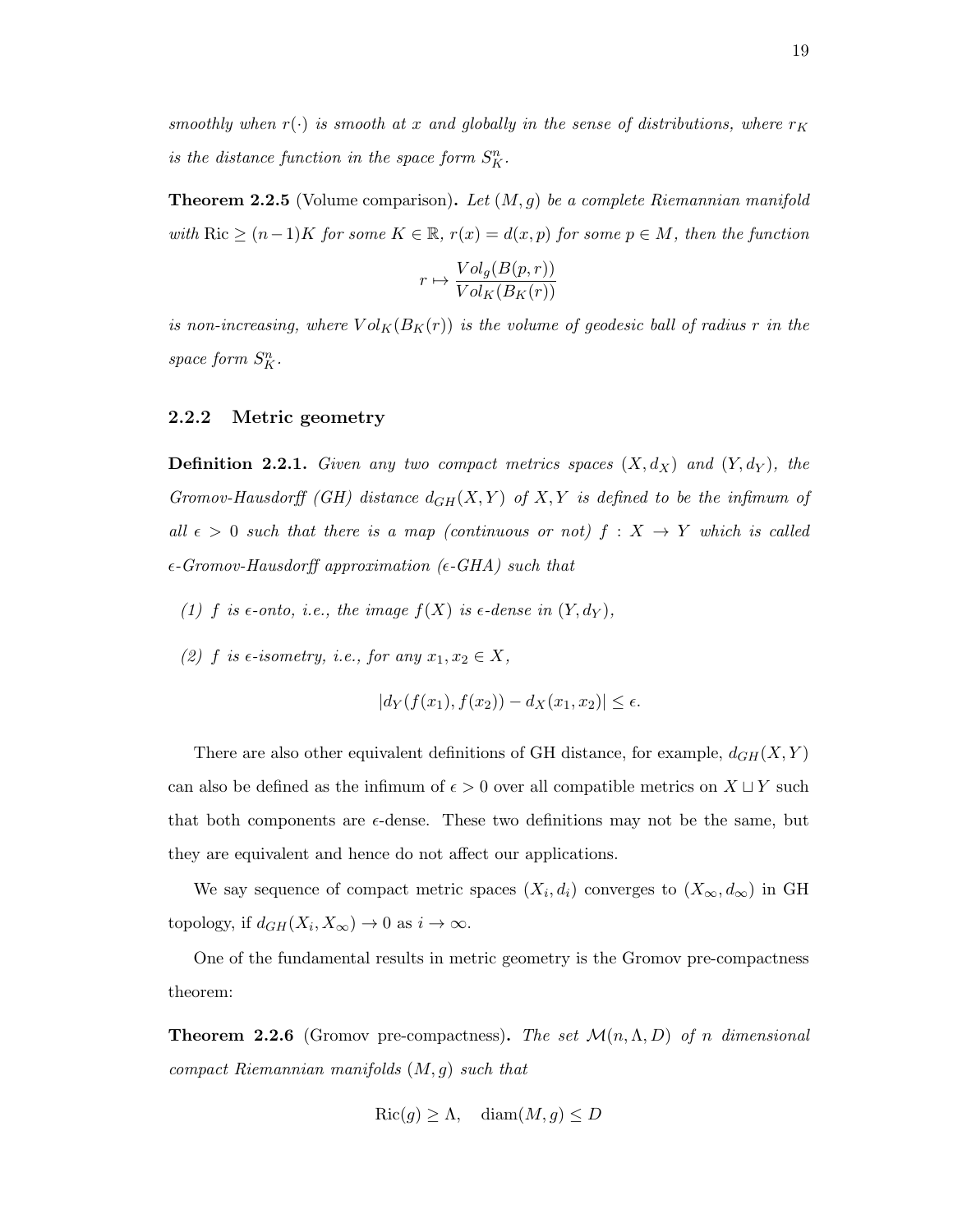*smoothly when $r(\cdot)$ is smooth at $x$ and globally in the sense of distributions, where $r_K$ is the distance function in the space form $S^n_K$.*

**Theorem 2.2.5** (Volume comparison)**.** *Let $(M, g)$ be a complete Riemannian manifold with $\mathrm{Ric} \geq (n-1)K$ for some $K \in \mathbb{R}$, $r(x) = d(x, p)$ for some $p \in M$, then the function*

$$r \mapsto \frac{Vol_g(B(p, r))}{Vol_K(B_K(r))}$$

*is non-increasing, where $Vol_K(B_K(r))$ is the volume of geodesic ball of radius $r$ in the space form $S^n_K$.*

### 2.2.2 Metric geometry

**Definition 2.2.1.** *Given any two compact metrics spaces $(X, d_X)$ and $(Y, d_Y)$, the Gromov-Hausdorff (GH) distance $d_{GH}(X, Y)$ of $X, Y$ is defined to be the infimum of all $\epsilon > 0$ such that there is a map (continuous or not) $f : X \to Y$ which is called $\epsilon$-Gromov-Hausdorff approximation ($\epsilon$-GHA) such that*

*(1) $f$ is $\epsilon$-onto, i.e., the image $f(X)$ is $\epsilon$-dense in $(Y, d_Y)$,*

*(2) $f$ is $\epsilon$-isometry, i.e., for any $x_1, x_2 \in X$,*

$$|d_Y(f(x_1), f(x_2)) - d_X(x_1, x_2)| \leq \epsilon.$$

There are also other equivalent definitions of GH distance, for example, $d_{GH}(X, Y)$ can also be defined as the infimum of $\epsilon > 0$ over all compatible metrics on $X \sqcup Y$ such that both components are $\epsilon$-dense. These two definitions may not be the same, but they are equivalent and hence do not affect our applications.

We say sequence of compact metric spaces $(X_i, d_i)$ converges to $(X_\infty, d_\infty)$ in GH topology, if $d_{GH}(X_i, X_\infty) \to 0$ as $i \to \infty$.

One of the fundamental results in metric geometry is the Gromov pre-compactness theorem:

**Theorem 2.2.6** (Gromov pre-compactness)**.** *The set $\mathcal{M}(n, \Lambda, D)$ of $n$ dimensional compact Riemannian manifolds $(M, g)$ such that*

$$\mathrm{Ric}(g) \geq \Lambda, \quad \mathrm{diam}(M, g) \leq D$$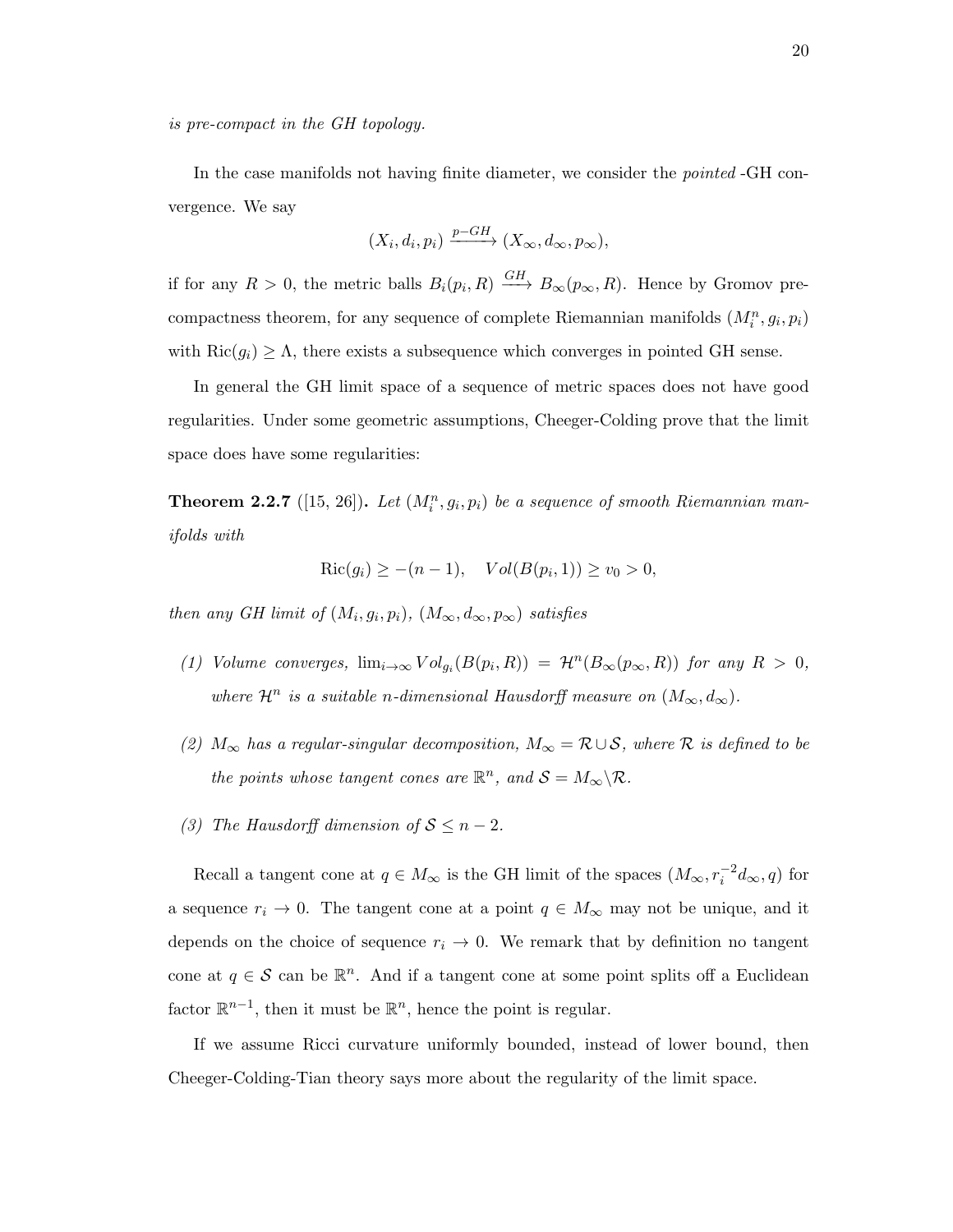*is pre-compact in the GH topology.*

In the case manifolds not having finite diameter, we consider the *pointed* -GH convergence. We say

$$(X_i, d_i, p_i) \xrightarrow{p-GH} (X_\infty, d_\infty, p_\infty),$$

if for any $R > 0$, the metric balls $B_i(p_i, R) \xrightarrow{GH} B_\infty(p_\infty, R)$. Hence by Gromov pre-compactness theorem, for any sequence of complete Riemannian manifolds $(M_i^n, g_i, p_i)$ with $\mathrm{Ric}(g_i) \geq \Lambda$, there exists a subsequence which converges in pointed GH sense.

In general the GH limit space of a sequence of metric spaces does not have good regularities. Under some geometric assumptions, Cheeger-Colding prove that the limit space does have some regularities:

**Theorem 2.2.7** ([15, 26])**.** *Let $(M_i^n, g_i, p_i)$ be a sequence of smooth Riemannian manifolds with*

$$\mathrm{Ric}(g_i) \geq -(n-1), \quad Vol(B(p_i, 1)) \geq v_0 > 0,$$

*then any GH limit of $(M_i, g_i, p_i)$, $(M_\infty, d_\infty, p_\infty)$ satisfies*

*(1) Volume converges, $\lim_{i\to\infty} Vol_{g_i}(B(p_i, R)) = \mathcal{H}^n(B_\infty(p_\infty, R))$ for any $R > 0$, where $\mathcal{H}^n$ is a suitable $n$-dimensional Hausdorff measure on $(M_\infty, d_\infty)$.*

*(2) $M_\infty$ has a regular-singular decomposition, $M_\infty = \mathcal{R} \cup \mathcal{S}$, where $\mathcal{R}$ is defined to be the points whose tangent cones are $\mathbb{R}^n$, and $\mathcal{S} = M_\infty \backslash \mathcal{R}$.*

*(3) The Hausdorff dimension of $\mathcal{S} \leq n - 2$.*

Recall a tangent cone at $q \in M_\infty$ is the GH limit of the spaces $(M_\infty, r_i^{-2} d_\infty, q)$ for a sequence $r_i \to 0$. The tangent cone at a point $q \in M_\infty$ may not be unique, and it depends on the choice of sequence $r_i \to 0$. We remark that by definition no tangent cone at $q \in \mathcal{S}$ can be $\mathbb{R}^n$. And if a tangent cone at some point splits off a Euclidean factor $\mathbb{R}^{n-1}$, then it must be $\mathbb{R}^n$, hence the point is regular.

If we assume Ricci curvature uniformly bounded, instead of lower bound, then Cheeger-Colding-Tian theory says more about the regularity of the limit space.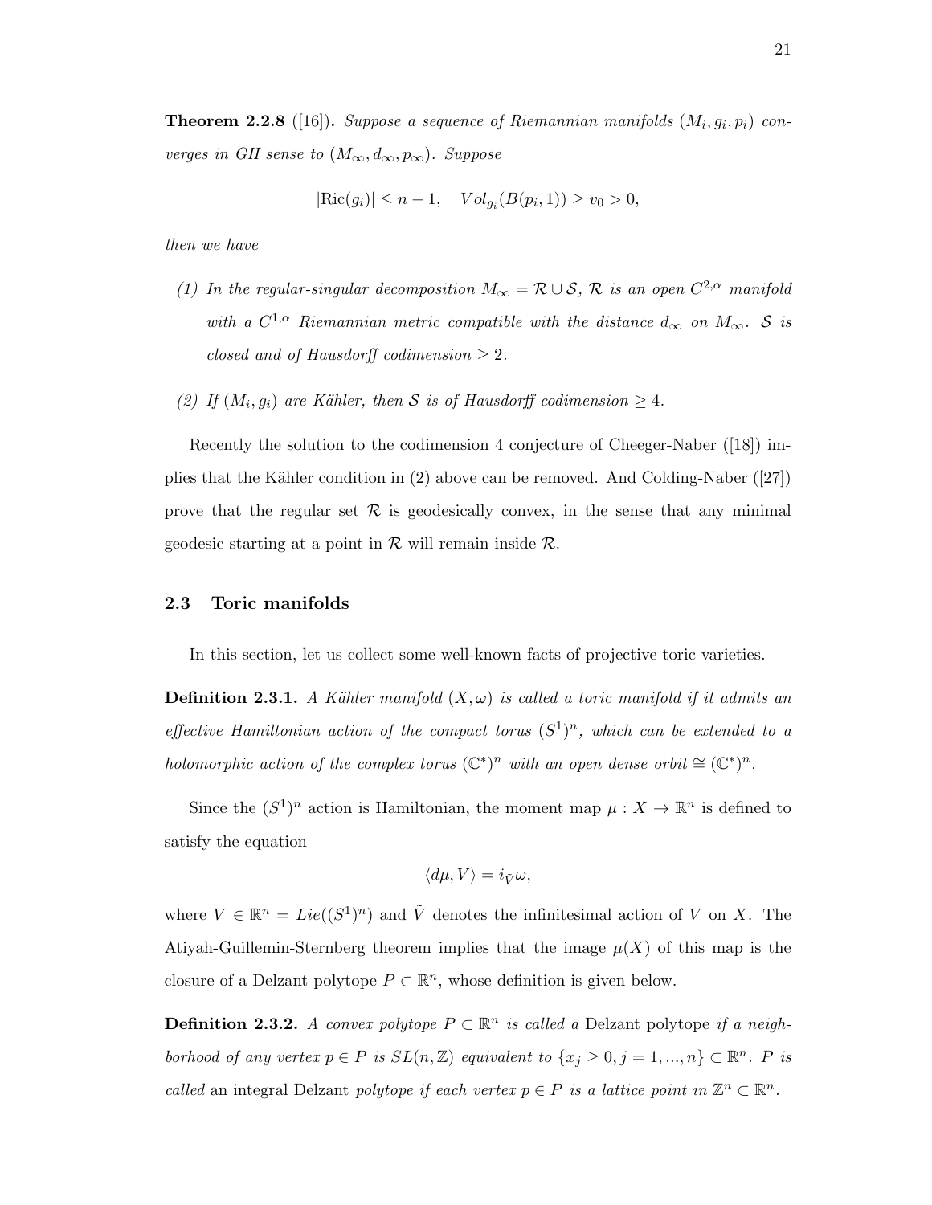**Theorem 2.2.8** ([16]). *Suppose a sequence of Riemannian manifolds $(M_i, g_i, p_i)$ converges in GH sense to $(M_\infty, d_\infty, p_\infty)$. Suppose*

$$|\mathrm{Ric}(g_i)| \leq n-1, \quad Vol_{g_i}(B(p_i, 1)) \geq v_0 > 0,$$

*then we have*

*(1) In the regular-singular decomposition $M_\infty = \mathcal{R} \cup \mathcal{S}$, $\mathcal{R}$ is an open $C^{2,\alpha}$ manifold with a $C^{1,\alpha}$ Riemannian metric compatible with the distance $d_\infty$ on $M_\infty$. $\mathcal{S}$ is closed and of Hausdorff codimension $\geq 2$.*

*(2) If $(M_i, g_i)$ are Kähler, then $\mathcal{S}$ is of Hausdorff codimension $\geq 4$.*

Recently the solution to the codimension 4 conjecture of Cheeger-Naber ([18]) implies that the Kähler condition in (2) above can be removed. And Colding-Naber ([27]) prove that the regular set $\mathcal{R}$ is geodesically convex, in the sense that any minimal geodesic starting at a point in $\mathcal{R}$ will remain inside $\mathcal{R}$.

## 2.3 Toric manifolds

In this section, let us collect some well-known facts of projective toric varieties.

**Definition 2.3.1.** *A Kähler manifold $(X, \omega)$ is called a toric manifold if it admits an effective Hamiltonian action of the compact torus $(S^1)^n$, which can be extended to a holomorphic action of the complex torus $(\mathbb{C}^*)^n$ with an open dense orbit $\cong (\mathbb{C}^*)^n$.*

Since the $(S^1)^n$ action is Hamiltonian, the moment map $\mu : X \to \mathbb{R}^n$ is defined to satisfy the equation

$$\langle d\mu, V \rangle = i_{\tilde{V}} \omega,$$

where $V \in \mathbb{R}^n = Lie((S^1)^n)$ and $\tilde{V}$ denotes the infinitesimal action of $V$ on $X$. The Atiyah-Guillemin-Sternberg theorem implies that the image $\mu(X)$ of this map is the closure of a Delzant polytope $P \subset \mathbb{R}^n$, whose definition is given below.

**Definition 2.3.2.** *A convex polytope $P \subset \mathbb{R}^n$ is called a* Delzant polytope *if a neighborhood of any vertex $p \in P$ is $SL(n, \mathbb{Z})$ equivalent to $\{x_j \geq 0, j = 1, ..., n\} \subset \mathbb{R}^n$. $P$ is called* an integral Delzant *polytope if each vertex $p \in P$ is a lattice point in $\mathbb{Z}^n \subset \mathbb{R}^n$.*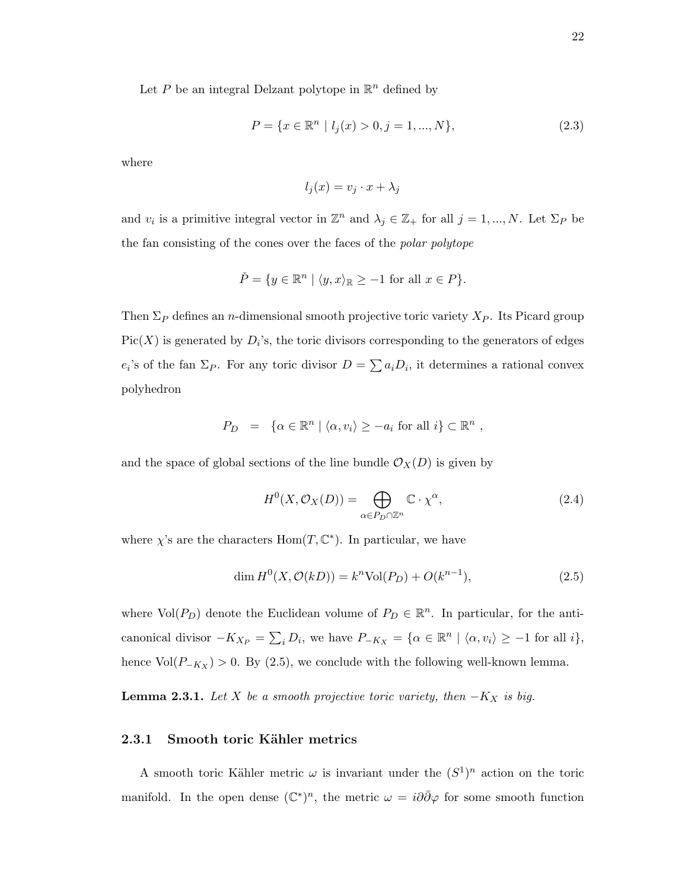Let $P$ be an integral Delzant polytope in $\mathbb{R}^n$ defined by

$$P = \{x \in \mathbb{R}^n \mid l_j(x) > 0, j = 1, ..., N\}, \tag{2.3}$$

where

$$l_j(x) = v_j \cdot x + \lambda_j$$

and $v_i$ is a primitive integral vector in $\mathbb{Z}^n$ and $\lambda_j \in \mathbb{Z}_+$ for all $j = 1, ..., N$. Let $\Sigma_P$ be the fan consisting of the cones over the faces of the *polar polytope*

$$\check{P} = \{y \in \mathbb{R}^n \mid \langle y, x \rangle_{\mathbb{R}} \geq -1 \text{ for all } x \in P\}.$$

Then $\Sigma_P$ defines an $n$-dimensional smooth projective toric variety $X_P$. Its Picard group $\mathrm{Pic}(X)$ is generated by $D_i$'s, the toric divisors corresponding to the generators of edges $e_i$'s of the fan $\Sigma_P$. For any toric divisor $D = \sum a_i D_i$, it determines a rational convex polyhedron

$$P_D \quad = \quad \{\alpha \in \mathbb{R}^n \mid \langle \alpha, v_i \rangle \geq -a_i \text{ for all } i\} \subset \mathbb{R}^n \ ,$$

and the space of global sections of the line bundle $\mathcal{O}_X(D)$ is given by

$$H^0(X, \mathcal{O}_X(D)) = \bigoplus_{\alpha \in P_D \cap \mathbb{Z}^n} \mathbb{C} \cdot \chi^\alpha, \tag{2.4}$$

where $\chi$'s are the characters $\mathrm{Hom}(T, \mathbb{C}^*)$. In particular, we have

$$\dim H^0(X, \mathcal{O}(kD)) = k^n \mathrm{Vol}(P_D) + O(k^{n-1}), \tag{2.5}$$

where $\mathrm{Vol}(P_D)$ denote the Euclidean volume of $P_D \in \mathbb{R}^n$. In particular, for the anti-canonical divisor $-K_{X_P} = \sum_i D_i$, we have $P_{-K_X} = \{\alpha \in \mathbb{R}^n \mid \langle \alpha, v_i \rangle \geq -1 \text{ for all } i\}$, hence $\mathrm{Vol}(P_{-K_X}) > 0$. By (2.5), we conclude with the following well-known lemma.

**Lemma 2.3.1.** *Let $X$ be a smooth projective toric variety, then $-K_X$ is big.*

### 2.3.1 Smooth toric Kähler metrics

A smooth toric Kähler metric $\omega$ is invariant under the $(S^1)^n$ action on the toric manifold. In the open dense $(\mathbb{C}^*)^n$, the metric $\omega = i\partial\bar{\partial}\varphi$ for some smooth function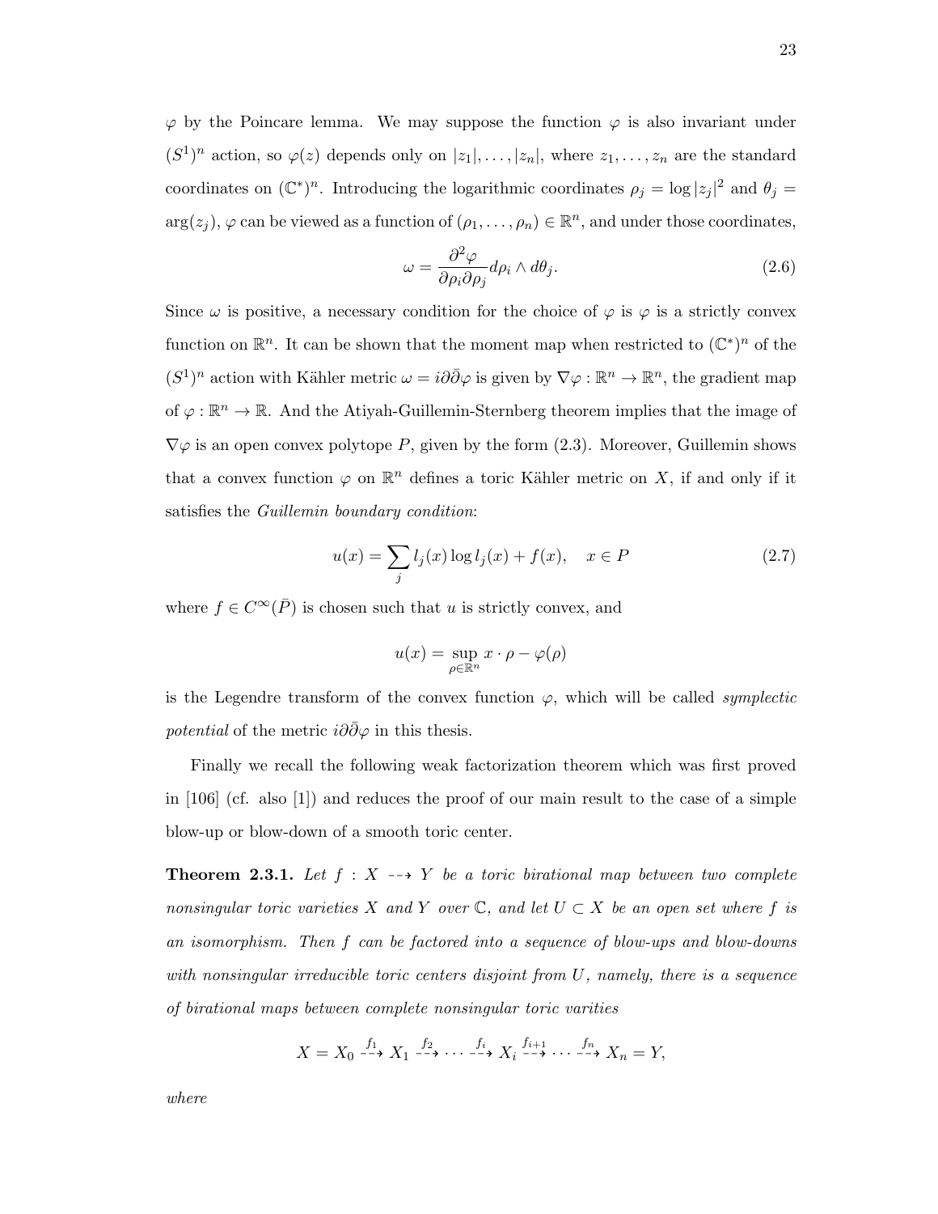$\varphi$ by the Poincare lemma. We may suppose the function $\varphi$ is also invariant under $(S^1)^n$ action, so $\varphi(z)$ depends only on $|z_1|, \ldots, |z_n|$, where $z_1, \ldots, z_n$ are the standard coordinates on $(\mathbb{C}^*)^n$. Introducing the logarithmic coordinates $\rho_j = \log |z_j|^2$ and $\theta_j = \arg(z_j)$, $\varphi$ can be viewed as a function of $(\rho_1, \ldots, \rho_n) \in \mathbb{R}^n$, and under those coordinates,

$$\omega = \frac{\partial^2 \varphi}{\partial \rho_i \partial \rho_j} d\rho_i \wedge d\theta_j. \tag{2.6}$$

Since $\omega$ is positive, a necessary condition for the choice of $\varphi$ is $\varphi$ is a strictly convex function on $\mathbb{R}^n$. It can be shown that the moment map when restricted to $(\mathbb{C}^*)^n$ of the $(S^1)^n$ action with Kähler metric $\omega = i\partial\bar{\partial}\varphi$ is given by $\nabla\varphi : \mathbb{R}^n \to \mathbb{R}^n$, the gradient map of $\varphi : \mathbb{R}^n \to \mathbb{R}$. And the Atiyah-Guillemin-Sternberg theorem implies that the image of $\nabla\varphi$ is an open convex polytope $P$, given by the form (2.3). Moreover, Guillemin shows that a convex function $\varphi$ on $\mathbb{R}^n$ defines a toric Kähler metric on $X$, if and only if it satisfies the *Guillemin boundary condition*:

$$u(x) = \sum_j l_j(x) \log l_j(x) + f(x), \quad x \in P \tag{2.7}$$

where $f \in C^\infty(\bar{P})$ is chosen such that $u$ is strictly convex, and

$$u(x) = \sup_{\rho \in \mathbb{R}^n} x \cdot \rho - \varphi(\rho)$$

is the Legendre transform of the convex function $\varphi$, which will be called *symplectic potential* of the metric $i\partial\bar{\partial}\varphi$ in this thesis.

Finally we recall the following weak factorization theorem which was first proved in [106] (cf. also [1]) and reduces the proof of our main result to the case of a simple blow-up or blow-down of a smooth toric center.

**Theorem 2.3.1.** *Let $f : X \dashrightarrow Y$ be a toric birational map between two complete nonsingular toric varieties $X$ and $Y$ over $\mathbb{C}$, and let $U \subset X$ be an open set where $f$ is an isomorphism. Then $f$ can be factored into a sequence of blow-ups and blow-downs with nonsingular irreducible toric centers disjoint from $U$, namely, there is a sequence of birational maps between complete nonsingular toric varities*

$$X = X_0 \overset{f_1}{\dashrightarrow} X_1 \overset{f_2}{\dashrightarrow} \cdots \overset{f_i}{\dashrightarrow} X_i \overset{f_{i+1}}{\dashrightarrow} \cdots \overset{f_n}{\dashrightarrow} X_n = Y,$$

*where*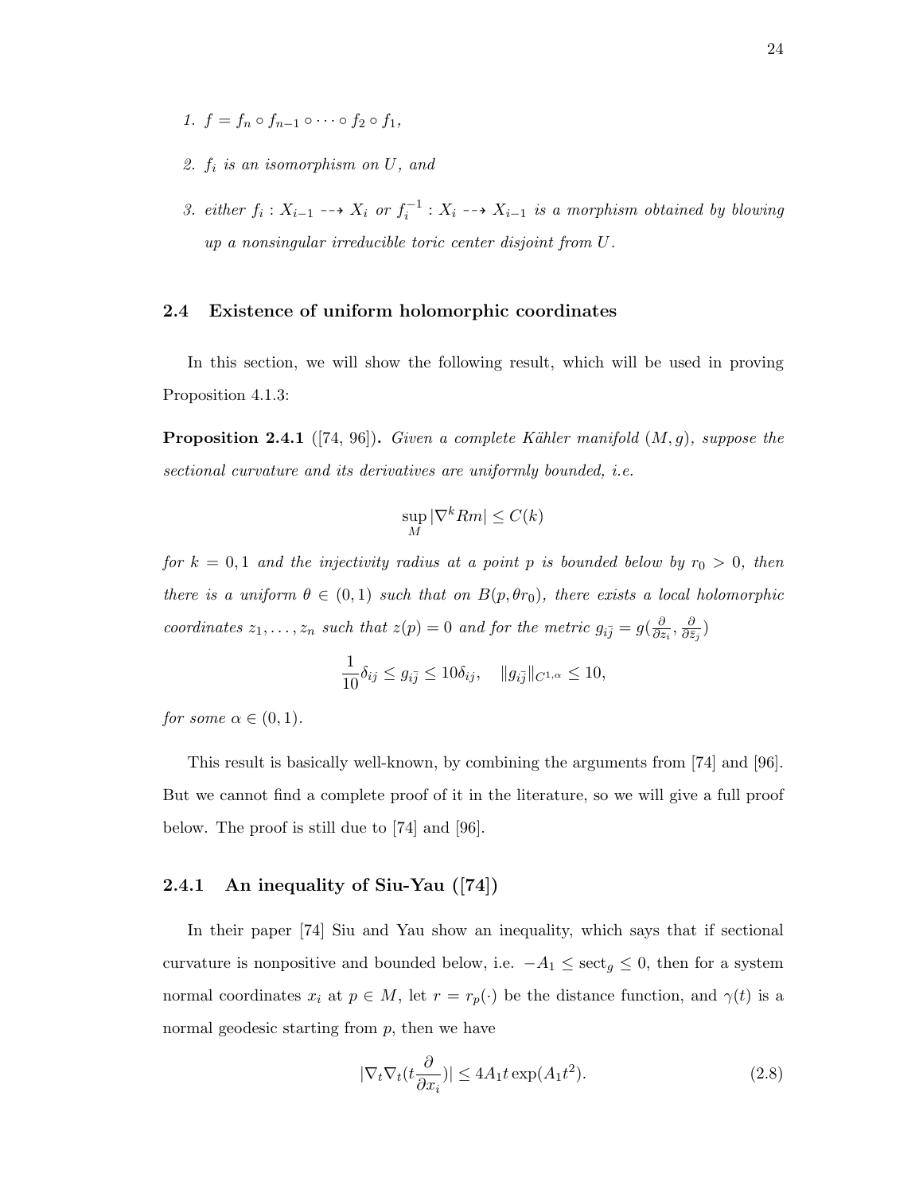1. $f = f_n \circ f_{n-1} \circ \cdots \circ f_2 \circ f_1$,

2. $f_i$ *is an isomorphism on* $U$, *and*

3. *either* $f_i : X_{i-1} \dashrightarrow X_i$ *or* $f_i^{-1} : X_i \dashrightarrow X_{i-1}$ *is a morphism obtained by blowing up a nonsingular irreducible toric center disjoint from* $U$.

### 2.4 Existence of uniform holomorphic coordinates

In this section, we will show the following result, which will be used in proving Proposition 4.1.3:

**Proposition 2.4.1** ([74, 96]). *Given a complete Kähler manifold* $(M, g)$, *suppose the sectional curvature and its derivatives are uniformly bounded, i.e.*

$$\sup_M |\nabla^k Rm| \leq C(k)$$

*for* $k = 0, 1$ *and the injectivity radius at a point* $p$ *is bounded below by* $r_0 > 0$, *then there is a uniform* $\theta \in (0, 1)$ *such that on* $B(p, \theta r_0)$, *there exists a local holomorphic coordinates* $z_1, \ldots, z_n$ *such that* $z(p) = 0$ *and for the metric* $g_{i\bar{j}} = g(\frac{\partial}{\partial z_i}, \frac{\partial}{\partial \bar{z}_j})$

$$\frac{1}{10}\delta_{ij} \leq g_{i\bar{j}} \leq 10\delta_{ij}, \quad \|g_{i\bar{j}}\|_{C^{1,\alpha}} \leq 10,$$

*for some* $\alpha \in (0, 1)$.

This result is basically well-known, by combining the arguments from [74] and [96]. But we cannot find a complete proof of it in the literature, so we will give a full proof below. The proof is still due to [74] and [96].

#### 2.4.1 An inequality of Siu-Yau ([74])

In their paper [74] Siu and Yau show an inequality, which says that if sectional curvature is nonpositive and bounded below, i.e. $-A_1 \leq \mathrm{sect}_g \leq 0$, then for a system normal coordinates $x_i$ at $p \in M$, let $r = r_p(\cdot)$ be the distance function, and $\gamma(t)$ is a normal geodesic starting from $p$, then we have

$$|\nabla_t \nabla_t (t \frac{\partial}{\partial x_i})| \leq 4A_1 t \exp(A_1 t^2). \tag{2.8}$$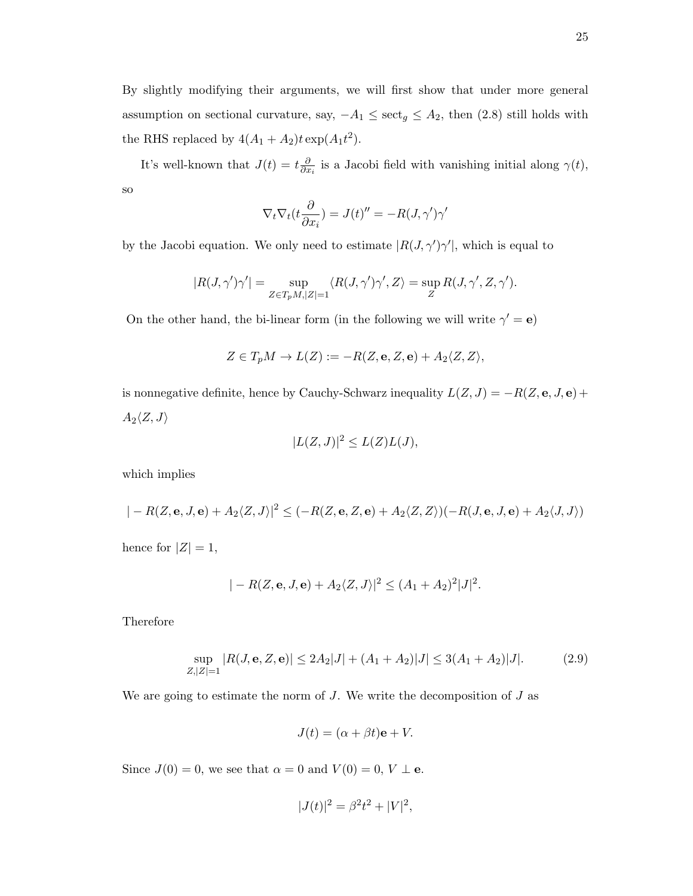By slightly modifying their arguments, we will first show that under more general assumption on sectional curvature, say, $-A_1 \leq \text{sect}_g \leq A_2$, then (2.8) still holds with the RHS replaced by $4(A_1 + A_2)t\exp(A_1 t^2)$.

It's well-known that $J(t) = t\frac{\partial}{\partial x_i}$ is a Jacobi field with vanishing initial along $\gamma(t)$, so

$$\nabla_t \nabla_t (t\frac{\partial}{\partial x_i}) = J(t)'' = -R(J, \gamma')\gamma'$$

by the Jacobi equation. We only need to estimate $|R(J, \gamma')\gamma'|$, which is equal to

$$|R(J, \gamma')\gamma'| = \sup_{Z \in T_pM, |Z|=1} \langle R(J, \gamma')\gamma', Z\rangle = \sup_Z R(J, \gamma', Z, \gamma').$$

On the other hand, the bi-linear form (in the following we will write $\gamma' = \mathbf{e}$)

$$Z \in T_pM \to L(Z) := -R(Z, \mathbf{e}, Z, \mathbf{e}) + A_2\langle Z, Z\rangle,$$

is nonnegative definite, hence by Cauchy-Schwarz inequality $L(Z, J) = -R(Z, \mathbf{e}, J, \mathbf{e}) + A_2\langle Z, J\rangle$

$$|L(Z, J)|^2 \leq L(Z)L(J),$$

which implies

$$| - R(Z, \mathbf{e}, J, \mathbf{e}) + A_2\langle Z, J\rangle|^2 \leq (-R(Z, \mathbf{e}, Z, \mathbf{e}) + A_2\langle Z, Z\rangle)(-R(J, \mathbf{e}, J, \mathbf{e}) + A_2\langle J, J\rangle)$$

hence for $|Z| = 1$,

$$| - R(Z, \mathbf{e}, J, \mathbf{e}) + A_2\langle Z, J\rangle|^2 \leq (A_1 + A_2)^2 |J|^2.$$

Therefore

$$\sup_{Z, |Z|=1} |R(J, \mathbf{e}, Z, \mathbf{e})| \leq 2A_2|J| + (A_1 + A_2)|J| \leq 3(A_1 + A_2)|J|. \tag{2.9}$$

We are going to estimate the norm of $J$. We write the decomposition of $J$ as

$$J(t) = (\alpha + \beta t)\mathbf{e} + V.$$

Since $J(0) = 0$, we see that $\alpha = 0$ and $V(0) = 0$, $V \perp \mathbf{e}$.

$$|J(t)|^2 = \beta^2 t^2 + |V|^2,$$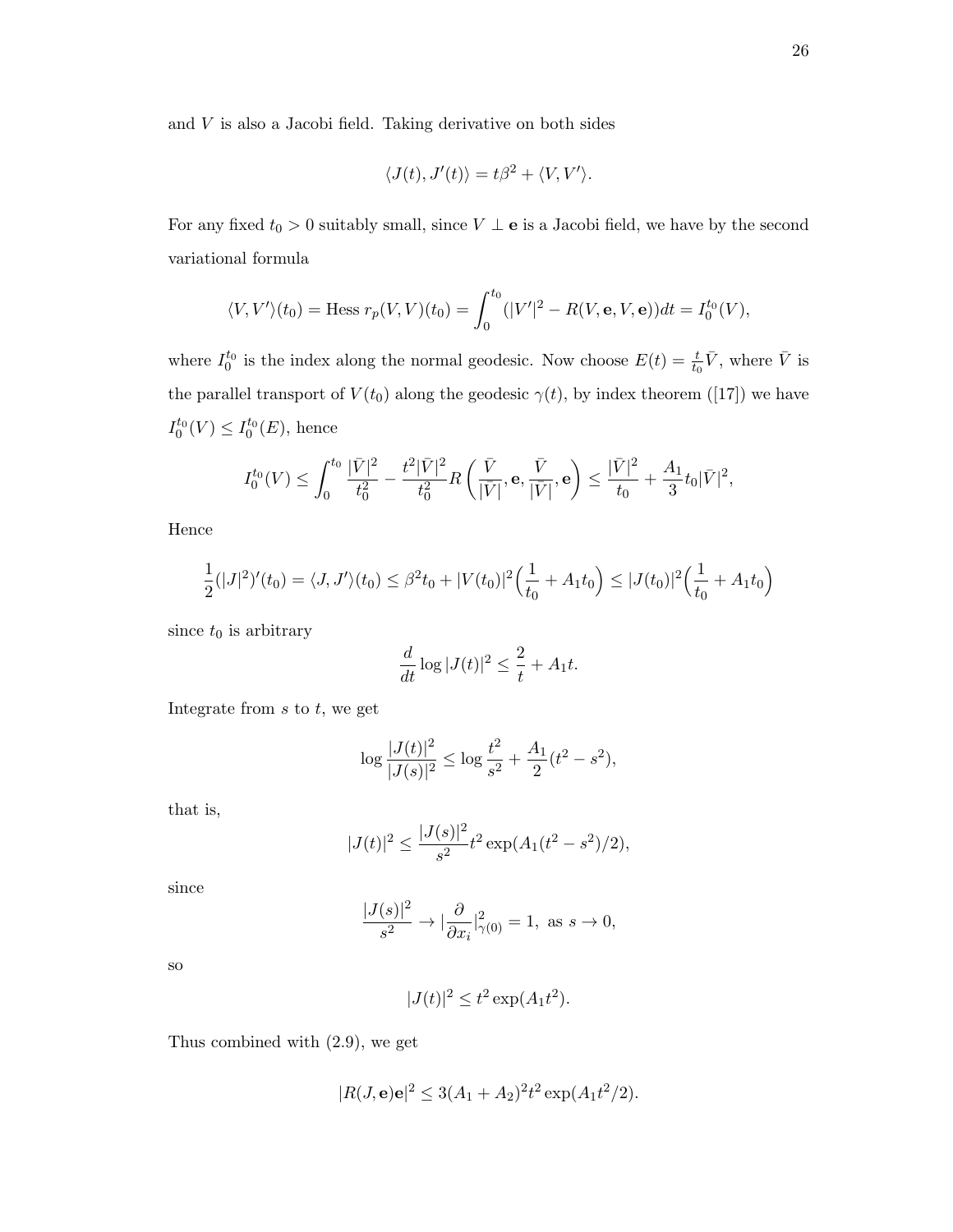and $V$ is also a Jacobi field. Taking derivative on both sides

$$\langle J(t), J'(t)\rangle = t\beta^2 + \langle V, V'\rangle.$$

For any fixed $t_0 > 0$ suitably small, since $V \perp \mathbf{e}$ is a Jacobi field, we have by the second variational formula

$$\langle V, V'\rangle(t_0) = \text{Hess } r_p(V,V)(t_0) = \int_0^{t_0} (|V'|^2 - R(V, \mathbf{e}, V, \mathbf{e}))dt = I_0^{t_0}(V),$$

where $I_0^{t_0}$ is the index along the normal geodesic. Now choose $E(t) = \frac{t}{t_0}\bar{V}$, where $\bar{V}$ is the parallel transport of $V(t_0)$ along the geodesic $\gamma(t)$, by index theorem ([17]) we have $I_0^{t_0}(V) \leq I_0^{t_0}(E)$, hence

$$I_0^{t_0}(V) \leq \int_0^{t_0} \frac{|\bar{V}|^2}{t_0^2} - \frac{t^2|\bar{V}|^2}{t_0^2} R\left(\frac{\bar{V}}{|\bar{V}|}, \mathbf{e}, \frac{\bar{V}}{|\bar{V}|}, \mathbf{e}\right) \leq \frac{|\bar{V}|^2}{t_0} + \frac{A_1}{3} t_0 |\bar{V}|^2,$$

Hence

$$\frac{1}{2}(|J|^2)'(t_0) = \langle J, J'\rangle(t_0) \leq \beta^2 t_0 + |V(t_0)|^2\Big(\frac{1}{t_0} + A_1 t_0\Big) \leq |J(t_0)|^2\Big(\frac{1}{t_0} + A_1 t_0\Big)$$

since $t_0$ is arbitrary

$$\frac{d}{dt}\log|J(t)|^2 \leq \frac{2}{t} + A_1 t.$$

Integrate from $s$ to $t$, we get

$$\log\frac{|J(t)|^2}{|J(s)|^2} \leq \log\frac{t^2}{s^2} + \frac{A_1}{2}(t^2 - s^2),$$

that is,

$$|J(t)|^2 \leq \frac{|J(s)|^2}{s^2} t^2 \exp(A_1(t^2 - s^2)/2),$$

since

$$\frac{|J(s)|^2}{s^2} \to |\frac{\partial}{\partial x_i}|^2_{\gamma(0)} = 1, \text{ as } s \to 0,$$

so

$$|J(t)|^2 \leq t^2 \exp(A_1 t^2).$$

Thus combined with (2.9), we get

$$|R(J, \mathbf{e})\mathbf{e}|^2 \leq 3(A_1 + A_2)^2 t^2 \exp(A_1 t^2/2).$$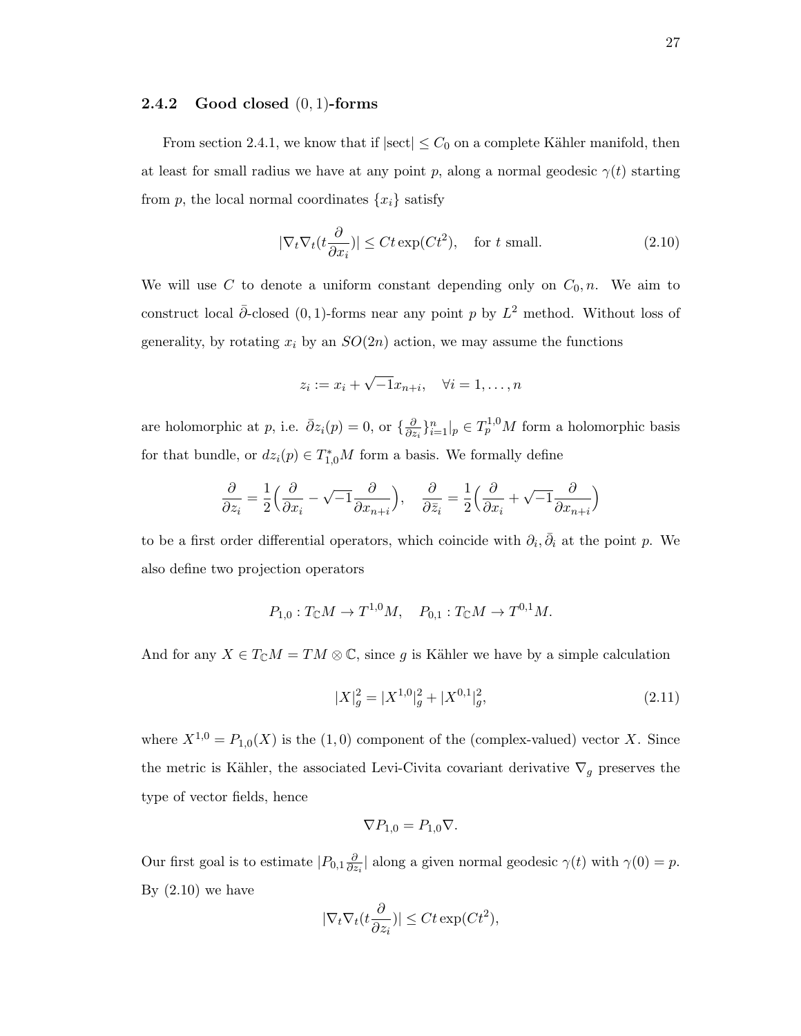### 2.4.2 Good closed $(0,1)$-forms

From section 2.4.1, we know that if $|\text{sect}| \leq C_0$ on a complete Kähler manifold, then at least for small radius we have at any point $p$, along a normal geodesic $\gamma(t)$ starting from $p$, the local normal coordinates $\{x_i\}$ satisfy

$$|\nabla_t \nabla_t (t \frac{\partial}{\partial x_i})| \leq C t \exp(C t^2), \quad \text{for } t \text{ small.} \tag{2.10}$$

We will use $C$ to denote a uniform constant depending only on $C_0, n$. We aim to construct local $\bar{\partial}$-closed $(0,1)$-forms near any point $p$ by $L^2$ method. Without loss of generality, by rotating $x_i$ by an $SO(2n)$ action, we may assume the functions

$$z_i := x_i + \sqrt{-1} x_{n+i}, \quad \forall i = 1, \ldots, n$$

are holomorphic at $p$, i.e. $\bar{\partial} z_i(p) = 0$, or $\{\frac{\partial}{\partial z_i}\}_{i=1}^n|_p \in T_p^{1,0}M$ form a holomorphic basis for that bundle, or $dz_i(p) \in T_{1,0}^* M$ form a basis. We formally define

$$\frac{\partial}{\partial z_i} = \frac{1}{2}\Big(\frac{\partial}{\partial x_i} - \sqrt{-1}\frac{\partial}{\partial x_{n+i}}\Big), \quad \frac{\partial}{\partial \bar{z}_i} = \frac{1}{2}\Big(\frac{\partial}{\partial x_i} + \sqrt{-1}\frac{\partial}{\partial x_{n+i}}\Big)$$

to be a first order differential operators, which coincide with $\partial_i, \bar{\partial}_i$ at the point $p$. We also define two projection operators

$$P_{1,0} : T_{\mathbb{C}} M \to T^{1,0} M, \quad P_{0,1} : T_{\mathbb{C}} M \to T^{0,1} M.$$

And for any $X \in T_{\mathbb{C}} M = TM \otimes \mathbb{C}$, since $g$ is Kähler we have by a simple calculation

$$|X|_g^2 = |X^{1,0}|_g^2 + |X^{0,1}|_g^2, \tag{2.11}$$

where $X^{1,0} = P_{1,0}(X)$ is the $(1,0)$ component of the (complex-valued) vector $X$. Since the metric is Kähler, the associated Levi-Civita covariant derivative $\nabla_g$ preserves the type of vector fields, hence

$$\nabla P_{1,0} = P_{1,0} \nabla.$$

Our first goal is to estimate $|P_{0,1} \frac{\partial}{\partial z_i}|$ along a given normal geodesic $\gamma(t)$ with $\gamma(0) = p$. By (2.10) we have

$$|\nabla_t \nabla_t (t \frac{\partial}{\partial z_i})| \leq C t \exp(C t^2),$$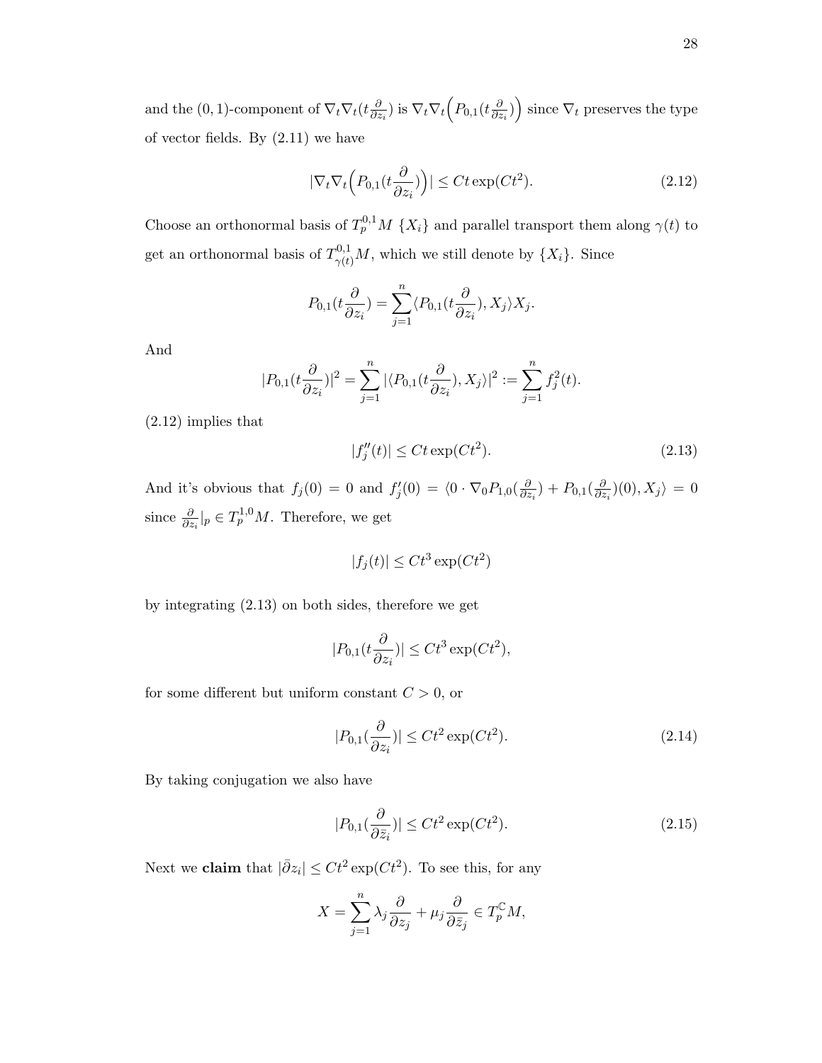and the $(0,1)$-component of $\nabla_t \nabla_t (t\frac{\partial}{\partial z_i})$ is $\nabla_t \nabla_t \Big( P_{0,1}(t\frac{\partial}{\partial z_i}) \Big)$ since $\nabla_t$ preserves the type of vector fields. By (2.11) we have

$$|\nabla_t \nabla_t \Big( P_{0,1}(t\frac{\partial}{\partial z_i}) \Big)| \leq Ct \exp(Ct^2). \tag{2.12}$$

Choose an orthonormal basis of $T_p^{0,1}M$ $\{X_i\}$ and parallel transport them along $\gamma(t)$ to get an orthonormal basis of $T_{\gamma(t)}^{0,1}M$, which we still denote by $\{X_i\}$. Since

$$P_{0,1}(t\frac{\partial}{\partial z_i}) = \sum_{j=1}^{n} \langle P_{0,1}(t\frac{\partial}{\partial z_i}), X_j \rangle X_j.$$

And

$$|P_{0,1}(t\frac{\partial}{\partial z_i})|^2 = \sum_{j=1}^{n} |\langle P_{0,1}(t\frac{\partial}{\partial z_i}), X_j \rangle|^2 := \sum_{j=1}^{n} f_j^2(t).$$

(2.12) implies that

$$|f_j''(t)| \leq Ct \exp(Ct^2). \tag{2.13}$$

And it's obvious that $f_j(0) = 0$ and $f_j'(0) = \langle 0 \cdot \nabla_0 P_{1,0}(\frac{\partial}{\partial z_i}) + P_{0,1}(\frac{\partial}{\partial z_i})(0), X_j \rangle = 0$ since $\frac{\partial}{\partial z_i}|_p \in T_p^{1,0}M$. Therefore, we get

$$|f_j(t)| \leq Ct^3 \exp(Ct^2)$$

by integrating (2.13) on both sides, therefore we get

$$|P_{0,1}(t\frac{\partial}{\partial z_i})| \leq Ct^3 \exp(Ct^2),$$

for some different but uniform constant $C > 0$, or

$$|P_{0,1}(\frac{\partial}{\partial z_i})| \leq Ct^2 \exp(Ct^2). \tag{2.14}$$

By taking conjugation we also have

$$|P_{0,1}(\frac{\partial}{\partial \bar{z}_i})| \leq Ct^2 \exp(Ct^2). \tag{2.15}$$

Next we **claim** that $|\bar{\partial} z_i| \leq Ct^2 \exp(Ct^2)$. To see this, for any

$$X = \sum_{j=1}^{n} \lambda_j \frac{\partial}{\partial z_j} + \mu_j \frac{\partial}{\partial \bar{z}_j} \in T_p^{\mathbb{C}}M,$$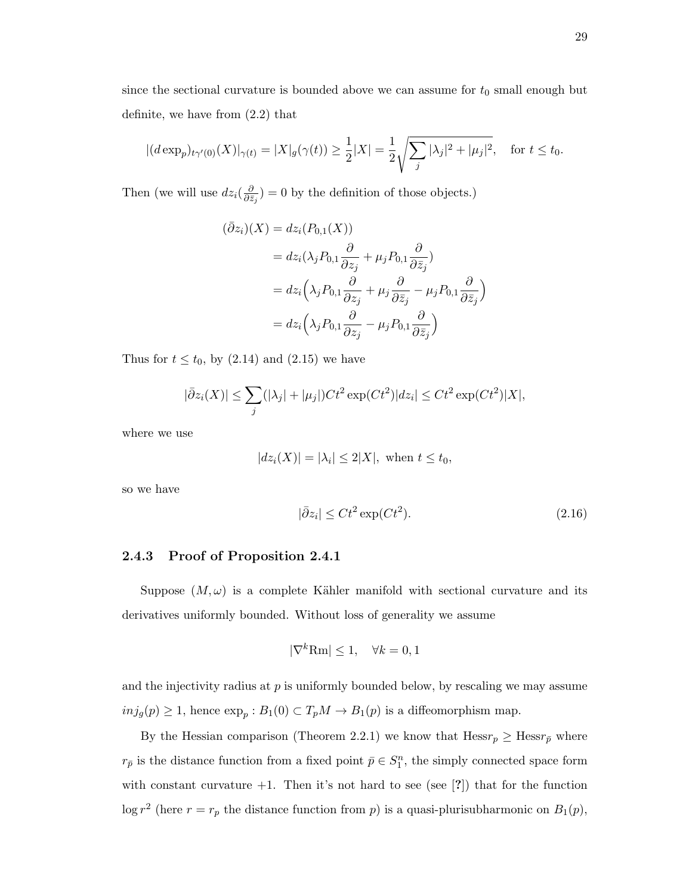since the sectional curvature is bounded above we can assume for $t_0$ small enough but definite, we have from (2.2) that

$$|(d\exp_p)_{t\gamma'(0)}(X)|_{\gamma(t)} = |X|_g(\gamma(t)) \geq \frac{1}{2}|X| = \frac{1}{2}\sqrt{\sum_j |\lambda_j|^2 + |\mu_j|^2}, \quad \text{for } t \leq t_0.$$

Then (we will use $dz_i(\frac{\partial}{\partial \bar{z}_j}) = 0$ by the definition of those objects.)

$$\begin{aligned}
(\bar{\partial} z_i)(X) &= dz_i(P_{0,1}(X)) \\
&= dz_i(\lambda_j P_{0,1}\frac{\partial}{\partial z_j} + \mu_j P_{0,1}\frac{\partial}{\partial \bar{z}_j}) \\
&= dz_i\Big(\lambda_j P_{0,1}\frac{\partial}{\partial z_j} + \mu_j \frac{\partial}{\partial \bar{z}_j} - \mu_j P_{0,1}\frac{\partial}{\partial \bar{z}_j}\Big) \\
&= dz_i\Big(\lambda_j P_{0,1}\frac{\partial}{\partial z_j} - \mu_j P_{0,1}\frac{\partial}{\partial \bar{z}_j}\Big)
\end{aligned}$$

Thus for $t \leq t_0$, by (2.14) and (2.15) we have

$$|\bar{\partial} z_i(X)| \leq \sum_j (|\lambda_j| + |\mu_j|) C t^2 \exp(Ct^2)|dz_i| \leq Ct^2 \exp(Ct^2)|X|,$$

where we use

$$|dz_i(X)| = |\lambda_i| \leq 2|X|, \text{ when } t \leq t_0,$$

so we have

$$|\bar{\partial} z_i| \leq Ct^2 \exp(Ct^2). \tag{2.16}$$

### 2.4.3 Proof of Proposition 2.4.1

Suppose $(M, \omega)$ is a complete Kähler manifold with sectional curvature and its derivatives uniformly bounded. Without loss of generality we assume

$$|\nabla^k \mathrm{Rm}| \leq 1, \quad \forall k = 0, 1$$

and the injectivity radius at $p$ is uniformly bounded below, by rescaling we may assume $inj_g(p) \geq 1$, hence $\exp_p : B_1(0) \subset T_pM \to B_1(p)$ is a diffeomorphism map.

By the Hessian comparison (Theorem 2.2.1) we know that $\mathrm{Hess} r_p \geq \mathrm{Hess} r_{\bar{p}}$ where $r_{\bar{p}}$ is the distance function from a fixed point $\bar{p} \in S_1^n$, the simply connected space form with constant curvature $+1$. Then it's not hard to see (see [?]) that for the function $\log r^2$ (here $r = r_p$ the distance function from $p$) is a quasi-plurisubharmonic on $B_1(p)$,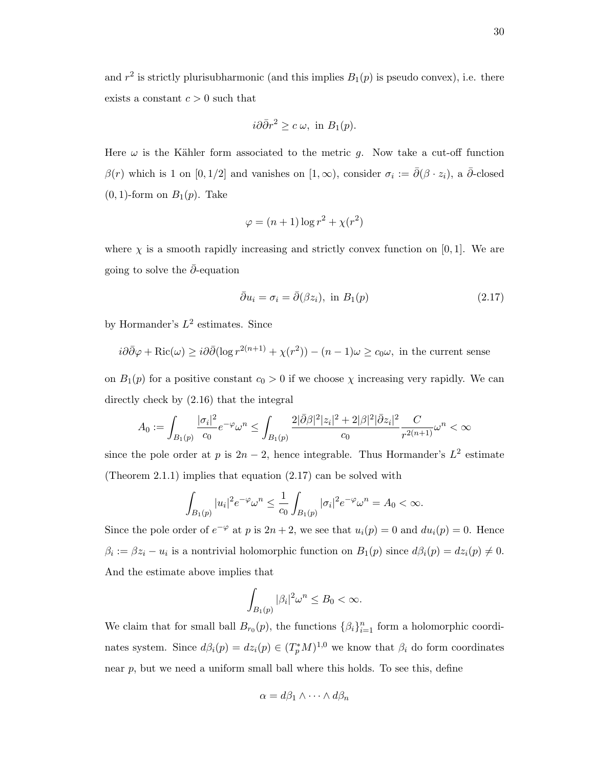and $r^2$ is strictly plurisubharmonic (and this implies $B_1(p)$ is pseudo convex), i.e. there exists a constant $c > 0$ such that

$$i\partial\bar{\partial} r^2 \geq c\,\omega, \text{ in } B_1(p).$$

Here $\omega$ is the Kähler form associated to the metric $g$. Now take a cut-off function $\beta(r)$ which is 1 on $[0, 1/2]$ and vanishes on $[1, \infty)$, consider $\sigma_i := \bar{\partial}(\beta \cdot z_i)$, a $\bar{\partial}$-closed $(0,1)$-form on $B_1(p)$. Take

$$\varphi = (n+1)\log r^2 + \chi(r^2)$$

where $\chi$ is a smooth rapidly increasing and strictly convex function on $[0, 1]$. We are going to solve the $\bar{\partial}$-equation

$$\bar{\partial} u_i = \sigma_i = \bar{\partial}(\beta z_i), \text{ in } B_1(p) \tag{2.17}$$

by Hormander's $L^2$ estimates. Since

$$i\partial\bar{\partial}\varphi + \mathrm{Ric}(\omega) \geq i\partial\bar{\partial}(\log r^{2(n+1)} + \chi(r^2)) - (n-1)\omega \geq c_0\omega, \text{ in the current sense}$$

on $B_1(p)$ for a positive constant $c_0 > 0$ if we choose $\chi$ increasing very rapidly. We can directly check by (2.16) that the integral

$$A_0 := \int_{B_1(p)} \frac{|\sigma_i|^2}{c_0} e^{-\varphi}\omega^n \leq \int_{B_1(p)} \frac{2|\bar{\partial}\beta|^2|z_i|^2 + 2|\beta|^2|\bar{\partial} z_i|^2}{c_0} \frac{C}{r^{2(n+1)}}\omega^n < \infty$$

since the pole order at $p$ is $2n-2$, hence integrable. Thus Hormander's $L^2$ estimate (Theorem 2.1.1) implies that equation (2.17) can be solved with

$$\int_{B_1(p)} |u_i|^2 e^{-\varphi}\omega^n \leq \frac{1}{c_0}\int_{B_1(p)} |\sigma_i|^2 e^{-\varphi}\omega^n = A_0 < \infty.$$

Since the pole order of $e^{-\varphi}$ at $p$ is $2n+2$, we see that $u_i(p) = 0$ and $du_i(p) = 0$. Hence $\beta_i := \beta z_i - u_i$ is a nontrivial holomorphic function on $B_1(p)$ since $d\beta_i(p) = dz_i(p) \neq 0$. And the estimate above implies that

$$\int_{B_1(p)} |\beta_i|^2 \omega^n \leq B_0 < \infty.$$

We claim that for small ball $B_{r_0}(p)$, the functions $\{\beta_i\}_{i=1}^n$ form a holomorphic coordinates system. Since $d\beta_i(p) = dz_i(p) \in (T_p^*M)^{1,0}$ we know that $\beta_i$ do form coordinates near $p$, but we need a uniform small ball where this holds. To see this, define

$$\alpha = d\beta_1 \wedge \cdots \wedge d\beta_n$$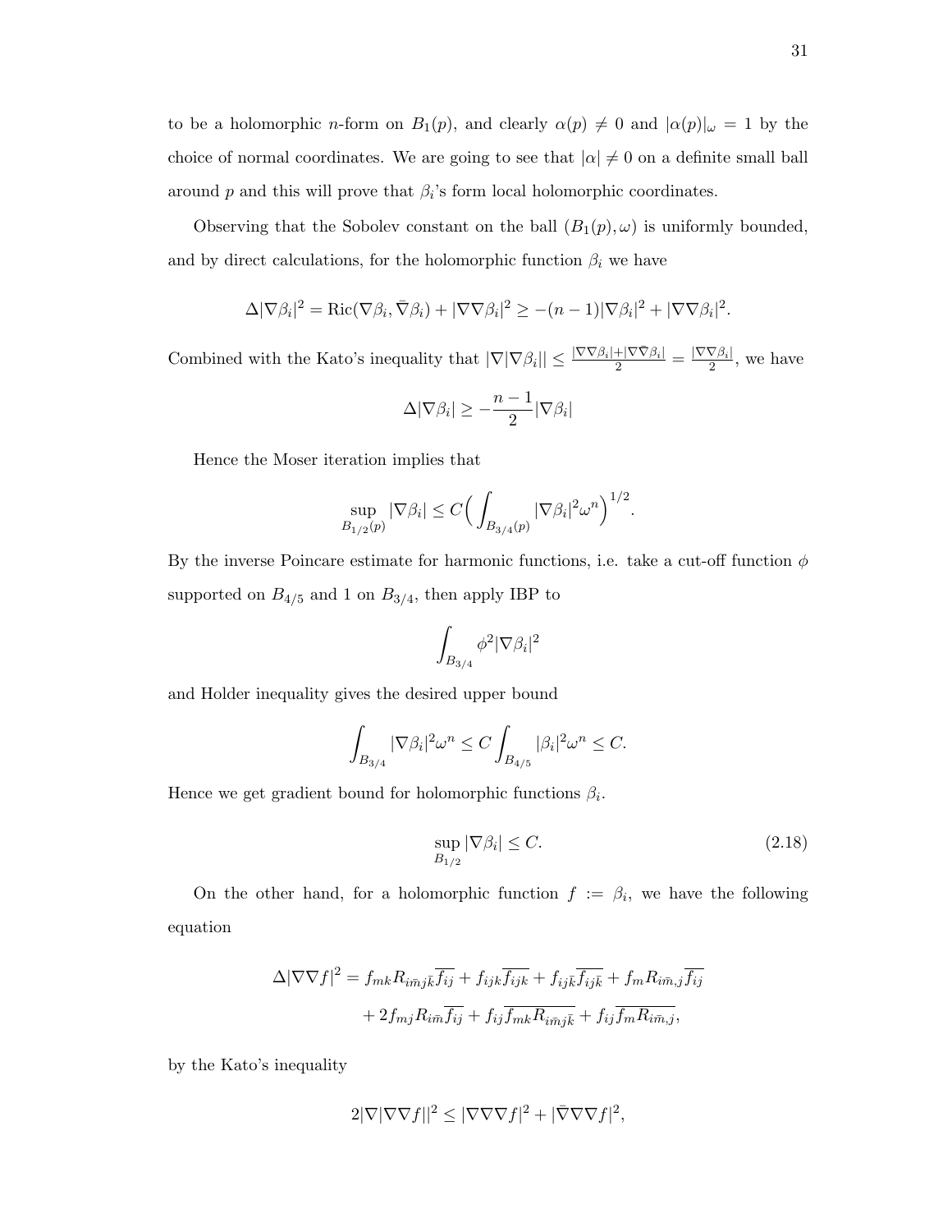to be a holomorphic $n$-form on $B_1(p)$, and clearly $\alpha(p) \neq 0$ and $|\alpha(p)|_\omega = 1$ by the choice of normal coordinates. We are going to see that $|\alpha| \neq 0$ on a definite small ball around $p$ and this will prove that $\beta_i$'s form local holomorphic coordinates.

Observing that the Sobolev constant on the ball $(B_1(p), \omega)$ is uniformly bounded, and by direct calculations, for the holomorphic function $\beta_i$ we have

$$\Delta|\nabla\beta_i|^2 = \mathrm{Ric}(\nabla\beta_i, \bar{\nabla}\beta_i) + |\nabla\nabla\beta_i|^2 \geq -(n-1)|\nabla\beta_i|^2 + |\nabla\nabla\beta_i|^2.$$

Combined with the Kato's inequality that $|\nabla|\nabla\beta_i|| \leq \frac{|\nabla\nabla\beta_i| + |\nabla\bar{\nabla}\beta_i|}{2} = \frac{|\nabla\nabla\beta_i|}{2}$, we have

$$\Delta|\nabla\beta_i| \geq -\frac{n-1}{2}|\nabla\beta_i|$$

Hence the Moser iteration implies that

$$\sup_{B_{1/2}(p)} |\nabla\beta_i| \leq C\Big(\int_{B_{3/4}(p)} |\nabla\beta_i|^2\omega^n\Big)^{1/2}.$$

By the inverse Poincare estimate for harmonic functions, i.e. take a cut-off function $\phi$ supported on $B_{4/5}$ and 1 on $B_{3/4}$, then apply IBP to

$$\int_{B_{3/4}} \phi^2|\nabla\beta_i|^2$$

and Holder inequality gives the desired upper bound

$$\int_{B_{3/4}} |\nabla\beta_i|^2\omega^n \leq C\int_{B_{4/5}} |\beta_i|^2\omega^n \leq C.$$

Hence we get gradient bound for holomorphic functions $\beta_i$.

$$\sup_{B_{1/2}} |\nabla\beta_i| \leq C. \tag{2.18}$$

On the other hand, for a holomorphic function $f := \beta_i$, we have the following equation

$$\begin{aligned}\Delta|\nabla\nabla f|^2 = & f_{mk}R_{i\bar{m}j\bar{k}}\overline{f_{ij}} + f_{ijk}\overline{f_{ijk}} + f_{ij\bar{k}}\overline{f_{ij\bar{k}}} + f_mR_{i\bar{m},j}\overline{f_{ij}} \\ & + 2f_{mj}R_{i\bar{m}}\overline{f_{ij}} + f_{ij}\overline{f_{mk}R_{i\bar{m}j\bar{k}}} + f_{ij}\overline{f_mR_{i\bar{m},j}},\end{aligned}$$

by the Kato's inequality

$$2|\nabla|\nabla\nabla f||^2 \leq |\nabla\nabla\nabla f|^2 + |\bar{\nabla}\nabla\nabla f|^2,$$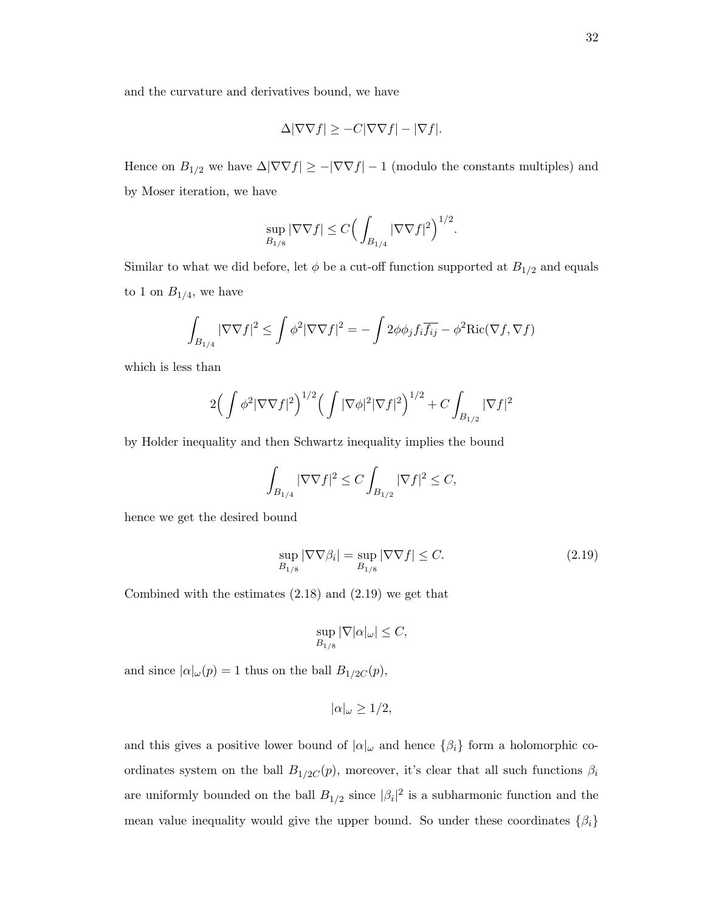and the curvature and derivatives bound, we have

$$\Delta|\nabla\nabla f| \geq -C|\nabla\nabla f| - |\nabla f|.$$

Hence on $B_{1/2}$ we have $\Delta|\nabla\nabla f| \geq -|\nabla\nabla f| - 1$ (modulo the constants multiples) and by Moser iteration, we have

$$\sup_{B_{1/8}} |\nabla\nabla f| \leq C\Big(\int_{B_{1/4}} |\nabla\nabla f|^2\Big)^{1/2}.$$

Similar to what we did before, let $\phi$ be a cut-off function supported at $B_{1/2}$ and equals to 1 on $B_{1/4}$, we have

$$\int_{B_{1/4}} |\nabla\nabla f|^2 \leq \int \phi^2|\nabla\nabla f|^2 = -\int 2\phi\phi_j f_i \overline{f_{ij}} - \phi^2 \mathrm{Ric}(\nabla f, \nabla f)$$

which is less than

$$2\Big(\int \phi^2|\nabla\nabla f|^2\Big)^{1/2}\Big(\int |\nabla\phi|^2|\nabla f|^2\Big)^{1/2} + C\int_{B_{1/2}} |\nabla f|^2$$

by Holder inequality and then Schwartz inequality implies the bound

$$\int_{B_{1/4}} |\nabla\nabla f|^2 \leq C\int_{B_{1/2}} |\nabla f|^2 \leq C,$$

hence we get the desired bound

$$\sup_{B_{1/8}} |\nabla\nabla\beta_i| = \sup_{B_{1/8}} |\nabla\nabla f| \leq C. \tag{2.19}$$

Combined with the estimates (2.18) and (2.19) we get that

$$\sup_{B_{1/8}} |\nabla|\alpha|_\omega| \leq C,$$

and since $|\alpha|_\omega(p) = 1$ thus on the ball $B_{1/2C}(p)$,

$$|\alpha|_\omega \geq 1/2,$$

and this gives a positive lower bound of $|\alpha|_\omega$ and hence $\{\beta_i\}$ form a holomorphic coordinates system on the ball $B_{1/2C}(p)$, moreover, it's clear that all such functions $\beta_i$ are uniformly bounded on the ball $B_{1/2}$ since $|\beta_i|^2$ is a subharmonic function and the mean value inequality would give the upper bound. So under these coordinates $\{\beta_i\}$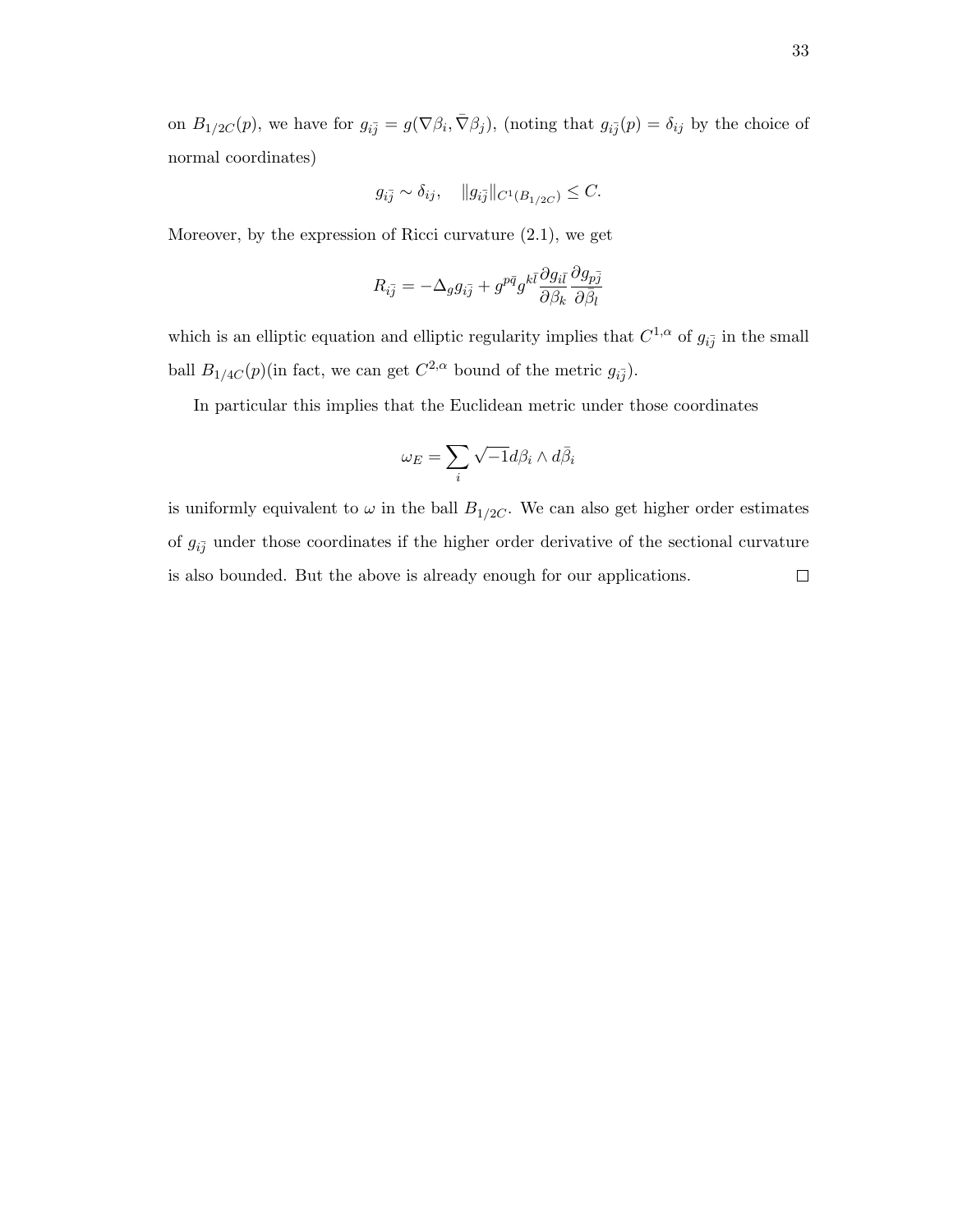on $B_{1/2C}(p)$, we have for $g_{i\bar{j}} = g(\nabla \beta_i, \bar{\nabla}\beta_j)$, (noting that $g_{i\bar{j}}(p) = \delta_{ij}$ by the choice of normal coordinates)

$$g_{i\bar{j}} \sim \delta_{ij}, \quad \|g_{i\bar{j}}\|_{C^1(B_{1/2C})} \leq C.$$

Moreover, by the expression of Ricci curvature (2.1), we get

$$R_{i\bar{j}} = -\Delta_g g_{i\bar{j}} + g^{p\bar{q}} g^{k\bar{l}} \frac{\partial g_{i\bar{l}}}{\partial \beta_k} \frac{\partial g_{p\bar{j}}}{\partial \bar{\beta}_l}$$

which is an elliptic equation and elliptic regularity implies that $C^{1,\alpha}$ of $g_{i\bar{j}}$ in the small ball $B_{1/4C}(p)$(in fact, we can get $C^{2,\alpha}$ bound of the metric $g_{i\bar{j}}$).

In particular this implies that the Euclidean metric under those coordinates

$$\omega_E = \sum_i \sqrt{-1} d\beta_i \wedge d\bar{\beta}_i$$

is uniformly equivalent to $\omega$ in the ball $B_{1/2C}$. We can also get higher order estimates of $g_{i\bar{j}}$ under those coordinates if the higher order derivative of the sectional curvature is also bounded. But the above is already enough for our applications. $\square$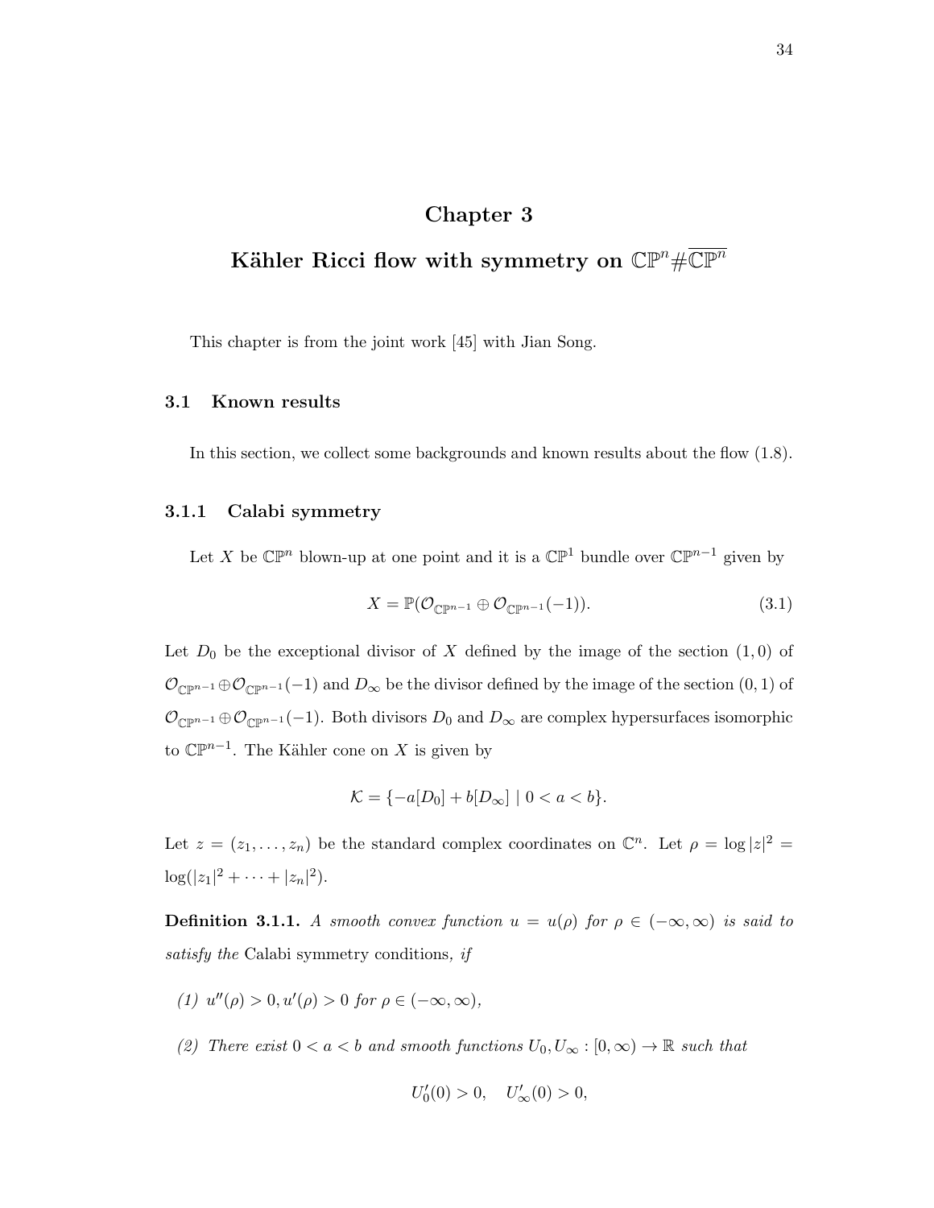# Chapter 3

# Kähler Ricci flow with symmetry on $\mathbb{CP}^n\#\overline{\mathbb{CP}^n}$

This chapter is from the joint work [45] with Jian Song.

## 3.1 Known results

In this section, we collect some backgrounds and known results about the flow (1.8).

### 3.1.1 Calabi symmetry

Let $X$ be $\mathbb{CP}^n$ blown-up at one point and it is a $\mathbb{CP}^1$ bundle over $\mathbb{CP}^{n-1}$ given by

$$X = \mathbb{P}(\mathcal{O}_{\mathbb{CP}^{n-1}} \oplus \mathcal{O}_{\mathbb{CP}^{n-1}}(-1)). \tag{3.1}$$

Let $D_0$ be the exceptional divisor of $X$ defined by the image of the section $(1,0)$ of $\mathcal{O}_{\mathbb{CP}^{n-1}} \oplus \mathcal{O}_{\mathbb{CP}^{n-1}}(-1)$ and $D_\infty$ be the divisor defined by the image of the section $(0,1)$ of $\mathcal{O}_{\mathbb{CP}^{n-1}} \oplus \mathcal{O}_{\mathbb{CP}^{n-1}}(-1)$. Both divisors $D_0$ and $D_\infty$ are complex hypersurfaces isomorphic to $\mathbb{CP}^{n-1}$. The Kähler cone on $X$ is given by

$$\mathcal{K} = \{-a[D_0] + b[D_\infty] \mid 0 < a < b\}.$$

Let $z = (z_1, \ldots, z_n)$ be the standard complex coordinates on $\mathbb{C}^n$. Let $\rho = \log |z|^2 = \log(|z_1|^2 + \cdots + |z_n|^2)$.

**Definition 3.1.1.** *A smooth convex function $u = u(\rho)$ for $\rho \in (-\infty, \infty)$ is said to satisfy the* Calabi symmetry conditions*, if*

*(1) $u''(\rho) > 0, u'(\rho) > 0$ for $\rho \in (-\infty, \infty)$,*

*(2) There exist $0 < a < b$ and smooth functions $U_0, U_\infty : [0, \infty) \to \mathbb{R}$ such that*

$$U_0'(0) > 0, \quad U_\infty'(0) > 0,$$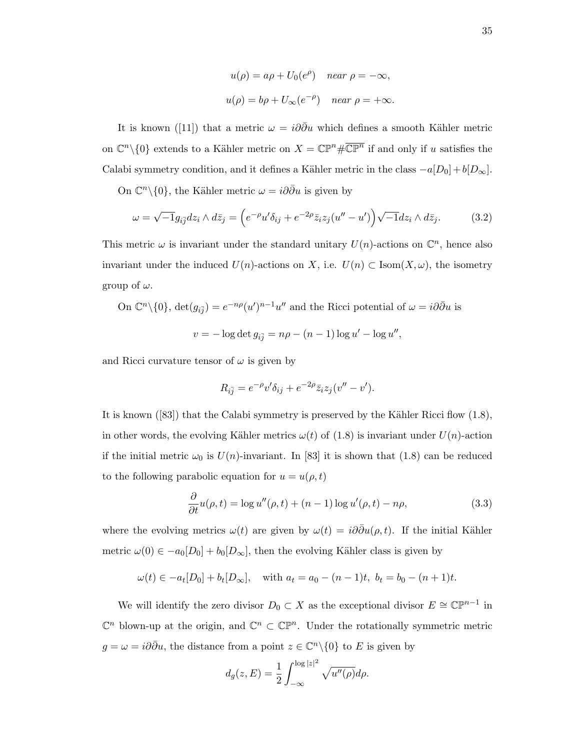$$u(\rho) = a\rho + U_0(e^{\rho}) \quad near\ \rho = -\infty,$$

$$u(\rho) = b\rho + U_\infty(e^{-\rho}) \quad near\ \rho = +\infty.$$

It is known ([11]) that a metric $\omega = i\partial\bar{\partial}u$ which defines a smooth Kähler metric on $\mathbb{C}^n\backslash\{0\}$ extends to a Kähler metric on $X = \mathbb{CP}^n \# \overline{\mathbb{CP}^n}$ if and only if $u$ satisfies the Calabi symmetry condition, and it defines a Kähler metric in the class $-a[D_0] + b[D_\infty]$.

On $\mathbb{C}^n\backslash\{0\}$, the Kähler metric $\omega = i\partial\bar{\partial}u$ is given by

$$\omega = \sqrt{-1}g_{i\bar{j}}dz_i \wedge d\bar{z}_j = \left(e^{-\rho}u'\delta_{ij} + e^{-2\rho}\bar{z}_i z_j(u'' - u')\right)\sqrt{-1}dz_i \wedge d\bar{z}_j. \tag{3.2}$$

This metric $\omega$ is invariant under the standard unitary $U(n)$-actions on $\mathbb{C}^n$, hence also invariant under the induced $U(n)$-actions on $X$, i.e. $U(n) \subset \mathrm{Isom}(X, \omega)$, the isometry group of $\omega$.

On $\mathbb{C}^n\backslash\{0\}$, $\det(g_{i\bar{j}}) = e^{-n\rho}(u')^{n-1}u''$ and the Ricci potential of $\omega = i\partial\bar{\partial}u$ is

$$v = -\log\det g_{i\bar{j}} = n\rho - (n-1)\log u' - \log u'',$$

and Ricci curvature tensor of $\omega$ is given by

$$R_{i\bar{j}} = e^{-\rho}v'\delta_{ij} + e^{-2\rho}\bar{z}_i z_j(v'' - v').$$

It is known ([83]) that the Calabi symmetry is preserved by the Kähler Ricci flow (1.8), in other words, the evolving Kähler metrics $\omega(t)$ of (1.8) is invariant under $U(n)$-action if the initial metric $\omega_0$ is $U(n)$-invariant. In [83] it is shown that (1.8) can be reduced to the following parabolic equation for $u = u(\rho, t)$

$$\frac{\partial}{\partial t}u(\rho, t) = \log u''(\rho, t) + (n-1)\log u'(\rho, t) - n\rho, \tag{3.3}$$

where the evolving metrics $\omega(t)$ are given by $\omega(t) = i\partial\bar{\partial}u(\rho, t)$. If the initial Kähler metric $\omega(0) \in -a_0[D_0] + b_0[D_\infty]$, then the evolving Kähler class is given by

$$\omega(t) \in -a_t[D_0] + b_t[D_\infty], \quad \text{with } a_t = a_0 - (n-1)t,\ b_t = b_0 - (n+1)t.$$

We will identify the zero divisor $D_0 \subset X$ as the exceptional divisor $E \cong \mathbb{CP}^{n-1}$ in $\mathbb{C}^n$ blown-up at the origin, and $\mathbb{C}^n \subset \mathbb{CP}^n$. Under the rotationally symmetric metric $g = \omega = i\partial\bar{\partial}u$, the distance from a point $z \in \mathbb{C}^n\backslash\{0\}$ to $E$ is given by

$$d_g(z, E) = \frac{1}{2}\int_{-\infty}^{\log|z|^2} \sqrt{u''(\rho)}d\rho.$$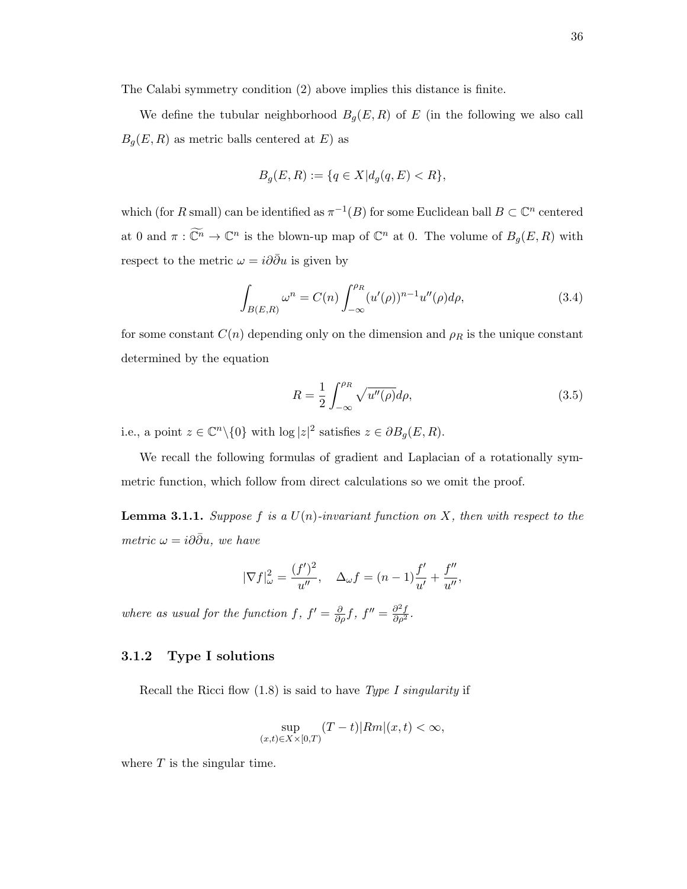The Calabi symmetry condition (2) above implies this distance is finite.

We define the tubular neighborhood $B_g(E, R)$ of $E$ (in the following we also call $B_g(E, R)$ as metric balls centered at $E$) as

$$B_g(E, R) := \{q \in X | d_g(q, E) < R\},$$

which (for $R$ small) can be identified as $\pi^{-1}(B)$ for some Euclidean ball $B \subset \mathbb{C}^n$ centered at 0 and $\pi : \widetilde{\mathbb{C}^n} \to \mathbb{C}^n$ is the blown-up map of $\mathbb{C}^n$ at 0. The volume of $B_g(E, R)$ with respect to the metric $\omega = i\partial\bar{\partial}u$ is given by

$$\int_{B(E,R)} \omega^n = C(n) \int_{-\infty}^{\rho_R} (u'(\rho))^{n-1} u''(\rho) d\rho, \tag{3.4}$$

for some constant $C(n)$ depending only on the dimension and $\rho_R$ is the unique constant determined by the equation

$$R = \frac{1}{2} \int_{-\infty}^{\rho_R} \sqrt{u''(\rho)} d\rho, \tag{3.5}$$

i.e., a point $z \in \mathbb{C}^n \backslash \{0\}$ with $\log |z|^2$ satisfies $z \in \partial B_g(E, R)$.

We recall the following formulas of gradient and Laplacian of a rotationally symmetric function, which follow from direct calculations so we omit the proof.

**Lemma 3.1.1.** *Suppose $f$ is a $U(n)$-invariant function on $X$, then with respect to the metric $\omega = i\partial\bar{\partial}u$, we have*

$$|\nabla f|^2_\omega = \frac{(f')^2}{u''}, \quad \Delta_\omega f = (n-1)\frac{f'}{u'} + \frac{f''}{u''},$$

*where as usual for the function $f$, $f' = \frac{\partial}{\partial \rho} f$, $f'' = \frac{\partial^2 f}{\partial \rho^2}$.*

### 3.1.2 Type I solutions

Recall the Ricci flow (1.8) is said to have *Type I singularity* if

$$\sup_{(x,t) \in X \times [0,T)} (T - t)|Rm|(x, t) < \infty,$$

where $T$ is the singular time.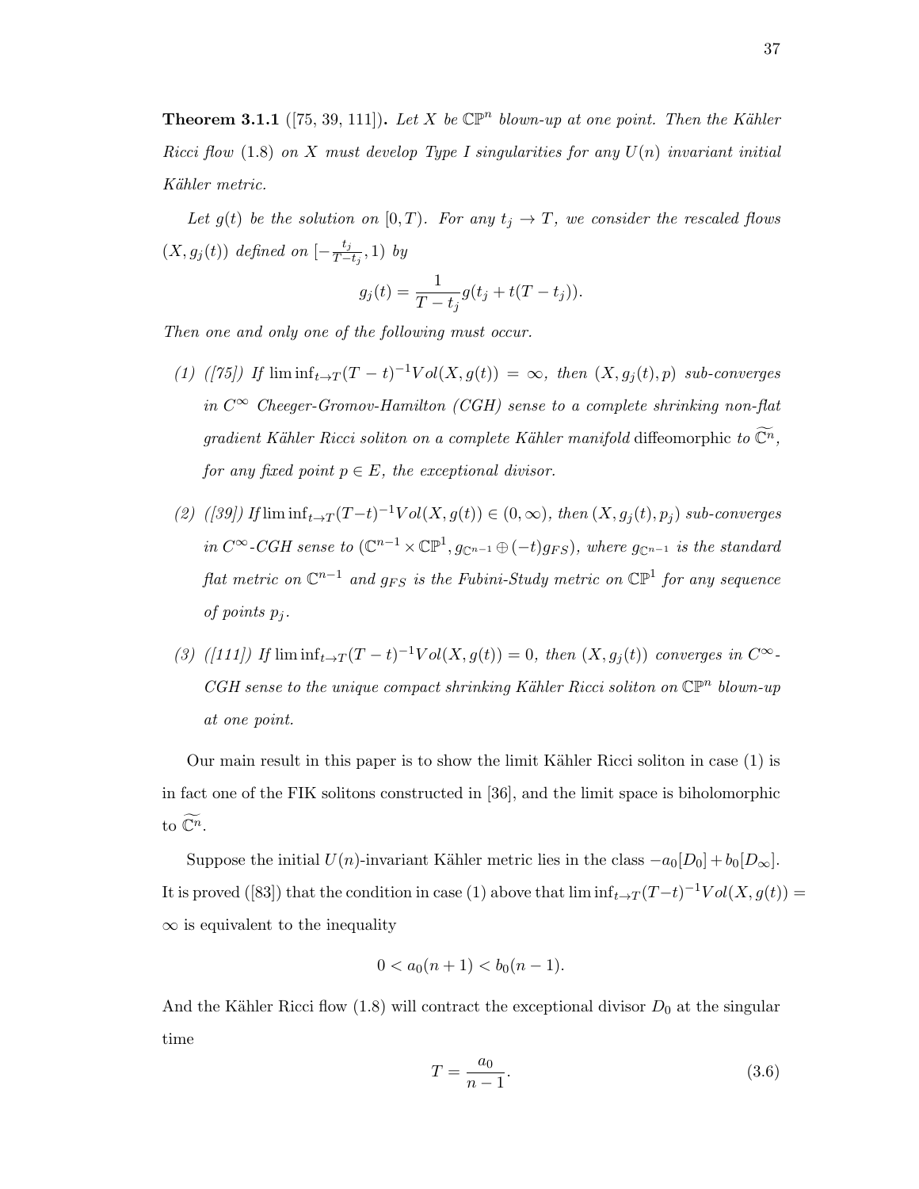**Theorem 3.1.1** ([75, 39, 111])**.** *Let $X$ be $\mathbb{CP}^n$ blown-up at one point. Then the Kähler Ricci flow (1.8) on $X$ must develop Type I singularities for any $U(n)$ invariant initial Kähler metric.*

*Let $g(t)$ be the solution on $[0, T)$. For any $t_j \to T$, we consider the rescaled flows $(X, g_j(t))$ defined on $[-\frac{t_j}{T-t_j}, 1)$ by*

$$g_j(t) = \frac{1}{T - t_j} g(t_j + t(T - t_j)).$$

*Then one and only one of the following must occur.*

*(1) ([75]) If $\liminf_{t\to T}(T-t)^{-1}Vol(X, g(t)) = \infty$, then $(X, g_j(t), p)$ sub-converges in $C^\infty$ Cheeger-Gromov-Hamilton (CGH) sense to a complete shrinking non-flat gradient Kähler Ricci soliton on a complete Kähler manifold* diffeomorphic *to $\widetilde{\mathbb{C}^n}$, for any fixed point $p \in E$, the exceptional divisor.*

*(2) ([39]) If $\liminf_{t\to T}(T-t)^{-1}Vol(X, g(t)) \in (0, \infty)$, then $(X, g_j(t), p_j)$ sub-converges in $C^\infty$-CGH sense to $(\mathbb{C}^{n-1} \times \mathbb{CP}^1, g_{\mathbb{C}^{n-1}} \oplus (-t)g_{FS})$, where $g_{\mathbb{C}^{n-1}}$ is the standard flat metric on $\mathbb{C}^{n-1}$ and $g_{FS}$ is the Fubini-Study metric on $\mathbb{CP}^1$ for any sequence of points $p_j$.*

*(3) ([111]) If $\liminf_{t\to T}(T-t)^{-1}Vol(X, g(t)) = 0$, then $(X, g_j(t))$ converges in $C^\infty$-CGH sense to the unique compact shrinking Kähler Ricci soliton on $\mathbb{CP}^n$ blown-up at one point.*

Our main result in this paper is to show the limit Kähler Ricci soliton in case (1) is in fact one of the FIK solitons constructed in [36], and the limit space is biholomorphic to $\widetilde{\mathbb{C}^n}$.

Suppose the initial $U(n)$-invariant Kähler metric lies in the class $-a_0[D_0] + b_0[D_\infty]$. It is proved ([83]) that the condition in case (1) above that $\liminf_{t\to T}(T-t)^{-1}Vol(X, g(t)) = \infty$ is equivalent to the inequality

$$0 < a_0(n+1) < b_0(n-1).$$

And the Kähler Ricci flow (1.8) will contract the exceptional divisor $D_0$ at the singular time

$$T = \frac{a_0}{n-1}. \tag{3.6}$$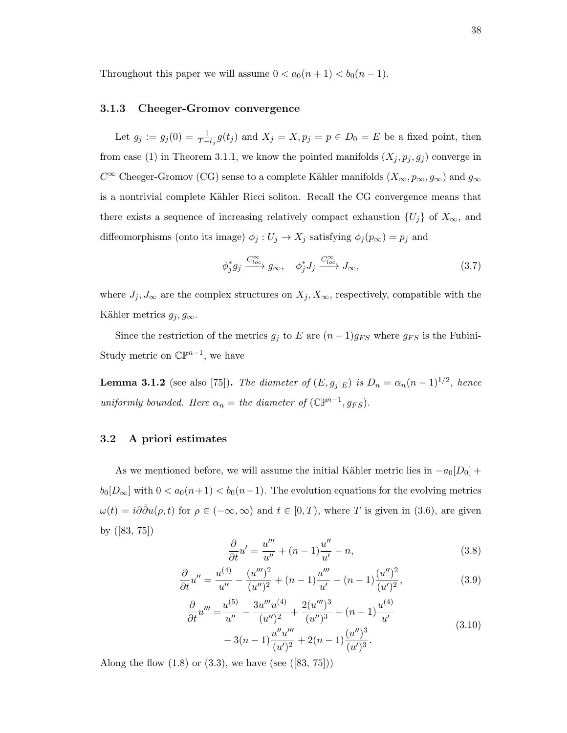Throughout this paper we will assume $0 < a_0(n+1) < b_0(n-1)$.

### 3.1.3 Cheeger-Gromov convergence

Let $g_j := g_j(0) = \frac{1}{T-t_j} g(t_j)$ and $X_j = X, p_j = p \in D_0 = E$ be a fixed point, then from case (1) in Theorem 3.1.1, we know the pointed manifolds $(X_j, p_j, g_j)$ converge in $C^\infty$ Cheeger-Gromov (CG) sense to a complete Kähler manifolds $(X_\infty, p_\infty, g_\infty)$ and $g_\infty$ is a nontrivial complete Kähler Ricci soliton. Recall the CG convergence means that there exists a sequence of increasing relatively compact exhaustion $\{U_j\}$ of $X_\infty$, and diffeomorphisms (onto its image) $\phi_j : U_j \to X_j$ satisfying $\phi_j(p_\infty) = p_j$ and

$$\phi_j^* g_j \xrightarrow{C^\infty_{loc}} g_\infty, \quad \phi_j^* J_j \xrightarrow{C^\infty_{loc}} J_\infty, \tag{3.7}$$

where $J_j, J_\infty$ are the complex structures on $X_j, X_\infty$, respectively, compatible with the Kähler metrics $g_j, g_\infty$.

Since the restriction of the metrics $g_j$ to $E$ are $(n-1)g_{FS}$ where $g_{FS}$ is the Fubini-Study metric on $\mathbb{CP}^{n-1}$, we have

**Lemma 3.1.2** (see also [75])**.** *The diameter of $(E, g_j|_E)$ is $D_n = \alpha_n (n-1)^{1/2}$, hence uniformly bounded. Here $\alpha_n =$ the diameter of $(\mathbb{CP}^{n-1}, g_{FS})$.*

## 3.2 A priori estimates

As we mentioned before, we will assume the initial Kähler metric lies in $-a_0[D_0] + b_0[D_\infty]$ with $0 < a_0(n+1) < b_0(n-1)$. The evolution equations for the evolving metrics $\omega(t) = i\partial\bar{\partial}u(\rho, t)$ for $\rho \in (-\infty, \infty)$ and $t \in [0, T)$, where $T$ is given in (3.6), are given by ([83, 75])

$$\frac{\partial}{\partial t} u' = \frac{u'''}{u''} + (n-1)\frac{u''}{u'} - n, \tag{3.8}$$

$$\frac{\partial}{\partial t} u'' = \frac{u^{(4)}}{u''} - \frac{(u''')^2}{(u'')^2} + (n-1)\frac{u'''}{u'} - (n-1)\frac{(u'')^2}{(u')^2}, \tag{3.9}$$

$$\begin{aligned} \frac{\partial}{\partial t} u''' =& \frac{u^{(5)}}{u''} - \frac{3u'''u^{(4)}}{(u'')^2} + \frac{2(u''')^3}{(u'')^3} + (n-1)\frac{u^{(4)}}{u'} \\ & - 3(n-1)\frac{u''u'''}{(u')^2} + 2(n-1)\frac{(u'')^3}{(u')^3}. \end{aligned} \tag{3.10}$$

Along the flow (1.8) or (3.3), we have (see ([83, 75]))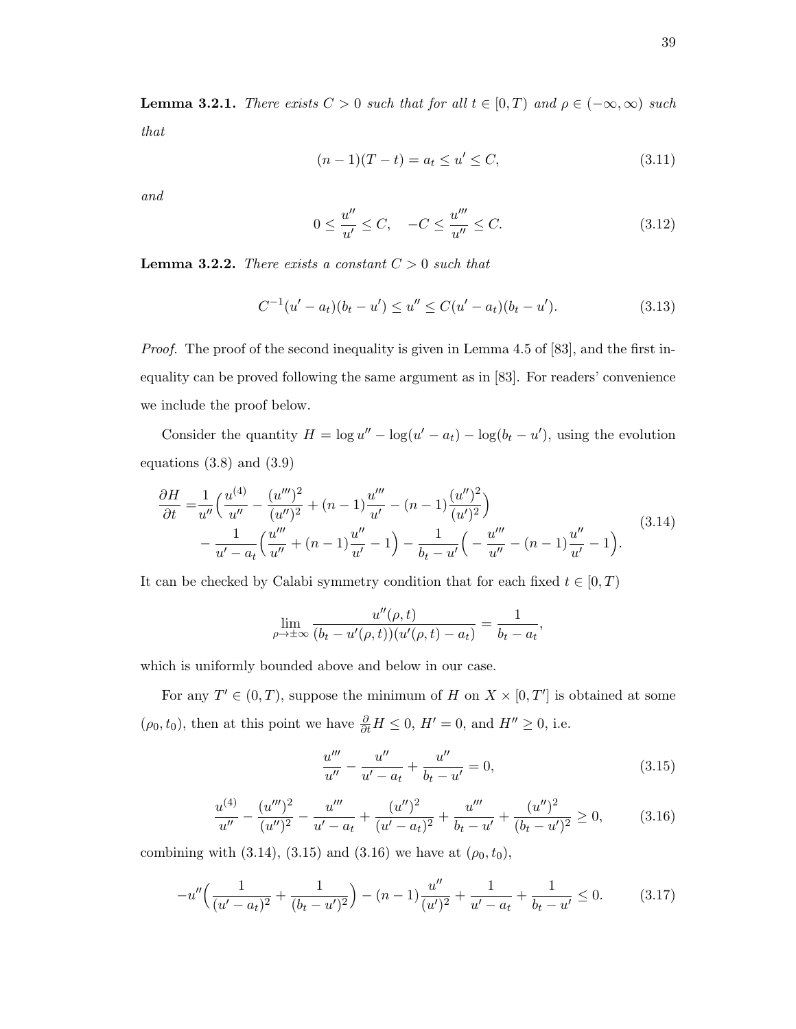**Lemma 3.2.1.** *There exists $C > 0$ such that for all $t \in [0, T)$ and $\rho \in (-\infty, \infty)$ such that*

$$(n-1)(T-t) = a_t \le u' \le C, \tag{3.11}$$

*and*

$$0 \le \frac{u''}{u'} \le C, \quad -C \le \frac{u'''}{u''} \le C. \tag{3.12}$$

**Lemma 3.2.2.** *There exists a constant $C > 0$ such that*

$$C^{-1}(u' - a_t)(b_t - u') \le u'' \le C(u' - a_t)(b_t - u'). \tag{3.13}$$

*Proof.* The proof of the second inequality is given in Lemma 4.5 of [83], and the first inequality can be proved following the same argument as in [83]. For readers' convenience we include the proof below.

Consider the quantity $H = \log u'' - \log(u' - a_t) - \log(b_t - u')$, using the evolution equations (3.8) and (3.9)

$$\begin{aligned} \frac{\partial H}{\partial t} =& \frac{1}{u''}\Big(\frac{u^{(4)}}{u''} - \frac{(u''')^2}{(u'')^2} + (n-1)\frac{u'''}{u'} - (n-1)\frac{(u'')^2}{(u')^2}\Big) \\ &- \frac{1}{u' - a_t}\Big(\frac{u'''}{u''} + (n-1)\frac{u''}{u'} - 1\Big) - \frac{1}{b_t - u'}\Big(-\frac{u'''}{u''} - (n-1)\frac{u''}{u'} - 1\Big). \end{aligned} \tag{3.14}$$

It can be checked by Calabi symmetry condition that for each fixed $t \in [0, T)$

$$\lim_{\rho \to \pm\infty} \frac{u''(\rho, t)}{(b_t - u'(\rho, t))(u'(\rho, t) - a_t)} = \frac{1}{b_t - a_t},$$

which is uniformly bounded above and below in our case.

For any $T' \in (0, T)$, suppose the minimum of $H$ on $X \times [0, T']$ is obtained at some $(\rho_0, t_0)$, then at this point we have $\frac{\partial}{\partial t} H \le 0$, $H' = 0$, and $H'' \ge 0$, i.e.

$$\frac{u'''}{u''} - \frac{u''}{u' - a_t} + \frac{u''}{b_t - u'} = 0, \tag{3.15}$$

$$\frac{u^{(4)}}{u''} - \frac{(u''')^2}{(u'')^2} - \frac{u'''}{u' - a_t} + \frac{(u'')^2}{(u' - a_t)^2} + \frac{u'''}{b_t - u'} + \frac{(u'')^2}{(b_t - u')^2} \ge 0, \tag{3.16}$$

combining with (3.14), (3.15) and (3.16) we have at $(\rho_0, t_0)$,

$$-u''\Big(\frac{1}{(u' - a_t)^2} + \frac{1}{(b_t - u')^2}\Big) - (n-1)\frac{u''}{(u')^2} + \frac{1}{u' - a_t} + \frac{1}{b_t - u'} \le 0. \tag{3.17}$$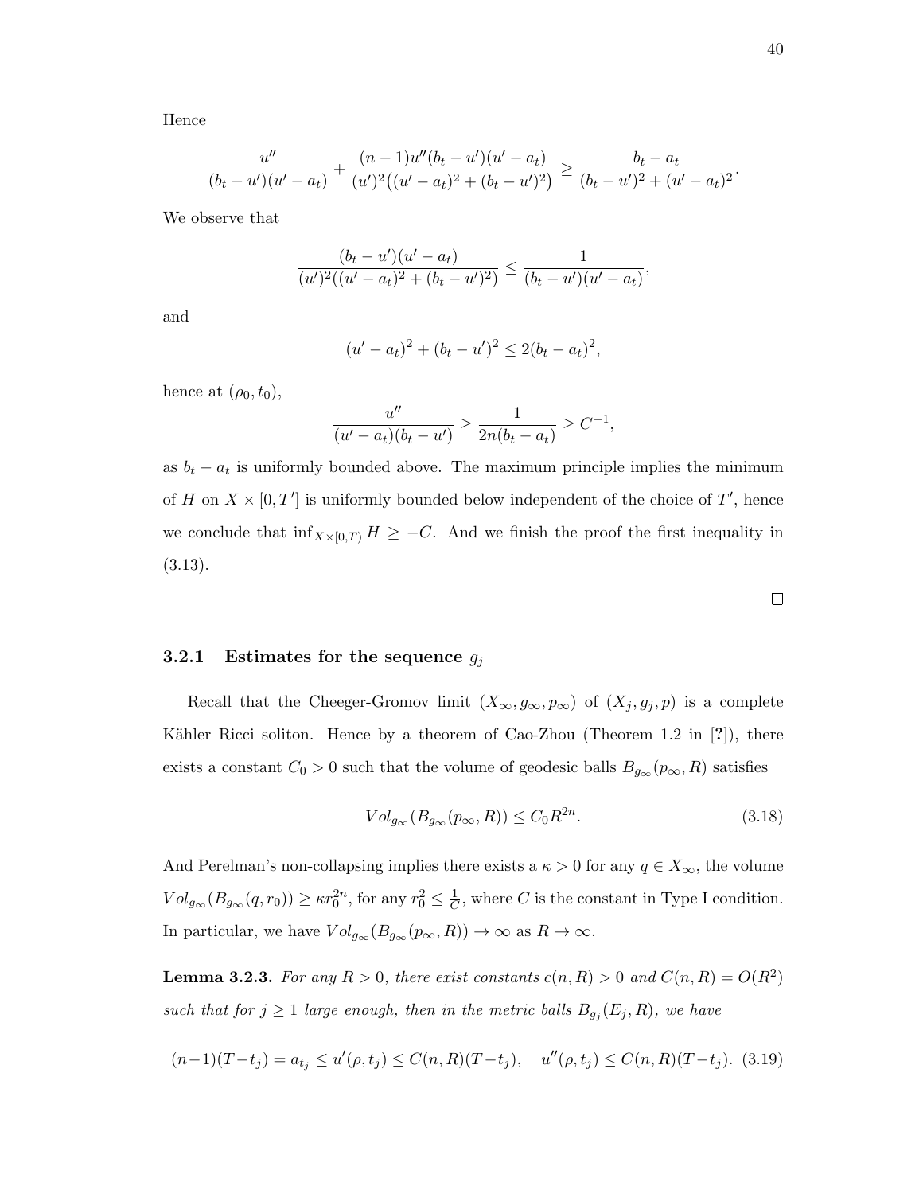Hence

$$\frac{u''}{(b_t - u')(u' - a_t)} + \frac{(n-1)u''(b_t - u')(u' - a_t)}{(u')^2\big((u' - a_t)^2 + (b_t - u')^2\big)} \geq \frac{b_t - a_t}{(b_t - u')^2 + (u' - a_t)^2}.$$

We observe that

$$\frac{(b_t - u')(u' - a_t)}{(u')^2((u' - a_t)^2 + (b_t - u')^2)} \leq \frac{1}{(b_t - u')(u' - a_t)},$$

and

$$(u' - a_t)^2 + (b_t - u')^2 \leq 2(b_t - a_t)^2,$$

hence at $(\rho_0, t_0)$,

$$\frac{u''}{(u' - a_t)(b_t - u')} \geq \frac{1}{2n(b_t - a_t)} \geq C^{-1},$$

as $b_t - a_t$ is uniformly bounded above. The maximum principle implies the minimum of $H$ on $X \times [0, T']$ is uniformly bounded below independent of the choice of $T'$, hence we conclude that $\inf_{X \times [0,T)} H \geq -C$. And we finish the proof the first inequality in (3.13).

□

### 3.2.1 Estimates for the sequence $g_j$

Recall that the Cheeger-Gromov limit $(X_\infty, g_\infty, p_\infty)$ of $(X_j, g_j, p)$ is a complete Kähler Ricci soliton. Hence by a theorem of Cao-Zhou (Theorem 1.2 in [?]), there exists a constant $C_0 > 0$ such that the volume of geodesic balls $B_{g_\infty}(p_\infty, R)$ satisfies

$$Vol_{g_\infty}(B_{g_\infty}(p_\infty, R)) \leq C_0 R^{2n}. \tag{3.18}$$

And Perelman's non-collapsing implies there exists a $\kappa > 0$ for any $q \in X_\infty$, the volume $Vol_{g_\infty}(B_{g_\infty}(q, r_0)) \geq \kappa r_0^{2n}$, for any $r_0^2 \leq \frac{1}{C}$, where $C$ is the constant in Type I condition. In particular, we have $Vol_{g_\infty}(B_{g_\infty}(p_\infty, R)) \to \infty$ as $R \to \infty$.

**Lemma 3.2.3.** *For any $R > 0$, there exist constants $c(n, R) > 0$ and $C(n, R) = O(R^2)$ such that for $j \geq 1$ large enough, then in the metric balls $B_{g_j}(E_j, R)$, we have*

$$(n-1)(T - t_j) = a_{t_j} \leq u'(\rho, t_j) \leq C(n, R)(T - t_j), \quad u''(\rho, t_j) \leq C(n, R)(T - t_j). \tag{3.19}$$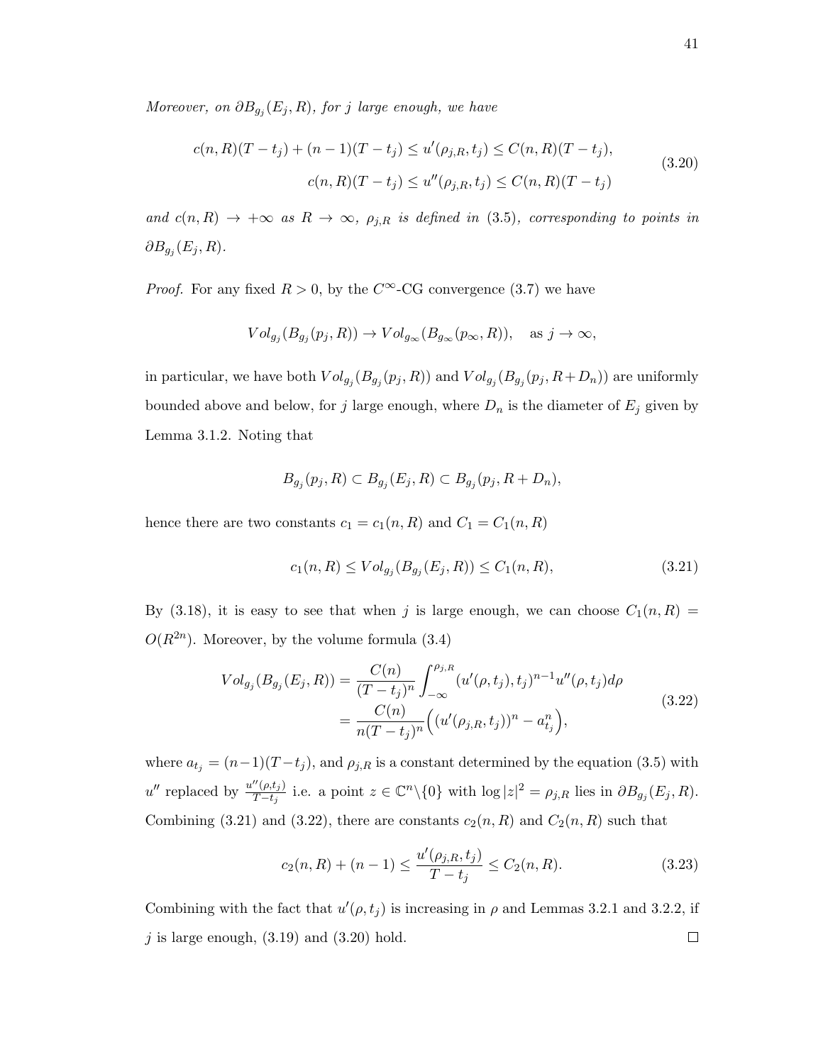*Moreover, on $\partial B_{g_j}(E_j, R)$, for $j$ large enough, we have*

$$
\begin{aligned}
c(n,R)(T-t_j) + (n-1)(T-t_j) \le u'(\rho_{j,R}, t_j) \le C(n,R)(T-t_j), \\
c(n,R)(T-t_j) \le u''(\rho_{j,R}, t_j) \le C(n,R)(T-t_j)
\end{aligned}
\tag{3.20}
$$

*and $c(n,R) \to +\infty$ as $R \to \infty$, $\rho_{j,R}$ is defined in* (3.5)*, corresponding to points in $\partial B_{g_j}(E_j, R)$.*

*Proof.* For any fixed $R > 0$, by the $C^\infty$-CG convergence (3.7) we have

$$
Vol_{g_j}(B_{g_j}(p_j, R)) \to Vol_{g_\infty}(B_{g_\infty}(p_\infty, R)), \quad \text{as } j \to \infty,
$$

in particular, we have both $Vol_{g_j}(B_{g_j}(p_j, R))$ and $Vol_{g_j}(B_{g_j}(p_j, R+D_n))$ are uniformly bounded above and below, for $j$ large enough, where $D_n$ is the diameter of $E_j$ given by Lemma 3.1.2. Noting that

$$
B_{g_j}(p_j, R) \subset B_{g_j}(E_j, R) \subset B_{g_j}(p_j, R + D_n),
$$

hence there are two constants $c_1 = c_1(n,R)$ and $C_1 = C_1(n,R)$

$$
c_1(n,R) \le Vol_{g_j}(B_{g_j}(E_j, R)) \le C_1(n,R),
\tag{3.21}
$$

By (3.18), it is easy to see that when $j$ is large enough, we can choose $C_1(n,R) = O(R^{2n})$. Moreover, by the volume formula (3.4)

$$
\begin{aligned}
Vol_{g_j}(B_{g_j}(E_j, R)) &= \frac{C(n)}{(T-t_j)^n} \int_{-\infty}^{\rho_{j,R}} (u'(\rho, t_j), t_j)^{n-1} u''(\rho, t_j) d\rho \\
&= \frac{C(n)}{n(T-t_j)^n} \Big( (u'(\rho_{j,R}, t_j))^n - a_{t_j}^n \Big),
\end{aligned}
\tag{3.22}
$$

where $a_{t_j} = (n-1)(T-t_j)$, and $\rho_{j,R}$ is a constant determined by the equation (3.5) with $u''$ replaced by $\frac{u''(\rho,t_j)}{T-t_j}$ i.e. a point $z \in \mathbb{C}^n \backslash \{0\}$ with $\log |z|^2 = \rho_{j,R}$ lies in $\partial B_{g_j}(E_j, R)$. Combining (3.21) and (3.22), there are constants $c_2(n,R)$ and $C_2(n,R)$ such that

$$
c_2(n,R) + (n-1) \le \frac{u'(\rho_{j,R}, t_j)}{T-t_j} \le C_2(n,R).
\tag{3.23}
$$

Combining with the fact that $u'(\rho, t_j)$ is increasing in $\rho$ and Lemmas 3.2.1 and 3.2.2, if $j$ is large enough, (3.19) and (3.20) hold. $\square$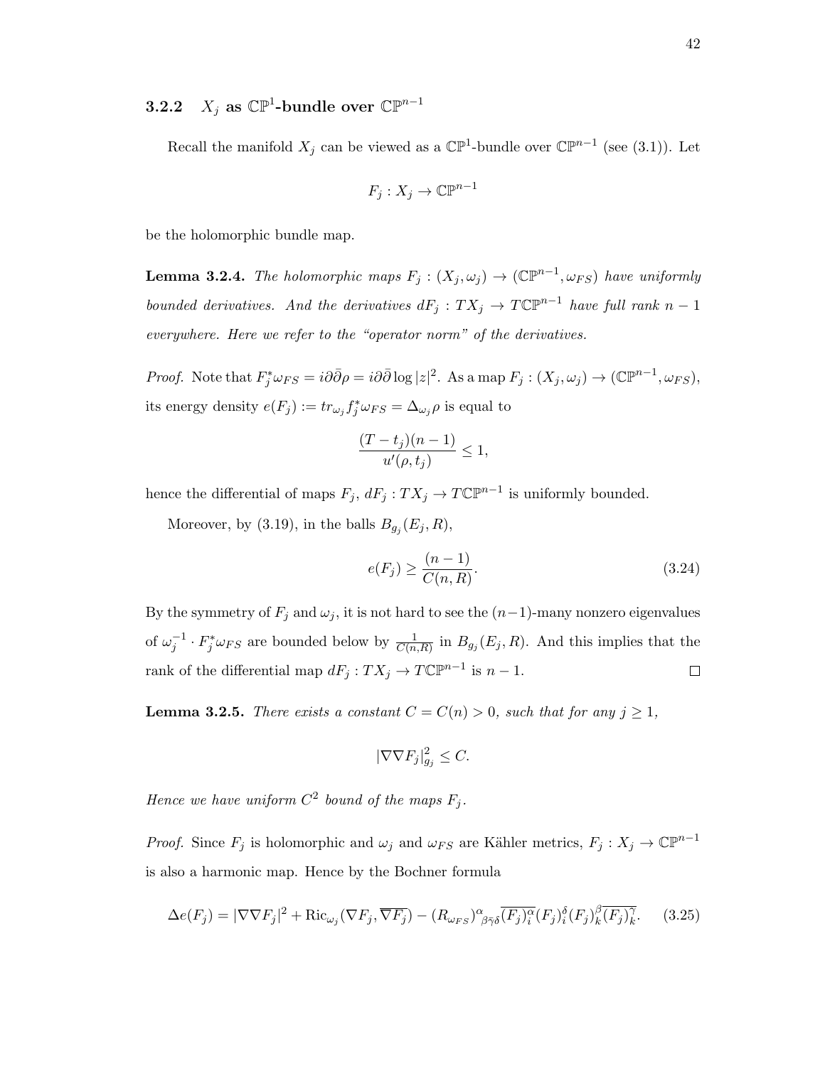### 3.2.2 $X_j$ as $\mathbb{CP}^1$-bundle over $\mathbb{CP}^{n-1}$

Recall the manifold $X_j$ can be viewed as a $\mathbb{CP}^1$-bundle over $\mathbb{CP}^{n-1}$ (see (3.1)). Let

$$F_j : X_j \to \mathbb{CP}^{n-1}$$

be the holomorphic bundle map.

**Lemma 3.2.4.** *The holomorphic maps $F_j : (X_j, \omega_j) \to (\mathbb{CP}^{n-1}, \omega_{FS})$ have uniformly bounded derivatives. And the derivatives $dF_j : TX_j \to T\mathbb{CP}^{n-1}$ have full rank $n-1$ everywhere. Here we refer to the "operator norm" of the derivatives.*

*Proof.* Note that $F_j^*\omega_{FS} = i\partial\bar{\partial}\rho = i\partial\bar{\partial}\log|z|^2$. As a map $F_j : (X_j, \omega_j) \to (\mathbb{CP}^{n-1}, \omega_{FS})$, its energy density $e(F_j) := tr_{\omega_j} f_j^*\omega_{FS} = \Delta_{\omega_j}\rho$ is equal to

$$\frac{(T-t_j)(n-1)}{u'(\rho, t_j)} \leq 1,$$

hence the differential of maps $F_j$, $dF_j : TX_j \to T\mathbb{CP}^{n-1}$ is uniformly bounded.

Moreover, by (3.19), in the balls $B_{g_j}(E_j, R)$,

$$e(F_j) \geq \frac{(n-1)}{C(n,R)}. \tag{3.24}$$

By the symmetry of $F_j$ and $\omega_j$, it is not hard to see the $(n-1)$-many nonzero eigenvalues of $\omega_j^{-1} \cdot F_j^*\omega_{FS}$ are bounded below by $\frac{1}{C(n,R)}$ in $B_{g_j}(E_j, R)$. And this implies that the rank of the differential map $dF_j : TX_j \to T\mathbb{CP}^{n-1}$ is $n-1$. $\square$

**Lemma 3.2.5.** *There exists a constant $C = C(n) > 0$, such that for any $j \geq 1$,*

$$|\nabla\nabla F_j|^2_{g_j} \leq C.$$

*Hence we have uniform $C^2$ bound of the maps $F_j$.*

*Proof.* Since $F_j$ is holomorphic and $\omega_j$ and $\omega_{FS}$ are Kähler metrics, $F_j : X_j \to \mathbb{CP}^{n-1}$ is also a harmonic map. Hence by the Bochner formula

$$\Delta e(F_j) = |\nabla\nabla F_j|^2 + \mathrm{Ric}_{\omega_j}(\nabla F_j, \overline{\nabla F_j}) - (R_{\omega_{FS}})^{\alpha}_{\beta\bar{\gamma}\delta}\overline{(F_j)^{\alpha}_{i}}(F_j)^{\delta}_{i}(F_j)^{\beta}_{k}\overline{(F_j)^{\gamma}_{k}}. \tag{3.25}$$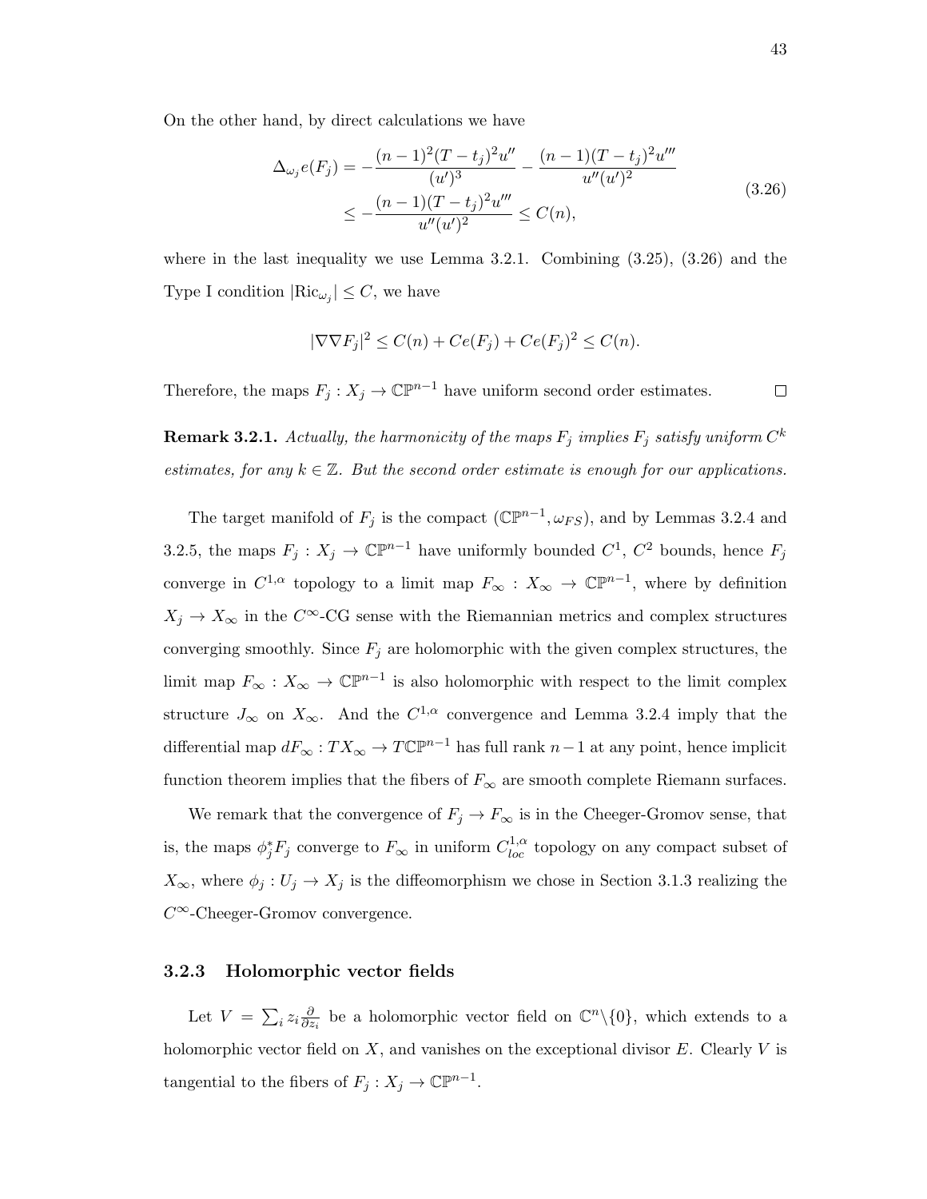On the other hand, by direct calculations we have

$$
\begin{aligned}
\Delta_{\omega_j} e(F_j) &= -\frac{(n-1)^2(T-t_j)^2 u''}{(u')^3} - \frac{(n-1)(T-t_j)^2 u'''}{u''(u')^2} \\
&\leq -\frac{(n-1)(T-t_j)^2 u'''}{u''(u')^2} \leq C(n),
\end{aligned}
\tag{3.26}
$$

where in the last inequality we use Lemma 3.2.1. Combining (3.25), (3.26) and the Type I condition $|\mathrm{Ric}_{\omega_j}| \leq C$, we have

$$
|\nabla\nabla F_j|^2 \leq C(n) + Ce(F_j) + Ce(F_j)^2 \leq C(n).
$$

Therefore, the maps $F_j : X_j \to \mathbb{CP}^{n-1}$ have uniform second order estimates. $\square$

**Remark 3.2.1.** *Actually, the harmonicity of the maps $F_j$ implies $F_j$ satisfy uniform $C^k$ estimates, for any $k \in \mathbb{Z}$. But the second order estimate is enough for our applications.*

The target manifold of $F_j$ is the compact $(\mathbb{CP}^{n-1}, \omega_{FS})$, and by Lemmas 3.2.4 and 3.2.5, the maps $F_j : X_j \to \mathbb{CP}^{n-1}$ have uniformly bounded $C^1$, $C^2$ bounds, hence $F_j$ converge in $C^{1,\alpha}$ topology to a limit map $F_\infty : X_\infty \to \mathbb{CP}^{n-1}$, where by definition $X_j \to X_\infty$ in the $C^\infty$-CG sense with the Riemannian metrics and complex structures converging smoothly. Since $F_j$ are holomorphic with the given complex structures, the limit map $F_\infty : X_\infty \to \mathbb{CP}^{n-1}$ is also holomorphic with respect to the limit complex structure $J_\infty$ on $X_\infty$. And the $C^{1,\alpha}$ convergence and Lemma 3.2.4 imply that the differential map $dF_\infty : TX_\infty \to T\mathbb{CP}^{n-1}$ has full rank $n-1$ at any point, hence implicit function theorem implies that the fibers of $F_\infty$ are smooth complete Riemann surfaces.

We remark that the convergence of $F_j \to F_\infty$ is in the Cheeger-Gromov sense, that is, the maps $\phi_j^* F_j$ converge to $F_\infty$ in uniform $C^{1,\alpha}_{loc}$ topology on any compact subset of $X_\infty$, where $\phi_j : U_j \to X_j$ is the diffeomorphism we chose in Section 3.1.3 realizing the $C^\infty$-Cheeger-Gromov convergence.

### 3.2.3 Holomorphic vector fields

Let $V = \sum_i z_i \frac{\partial}{\partial z_i}$ be a holomorphic vector field on $\mathbb{C}^n \backslash \{0\}$, which extends to a holomorphic vector field on $X$, and vanishes on the exceptional divisor $E$. Clearly $V$ is tangential to the fibers of $F_j : X_j \to \mathbb{CP}^{n-1}$.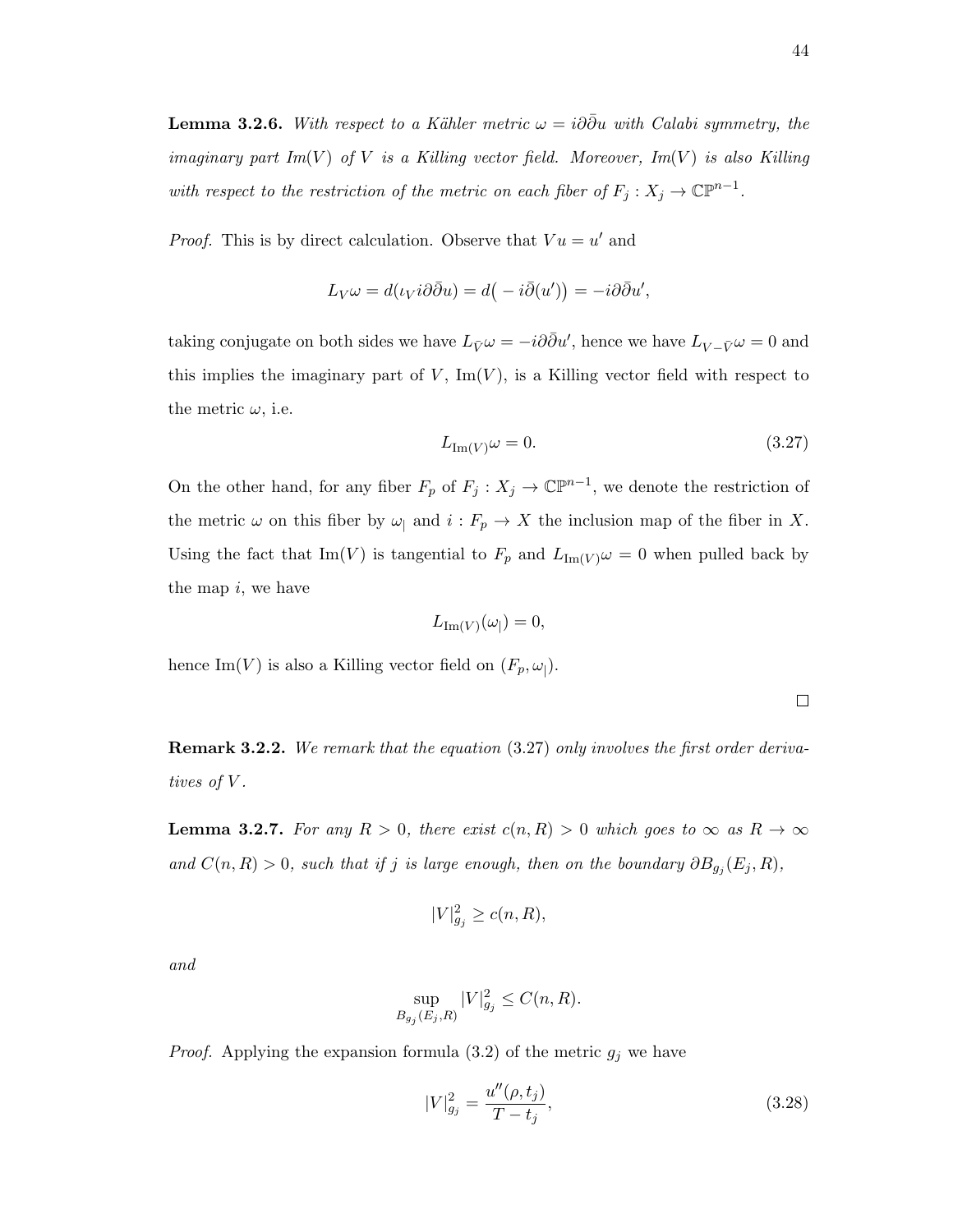**Lemma 3.2.6.** *With respect to a Kähler metric $\omega = i\partial\bar{\partial}u$ with Calabi symmetry, the imaginary part $Im(V)$ of $V$ is a Killing vector field. Moreover, $Im(V)$ is also Killing with respect to the restriction of the metric on each fiber of $F_j : X_j \to \mathbb{CP}^{n-1}$.*

*Proof.* This is by direct calculation. Observe that $Vu = u'$ and

$$L_V\omega = d(\iota_V i\partial\bar{\partial}u) = d\big(-i\bar{\partial}(u')\big) = -i\partial\bar{\partial}u',$$

taking conjugate on both sides we have $L_{\bar{V}}\omega = -i\partial\bar{\partial}u'$, hence we have $L_{V-\bar{V}}\omega = 0$ and this implies the imaginary part of $V$, $\text{Im}(V)$, is a Killing vector field with respect to the metric $\omega$, i.e.

$$L_{\text{Im}(V)}\omega = 0. \tag{3.27}$$

On the other hand, for any fiber $F_p$ of $F_j : X_j \to \mathbb{CP}^{n-1}$, we denote the restriction of the metric $\omega$ on this fiber by $\omega_|$ and $i : F_p \to X$ the inclusion map of the fiber in $X$. Using the fact that $\text{Im}(V)$ is tangential to $F_p$ and $L_{\text{Im}(V)}\omega = 0$ when pulled back by the map $i$, we have

$$L_{\text{Im}(V)}(\omega_|) = 0,$$

hence $\text{Im}(V)$ is also a Killing vector field on $(F_p, \omega_|)$.

□

**Remark 3.2.2.** *We remark that the equation* (3.27) *only involves the first order derivatives of $V$.*

**Lemma 3.2.7.** *For any $R > 0$, there exist $c(n, R) > 0$ which goes to $\infty$ as $R \to \infty$ and $C(n, R) > 0$, such that if $j$ is large enough, then on the boundary $\partial B_{g_j}(E_j, R)$,*

$$|V|^2_{g_j} \geq c(n, R),$$

*and*

$$\sup_{B_{g_j}(E_j,R)} |V|^2_{g_j} \leq C(n, R).$$

*Proof.* Applying the expansion formula (3.2) of the metric $g_j$ we have

$$|V|^2_{g_j} = \frac{u''(\rho, t_j)}{T - t_j}, \tag{3.28}$$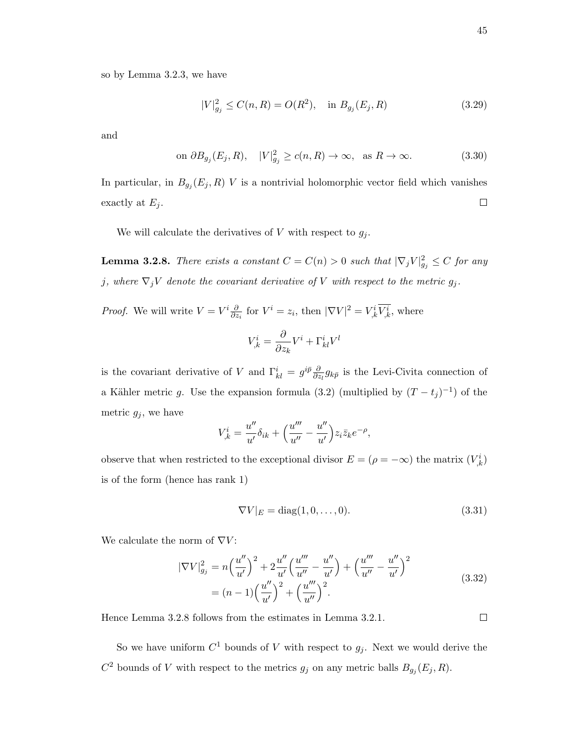so by Lemma 3.2.3, we have

$$|V|^2_{g_j} \leq C(n, R) = O(R^2), \quad \text{in } B_{g_j}(E_j, R) \tag{3.29}$$

and

$$\text{on } \partial B_{g_j}(E_j, R), \quad |V|^2_{g_j} \geq c(n, R) \to \infty, \ \ \text{as } R \to \infty. \tag{3.30}$$

In particular, in $B_{g_j}(E_j, R)$ $V$ is a nontrivial holomorphic vector field which vanishes exactly at $E_j$. $\square$

We will calculate the derivatives of $V$ with respect to $g_j$.

**Lemma 3.2.8.** *There exists a constant $C = C(n) > 0$ such that $|\nabla_j V|^2_{g_j} \leq C$ for any $j$, where $\nabla_j V$ denote the covariant derivative of $V$ with respect to the metric $g_j$.*

*Proof.* We will write $V = V^i \frac{\partial}{\partial z_i}$ for $V^i = z_i$, then $|\nabla V|^2 = V^i_{,k}\overline{V^i_{,k}}$, where

$$V^i_{,k} = \frac{\partial}{\partial z_k} V^i + \Gamma^i_{kl} V^l$$

is the covariant derivative of $V$ and $\Gamma^i_{kl} = g^{i\bar{p}} \frac{\partial}{\partial z_l} g_{k\bar{p}}$ is the Levi-Civita connection of a Kähler metric $g$. Use the expansion formula (3.2) (multiplied by $(T - t_j)^{-1}$) of the metric $g_j$, we have

$$V^i_{,k} = \frac{u''}{u'}\delta_{ik} + \Big(\frac{u'''}{u''} - \frac{u''}{u'}\Big) z_i \bar{z}_k e^{-\rho},$$

observe that when restricted to the exceptional divisor $E = (\rho = -\infty)$ the matrix $(V^i_{,k})$ is of the form (hence has rank 1)

$$\nabla V|_E = \text{diag}(1, 0, \ldots, 0). \tag{3.31}$$

We calculate the norm of $\nabla V$:

$$\begin{aligned}|\nabla V|^2_{g_j} &= n\Big(\frac{u''}{u'}\Big)^2 + 2\frac{u''}{u'}\Big(\frac{u'''}{u''} - \frac{u''}{u'}\Big) + \Big(\frac{u'''}{u''} - \frac{u''}{u'}\Big)^2 \\ &= (n-1)\Big(\frac{u''}{u'}\Big)^2 + \Big(\frac{u'''}{u''}\Big)^2.\end{aligned} \tag{3.32}$$

Hence Lemma 3.2.8 follows from the estimates in Lemma 3.2.1. $\square$

So we have uniform $C^1$ bounds of $V$ with respect to $g_j$. Next we would derive the $C^2$ bounds of $V$ with respect to the metrics $g_j$ on any metric balls $B_{g_j}(E_j, R)$.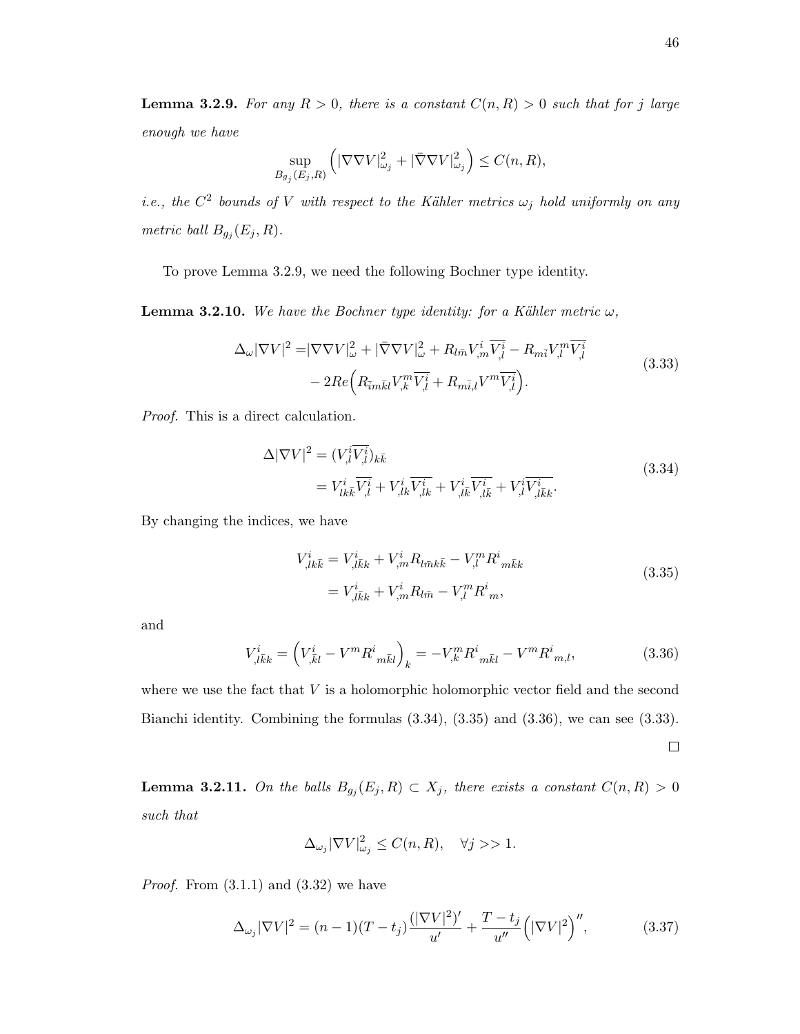**Lemma 3.2.9.** *For any $R > 0$, there is a constant $C(n, R) > 0$ such that for $j$ large enough we have*

$$\sup_{B_{g_j}(E_j,R)} \Big( |\nabla\nabla V|^2_{\omega_j} + |\bar{\nabla}\nabla V|^2_{\omega_j} \Big) \leq C(n, R),$$

*i.e., the $C^2$ bounds of $V$ with respect to the Kähler metrics $\omega_j$ hold uniformly on any metric ball $B_{g_j}(E_j, R)$.*

To prove Lemma 3.2.9, we need the following Bochner type identity.

**Lemma 3.2.10.** *We have the Bochner type identity: for a Kähler metric $\omega$,*

$$\begin{aligned}
\Delta_\omega |\nabla V|^2 =& |\nabla\nabla V|^2_\omega + |\bar{\nabla}\nabla V|^2_\omega + R_{l\bar{m}} V^i_{,m} \overline{V^i_{,l}} - R_{m\bar{i}} V^m_{,l} \overline{V^i_{,l}} \\
& - 2Re\Big( R_{\bar{i}m\bar{k}l} V^m_{,k} \overline{V^i_{,l}} + R_{m\bar{i},l} V^m \overline{V^i_{,l}} \Big).
\end{aligned} \tag{3.33}$$

*Proof.* This is a direct calculation.

$$\begin{aligned}
\Delta |\nabla V|^2 &= (V^i_{,l} \overline{V^i_{,l}})_{k\bar{k}} \\
&= V^i_{lk\bar{k}} \overline{V^i_{,l}} + V^i_{,lk} \overline{V^i_{,lk}} + V^i_{,l\bar{k}} \overline{V^i_{,l\bar{k}}} + V^i_{,l} \overline{V^i_{,l\bar{k}k}}.
\end{aligned} \tag{3.34}$$

By changing the indices, we have

$$\begin{aligned}
V^i_{,lk\bar{k}} &= V^i_{,l\bar{k}k} + V^i_{,m} R_{l\bar{m}k\bar{k}} - V^m_{,l} R^i{}_{m\bar{k}k} \\
&= V^i_{,l\bar{k}k} + V^i_{,m} R_{l\bar{m}} - V^m_{,l} R^i{}_m,
\end{aligned} \tag{3.35}$$

and

$$V^i_{,l\bar{k}k} = \Big( V^i_{,\bar{k}l} - V^m R^i{}_{m\bar{k}l} \Big)_k = -V^m_{,k} R^i{}_{m\bar{k}l} - V^m R^i{}_{m,l}, \tag{3.36}$$

where we use the fact that $V$ is a holomorphic holomorphic vector field and the second Bianchi identity. Combining the formulas (3.34), (3.35) and (3.36), we can see (3.33). □

**Lemma 3.2.11.** *On the balls $B_{g_j}(E_j, R) \subset X_j$, there exists a constant $C(n, R) > 0$ such that*

$$\Delta_{\omega_j} |\nabla V|^2_{\omega_j} \leq C(n, R), \quad \forall j >> 1.$$

*Proof.* From (3.1.1) and (3.32) we have

$$\Delta_{\omega_j} |\nabla V|^2 = (n-1)(T - t_j) \frac{(|\nabla V|^2)'}{u'} + \frac{T - t_j}{u''} \Big( |\nabla V|^2 \Big)'', \tag{3.37}$$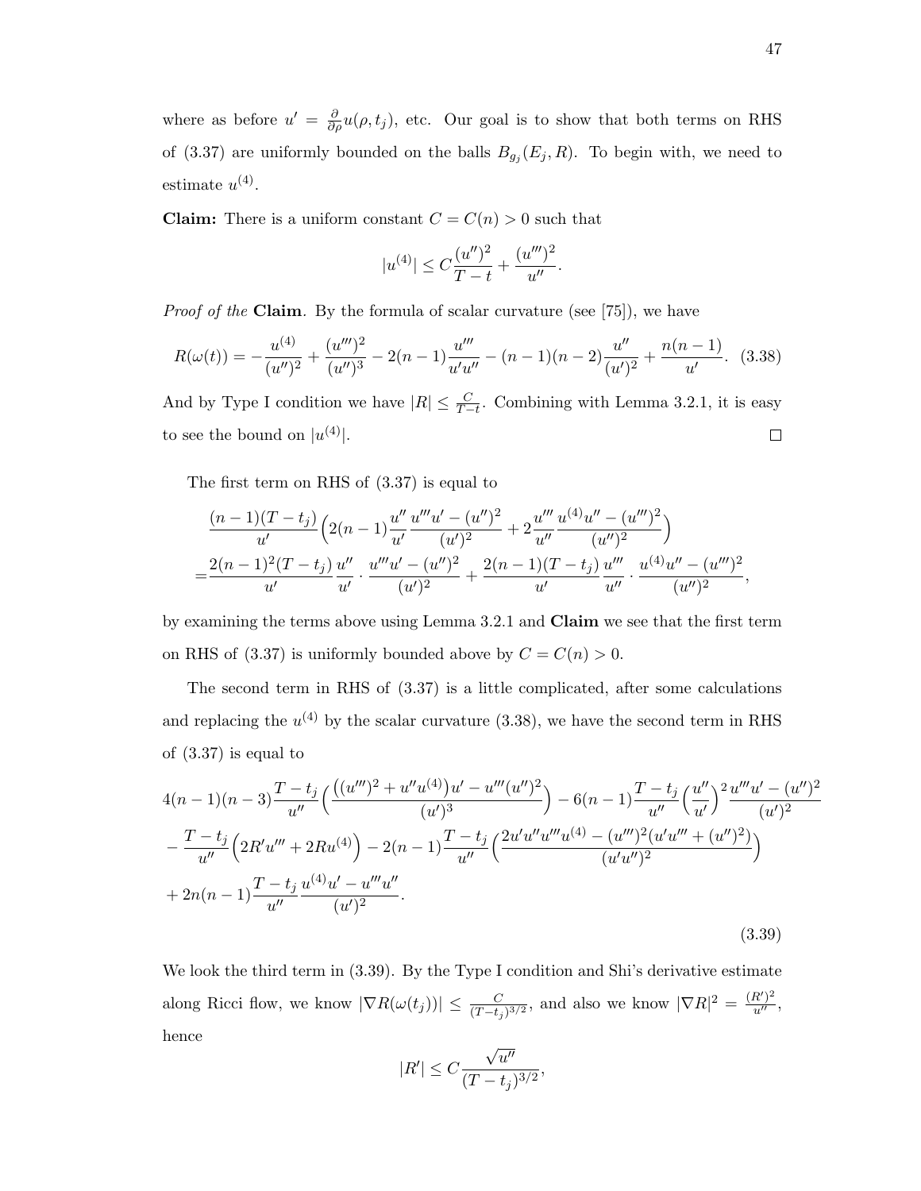where as before $u' = \frac{\partial}{\partial \rho} u(\rho, t_j)$, etc. Our goal is to show that both terms on RHS of (3.37) are uniformly bounded on the balls $B_{g_j}(E_j, R)$. To begin with, we need to estimate $u^{(4)}$.

**Claim:** There is a uniform constant $C = C(n) > 0$ such that

$$|u^{(4)}| \leq C \frac{(u'')^2}{T-t} + \frac{(u''')^2}{u''}.$$

*Proof of the* **Claim**. By the formula of scalar curvature (see [75]), we have

$$R(\omega(t)) = -\frac{u^{(4)}}{(u'')^2} + \frac{(u''')^2}{(u'')^3} - 2(n-1)\frac{u'''}{u'u''} - (n-1)(n-2)\frac{u''}{(u')^2} + \frac{n(n-1)}{u'}. \quad (3.38)$$

And by Type I condition we have $|R| \leq \frac{C}{T-t}$. Combining with Lemma 3.2.1, it is easy to see the bound on $|u^{(4)}|$. $\square$

The first term on RHS of (3.37) is equal to

$$\begin{aligned}
&\frac{(n-1)(T-t_j)}{u'}\Big(2(n-1)\frac{u''}{u'}\frac{u'''u' - (u'')^2}{(u')^2} + 2\frac{u'''}{u''}\frac{u^{(4)}u'' - (u''')^2}{(u'')^2}\Big) \\
=&\frac{2(n-1)^2(T-t_j)}{u'}\frac{u''}{u'} \cdot \frac{u'''u' - (u'')^2}{(u')^2} + \frac{2(n-1)(T-t_j)}{u'}\frac{u'''}{u''} \cdot \frac{u^{(4)}u'' - (u''')^2}{(u'')^2},
\end{aligned}$$

by examining the terms above using Lemma 3.2.1 and **Claim** we see that the first term on RHS of (3.37) is uniformly bounded above by $C = C(n) > 0$.

The second term in RHS of (3.37) is a little complicated, after some calculations and replacing the $u^{(4)}$ by the scalar curvature (3.38), we have the second term in RHS of (3.37) is equal to

$$\begin{aligned}
&4(n-1)(n-3)\frac{T-t_j}{u''}\Big(\frac{\big((u''')^2 + u''u^{(4)}\big)u' - u'''(u'')^2}{(u')^3}\Big) - 6(n-1)\frac{T-t_j}{u''}\Big(\frac{u''}{u'}\Big)^2\frac{u'''u' - (u'')^2}{(u')^2} \\
&- \frac{T-t_j}{u''}\Big(2R'u''' + 2Ru^{(4)}\Big) - 2(n-1)\frac{T-t_j}{u''}\Big(\frac{2u'u''u'''u^{(4)} - (u''')^2(u'u''' + (u'')^2)}{(u'u'')^2}\Big) \\
&+ 2n(n-1)\frac{T-t_j}{u''}\frac{u^{(4)}u' - u'''u''}{(u')^2}.
\end{aligned} \quad (3.39)$$

We look the third term in (3.39). By the Type I condition and Shi's derivative estimate along Ricci flow, we know $|\nabla R(\omega(t_j))| \leq \frac{C}{(T-t_j)^{3/2}}$, and also we know $|\nabla R|^2 = \frac{(R')^2}{u''}$, hence

$$|R'| \leq C\frac{\sqrt{u''}}{(T-t_j)^{3/2}},$$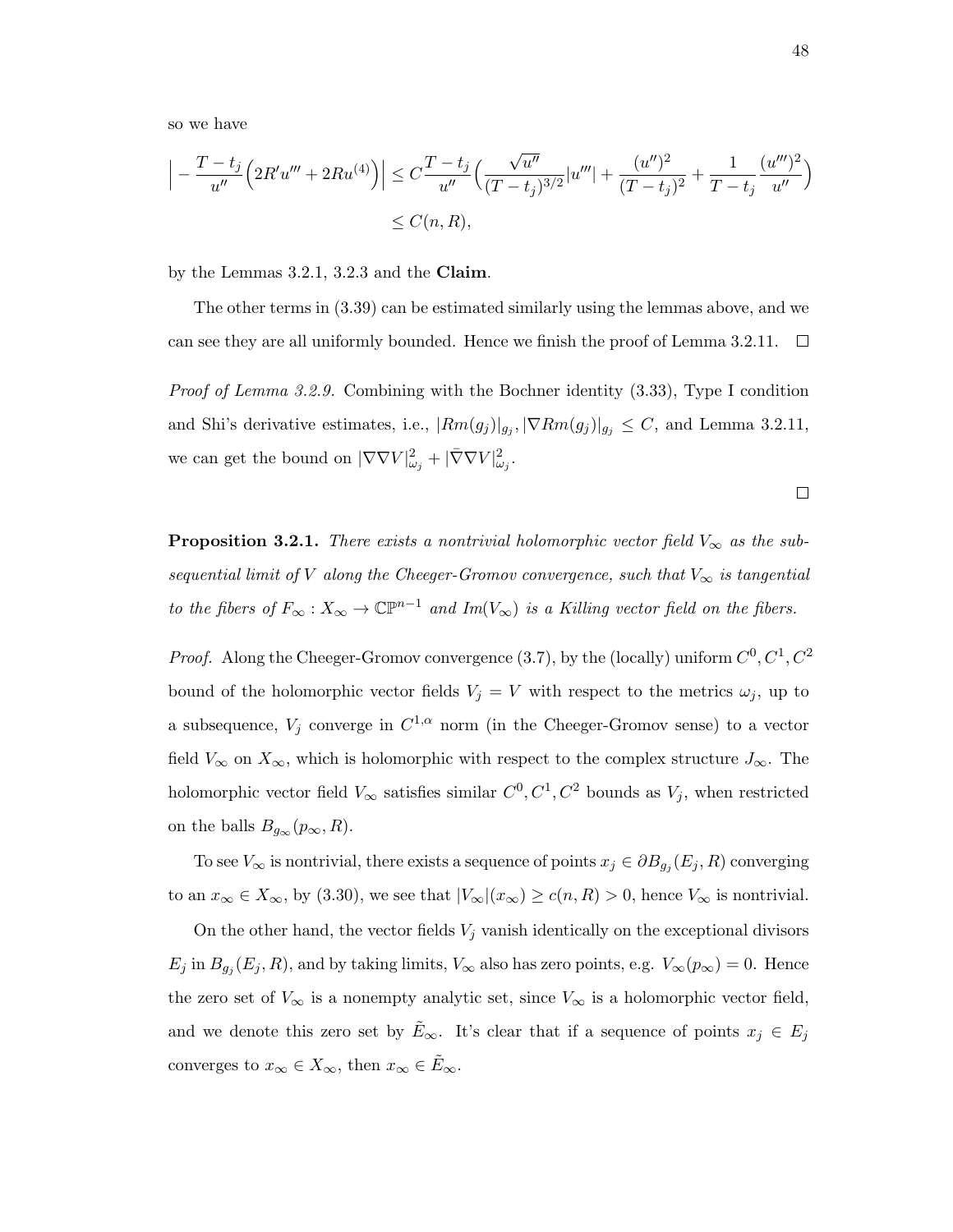so we have

$$\Big| -\frac{T-t_j}{u''}\Big(2R'u''' + 2Ru^{(4)}\Big)\Big| \leq C\frac{T-t_j}{u''}\Big(\frac{\sqrt{u''}}{(T-t_j)^{3/2}}|u'''| + \frac{(u'')^2}{(T-t_j)^2} + \frac{1}{T-t_j}\frac{(u''')^2}{u''}\Big)$$

$$\leq C(n,R),$$

by the Lemmas 3.2.1, 3.2.3 and the **Claim**.

The other terms in (3.39) can be estimated similarly using the lemmas above, and we can see they are all uniformly bounded. Hence we finish the proof of Lemma 3.2.11. □

*Proof of Lemma 3.2.9.* Combining with the Bochner identity (3.33), Type I condition and Shi's derivative estimates, i.e., $|Rm(g_j)|_{g_j}, |\nabla Rm(g_j)|_{g_j} \leq C$, and Lemma 3.2.11, we can get the bound on $|\nabla\nabla V|^2_{\omega_j} + |\bar{\nabla}\nabla V|^2_{\omega_j}$.

□

**Proposition 3.2.1.** *There exists a nontrivial holomorphic vector field $V_\infty$ as the subsequential limit of $V$ along the Cheeger-Gromov convergence, such that $V_\infty$ is tangential to the fibers of $F_\infty : X_\infty \to \mathbb{CP}^{n-1}$ and $Im(V_\infty)$ is a Killing vector field on the fibers.*

*Proof.* Along the Cheeger-Gromov convergence (3.7), by the (locally) uniform $C^0, C^1, C^2$ bound of the holomorphic vector fields $V_j = V$ with respect to the metrics $\omega_j$, up to a subsequence, $V_j$ converge in $C^{1,\alpha}$ norm (in the Cheeger-Gromov sense) to a vector field $V_\infty$ on $X_\infty$, which is holomorphic with respect to the complex structure $J_\infty$. The holomorphic vector field $V_\infty$ satisfies similar $C^0, C^1, C^2$ bounds as $V_j$, when restricted on the balls $B_{g_\infty}(p_\infty, R)$.

To see $V_\infty$ is nontrivial, there exists a sequence of points $x_j \in \partial B_{g_j}(E_j, R)$ converging to an $x_\infty \in X_\infty$, by (3.30), we see that $|V_\infty|(x_\infty) \geq c(n,R) > 0$, hence $V_\infty$ is nontrivial.

On the other hand, the vector fields $V_j$ vanish identically on the exceptional divisors $E_j$ in $B_{g_j}(E_j, R)$, and by taking limits, $V_\infty$ also has zero points, e.g. $V_\infty(p_\infty) = 0$. Hence the zero set of $V_\infty$ is a nonempty analytic set, since $V_\infty$ is a holomorphic vector field, and we denote this zero set by $\tilde{E}_\infty$. It's clear that if a sequence of points $x_j \in E_j$ converges to $x_\infty \in X_\infty$, then $x_\infty \in \tilde{E}_\infty$.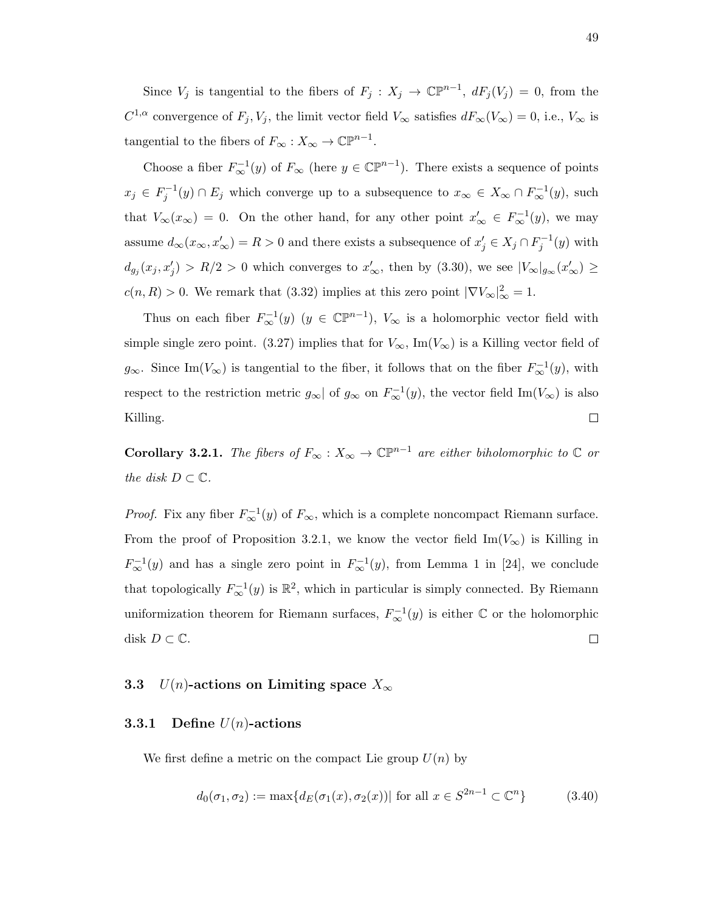Since $V_j$ is tangential to the fibers of $F_j : X_j \to \mathbb{CP}^{n-1}$, $dF_j(V_j) = 0$, from the $C^{1,\alpha}$ convergence of $F_j, V_j$, the limit vector field $V_\infty$ satisfies $dF_\infty(V_\infty) = 0$, i.e., $V_\infty$ is tangential to the fibers of $F_\infty : X_\infty \to \mathbb{CP}^{n-1}$.

Choose a fiber $F_\infty^{-1}(y)$ of $F_\infty$ (here $y \in \mathbb{CP}^{n-1}$). There exists a sequence of points $x_j \in F_j^{-1}(y) \cap E_j$ which converge up to a subsequence to $x_\infty \in X_\infty \cap F_\infty^{-1}(y)$, such that $V_\infty(x_\infty) = 0$. On the other hand, for any other point $x'_\infty \in F_\infty^{-1}(y)$, we may assume $d_\infty(x_\infty, x'_\infty) = R > 0$ and there exists a subsequence of $x'_j \in X_j \cap F_j^{-1}(y)$ with $d_{g_j}(x_j, x'_j) > R/2 > 0$ which converges to $x'_\infty$, then by (3.30), we see $|V_\infty|_{g_\infty}(x'_\infty) \geq c(n, R) > 0$. We remark that (3.32) implies at this zero point $|\nabla V_\infty|^2_\infty = 1$.

Thus on each fiber $F_\infty^{-1}(y)$ ($y \in \mathbb{CP}^{n-1}$), $V_\infty$ is a holomorphic vector field with simple single zero point. (3.27) implies that for $V_\infty$, $\mathrm{Im}(V_\infty)$ is a Killing vector field of $g_\infty$. Since $\mathrm{Im}(V_\infty)$ is tangential to the fiber, it follows that on the fiber $F_\infty^{-1}(y)$, with respect to the restriction metric $g_\infty|$ of $g_\infty$ on $F_\infty^{-1}(y)$, the vector field $\mathrm{Im}(V_\infty)$ is also Killing. $\square$

**Corollary 3.2.1.** *The fibers of $F_\infty : X_\infty \to \mathbb{CP}^{n-1}$ are either biholomorphic to $\mathbb{C}$ or the disk $D \subset \mathbb{C}$.*

*Proof.* Fix any fiber $F_\infty^{-1}(y)$ of $F_\infty$, which is a complete noncompact Riemann surface. From the proof of Proposition 3.2.1, we know the vector field $\mathrm{Im}(V_\infty)$ is Killing in $F_\infty^{-1}(y)$ and has a single zero point in $F_\infty^{-1}(y)$, from Lemma 1 in [24], we conclude that topologically $F_\infty^{-1}(y)$ is $\mathbb{R}^2$, which in particular is simply connected. By Riemann uniformization theorem for Riemann surfaces, $F_\infty^{-1}(y)$ is either $\mathbb{C}$ or the holomorphic disk $D \subset \mathbb{C}$. $\square$

## 3.3 $U(n)$-actions on Limiting space $X_\infty$

### 3.3.1 Define $U(n)$-actions

We first define a metric on the compact Lie group $U(n)$ by

$$d_0(\sigma_1, \sigma_2) := \max\{d_E(\sigma_1(x), \sigma_2(x))| \text{ for all } x \in S^{2n-1} \subset \mathbb{C}^n\} \tag{3.40}$$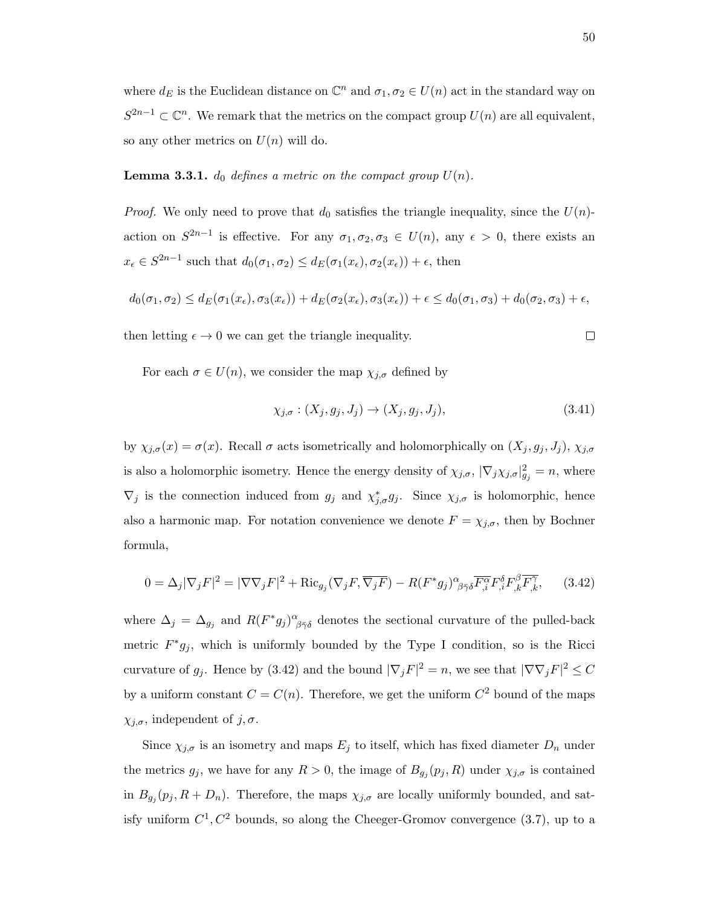where $d_E$ is the Euclidean distance on $\mathbb{C}^n$ and $\sigma_1, \sigma_2 \in U(n)$ act in the standard way on $S^{2n-1} \subset \mathbb{C}^n$. We remark that the metrics on the compact group $U(n)$ are all equivalent, so any other metrics on $U(n)$ will do.

**Lemma 3.3.1.** *$d_0$ defines a metric on the compact group $U(n)$.*

*Proof.* We only need to prove that $d_0$ satisfies the triangle inequality, since the $U(n)$-action on $S^{2n-1}$ is effective. For any $\sigma_1, \sigma_2, \sigma_3 \in U(n)$, any $\epsilon > 0$, there exists an $x_\epsilon \in S^{2n-1}$ such that $d_0(\sigma_1, \sigma_2) \leq d_E(\sigma_1(x_\epsilon), \sigma_2(x_\epsilon)) + \epsilon$, then

$$d_0(\sigma_1, \sigma_2) \leq d_E(\sigma_1(x_\epsilon), \sigma_3(x_\epsilon)) + d_E(\sigma_2(x_\epsilon), \sigma_3(x_\epsilon)) + \epsilon \leq d_0(\sigma_1, \sigma_3) + d_0(\sigma_2, \sigma_3) + \epsilon,$$

then letting $\epsilon \to 0$ we can get the triangle inequality. $\square$

For each $\sigma \in U(n)$, we consider the map $\chi_{j,\sigma}$ defined by

$$\chi_{j,\sigma} : (X_j, g_j, J_j) \to (X_j, g_j, J_j), \tag{3.41}$$

by $\chi_{j,\sigma}(x) = \sigma(x)$. Recall $\sigma$ acts isometrically and holomorphically on $(X_j, g_j, J_j)$, $\chi_{j,\sigma}$ is also a holomorphic isometry. Hence the energy density of $\chi_{j,\sigma}$, $|\nabla_j \chi_{j,\sigma}|^2_{g_j} = n$, where $\nabla_j$ is the connection induced from $g_j$ and $\chi^*_{j,\sigma} g_j$. Since $\chi_{j,\sigma}$ is holomorphic, hence also a harmonic map. For notation convenience we denote $F = \chi_{j,\sigma}$, then by Bochner formula,

$$0 = \Delta_j |\nabla_j F|^2 = |\nabla \nabla_j F|^2 + \mathrm{Ric}_{g_j}(\nabla_j F, \overline{\nabla_j F}) - R(F^* g_j)^\alpha_{\beta\bar{\gamma}\delta} \overline{F^\alpha_{,i}} F^\delta_{,i} F^\beta_{,k} \overline{F^\gamma_{,k}}, \tag{3.42}$$

where $\Delta_j = \Delta_{g_j}$ and $R(F^* g_j)^\alpha_{\beta\bar{\gamma}\delta}$ denotes the sectional curvature of the pulled-back metric $F^* g_j$, which is uniformly bounded by the Type I condition, so is the Ricci curvature of $g_j$. Hence by (3.42) and the bound $|\nabla_j F|^2 = n$, we see that $|\nabla \nabla_j F|^2 \leq C$ by a uniform constant $C = C(n)$. Therefore, we get the uniform $C^2$ bound of the maps $\chi_{j,\sigma}$, independent of $j, \sigma$.

Since $\chi_{j,\sigma}$ is an isometry and maps $E_j$ to itself, which has fixed diameter $D_n$ under the metrics $g_j$, we have for any $R > 0$, the image of $B_{g_j}(p_j, R)$ under $\chi_{j,\sigma}$ is contained in $B_{g_j}(p_j, R + D_n)$. Therefore, the maps $\chi_{j,\sigma}$ are locally uniformly bounded, and satisfy uniform $C^1, C^2$ bounds, so along the Cheeger-Gromov convergence (3.7), up to a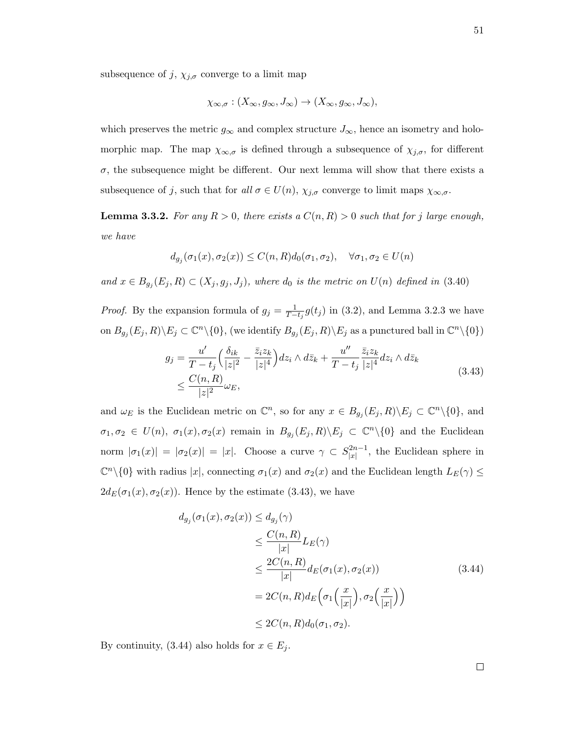subsequence of $j$, $\chi_{j,\sigma}$ converge to a limit map

$$\chi_{\infty,\sigma} : (X_\infty, g_\infty, J_\infty) \to (X_\infty, g_\infty, J_\infty),$$

which preserves the metric $g_\infty$ and complex structure $J_\infty$, hence an isometry and holomorphic map. The map $\chi_{\infty,\sigma}$ is defined through a subsequence of $\chi_{j,\sigma}$, for different $\sigma$, the subsequence might be different. Our next lemma will show that there exists a subsequence of $j$, such that for *all* $\sigma \in U(n)$, $\chi_{j,\sigma}$ converge to limit maps $\chi_{\infty,\sigma}$.

**Lemma 3.3.2.** *For any $R > 0$, there exists a $C(n,R) > 0$ such that for $j$ large enough, we have*

$$d_{g_j}(\sigma_1(x), \sigma_2(x)) \leq C(n,R) d_0(\sigma_1, \sigma_2), \quad \forall \sigma_1, \sigma_2 \in U(n)$$

*and $x \in B_{g_j}(E_j, R) \subset (X_j, g_j, J_j)$, where $d_0$ is the metric on $U(n)$ defined in* (3.40)

*Proof.* By the expansion formula of $g_j = \frac{1}{T-t_j} g(t_j)$ in (3.2), and Lemma 3.2.3 we have on $B_{g_j}(E_j, R) \backslash E_j \subset \mathbb{C}^n \backslash \{0\}$, (we identify $B_{g_j}(E_j, R)\backslash E_j$ as a punctured ball in $\mathbb{C}^n\backslash\{0\}$)

$$\begin{aligned} g_j &= \frac{u'}{T-t_j}\Big(\frac{\delta_{ik}}{|z|^2} - \frac{\bar{z}_i z_k}{|z|^4}\Big) dz_i \wedge d\bar{z}_k + \frac{u''}{T-t_j}\frac{\bar{z}_i z_k}{|z|^4} dz_i \wedge d\bar{z}_k \\ &\leq \frac{C(n,R)}{|z|^2}\omega_E, \end{aligned} \tag{3.43}$$

and $\omega_E$ is the Euclidean metric on $\mathbb{C}^n$, so for any $x \in B_{g_j}(E_j, R)\backslash E_j \subset \mathbb{C}^n\backslash\{0\}$, and $\sigma_1, \sigma_2 \in U(n)$, $\sigma_1(x), \sigma_2(x)$ remain in $B_{g_j}(E_j, R)\backslash E_j \subset \mathbb{C}^n\backslash\{0\}$ and the Euclidean norm $|\sigma_1(x)| = |\sigma_2(x)| = |x|$. Choose a curve $\gamma \subset S^{2n-1}_{|x|}$, the Euclidean sphere in $\mathbb{C}^n\backslash\{0\}$ with radius $|x|$, connecting $\sigma_1(x)$ and $\sigma_2(x)$ and the Euclidean length $L_E(\gamma) \leq 2d_E(\sigma_1(x), \sigma_2(x))$. Hence by the estimate (3.43), we have

$$\begin{aligned} d_{g_j}(\sigma_1(x), \sigma_2(x)) &\leq d_{g_j}(\gamma) \\ &\leq \frac{C(n,R)}{|x|} L_E(\gamma) \\ &\leq \frac{2C(n,R)}{|x|} d_E(\sigma_1(x), \sigma_2(x)) \\ &= 2C(n,R) d_E\Big(\sigma_1\Big(\frac{x}{|x|}\Big), \sigma_2\Big(\frac{x}{|x|}\Big)\Big) \\ &\leq 2C(n,R) d_0(\sigma_1, \sigma_2). \end{aligned} \tag{3.44}$$

By continuity, (3.44) also holds for $x \in E_j$.

∎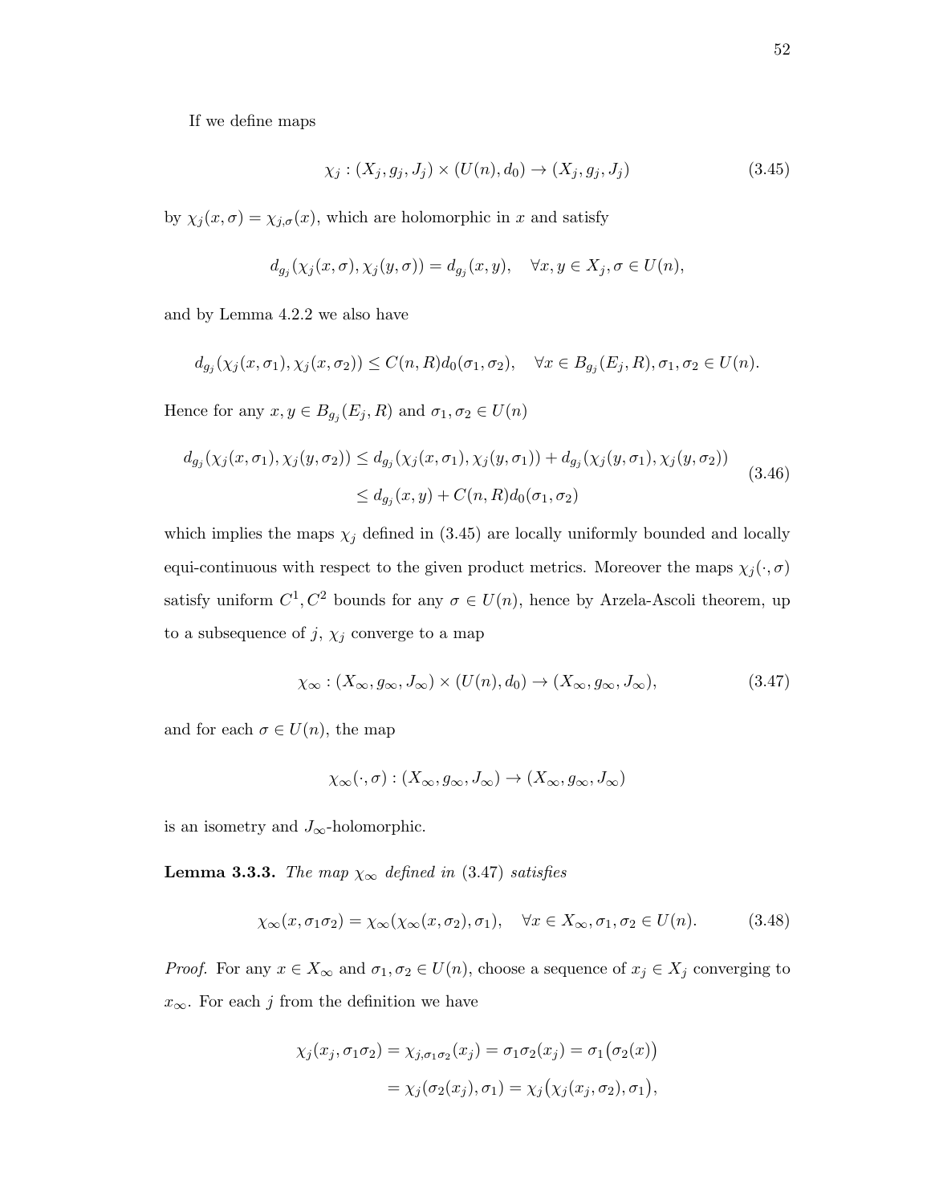If we define maps

$$\chi_j : (X_j, g_j, J_j) \times (U(n), d_0) \to (X_j, g_j, J_j) \tag{3.45}$$

by $\chi_j(x, \sigma) = \chi_{j,\sigma}(x)$, which are holomorphic in $x$ and satisfy

$$d_{g_j}(\chi_j(x, \sigma), \chi_j(y, \sigma)) = d_{g_j}(x, y), \quad \forall x, y \in X_j, \sigma \in U(n),$$

and by Lemma 4.2.2 we also have

$$d_{g_j}(\chi_j(x, \sigma_1), \chi_j(x, \sigma_2)) \leq C(n, R) d_0(\sigma_1, \sigma_2), \quad \forall x \in B_{g_j}(E_j, R), \sigma_1, \sigma_2 \in U(n).$$

Hence for any $x, y \in B_{g_j}(E_j, R)$ and $\sigma_1, \sigma_2 \in U(n)$

$$\begin{aligned} d_{g_j}(\chi_j(x, \sigma_1), \chi_j(y, \sigma_2)) &\leq d_{g_j}(\chi_j(x, \sigma_1), \chi_j(y, \sigma_1)) + d_{g_j}(\chi_j(y, \sigma_1), \chi_j(y, \sigma_2)) \\ &\leq d_{g_j}(x, y) + C(n, R) d_0(\sigma_1, \sigma_2) \end{aligned} \tag{3.46}$$

which implies the maps $\chi_j$ defined in (3.45) are locally uniformly bounded and locally equi-continuous with respect to the given product metrics. Moreover the maps $\chi_j(\cdot, \sigma)$ satisfy uniform $C^1, C^2$ bounds for any $\sigma \in U(n)$, hence by Arzela-Ascoli theorem, up to a subsequence of $j$, $\chi_j$ converge to a map

$$\chi_\infty : (X_\infty, g_\infty, J_\infty) \times (U(n), d_0) \to (X_\infty, g_\infty, J_\infty), \tag{3.47}$$

and for each $\sigma \in U(n)$, the map

$$\chi_\infty(\cdot, \sigma) : (X_\infty, g_\infty, J_\infty) \to (X_\infty, g_\infty, J_\infty)$$

is an isometry and $J_\infty$-holomorphic.

**Lemma 3.3.3.** *The map $\chi_\infty$ defined in* (3.47) *satisfies*

$$\chi_\infty(x, \sigma_1 \sigma_2) = \chi_\infty(\chi_\infty(x, \sigma_2), \sigma_1), \quad \forall x \in X_\infty, \sigma_1, \sigma_2 \in U(n). \tag{3.48}$$

*Proof.* For any $x \in X_\infty$ and $\sigma_1, \sigma_2 \in U(n)$, choose a sequence of $x_j \in X_j$ converging to $x_\infty$. For each $j$ from the definition we have

$$\begin{aligned} \chi_j(x_j, \sigma_1 \sigma_2) = \chi_{j, \sigma_1 \sigma_2}(x_j) &= \sigma_1 \sigma_2(x_j) = \sigma_1\big(\sigma_2(x)\big) \\ &= \chi_j(\sigma_2(x_j), \sigma_1) = \chi_j\big(\chi_j(x_j, \sigma_2), \sigma_1\big), \end{aligned}$$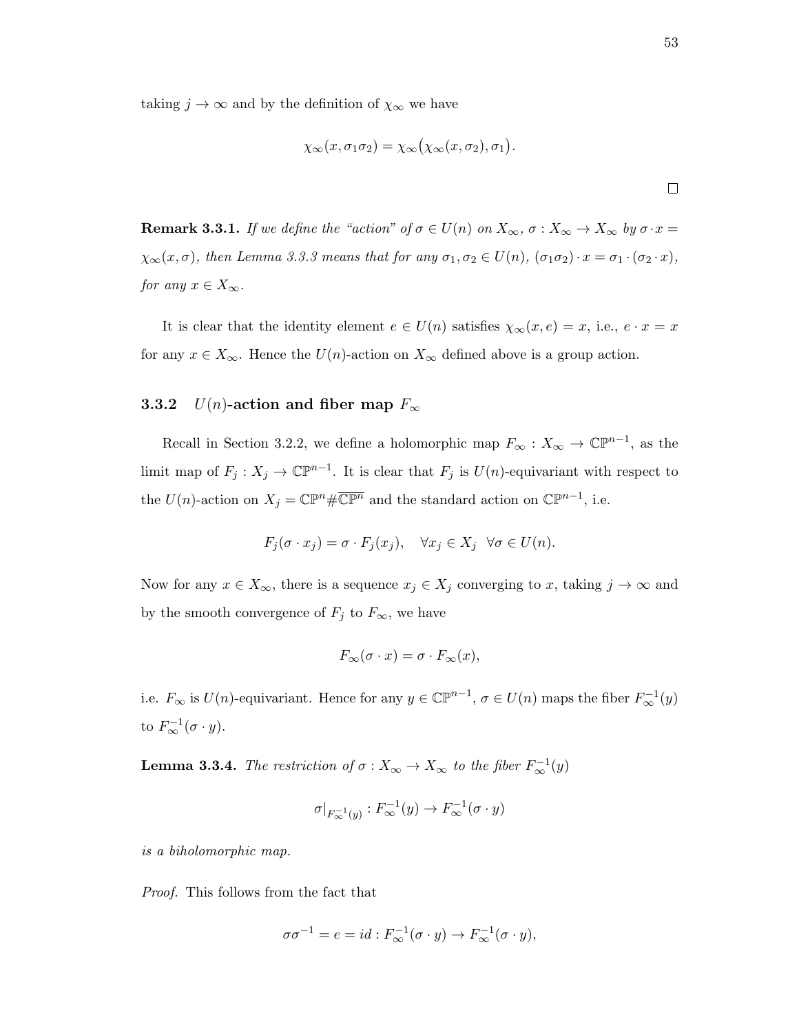taking $j \to \infty$ and by the definition of $\chi_\infty$ we have

$$\chi_\infty(x, \sigma_1\sigma_2) = \chi_\infty\big(\chi_\infty(x, \sigma_2), \sigma_1\big).$$

$\square$

**Remark 3.3.1.** *If we define the "action" of $\sigma \in U(n)$ on $X_\infty$, $\sigma : X_\infty \to X_\infty$ by $\sigma \cdot x = \chi_\infty(x, \sigma)$, then Lemma 3.3.3 means that for any $\sigma_1, \sigma_2 \in U(n)$, $(\sigma_1\sigma_2) \cdot x = \sigma_1 \cdot (\sigma_2 \cdot x)$, for any $x \in X_\infty$.*

It is clear that the identity element $e \in U(n)$ satisfies $\chi_\infty(x, e) = x$, i.e., $e \cdot x = x$ for any $x \in X_\infty$. Hence the $U(n)$-action on $X_\infty$ defined above is a group action.

### 3.3.2 $U(n)$-action and fiber map $F_\infty$

Recall in Section 3.2.2, we define a holomorphic map $F_\infty : X_\infty \to \mathbb{CP}^{n-1}$, as the limit map of $F_j : X_j \to \mathbb{CP}^{n-1}$. It is clear that $F_j$ is $U(n)$-equivariant with respect to the $U(n)$-action on $X_j = \mathbb{CP}^n \# \overline{\mathbb{CP}^n}$ and the standard action on $\mathbb{CP}^{n-1}$, i.e.

$$F_j(\sigma \cdot x_j) = \sigma \cdot F_j(x_j), \quad \forall x_j \in X_j \;\; \forall \sigma \in U(n).$$

Now for any $x \in X_\infty$, there is a sequence $x_j \in X_j$ converging to $x$, taking $j \to \infty$ and by the smooth convergence of $F_j$ to $F_\infty$, we have

$$F_\infty(\sigma \cdot x) = \sigma \cdot F_\infty(x),$$

i.e. $F_\infty$ is $U(n)$-equivariant. Hence for any $y \in \mathbb{CP}^{n-1}$, $\sigma \in U(n)$ maps the fiber $F_\infty^{-1}(y)$ to $F_\infty^{-1}(\sigma \cdot y)$.

**Lemma 3.3.4.** *The restriction of $\sigma : X_\infty \to X_\infty$ to the fiber $F_\infty^{-1}(y)$*

$$\sigma|_{F_\infty^{-1}(y)} : F_\infty^{-1}(y) \to F_\infty^{-1}(\sigma \cdot y)$$

*is a biholomorphic map.*

*Proof.* This follows from the fact that

$$\sigma\sigma^{-1} = e = id : F_\infty^{-1}(\sigma \cdot y) \to F_\infty^{-1}(\sigma \cdot y),$$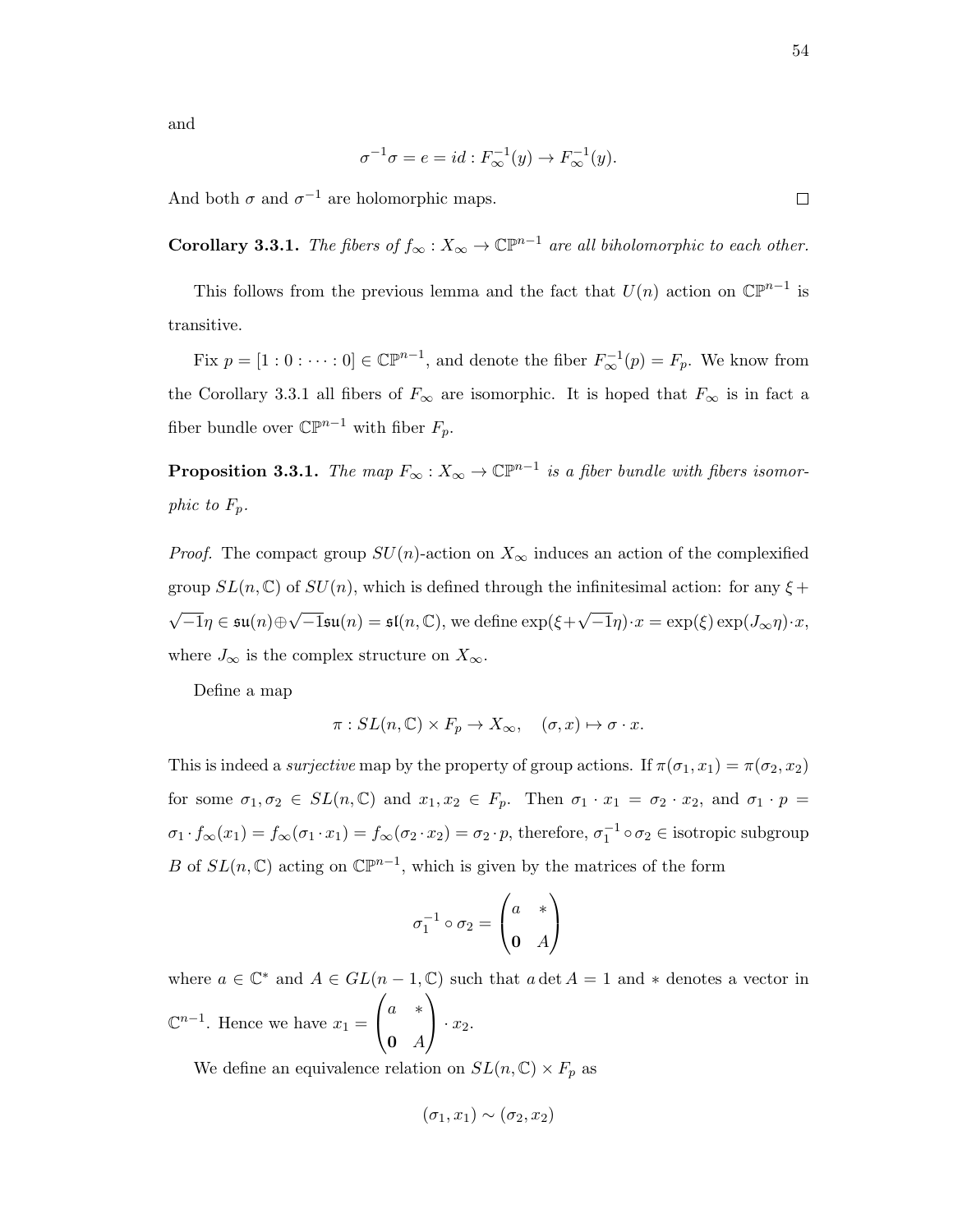and

$$\sigma^{-1}\sigma = e = id : F_\infty^{-1}(y) \to F_\infty^{-1}(y).$$

And both $\sigma$ and $\sigma^{-1}$ are holomorphic maps. $\square$

**Corollary 3.3.1.** *The fibers of $f_\infty : X_\infty \to \mathbb{CP}^{n-1}$ are all biholomorphic to each other.*

This follows from the previous lemma and the fact that $U(n)$ action on $\mathbb{CP}^{n-1}$ is transitive.

Fix $p = [1 : 0 : \cdots : 0] \in \mathbb{CP}^{n-1}$, and denote the fiber $F_\infty^{-1}(p) = F_p$. We know from the Corollary 3.3.1 all fibers of $F_\infty$ are isomorphic. It is hoped that $F_\infty$ is in fact a fiber bundle over $\mathbb{CP}^{n-1}$ with fiber $F_p$.

**Proposition 3.3.1.** *The map $F_\infty : X_\infty \to \mathbb{CP}^{n-1}$ is a fiber bundle with fibers isomorphic to $F_p$.*

*Proof.* The compact group $SU(n)$-action on $X_\infty$ induces an action of the complexified group $SL(n, \mathbb{C})$ of $SU(n)$, which is defined through the infinitesimal action: for any $\xi + \sqrt{-1}\eta \in \mathfrak{su}(n) \oplus \sqrt{-1}\mathfrak{su}(n) = \mathfrak{sl}(n, \mathbb{C})$, we define $\exp(\xi + \sqrt{-1}\eta) \cdot x = \exp(\xi) \exp(J_\infty \eta) \cdot x$, where $J_\infty$ is the complex structure on $X_\infty$.

Define a map

$$\pi : SL(n, \mathbb{C}) \times F_p \to X_\infty, \quad (\sigma, x) \mapsto \sigma \cdot x.$$

This is indeed a *surjective* map by the property of group actions. If $\pi(\sigma_1, x_1) = \pi(\sigma_2, x_2)$ for some $\sigma_1, \sigma_2 \in SL(n, \mathbb{C})$ and $x_1, x_2 \in F_p$. Then $\sigma_1 \cdot x_1 = \sigma_2 \cdot x_2$, and $\sigma_1 \cdot p = \sigma_1 \cdot f_\infty(x_1) = f_\infty(\sigma_1 \cdot x_1) = f_\infty(\sigma_2 \cdot x_2) = \sigma_2 \cdot p$, therefore, $\sigma_1^{-1} \circ \sigma_2 \in$ isotropic subgroup $B$ of $SL(n, \mathbb{C})$ acting on $\mathbb{CP}^{n-1}$, which is given by the matrices of the form

$$\sigma_1^{-1} \circ \sigma_2 = \begin{pmatrix} a & * \\ \mathbf{0} & A \end{pmatrix}$$

where $a \in \mathbb{C}^*$ and $A \in GL(n-1, \mathbb{C})$ such that $a \det A = 1$ and $*$ denotes a vector in $\mathbb{C}^{n-1}$. Hence we have $x_1 = \begin{pmatrix} a & * \\ \mathbf{0} & A \end{pmatrix} \cdot x_2$.

We define an equivalence relation on $SL(n, \mathbb{C}) \times F_p$ as

$$(\sigma_1, x_1) \sim (\sigma_2, x_2)$$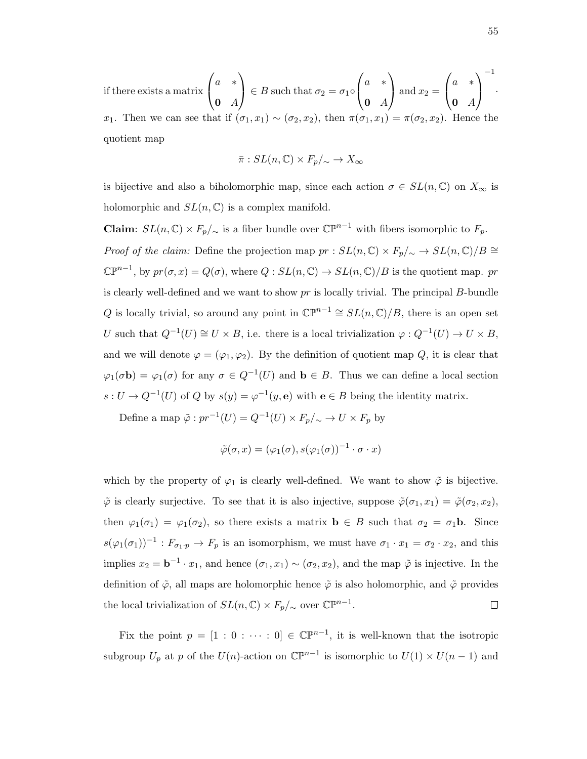if there exists a matrix $\begin{pmatrix} a & * \\ \mathbf{0} & A \end{pmatrix} \in B$ such that $\sigma_2 = \sigma_1 \circ \begin{pmatrix} a & * \\ \mathbf{0} & A \end{pmatrix}$ and $x_2 = \begin{pmatrix} a & * \\ \mathbf{0} & A \end{pmatrix}^{-1} \cdot x_1$. Then we can see that if $(\sigma_1, x_1) \sim (\sigma_2, x_2)$, then $\pi(\sigma_1, x_1) = \pi(\sigma_2, x_2)$. Hence the quotient map

$$\bar{\pi} : SL(n, \mathbb{C}) \times F_p/_{\sim} \to X_\infty$$

is bijective and also a biholomorphic map, since each action $\sigma \in SL(n, \mathbb{C})$ on $X_\infty$ is holomorphic and $SL(n, \mathbb{C})$ is a complex manifold.

**Claim**: $SL(n, \mathbb{C}) \times F_p/_{\sim}$ is a fiber bundle over $\mathbb{CP}^{n-1}$ with fibers isomorphic to $F_p$.

*Proof of the claim:* Define the projection map $pr : SL(n, \mathbb{C}) \times F_p/_{\sim} \to SL(n, \mathbb{C})/B \cong \mathbb{CP}^{n-1}$, by $pr(\sigma, x) = Q(\sigma)$, where $Q : SL(n, \mathbb{C}) \to SL(n, \mathbb{C})/B$ is the quotient map. $pr$ is clearly well-defined and we want to show $pr$ is locally trivial. The principal $B$-bundle $Q$ is locally trivial, so around any point in $\mathbb{CP}^{n-1} \cong SL(n, \mathbb{C})/B$, there is an open set $U$ such that $Q^{-1}(U) \cong U \times B$, i.e. there is a local trivialization $\varphi : Q^{-1}(U) \to U \times B$, and we will denote $\varphi = (\varphi_1, \varphi_2)$. By the definition of quotient map $Q$, it is clear that $\varphi_1(\sigma \mathbf{b}) = \varphi_1(\sigma)$ for any $\sigma \in Q^{-1}(U)$ and $\mathbf{b} \in B$. Thus we can define a local section $s : U \to Q^{-1}(U)$ of $Q$ by $s(y) = \varphi^{-1}(y, \mathbf{e})$ with $\mathbf{e} \in B$ being the identity matrix.

Define a map $\tilde{\varphi} : pr^{-1}(U) = Q^{-1}(U) \times F_p/_{\sim} \to U \times F_p$ by

$$\tilde{\varphi}(\sigma, x) = (\varphi_1(\sigma), s(\varphi_1(\sigma))^{-1} \cdot \sigma \cdot x)$$

which by the property of $\varphi_1$ is clearly well-defined. We want to show $\tilde{\varphi}$ is bijective. $\tilde{\varphi}$ is clearly surjective. To see that it is also injective, suppose $\tilde{\varphi}(\sigma_1, x_1) = \tilde{\varphi}(\sigma_2, x_2)$, then $\varphi_1(\sigma_1) = \varphi_1(\sigma_2)$, so there exists a matrix $\mathbf{b} \in B$ such that $\sigma_2 = \sigma_1 \mathbf{b}$. Since $s(\varphi_1(\sigma_1))^{-1} : F_{\sigma_1 \cdot p} \to F_p$ is an isomorphism, we must have $\sigma_1 \cdot x_1 = \sigma_2 \cdot x_2$, and this implies $x_2 = \mathbf{b}^{-1} \cdot x_1$, and hence $(\sigma_1, x_1) \sim (\sigma_2, x_2)$, and the map $\tilde{\varphi}$ is injective. In the definition of $\tilde{\varphi}$, all maps are holomorphic hence $\tilde{\varphi}$ is also holomorphic, and $\tilde{\varphi}$ provides the local trivialization of $SL(n, \mathbb{C}) \times F_p/_{\sim}$ over $\mathbb{CP}^{n-1}$. □

Fix the point $p = [1 : 0 : \cdots : 0] \in \mathbb{CP}^{n-1}$, it is well-known that the isotropic subgroup $U_p$ at $p$ of the $U(n)$-action on $\mathbb{CP}^{n-1}$ is isomorphic to $U(1) \times U(n-1)$ and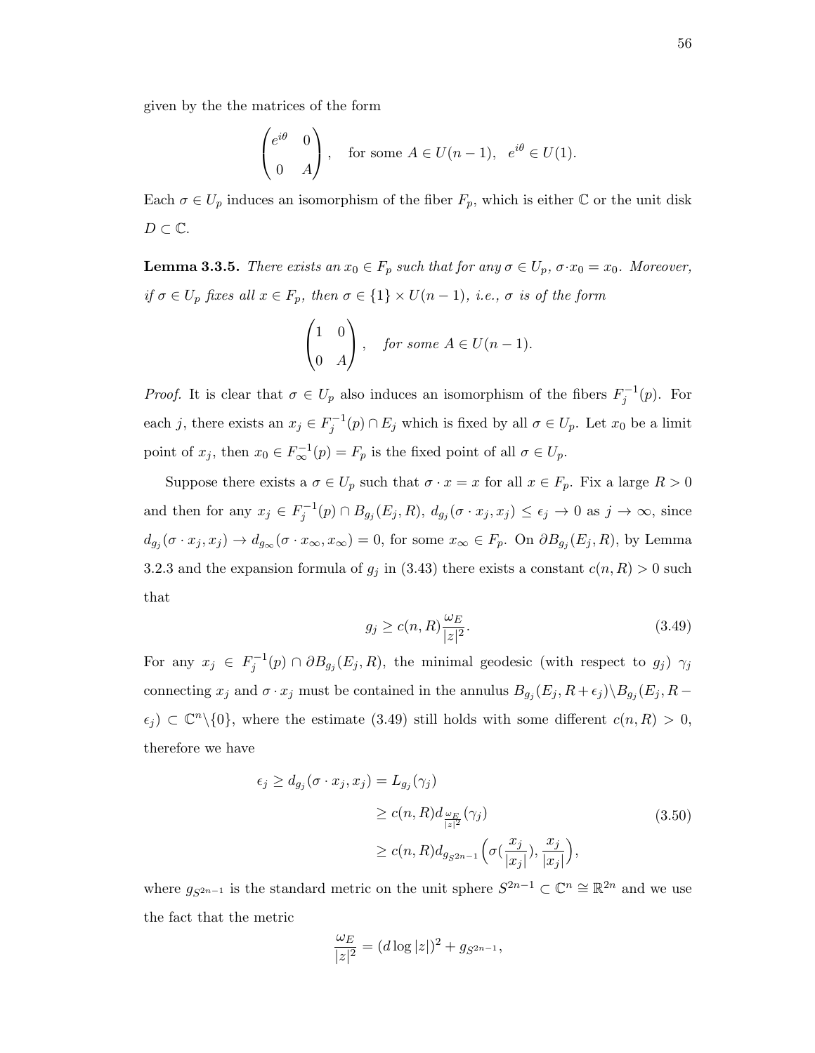given by the the matrices of the form

$$\begin{pmatrix} e^{i\theta} & 0 \\ 0 & A \end{pmatrix}, \quad \text{for some } A \in U(n-1), \quad e^{i\theta} \in U(1).$$

Each $\sigma \in U_p$ induces an isomorphism of the fiber $F_p$, which is either $\mathbb{C}$ or the unit disk $D \subset \mathbb{C}$.

**Lemma 3.3.5.** *There exists an $x_0 \in F_p$ such that for any $\sigma \in U_p$, $\sigma \cdot x_0 = x_0$. Moreover, if $\sigma \in U_p$ fixes all $x \in F_p$, then $\sigma \in \{1\} \times U(n-1)$, i.e., $\sigma$ is of the form*

$$\begin{pmatrix} 1 & 0 \\ 0 & A \end{pmatrix}, \quad \textit{for some } A \in U(n-1).$$

*Proof.* It is clear that $\sigma \in U_p$ also induces an isomorphism of the fibers $F_j^{-1}(p)$. For each $j$, there exists an $x_j \in F_j^{-1}(p) \cap E_j$ which is fixed by all $\sigma \in U_p$. Let $x_0$ be a limit point of $x_j$, then $x_0 \in F_\infty^{-1}(p) = F_p$ is the fixed point of all $\sigma \in U_p$.

Suppose there exists a $\sigma \in U_p$ such that $\sigma \cdot x = x$ for all $x \in F_p$. Fix a large $R > 0$ and then for any $x_j \in F_j^{-1}(p) \cap B_{g_j}(E_j, R)$, $d_{g_j}(\sigma \cdot x_j, x_j) \leq \epsilon_j \to 0$ as $j \to \infty$, since $d_{g_j}(\sigma \cdot x_j, x_j) \to d_{g_\infty}(\sigma \cdot x_\infty, x_\infty) = 0$, for some $x_\infty \in F_p$. On $\partial B_{g_j}(E_j, R)$, by Lemma 3.2.3 and the expansion formula of $g_j$ in (3.43) there exists a constant $c(n, R) > 0$ such that

$$g_j \geq c(n, R) \frac{\omega_E}{|z|^2}. \tag{3.49}$$

For any $x_j \in F_j^{-1}(p) \cap \partial B_{g_j}(E_j, R)$, the minimal geodesic (with respect to $g_j$) $\gamma_j$ connecting $x_j$ and $\sigma \cdot x_j$ must be contained in the annulus $B_{g_j}(E_j, R + \epsilon_j) \backslash B_{g_j}(E_j, R - \epsilon_j) \subset \mathbb{C}^n \backslash \{0\}$, where the estimate (3.49) still holds with some different $c(n, R) > 0$, therefore we have

$$\begin{aligned} \epsilon_j \geq d_{g_j}(\sigma \cdot x_j, x_j) &= L_{g_j}(\gamma_j) \\ &\geq c(n, R) d_{\frac{\omega_E}{|z|^2}}(\gamma_j) \\ &\geq c(n, R) d_{g_{S^{2n-1}}}\Big(\sigma(\frac{x_j}{|x_j|}), \frac{x_j}{|x_j|}\Big), \end{aligned} \tag{3.50}$$

where $g_{S^{2n-1}}$ is the standard metric on the unit sphere $S^{2n-1} \subset \mathbb{C}^n \cong \mathbb{R}^{2n}$ and we use the fact that the metric

$$\frac{\omega_E}{|z|^2} = (d \log |z|)^2 + g_{S^{2n-1}},$$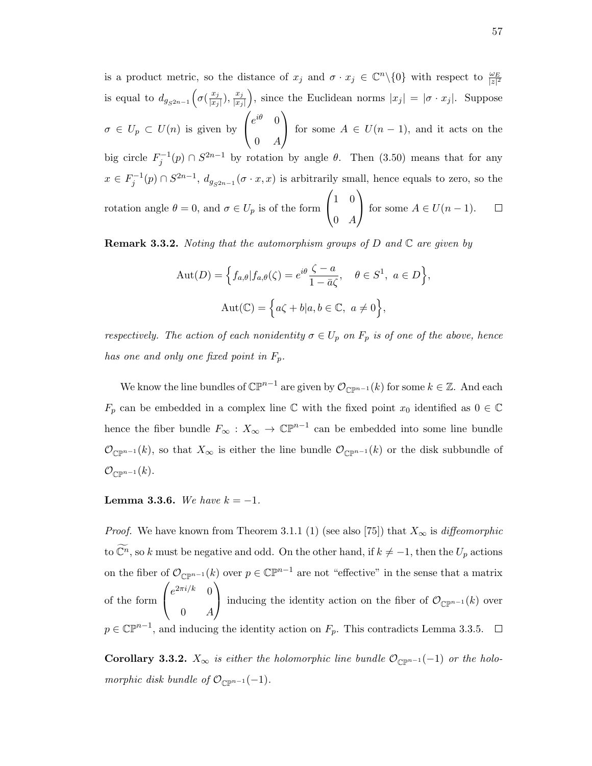is a product metric, so the distance of $x_j$ and $\sigma \cdot x_j \in \mathbb{C}^n \backslash \{0\}$ with respect to $\frac{\omega_E}{|z|^2}$ is equal to $d_{g_{S^{2n-1}}}\Big(\sigma(\frac{x_j}{|x_j|}), \frac{x_j}{|x_j|}\Big)$, since the Euclidean norms $|x_j| = |\sigma \cdot x_j|$. Suppose $\sigma \in U_p \subset U(n)$ is given by $\begin{pmatrix} e^{i\theta} & 0 \\ 0 & A \end{pmatrix}$ for some $A \in U(n-1)$, and it acts on the big circle $F_j^{-1}(p) \cap S^{2n-1}$ by rotation by angle $\theta$. Then (3.50) means that for any $x \in F_j^{-1}(p) \cap S^{2n-1}$, $d_{g_{S^{2n-1}}}(\sigma \cdot x, x)$ is arbitrarily small, hence equals to zero, so the rotation angle $\theta = 0$, and $\sigma \in U_p$ is of the form $\begin{pmatrix} 1 & 0 \\ 0 & A \end{pmatrix}$ for some $A \in U(n-1)$. □

**Remark 3.3.2.** *Noting that the automorphism groups of $D$ and $\mathbb{C}$ are given by*

$$\mathrm{Aut}(D) = \Big\{ f_{a,\theta} | f_{a,\theta}(\zeta) = e^{i\theta} \frac{\zeta - a}{1 - \bar{a}\zeta}, \quad \theta \in S^1, \ a \in D \Big\},$$

$$\mathrm{Aut}(\mathbb{C}) = \Big\{ a\zeta + b | a, b \in \mathbb{C}, \ a \neq 0 \Big\},$$

*respectively. The action of each nonidentity $\sigma \in U_p$ on $F_p$ is of one of the above, hence has one and only one fixed point in $F_p$.*

We know the line bundles of $\mathbb{CP}^{n-1}$ are given by $\mathcal{O}_{\mathbb{CP}^{n-1}}(k)$ for some $k \in \mathbb{Z}$. And each $F_p$ can be embedded in a complex line $\mathbb{C}$ with the fixed point $x_0$ identified as $0 \in \mathbb{C}$ hence the fiber bundle $F_\infty : X_\infty \to \mathbb{CP}^{n-1}$ can be embedded into some line bundle $\mathcal{O}_{\mathbb{CP}^{n-1}}(k)$, so that $X_\infty$ is either the line bundle $\mathcal{O}_{\mathbb{CP}^{n-1}}(k)$ or the disk subbundle of $\mathcal{O}_{\mathbb{CP}^{n-1}}(k)$.

**Lemma 3.3.6.** *We have $k = -1$.*

*Proof.* We have known from Theorem 3.1.1 (1) (see also [75]) that $X_\infty$ is *diffeomorphic* to $\widetilde{\mathbb{C}^n}$, so $k$ must be negative and odd. On the other hand, if $k \neq -1$, then the $U_p$ actions on the fiber of $\mathcal{O}_{\mathbb{CP}^{n-1}}(k)$ over $p \in \mathbb{CP}^{n-1}$ are not "effective" in the sense that a matrix of the form $\begin{pmatrix} e^{2\pi i/k} & 0 \\ 0 & A \end{pmatrix}$ inducing the identity action on the fiber of $\mathcal{O}_{\mathbb{CP}^{n-1}}(k)$ over $p \in \mathbb{CP}^{n-1}$, and inducing the identity action on $F_p$. This contradicts Lemma 3.3.5. □

**Corollary 3.3.2.** *$X_\infty$ is either the holomorphic line bundle $\mathcal{O}_{\mathbb{CP}^{n-1}}(-1)$ or the holomorphic disk bundle of $\mathcal{O}_{\mathbb{CP}^{n-1}}(-1)$.*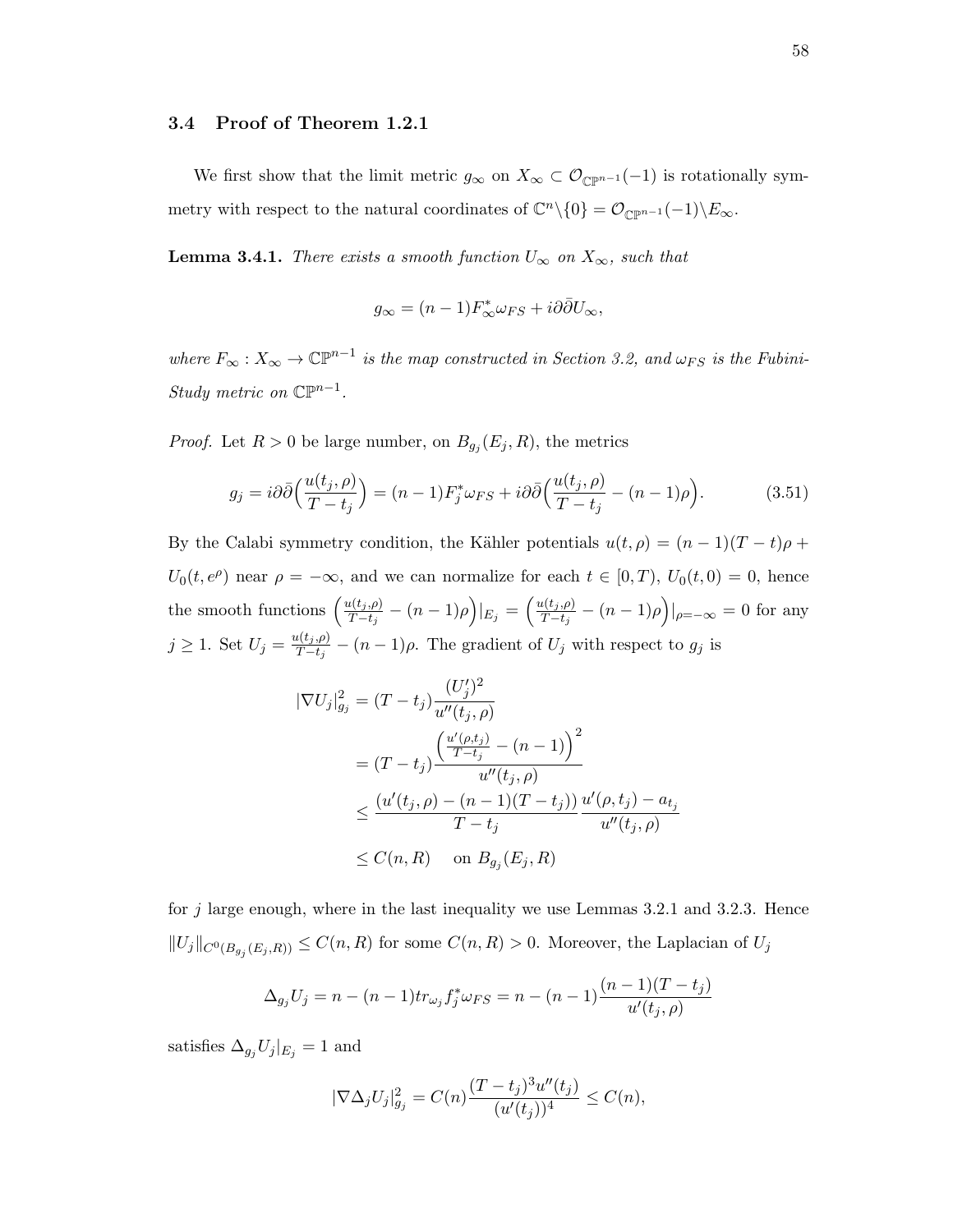### 3.4 Proof of Theorem 1.2.1

We first show that the limit metric $g_\infty$ on $X_\infty \subset \mathcal{O}_{\mathbb{CP}^{n-1}}(-1)$ is rotationally symmetry with respect to the natural coordinates of $\mathbb{C}^n \backslash \{0\} = \mathcal{O}_{\mathbb{CP}^{n-1}}(-1) \backslash E_\infty$.

**Lemma 3.4.1.** *There exists a smooth function $U_\infty$ on $X_\infty$, such that*

$$g_\infty = (n-1)F_\infty^* \omega_{FS} + i\partial\bar{\partial} U_\infty,$$

*where $F_\infty : X_\infty \to \mathbb{CP}^{n-1}$ is the map constructed in Section 3.2, and $\omega_{FS}$ is the Fubini-Study metric on $\mathbb{CP}^{n-1}$.*

*Proof.* Let $R > 0$ be large number, on $B_{g_j}(E_j, R)$, the metrics

$$g_j = i\partial\bar{\partial}\Big(\frac{u(t_j,\rho)}{T - t_j}\Big) = (n-1)F_j^* \omega_{FS} + i\partial\bar{\partial}\Big(\frac{u(t_j,\rho)}{T-t_j} - (n-1)\rho\Big). \tag{3.51}$$

By the Calabi symmetry condition, the Kähler potentials $u(t, \rho) = (n-1)(T-t)\rho + U_0(t, e^\rho)$ near $\rho = -\infty$, and we can normalize for each $t \in [0, T)$, $U_0(t, 0) = 0$, hence the smooth functions $\Big(\frac{u(t_j,\rho)}{T-t_j} - (n-1)\rho\Big)|_{E_j} = \Big(\frac{u(t_j,\rho)}{T-t_j} - (n-1)\rho\Big)|_{\rho=-\infty} = 0$ for any $j \geq 1$. Set $U_j = \frac{u(t_j,\rho)}{T-t_j} - (n-1)\rho$. The gradient of $U_j$ with respect to $g_j$ is

$$\begin{aligned}
|\nabla U_j|^2_{g_j} &= (T-t_j)\frac{(U_j')^2}{u''(t_j,\rho)} \\
&= (T-t_j)\frac{\Big(\frac{u'(\rho,t_j)}{T-t_j} - (n-1)\Big)^2}{u''(t_j,\rho)} \\
&\leq \frac{(u'(t_j,\rho) - (n-1)(T-t_j))}{T-t_j}\frac{u'(\rho,t_j) - a_{t_j}}{u''(t_j,\rho)} \\
&\leq C(n,R) \quad \text{ on } B_{g_j}(E_j, R)
\end{aligned}$$

for $j$ large enough, where in the last inequality we use Lemmas 3.2.1 and 3.2.3. Hence $\|U_j\|_{C^0(B_{g_j}(E_j,R))} \leq C(n,R)$ for some $C(n,R) > 0$. Moreover, the Laplacian of $U_j$

$$\Delta_{g_j} U_j = n - (n-1)tr_{\omega_j} f_j^* \omega_{FS} = n - (n-1)\frac{(n-1)(T-t_j)}{u'(t_j,\rho)}$$

satisfies $\Delta_{g_j} U_j|_{E_j} = 1$ and

$$|\nabla \Delta_j U_j|^2_{g_j} = C(n)\frac{(T-t_j)^3 u''(t_j)}{(u'(t_j))^4} \leq C(n),$$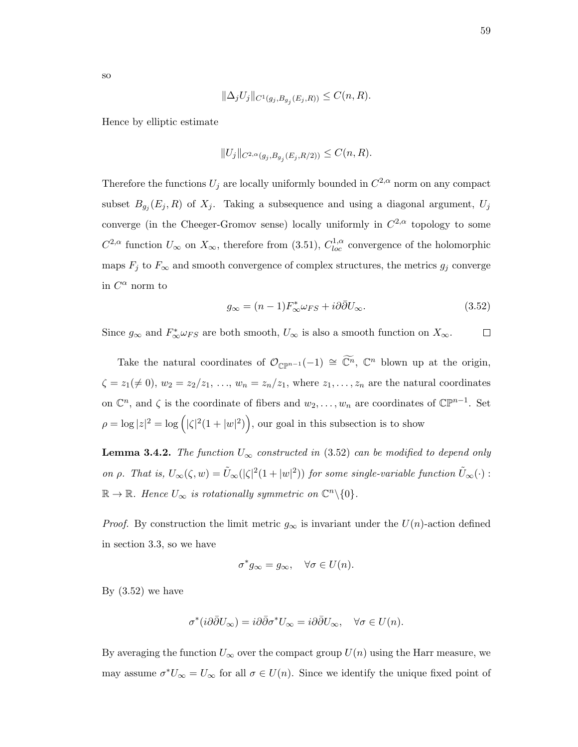so

$$\|\Delta_j U_j\|_{C^1(g_j, B_{g_j}(E_j, R))} \leq C(n, R).$$

Hence by elliptic estimate

$$\|U_j\|_{C^{2,\alpha}(g_j, B_{g_j}(E_j, R/2))} \leq C(n, R).$$

Therefore the functions $U_j$ are locally uniformly bounded in $C^{2,\alpha}$ norm on any compact subset $B_{g_j}(E_j, R)$ of $X_j$. Taking a subsequence and using a diagonal argument, $U_j$ converge (in the Cheeger-Gromov sense) locally uniformly in $C^{2,\alpha}$ topology to some $C^{2,\alpha}$ function $U_\infty$ on $X_\infty$, therefore from (3.51), $C^{1,\alpha}_{loc}$ convergence of the holomorphic maps $F_j$ to $F_\infty$ and smooth convergence of complex structures, the metrics $g_j$ converge in $C^\alpha$ norm to

$$g_\infty = (n-1) F_\infty^* \omega_{FS} + i\partial\bar{\partial} U_\infty. \tag{3.52}$$

Since $g_\infty$ and $F_\infty^* \omega_{FS}$ are both smooth, $U_\infty$ is also a smooth function on $X_\infty$. $\square$

Take the natural coordinates of $\mathcal{O}_{\mathbb{CP}^{n-1}}(-1) \cong \widetilde{\mathbb{C}^n}$, $\mathbb{C}^n$ blown up at the origin, $\zeta = z_1 (\neq 0)$, $w_2 = z_2/z_1$, $\ldots$, $w_n = z_n/z_1$, where $z_1, \ldots, z_n$ are the natural coordinates on $\mathbb{C}^n$, and $\zeta$ is the coordinate of fibers and $w_2, \ldots, w_n$ are coordinates of $\mathbb{CP}^{n-1}$. Set $\rho = \log|z|^2 = \log\Big(|\zeta|^2(1+|w|^2)\Big)$, our goal in this subsection is to show

**Lemma 3.4.2.** *The function $U_\infty$ constructed in* (3.52) *can be modified to depend only on $\rho$. That is, $U_\infty(\zeta, w) = \tilde{U}_\infty(|\zeta|^2(1+|w|^2))$ for some single-variable function $\tilde{U}_\infty(\cdot) : \mathbb{R} \to \mathbb{R}$. Hence $U_\infty$ is rotationally symmetric on $\mathbb{C}^n \backslash \{0\}$.*

*Proof.* By construction the limit metric $g_\infty$ is invariant under the $U(n)$-action defined in section 3.3, so we have

$$\sigma^* g_\infty = g_\infty, \quad \forall \sigma \in U(n).$$

By (3.52) we have

$$\sigma^*(i\partial\bar{\partial} U_\infty) = i\partial\bar{\partial}\sigma^* U_\infty = i\partial\bar{\partial} U_\infty, \quad \forall \sigma \in U(n).$$

By averaging the function $U_\infty$ over the compact group $U(n)$ using the Harr measure, we may assume $\sigma^* U_\infty = U_\infty$ for all $\sigma \in U(n)$. Since we identify the unique fixed point of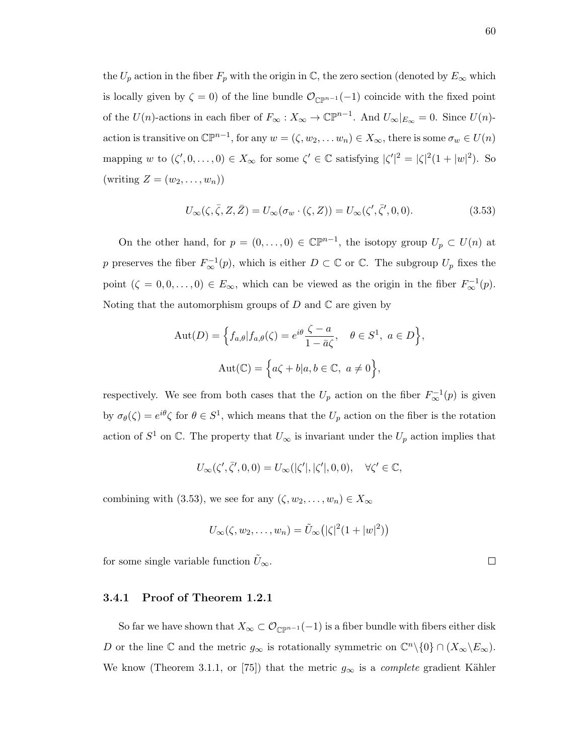the $U_p$ action in the fiber $F_p$ with the origin in $\mathbb{C}$, the zero section (denoted by $E_\infty$ which is locally given by $\zeta = 0$) of the line bundle $\mathcal{O}_{\mathbb{CP}^{n-1}}(-1)$ coincide with the fixed point of the $U(n)$-actions in each fiber of $F_\infty : X_\infty \to \mathbb{CP}^{n-1}$. And $U_\infty|_{E_\infty} = 0$. Since $U(n)$-action is transitive on $\mathbb{CP}^{n-1}$, for any $w = (\zeta, w_2, \dots w_n) \in X_\infty$, there is some $\sigma_w \in U(n)$ mapping $w$ to $(\zeta', 0, \dots, 0) \in X_\infty$ for some $\zeta' \in \mathbb{C}$ satisfying $|\zeta'|^2 = |\zeta|^2(1 + |w|^2)$. So (writing $Z = (w_2, \dots, w_n)$)

$$U_\infty(\zeta, \bar{\zeta}, Z, \bar{Z}) = U_\infty(\sigma_w \cdot (\zeta, Z)) = U_\infty(\zeta', \bar{\zeta}', 0, 0). \tag{3.53}$$

On the other hand, for $p = (0, \dots, 0) \in \mathbb{CP}^{n-1}$, the isotopy group $U_p \subset U(n)$ at $p$ preserves the fiber $F_\infty^{-1}(p)$, which is either $D \subset \mathbb{C}$ or $\mathbb{C}$. The subgroup $U_p$ fixes the point $(\zeta = 0, 0, \dots, 0) \in E_\infty$, which can be viewed as the origin in the fiber $F_\infty^{-1}(p)$. Noting that the automorphism groups of $D$ and $\mathbb{C}$ are given by

$$\mathrm{Aut}(D) = \Big\{ f_{a,\theta} | f_{a,\theta}(\zeta) = e^{i\theta} \frac{\zeta - a}{1 - \bar{a}\zeta}, \quad \theta \in S^1,\ a \in D \Big\},$$

$$\mathrm{Aut}(\mathbb{C}) = \Big\{ a\zeta + b | a, b \in \mathbb{C},\ a \neq 0 \Big\},$$

respectively. We see from both cases that the $U_p$ action on the fiber $F_\infty^{-1}(p)$ is given by $\sigma_\theta(\zeta) = e^{i\theta}\zeta$ for $\theta \in S^1$, which means that the $U_p$ action on the fiber is the rotation action of $S^1$ on $\mathbb{C}$. The property that $U_\infty$ is invariant under the $U_p$ action implies that

$$U_\infty(\zeta', \bar{\zeta}', 0, 0) = U_\infty(|\zeta'|, |\zeta'|, 0, 0), \quad \forall \zeta' \in \mathbb{C},$$

combining with (3.53), we see for any $(\zeta, w_2, \dots, w_n) \in X_\infty$

$$U_\infty(\zeta, w_2, \dots, w_n) = \tilde{U}_\infty\big(|\zeta|^2(1 + |w|^2)\big)$$

for some single variable function $\tilde{U}_\infty$. $\square$

### 3.4.1 Proof of Theorem 1.2.1

So far we have shown that $X_\infty \subset \mathcal{O}_{\mathbb{CP}^{n-1}}(-1)$ is a fiber bundle with fibers either disk $D$ or the line $\mathbb{C}$ and the metric $g_\infty$ is rotationally symmetric on $\mathbb{C}^n \backslash \{0\} \cap (X_\infty \backslash E_\infty)$. We know (Theorem 3.1.1, or [75]) that the metric $g_\infty$ is a *complete* gradient Kähler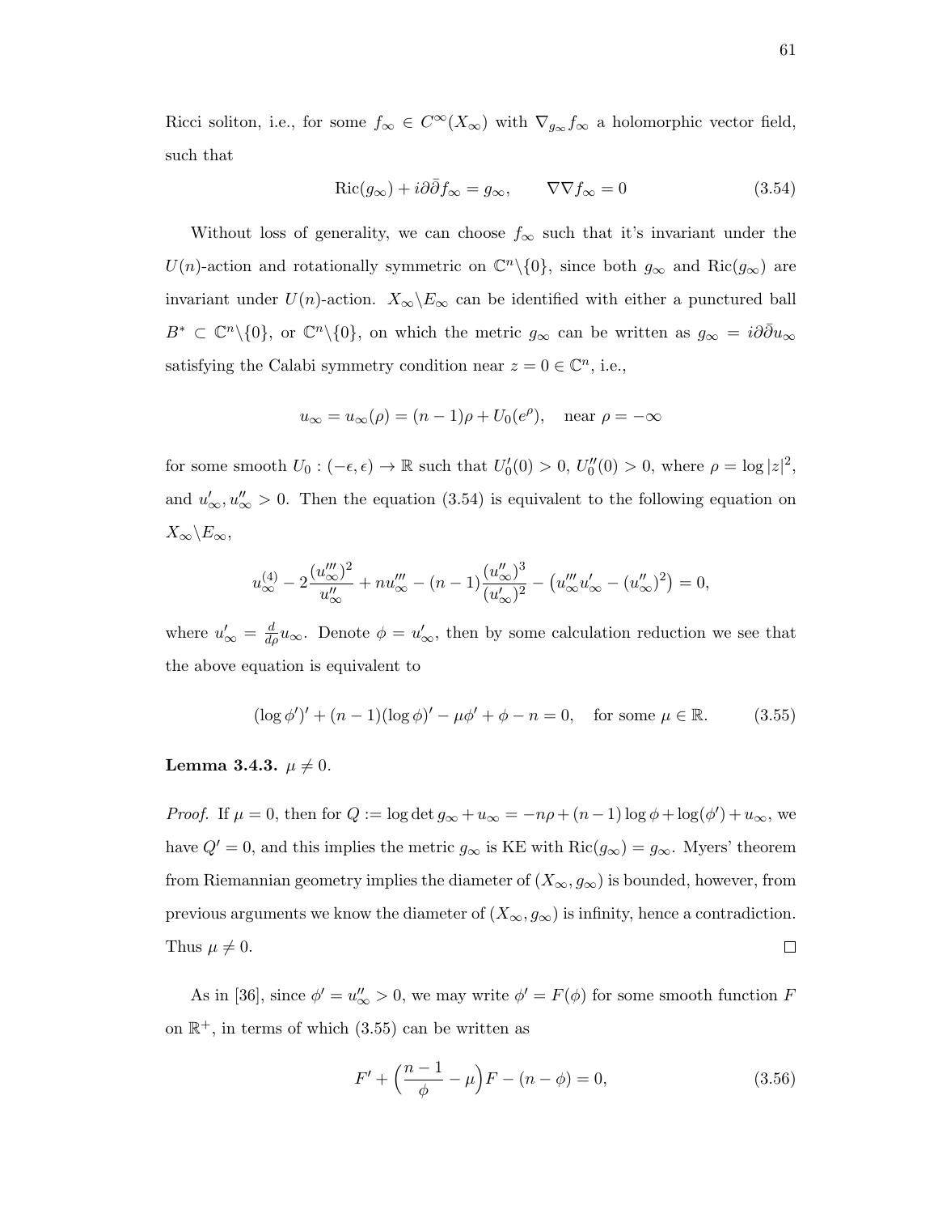Ricci soliton, i.e., for some $f_\infty \in C^\infty(X_\infty)$ with $\nabla_{g_\infty} f_\infty$ a holomorphic vector field, such that

$$\mathrm{Ric}(g_\infty) + i\partial\bar{\partial} f_\infty = g_\infty, \qquad \nabla\nabla f_\infty = 0 \tag{3.54}$$

Without loss of generality, we can choose $f_\infty$ such that it's invariant under the $U(n)$-action and rotationally symmetric on $\mathbb{C}^n\backslash\{0\}$, since both $g_\infty$ and $\mathrm{Ric}(g_\infty)$ are invariant under $U(n)$-action. $X_\infty\backslash E_\infty$ can be identified with either a punctured ball $B^* \subset \mathbb{C}^n\backslash\{0\}$, or $\mathbb{C}^n\backslash\{0\}$, on which the metric $g_\infty$ can be written as $g_\infty = i\partial\bar{\partial} u_\infty$ satisfying the Calabi symmetry condition near $z = 0 \in \mathbb{C}^n$, i.e.,

$$u_\infty = u_\infty(\rho) = (n-1)\rho + U_0(e^\rho), \quad \text{near } \rho = -\infty$$

for some smooth $U_0 : (-\epsilon, \epsilon) \to \mathbb{R}$ such that $U_0'(0) > 0$, $U_0''(0) > 0$, where $\rho = \log |z|^2$, and $u_\infty', u_\infty'' > 0$. Then the equation (3.54) is equivalent to the following equation on $X_\infty\backslash E_\infty$,

$$u_\infty^{(4)} - 2\frac{(u_\infty''')^2}{u_\infty''} + nu_\infty''' - (n-1)\frac{(u_\infty'')^3}{(u_\infty')^2} - \left(u_\infty''' u_\infty' - (u_\infty'')^2\right) = 0,$$

where $u_\infty' = \frac{d}{d\rho} u_\infty$. Denote $\phi = u_\infty'$, then by some calculation reduction we see that the above equation is equivalent to

$$(\log \phi')' + (n-1)(\log \phi)' - \mu\phi' + \phi - n = 0, \quad \text{for some } \mu \in \mathbb{R}. \tag{3.55}$$

**Lemma 3.4.3.** *$\mu \neq 0$.*

*Proof.* If $\mu = 0$, then for $Q := \log \det g_\infty + u_\infty = -n\rho + (n-1)\log \phi + \log(\phi') + u_\infty$, we have $Q' = 0$, and this implies the metric $g_\infty$ is KE with $\mathrm{Ric}(g_\infty) = g_\infty$. Myers' theorem from Riemannian geometry implies the diameter of $(X_\infty, g_\infty)$ is bounded, however, from previous arguments we know the diameter of $(X_\infty, g_\infty)$ is infinity, hence a contradiction. Thus $\mu \neq 0$. $\square$

As in [36], since $\phi' = u_\infty'' > 0$, we may write $\phi' = F(\phi)$ for some smooth function $F$ on $\mathbb{R}^+$, in terms of which (3.55) can be written as

$$F' + \Big(\frac{n-1}{\phi} - \mu\Big)F - (n - \phi) = 0, \tag{3.56}$$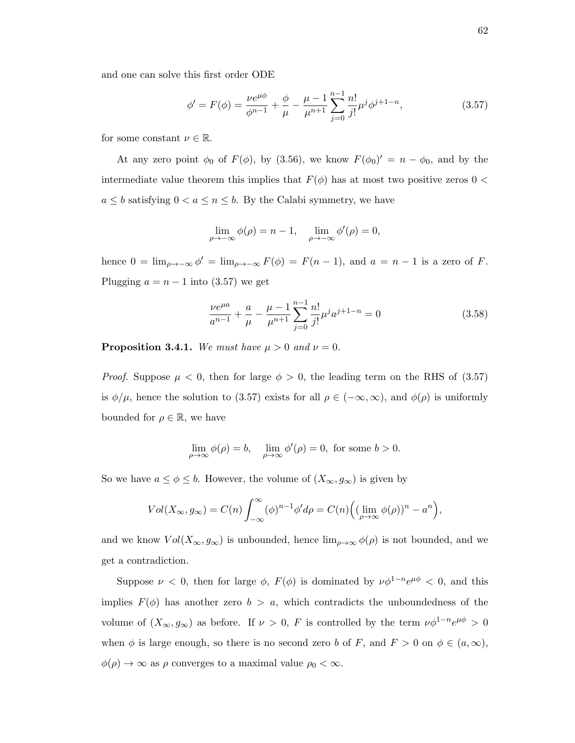and one can solve this first order ODE

$$\phi' = F(\phi) = \frac{\nu e^{\mu\phi}}{\phi^{n-1}} + \frac{\phi}{\mu} - \frac{\mu-1}{\mu^{n+1}} \sum_{j=0}^{n-1} \frac{n!}{j!} \mu^j \phi^{j+1-n}, \tag{3.57}$$

for some constant $\nu \in \mathbb{R}$.

At any zero point $\phi_0$ of $F(\phi)$, by (3.56), we know $F(\phi_0)' = n - \phi_0$, and by the intermediate value theorem this implies that $F(\phi)$ has at most two positive zeros $0 < a \leq b$ satisfying $0 < a \leq n \leq b$. By the Calabi symmetry, we have

$$\lim_{\rho \to -\infty} \phi(\rho) = n - 1, \quad \lim_{\rho \to -\infty} \phi'(\rho) = 0,$$

hence $0 = \lim_{\rho \to -\infty} \phi' = \lim_{\rho \to -\infty} F(\phi) = F(n-1)$, and $a = n-1$ is a zero of $F$. Plugging $a = n-1$ into (3.57) we get

$$\frac{\nu e^{\mu a}}{a^{n-1}} + \frac{a}{\mu} - \frac{\mu-1}{\mu^{n+1}} \sum_{j=0}^{n-1} \frac{n!}{j!} \mu^j a^{j+1-n} = 0 \tag{3.58}$$

**Proposition 3.4.1.** *We must have $\mu > 0$ and $\nu = 0$.*

*Proof.* Suppose $\mu < 0$, then for large $\phi > 0$, the leading term on the RHS of (3.57) is $\phi/\mu$, hence the solution to (3.57) exists for all $\rho \in (-\infty, \infty)$, and $\phi(\rho)$ is uniformly bounded for $\rho \in \mathbb{R}$, we have

$$\lim_{\rho \to \infty} \phi(\rho) = b, \quad \lim_{\rho \to \infty} \phi'(\rho) = 0, \text{ for some } b > 0.$$

So we have $a \leq \phi \leq b$. However, the volume of $(X_\infty, g_\infty)$ is given by

$$Vol(X_\infty, g_\infty) = C(n) \int_{-\infty}^{\infty} (\phi)^{n-1} \phi' d\rho = C(n) \Big( (\lim_{\rho \to \infty} \phi(\rho))^n - a^n \Big),$$

and we know $Vol(X_\infty, g_\infty)$ is unbounded, hence $\lim_{\rho \to \infty} \phi(\rho)$ is not bounded, and we get a contradiction.

Suppose $\nu < 0$, then for large $\phi$, $F(\phi)$ is dominated by $\nu \phi^{1-n} e^{\mu\phi} < 0$, and this implies $F(\phi)$ has another zero $b > a$, which contradicts the unboundedness of the volume of $(X_\infty, g_\infty)$ as before. If $\nu > 0$, $F$ is controlled by the term $\nu \phi^{1-n} e^{\mu\phi} > 0$ when $\phi$ is large enough, so there is no second zero $b$ of $F$, and $F > 0$ on $\phi \in (a, \infty)$, $\phi(\rho) \to \infty$ as $\rho$ converges to a maximal value $\rho_0 < \infty$.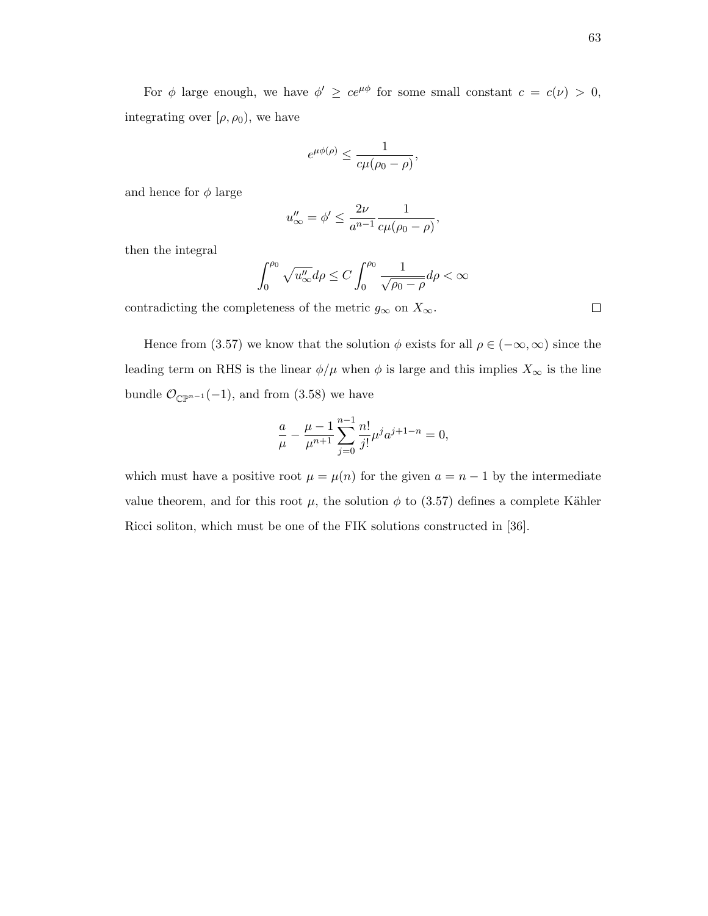For $\phi$ large enough, we have $\phi' \geq ce^{\mu\phi}$ for some small constant $c = c(\nu) > 0$, integrating over $[\rho, \rho_0)$, we have

$$e^{\mu\phi(\rho)} \leq \frac{1}{c\mu(\rho_0 - \rho)},$$

and hence for $\phi$ large

$$u''_\infty = \phi' \leq \frac{2\nu}{a^{n-1}} \frac{1}{c\mu(\rho_0 - \rho)},$$

then the integral

$$\int_0^{\rho_0} \sqrt{u''_\infty} d\rho \leq C \int_0^{\rho_0} \frac{1}{\sqrt{\rho_0 - \rho}} d\rho < \infty$$

contradicting the completeness of the metric $g_\infty$ on $X_\infty$. $\square$

Hence from (3.57) we know that the solution $\phi$ exists for all $\rho \in (-\infty, \infty)$ since the leading term on RHS is the linear $\phi/\mu$ when $\phi$ is large and this implies $X_\infty$ is the line bundle $\mathcal{O}_{\mathbb{CP}^{n-1}}(-1)$, and from (3.58) we have

$$\frac{a}{\mu} - \frac{\mu - 1}{\mu^{n+1}} \sum_{j=0}^{n-1} \frac{n!}{j!} \mu^j a^{j+1-n} = 0,$$

which must have a positive root $\mu = \mu(n)$ for the given $a = n - 1$ by the intermediate value theorem, and for this root $\mu$, the solution $\phi$ to (3.57) defines a complete Kähler Ricci soliton, which must be one of the FIK solutions constructed in [36].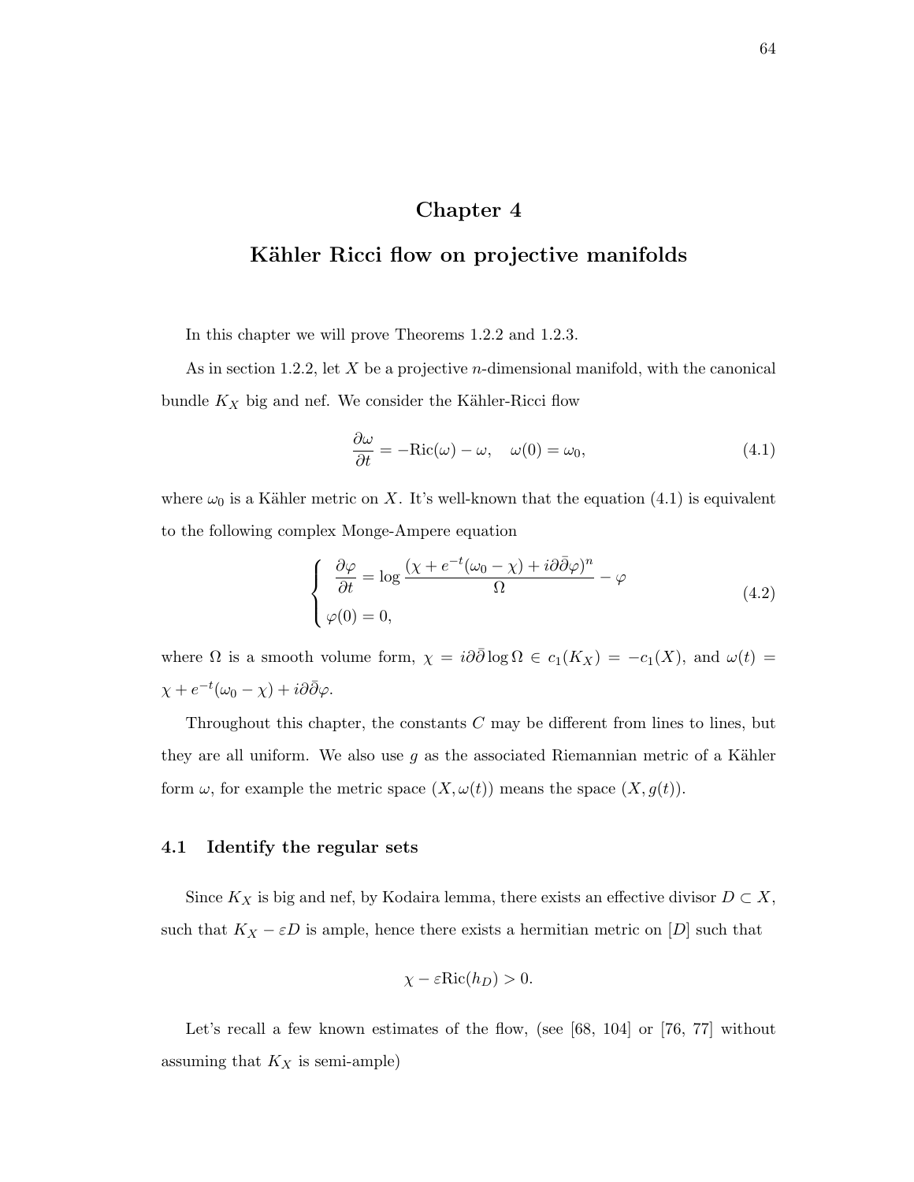# Chapter 4

# Kähler Ricci flow on projective manifolds

In this chapter we will prove Theorems 1.2.2 and 1.2.3.

As in section 1.2.2, let $X$ be a projective $n$-dimensional manifold, with the canonical bundle $K_X$ big and nef. We consider the Kähler-Ricci flow

$$\frac{\partial \omega}{\partial t} = -\mathrm{Ric}(\omega) - \omega, \quad \omega(0) = \omega_0, \tag{4.1}$$

where $\omega_0$ is a Kähler metric on $X$. It's well-known that the equation (4.1) is equivalent to the following complex Monge-Ampere equation

$$\begin{cases} \dfrac{\partial \varphi}{\partial t} = \log \dfrac{(\chi + e^{-t}(\omega_0 - \chi) + i\partial\bar{\partial}\varphi)^n}{\Omega} - \varphi \\ \varphi(0) = 0, \end{cases} \tag{4.2}$$

where $\Omega$ is a smooth volume form, $\chi = i\partial\bar{\partial}\log\Omega \in c_1(K_X) = -c_1(X)$, and $\omega(t) = \chi + e^{-t}(\omega_0 - \chi) + i\partial\bar{\partial}\varphi$.

Throughout this chapter, the constants $C$ may be different from lines to lines, but they are all uniform. We also use $g$ as the associated Riemannian metric of a Kähler form $\omega$, for example the metric space $(X, \omega(t))$ means the space $(X, g(t))$.

## 4.1 Identify the regular sets

Since $K_X$ is big and nef, by Kodaira lemma, there exists an effective divisor $D \subset X$, such that $K_X - \varepsilon D$ is ample, hence there exists a hermitian metric on $[D]$ such that

$$\chi - \varepsilon \mathrm{Ric}(h_D) > 0.$$

Let's recall a few known estimates of the flow, (see [68, 104] or [76, 77] without assuming that $K_X$ is semi-ample)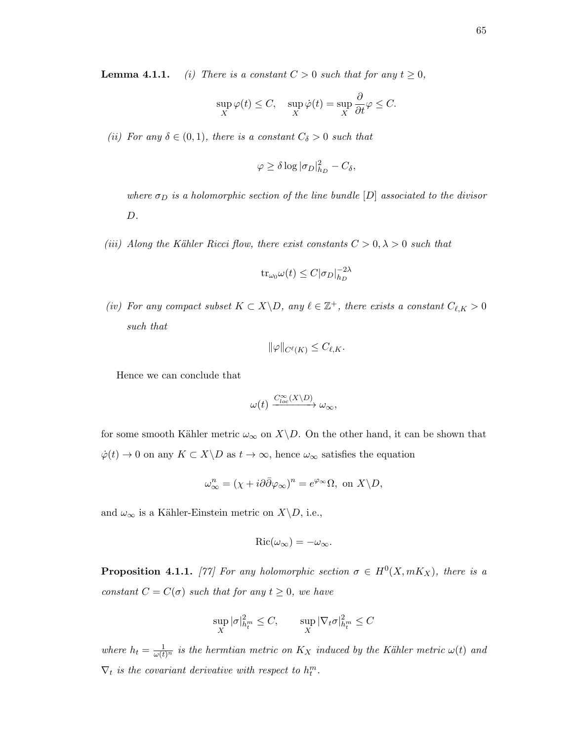**Lemma 4.1.1.** *(i) There is a constant $C > 0$ such that for any $t \geq 0$,*

$$\sup_X \varphi(t) \leq C, \quad \sup_X \dot{\varphi}(t) = \sup_X \frac{\partial}{\partial t}\varphi \leq C.$$

*(ii) For any $\delta \in (0,1)$, there is a constant $C_\delta > 0$ such that*

$$\varphi \geq \delta \log |\sigma_D|^2_{h_D} - C_\delta,$$

*where $\sigma_D$ is a holomorphic section of the line bundle $[D]$ associated to the divisor $D$.*

*(iii) Along the Kähler Ricci flow, there exist constants $C > 0, \lambda > 0$ such that*

$$\mathrm{tr}_{\omega_0}\omega(t) \leq C|\sigma_D|^{-2\lambda}_{h_D}$$

*(iv) For any compact subset $K \subset X \backslash D$, any $\ell \in \mathbb{Z}^+$, there exists a constant $C_{\ell,K} > 0$ such that*

$$\|\varphi\|_{C^\ell(K)} \leq C_{\ell,K}.$$

Hence we can conclude that

$$\omega(t) \xrightarrow{C^\infty_{loc}(X\backslash D)} \omega_\infty,$$

for some smooth Kähler metric $\omega_\infty$ on $X\backslash D$. On the other hand, it can be shown that $\dot{\varphi}(t) \to 0$ on any $K \subset X\backslash D$ as $t \to \infty$, hence $\omega_\infty$ satisfies the equation

$$\omega_\infty^n = (\chi + i\partial\bar{\partial}\varphi_\infty)^n = e^{\varphi_\infty}\Omega, \text{ on } X\backslash D,$$

and $\omega_\infty$ is a Kähler-Einstein metric on $X\backslash D$, i.e.,

$$\mathrm{Ric}(\omega_\infty) = -\omega_\infty.$$

**Proposition 4.1.1.** *[77] For any holomorphic section $\sigma \in H^0(X, mK_X)$, there is a constant $C = C(\sigma)$ such that for any $t \geq 0$, we have*

$$\sup_X |\sigma|^2_{h_t^m} \leq C, \qquad \sup_X |\nabla_t \sigma|^2_{h_t^m} \leq C$$

*where $h_t = \frac{1}{\omega(t)^n}$ is the hermtian metric on $K_X$ induced by the Kähler metric $\omega(t)$ and $\nabla_t$ is the covariant derivative with respect to $h_t^m$.*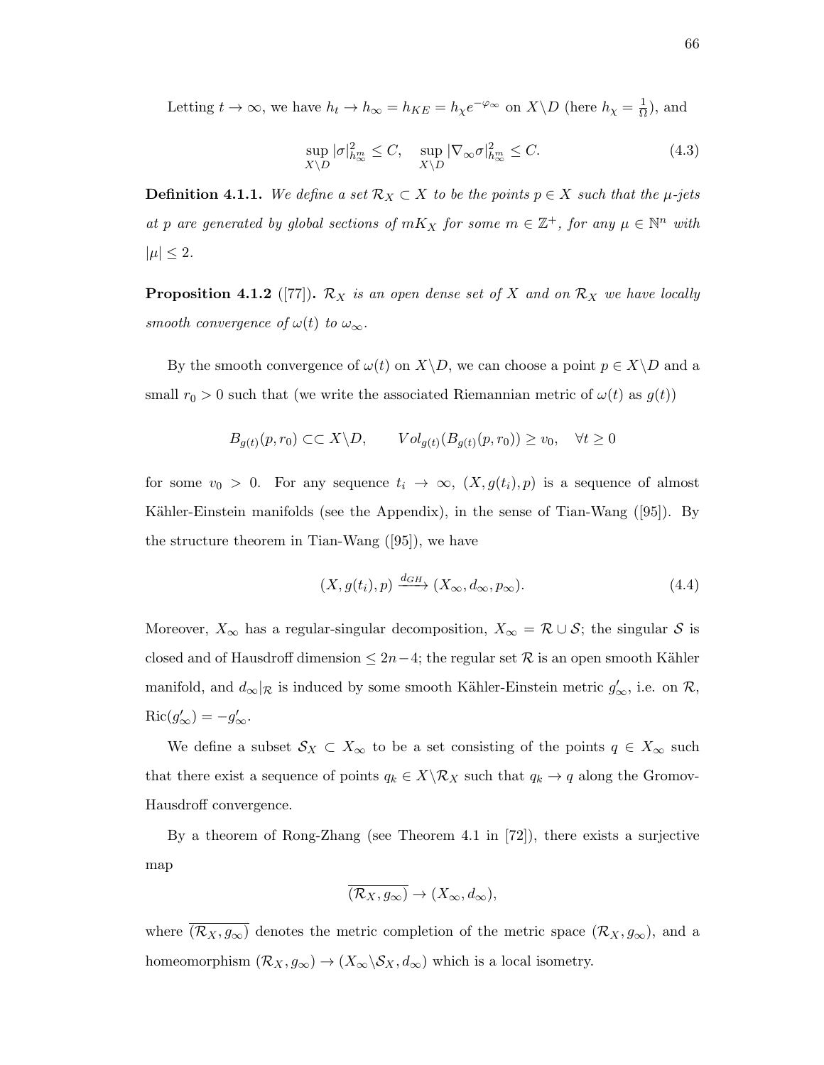Letting $t \to \infty$, we have $h_t \to h_\infty = h_{KE} = h_\chi e^{-\varphi_\infty}$ on $X \backslash D$ (here $h_\chi = \frac{1}{\Omega}$), and

$$\sup_{X \backslash D} |\sigma|^2_{h^m_\infty} \le C, \quad \sup_{X \backslash D} |\nabla_\infty \sigma|^2_{h^m_\infty} \le C. \tag{4.3}$$

**Definition 4.1.1.** *We define a set $\mathcal{R}_X \subset X$ to be the points $p \in X$ such that the $\mu$-jets at $p$ are generated by global sections of $mK_X$ for some $m \in \mathbb{Z}^+$, for any $\mu \in \mathbb{N}^n$ with $|\mu| \le 2$.*

**Proposition 4.1.2** ([77])**.** *$\mathcal{R}_X$ is an open dense set of $X$ and on $\mathcal{R}_X$ we have locally smooth convergence of $\omega(t)$ to $\omega_\infty$.*

By the smooth convergence of $\omega(t)$ on $X \backslash D$, we can choose a point $p \in X \backslash D$ and a small $r_0 > 0$ such that (we write the associated Riemannian metric of $\omega(t)$ as $g(t)$)

$$B_{g(t)}(p, r_0) \subset\subset X \backslash D, \qquad Vol_{g(t)}(B_{g(t)}(p, r_0)) \ge v_0, \quad \forall t \ge 0$$

for some $v_0 > 0$. For any sequence $t_i \to \infty$, $(X, g(t_i), p)$ is a sequence of almost Kähler-Einstein manifolds (see the Appendix), in the sense of Tian-Wang ([95]). By the structure theorem in Tian-Wang ([95]), we have

$$(X, g(t_i), p) \xrightarrow{d_{GH}} (X_\infty, d_\infty, p_\infty). \tag{4.4}$$

Moreover, $X_\infty$ has a regular-singular decomposition, $X_\infty = \mathcal{R} \cup \mathcal{S}$; the singular $\mathcal{S}$ is closed and of Hausdorff dimension $\le 2n-4$; the regular set $\mathcal{R}$ is an open smooth Kähler manifold, and $d_\infty|_\mathcal{R}$ is induced by some smooth Kähler-Einstein metric $g'_\infty$, i.e. on $\mathcal{R}$, $\mathrm{Ric}(g'_\infty) = -g'_\infty$.

We define a subset $\mathcal{S}_X \subset X_\infty$ to be a set consisting of the points $q \in X_\infty$ such that there exist a sequence of points $q_k \in X \backslash \mathcal{R}_X$ such that $q_k \to q$ along the Gromov-Hausdorff convergence.

By a theorem of Rong-Zhang (see Theorem 4.1 in [72]), there exists a surjective map

$$\overline{(\mathcal{R}_X, g_\infty)} \to (X_\infty, d_\infty),$$

where $\overline{(\mathcal{R}_X, g_\infty)}$ denotes the metric completion of the metric space $(\mathcal{R}_X, g_\infty)$, and a homeomorphism $(\mathcal{R}_X, g_\infty) \to (X_\infty \backslash \mathcal{S}_X, d_\infty)$ which is a local isometry.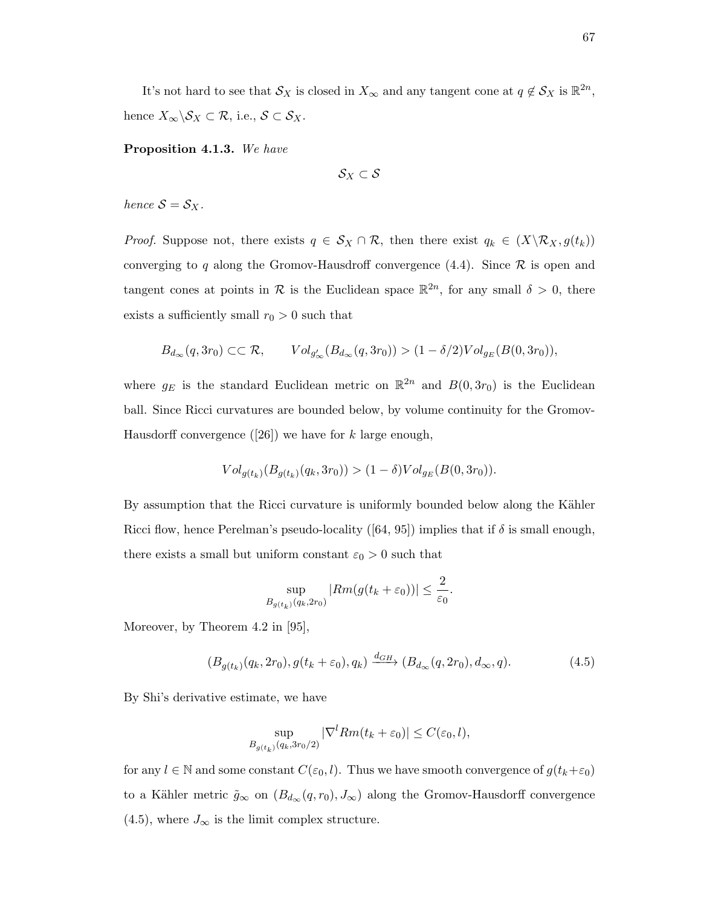It's not hard to see that $\mathcal{S}_X$ is closed in $X_\infty$ and any tangent cone at $q \notin \mathcal{S}_X$ is $\mathbb{R}^{2n}$, hence $X_\infty \backslash \mathcal{S}_X \subset \mathcal{R}$, i.e., $\mathcal{S} \subset \mathcal{S}_X$.

**Proposition 4.1.3.** *We have*

$$\mathcal{S}_X \subset \mathcal{S}$$

*hence* $\mathcal{S} = \mathcal{S}_X$.

*Proof.* Suppose not, there exists $q \in \mathcal{S}_X \cap \mathcal{R}$, then there exist $q_k \in (X \backslash \mathcal{R}_X, g(t_k))$ converging to $q$ along the Gromov-Hausdroff convergence (4.4). Since $\mathcal{R}$ is open and tangent cones at points in $\mathcal{R}$ is the Euclidean space $\mathbb{R}^{2n}$, for any small $\delta > 0$, there exists a sufficiently small $r_0 > 0$ such that

$$B_{d_\infty}(q, 3r_0) \subset\subset \mathcal{R}, \qquad Vol_{g'_\infty}(B_{d_\infty}(q, 3r_0)) > (1 - \delta/2) Vol_{g_E}(B(0, 3r_0)),$$

where $g_E$ is the standard Euclidean metric on $\mathbb{R}^{2n}$ and $B(0, 3r_0)$ is the Euclidean ball. Since Ricci curvatures are bounded below, by volume continuity for the Gromov-Hausdorff convergence ([26]) we have for $k$ large enough,

$$Vol_{g(t_k)}(B_{g(t_k)}(q_k, 3r_0)) > (1 - \delta) Vol_{g_E}(B(0, 3r_0)).$$

By assumption that the Ricci curvature is uniformly bounded below along the Kähler Ricci flow, hence Perelman's pseudo-locality ([64, 95]) implies that if $\delta$ is small enough, there exists a small but uniform constant $\varepsilon_0 > 0$ such that

$$\sup_{B_{g(t_k)}(q_k, 2r_0)} |Rm(g(t_k + \varepsilon_0))| \leq \frac{2}{\varepsilon_0}.$$

Moreover, by Theorem 4.2 in [95],

$$(B_{g(t_k)}(q_k, 2r_0), g(t_k + \varepsilon_0), q_k) \xrightarrow{d_{GH}} (B_{d_\infty}(q, 2r_0), d_\infty, q). \tag{4.5}$$

By Shi's derivative estimate, we have

$$\sup_{B_{g(t_k)}(q_k, 3r_0/2)} |\nabla^l Rm(t_k + \varepsilon_0)| \leq C(\varepsilon_0, l),$$

for any $l \in \mathbb{N}$ and some constant $C(\varepsilon_0, l)$. Thus we have smooth convergence of $g(t_k + \varepsilon_0)$ to a Kähler metric $\tilde{g}_\infty$ on $(B_{d_\infty}(q, r_0), J_\infty)$ along the Gromov-Hausdorff convergence (4.5), where $J_\infty$ is the limit complex structure.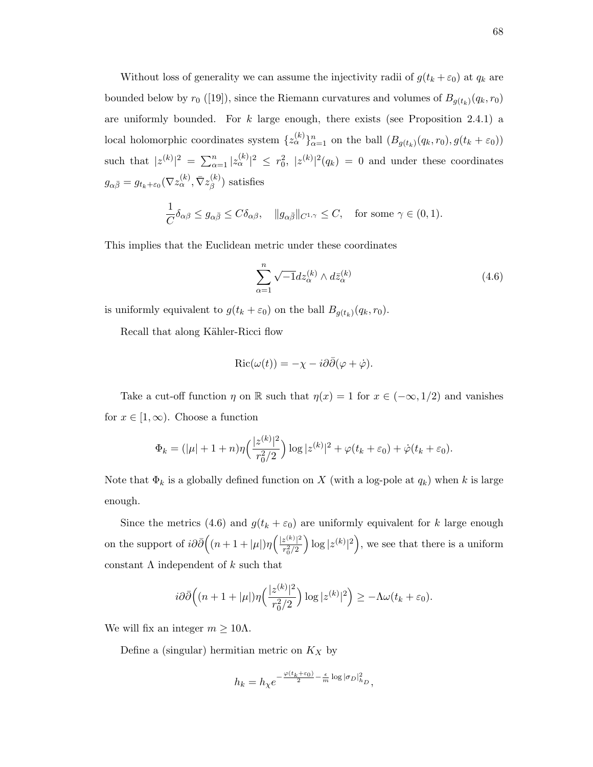Without loss of generality we can assume the injectivity radii of $g(t_k + \varepsilon_0)$ at $q_k$ are bounded below by $r_0$ ([19]), since the Riemann curvatures and volumes of $B_{g(t_k)}(q_k, r_0)$ are uniformly bounded. For $k$ large enough, there exists (see Proposition 2.4.1) a local holomorphic coordinates system $\{z_\alpha^{(k)}\}_{\alpha=1}^n$ on the ball $(B_{g(t_k)}(q_k, r_0), g(t_k + \varepsilon_0))$ such that $|z^{(k)}|^2 = \sum_{\alpha=1}^n |z_\alpha^{(k)}|^2 \le r_0^2$, $|z^{(k)}|^2(q_k) = 0$ and under these coordinates $g_{\alpha\bar{\beta}} = g_{t_k+\varepsilon_0}(\nabla z_\alpha^{(k)}, \bar{\nabla} z_\beta^{(k)})$ satisfies

$$\frac{1}{C}\delta_{\alpha\beta} \le g_{\alpha\bar{\beta}} \le C\delta_{\alpha\beta}, \quad \|g_{\alpha\bar{\beta}}\|_{C^{1,\gamma}} \le C, \quad \text{for some } \gamma \in (0,1).$$

This implies that the Euclidean metric under these coordinates

$$\sum_{\alpha=1}^n \sqrt{-1} dz_\alpha^{(k)} \wedge d\bar{z}_\alpha^{(k)} \tag{4.6}$$

is uniformly equivalent to $g(t_k + \varepsilon_0)$ on the ball $B_{g(t_k)}(q_k, r_0)$.

Recall that along Kähler-Ricci flow

$$\mathrm{Ric}(\omega(t)) = -\chi - i\partial\bar{\partial}(\varphi + \dot{\varphi}).$$

Take a cut-off function $\eta$ on $\mathbb{R}$ such that $\eta(x) = 1$ for $x \in (-\infty, 1/2)$ and vanishes for $x \in [1, \infty)$. Choose a function

$$\Phi_k = (|\mu| + 1 + n)\eta\Big(\frac{|z^{(k)}|^2}{r_0^2/2}\Big) \log |z^{(k)}|^2 + \varphi(t_k + \varepsilon_0) + \dot{\varphi}(t_k + \varepsilon_0).$$

Note that $\Phi_k$ is a globally defined function on $X$ (with a log-pole at $q_k$) when $k$ is large enough.

Since the metrics (4.6) and $g(t_k + \varepsilon_0)$ are uniformly equivalent for $k$ large enough on the support of $i\partial\bar{\partial}\Big((n+1+|\mu|)\eta\Big(\frac{|z^{(k)}|^2}{r_0^2/2}\Big)\log|z^{(k)}|^2\Big)$, we see that there is a uniform constant $\Lambda$ independent of $k$ such that

$$i\partial\bar{\partial}\Big((n+1+|\mu|)\eta\Big(\frac{|z^{(k)}|^2}{r_0^2/2}\Big)\log|z^{(k)}|^2\Big) \ge -\Lambda\omega(t_k + \varepsilon_0).$$

We will fix an integer $m \ge 10\Lambda$.

Define a (singular) hermitian metric on $K_X$ by

$$h_k = h_\chi e^{-\frac{\varphi(t_k+\varepsilon_0)}{2} - \frac{\epsilon}{m}\log|\sigma_D|^2_{h_D}},$$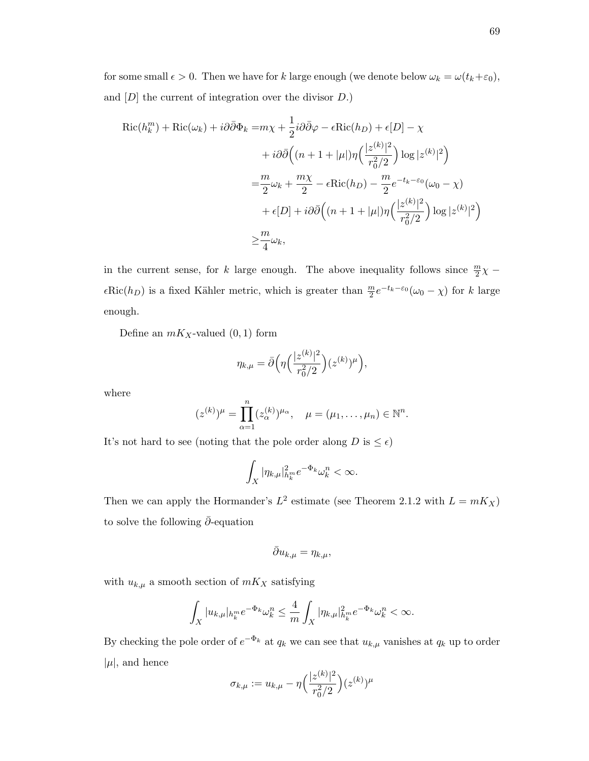for some small $\epsilon > 0$. Then we have for $k$ large enough (we denote below $\omega_k = \omega(t_k+\varepsilon_0)$, and $[D]$ the current of integration over the divisor $D$.)

$$
\begin{aligned}
\mathrm{Ric}(h_k^m) + \mathrm{Ric}(\omega_k) + i\partial\bar{\partial}\Phi_k =& m\chi + \frac{1}{2}i\partial\bar{\partial}\varphi - \epsilon \mathrm{Ric}(h_D) + \epsilon[D] - \chi \\
&+ i\partial\bar{\partial}\Big((n+1+|\mu|)\eta\Big(\frac{|z^{(k)}|^2}{r_0^2/2}\Big)\log|z^{(k)}|^2\Big) \\
=& \frac{m}{2}\omega_k + \frac{m\chi}{2} - \epsilon\mathrm{Ric}(h_D) - \frac{m}{2}e^{-t_k-\varepsilon_0}(\omega_0 - \chi) \\
&+ \epsilon[D] + i\partial\bar{\partial}\Big((n+1+|\mu|)\eta\Big(\frac{|z^{(k)}|^2}{r_0^2/2}\Big)\log|z^{(k)}|^2\Big) \\
\geq& \frac{m}{4}\omega_k,
\end{aligned}
$$

in the current sense, for $k$ large enough. The above inequality follows since $\frac{m}{2}\chi - \epsilon\mathrm{Ric}(h_D)$ is a fixed Kähler metric, which is greater than $\frac{m}{2}e^{-t_k-\varepsilon_0}(\omega_0-\chi)$ for $k$ large enough.

Define an $mK_X$-valued $(0,1)$ form

$$
\eta_{k,\mu} = \bar{\partial}\Big(\eta\Big(\frac{|z^{(k)}|^2}{r_0^2/2}\Big)(z^{(k)})^{\mu}\Big),
$$

where

$$
(z^{(k)})^{\mu} = \prod_{\alpha=1}^{n}(z_{\alpha}^{(k)})^{\mu_\alpha}, \quad \mu = (\mu_1, \ldots, \mu_n) \in \mathbb{N}^n.
$$

It's not hard to see (noting that the pole order along $D$ is $\leq \epsilon$)

$$
\int_X |\eta_{k,\mu}|^2_{h_k^m} e^{-\Phi_k}\omega_k^n < \infty.
$$

Then we can apply the Hormander's $L^2$ estimate (see Theorem 2.1.2 with $L = mK_X$) to solve the following $\bar{\partial}$-equation

$$
\bar{\partial}u_{k,\mu} = \eta_{k,\mu},
$$

with $u_{k,\mu}$ a smooth section of $mK_X$ satisfying

$$
\int_X |u_{k,\mu}|_{h_k^m} e^{-\Phi_k}\omega_k^n \leq \frac{4}{m}\int_X |\eta_{k,\mu}|^2_{h_k^m} e^{-\Phi_k}\omega_k^n < \infty.
$$

By checking the pole order of $e^{-\Phi_k}$ at $q_k$ we can see that $u_{k,\mu}$ vanishes at $q_k$ up to order $|\mu|$, and hence

$$
\sigma_{k,\mu} := u_{k,\mu} - \eta\Big(\frac{|z^{(k)}|^2}{r_0^2/2}\Big)(z^{(k)})^{\mu}
$$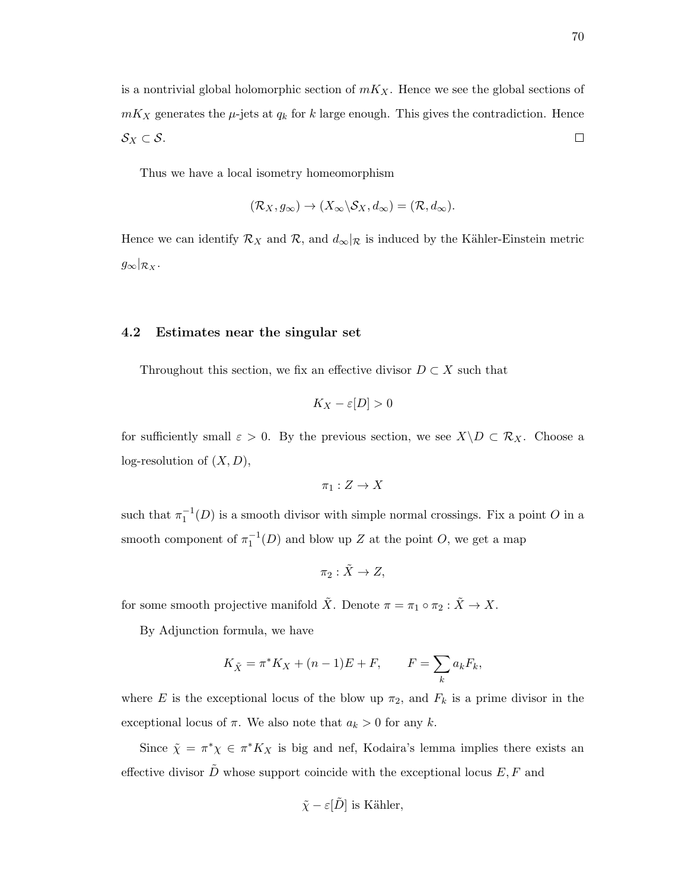is a nontrivial global holomorphic section of $mK_X$. Hence we see the global sections of $mK_X$ generates the $\mu$-jets at $q_k$ for $k$ large enough. This gives the contradiction. Hence $\mathcal{S}_X \subset \mathcal{S}$. $\square$

Thus we have a local isometry homeomorphism

$$(\mathcal{R}_X, g_\infty) \to (X_\infty \backslash \mathcal{S}_X, d_\infty) = (\mathcal{R}, d_\infty).$$

Hence we can identify $\mathcal{R}_X$ and $\mathcal{R}$, and $d_\infty|_{\mathcal{R}}$ is induced by the Kähler-Einstein metric $g_\infty|_{\mathcal{R}_X}$.

### 4.2 Estimates near the singular set

Throughout this section, we fix an effective divisor $D \subset X$ such that

$$K_X - \varepsilon[D] > 0$$

for sufficiently small $\varepsilon > 0$. By the previous section, we see $X \backslash D \subset \mathcal{R}_X$. Choose a log-resolution of $(X, D)$,

$$\pi_1 : Z \to X$$

such that $\pi_1^{-1}(D)$ is a smooth divisor with simple normal crossings. Fix a point $O$ in a smooth component of $\pi_1^{-1}(D)$ and blow up $Z$ at the point $O$, we get a map

$$\pi_2 : \tilde{X} \to Z,$$

for some smooth projective manifold $\tilde{X}$. Denote $\pi = \pi_1 \circ \pi_2 : \tilde{X} \to X$.

By Adjunction formula, we have

$$K_{\tilde{X}} = \pi^* K_X + (n-1)E + F, \qquad F = \sum_k a_k F_k,$$

where $E$ is the exceptional locus of the blow up $\pi_2$, and $F_k$ is a prime divisor in the exceptional locus of $\pi$. We also note that $a_k > 0$ for any $k$.

Since $\tilde{\chi} = \pi^* \chi \in \pi^* K_X$ is big and nef, Kodaira's lemma implies there exists an effective divisor $\tilde{D}$ whose support coincide with the exceptional locus $E, F$ and

$$\tilde{\chi} - \varepsilon[\tilde{D}] \text{ is Kähler,}$$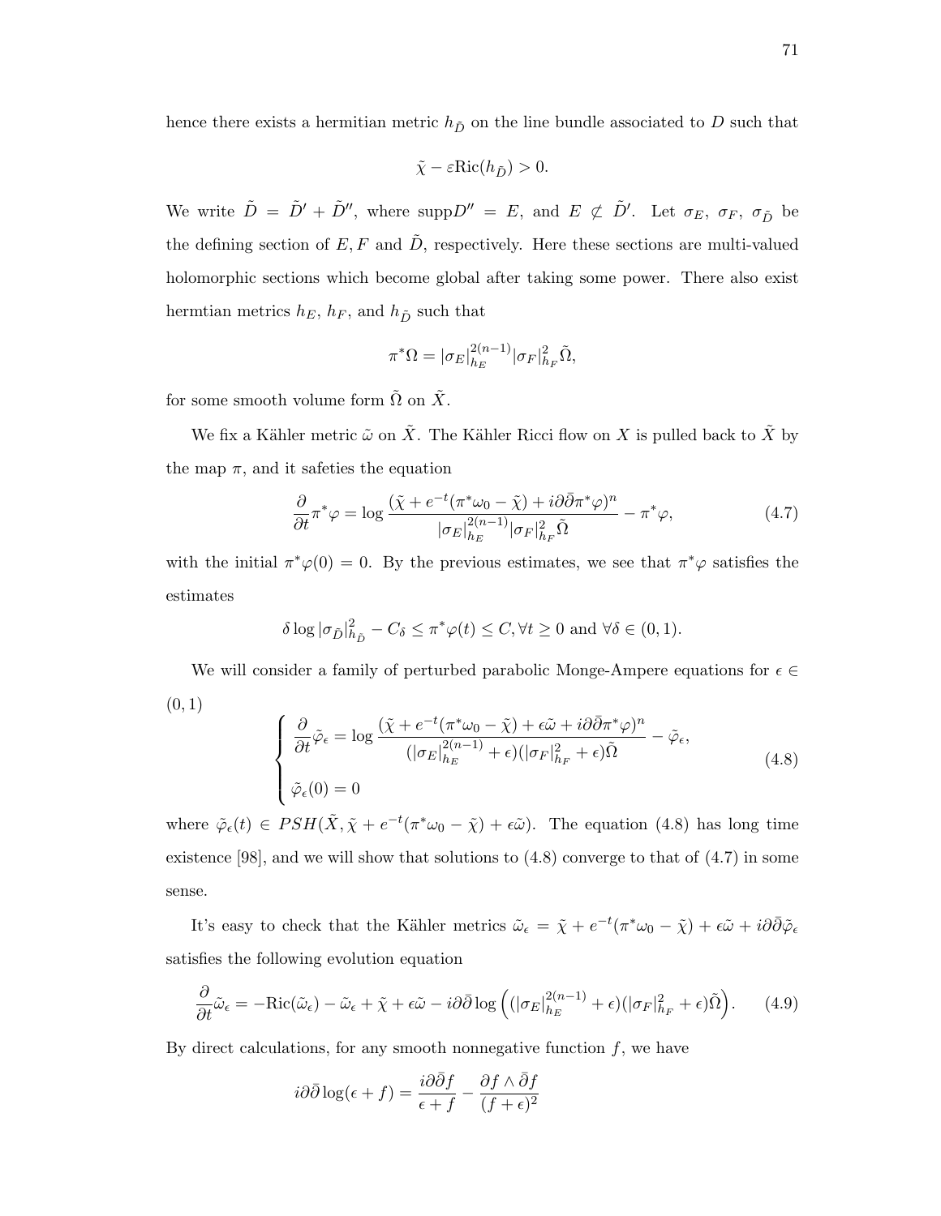hence there exists a hermitian metric $h_{\tilde{D}}$ on the line bundle associated to $D$ such that

$$\tilde{\chi} - \varepsilon \mathrm{Ric}(h_{\tilde{D}}) > 0.$$

We write $\tilde{D} = \tilde{D}' + \tilde{D}''$, where supp$D'' = E$, and $E \not\subset \tilde{D}'$. Let $\sigma_E$, $\sigma_F$, $\sigma_{\tilde{D}}$ be the defining section of $E, F$ and $\tilde{D}$, respectively. Here these sections are multi-valued holomorphic sections which become global after taking some power. There also exist hermtian metrics $h_E$, $h_F$, and $h_{\tilde{D}}$ such that

$$\pi^*\Omega = |\sigma_E|_{h_E}^{2(n-1)} |\sigma_F|_{h_F}^2 \tilde{\Omega},$$

for some smooth volume form $\tilde{\Omega}$ on $\tilde{X}$.

We fix a Kähler metric $\tilde{\omega}$ on $\tilde{X}$. The Kähler Ricci flow on $X$ is pulled back to $\tilde{X}$ by the map $\pi$, and it safeties the equation

$$\frac{\partial}{\partial t}\pi^*\varphi = \log \frac{(\tilde{\chi} + e^{-t}(\pi^*\omega_0 - \tilde{\chi}) + i\partial\bar{\partial}\pi^*\varphi)^n}{|\sigma_E|_{h_E}^{2(n-1)} |\sigma_F|_{h_F}^2 \tilde{\Omega}} - \pi^*\varphi, \tag{4.7}$$

with the initial $\pi^*\varphi(0) = 0$. By the previous estimates, we see that $\pi^*\varphi$ satisfies the estimates

$$\delta \log |\sigma_{\tilde{D}}|_{h_{\tilde{D}}}^2 - C_\delta \leq \pi^*\varphi(t) \leq C, \forall t \geq 0 \text{ and } \forall \delta \in (0,1).$$

We will consider a family of perturbed parabolic Monge-Ampere equations for $\epsilon \in (0,1)$

$$\begin{cases} \dfrac{\partial}{\partial t}\tilde{\varphi}_\epsilon = \log \dfrac{(\tilde{\chi} + e^{-t}(\pi^*\omega_0 - \tilde{\chi}) + \epsilon\tilde{\omega} + i\partial\bar{\partial}\pi^*\varphi)^n}{(|\sigma_E|_{h_E}^{2(n-1)} + \epsilon)(|\sigma_F|_{h_F}^2 + \epsilon)\tilde{\Omega}} - \tilde{\varphi}_\epsilon, \\ \\ \tilde{\varphi}_\epsilon(0) = 0 \end{cases} \tag{4.8}$$

where $\tilde{\varphi}_\epsilon(t) \in PSH(\tilde{X}, \tilde{\chi} + e^{-t}(\pi^*\omega_0 - \tilde{\chi}) + \epsilon\tilde{\omega})$. The equation (4.8) has long time existence [98], and we will show that solutions to (4.8) converge to that of (4.7) in some sense.

It's easy to check that the Kähler metrics $\tilde{\omega}_\epsilon = \tilde{\chi} + e^{-t}(\pi^*\omega_0 - \tilde{\chi}) + \epsilon\tilde{\omega} + i\partial\bar{\partial}\tilde{\varphi}_\epsilon$ satisfies the following evolution equation

$$\frac{\partial}{\partial t}\tilde{\omega}_\epsilon = -\mathrm{Ric}(\tilde{\omega}_\epsilon) - \tilde{\omega}_\epsilon + \tilde{\chi} + \epsilon\tilde{\omega} - i\partial\bar{\partial}\log\Big((|\sigma_E|_{h_E}^{2(n-1)} + \epsilon)(|\sigma_F|_{h_F}^2 + \epsilon)\tilde{\Omega}\Big). \tag{4.9}$$

By direct calculations, for any smooth nonnegative function $f$, we have

$$i\partial\bar{\partial}\log(\epsilon + f) = \frac{i\partial\bar{\partial}f}{\epsilon + f} - \frac{\partial f \wedge \bar{\partial}f}{(f + \epsilon)^2}$$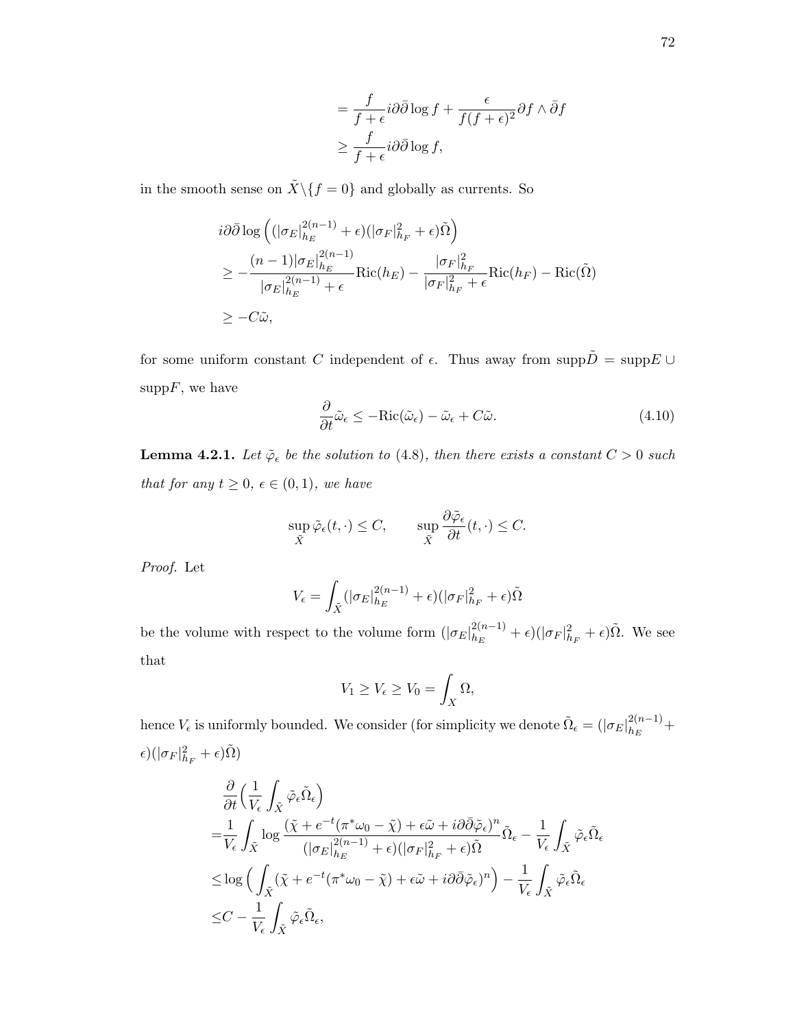$$
\begin{aligned}
&= \frac{f}{f+\epsilon} i\partial\bar{\partial}\log f + \frac{\epsilon}{f(f+\epsilon)^2}\partial f\wedge\bar{\partial} f \\
&\geq \frac{f}{f+\epsilon} i\partial\bar{\partial}\log f,
\end{aligned}
$$

in the smooth sense on $\tilde{X}\backslash\{f=0\}$ and globally as currents. So

$$
\begin{aligned}
& i\partial\bar{\partial}\log\Big((|\sigma_E|_{h_E}^{2(n-1)}+\epsilon)(|\sigma_F|_{h_F}^2+\epsilon)\tilde{\Omega}\Big) \\
\geq & -\frac{(n-1)|\sigma_E|_{h_E}^{2(n-1)}}{|\sigma_E|_{h_E}^{2(n-1)}+\epsilon}\mathrm{Ric}(h_E) - \frac{|\sigma_F|_{h_F}^2}{|\sigma_F|_{h_F}^2+\epsilon}\mathrm{Ric}(h_F) - \mathrm{Ric}(\tilde{\Omega}) \\
\geq & -C\tilde{\omega},
\end{aligned}
$$

for some uniform constant $C$ independent of $\epsilon$. Thus away from $\mathrm{supp}\tilde{D} = \mathrm{supp}E \cup \mathrm{supp}F$, we have

$$
\frac{\partial}{\partial t}\tilde{\omega}_\epsilon \leq -\mathrm{Ric}(\tilde{\omega}_\epsilon) - \tilde{\omega}_\epsilon + C\tilde{\omega}. \tag{4.10}
$$

**Lemma 4.2.1.** *Let $\tilde{\varphi}_\epsilon$ be the solution to (4.8), then there exists a constant $C>0$ such that for any $t\geq 0$, $\epsilon\in(0,1)$, we have*

$$
\sup_{\tilde{X}}\tilde{\varphi}_\epsilon(t,\cdot)\leq C, \qquad \sup_{\tilde{X}}\frac{\partial\tilde{\varphi}_\epsilon}{\partial t}(t,\cdot)\leq C.
$$

*Proof.* Let

$$
V_\epsilon = \int_{\tilde{X}}(|\sigma_E|_{h_E}^{2(n-1)}+\epsilon)(|\sigma_F|_{h_F}^2+\epsilon)\tilde{\Omega}
$$

be the volume with respect to the volume form $(|\sigma_E|_{h_E}^{2(n-1)}+\epsilon)(|\sigma_F|_{h_F}^2+\epsilon)\tilde{\Omega}$. We see that

$$
V_1 \geq V_\epsilon \geq V_0 = \int_X \Omega,
$$

hence $V_\epsilon$ is uniformly bounded. We consider (for simplicity we denote $\tilde{\Omega}_\epsilon = (|\sigma_E|_{h_E}^{2(n-1)}+\epsilon)(|\sigma_F|_{h_F}^2+\epsilon)\tilde{\Omega}$)

$$
\begin{aligned}
&\frac{\partial}{\partial t}\Big(\frac{1}{V_\epsilon}\int_{\tilde{X}}\tilde{\varphi}_\epsilon\tilde{\Omega}_\epsilon\Big) \\
=&\frac{1}{V_\epsilon}\int_{\tilde{X}}\log\frac{(\tilde{\chi}+e^{-t}(\pi^*\omega_0-\tilde{\chi})+\epsilon\tilde{\omega}+i\partial\bar{\partial}\tilde{\varphi}_\epsilon)^n}{(|\sigma_E|_{h_E}^{2(n-1)}+\epsilon)(|\sigma_F|_{h_F}^2+\epsilon)\tilde{\Omega}}\tilde{\Omega}_\epsilon - \frac{1}{V_\epsilon}\int_{\tilde{X}}\tilde{\varphi}_\epsilon\tilde{\Omega}_\epsilon \\
\leq&\log\Big(\int_{\tilde{X}}(\tilde{\chi}+e^{-t}(\pi^*\omega_0-\tilde{\chi})+\epsilon\tilde{\omega}+i\partial\bar{\partial}\tilde{\varphi}_\epsilon)^n\Big) - \frac{1}{V_\epsilon}\int_{\tilde{X}}\tilde{\varphi}_\epsilon\tilde{\Omega}_\epsilon \\
\leq& C - \frac{1}{V_\epsilon}\int_{\tilde{X}}\tilde{\varphi}_\epsilon\tilde{\Omega}_\epsilon,
\end{aligned}
$$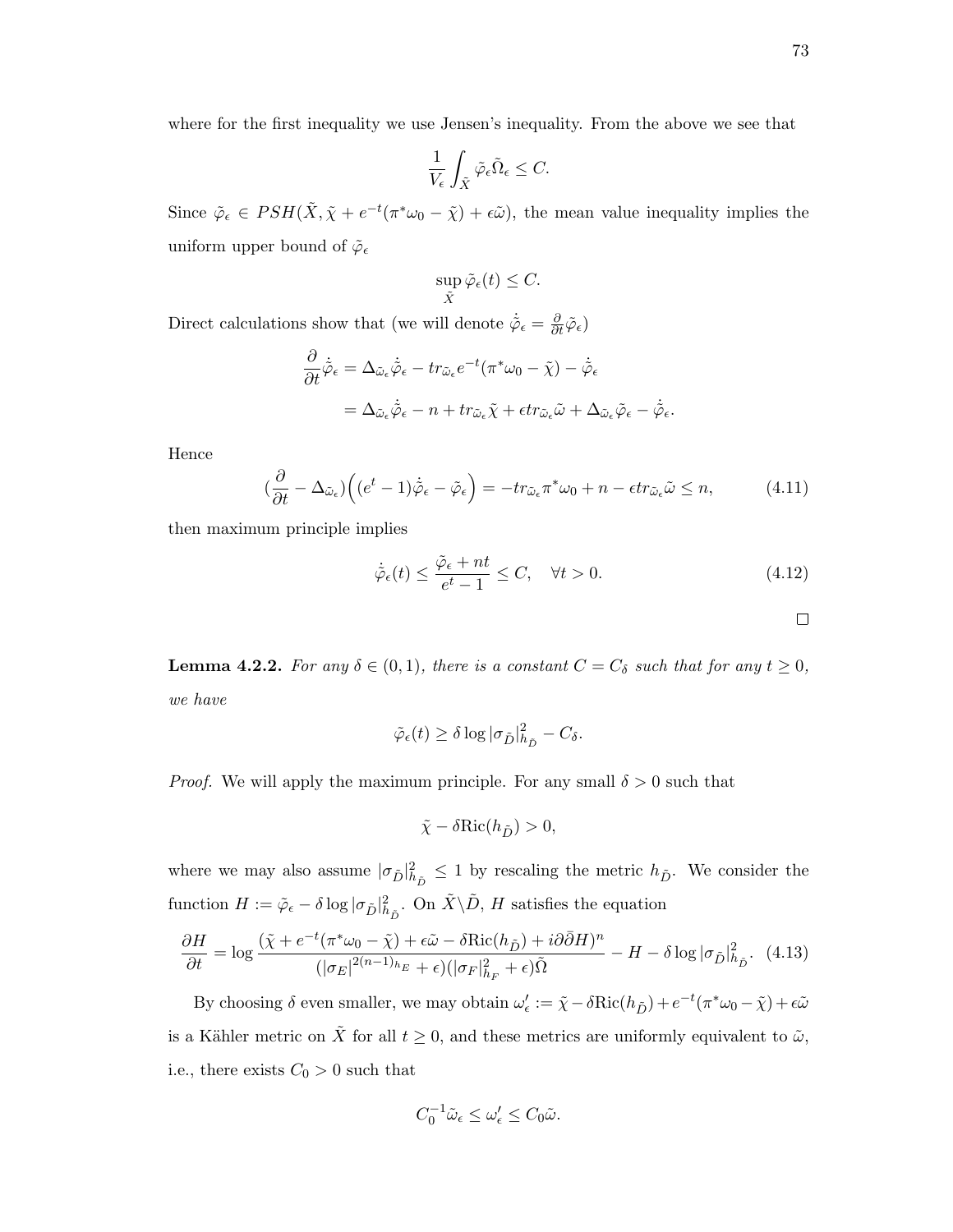where for the first inequality we use Jensen's inequality. From the above we see that

$$\frac{1}{V_\epsilon}\int_{\tilde{X}} \tilde{\varphi}_\epsilon \tilde{\Omega}_\epsilon \leq C.$$

Since $\tilde{\varphi}_\epsilon \in PSH(\tilde{X}, \tilde{\chi} + e^{-t}(\pi^*\omega_0 - \tilde{\chi}) + \epsilon\tilde{\omega})$, the mean value inequality implies the uniform upper bound of $\tilde{\varphi}_\epsilon$

$$\sup_{\tilde{X}} \tilde{\varphi}_\epsilon(t) \leq C.$$

Direct calculations show that (we will denote $\dot{\tilde{\varphi}}_\epsilon = \frac{\partial}{\partial t}\tilde{\varphi}_\epsilon$)

$$\begin{aligned}
\frac{\partial}{\partial t}\dot{\tilde{\varphi}}_\epsilon &= \Delta_{\tilde{\omega}_\epsilon}\dot{\tilde{\varphi}}_\epsilon - tr_{\tilde{\omega}_\epsilon} e^{-t}(\pi^*\omega_0 - \tilde{\chi}) - \dot{\tilde{\varphi}}_\epsilon \\
&= \Delta_{\tilde{\omega}_\epsilon}\dot{\tilde{\varphi}}_\epsilon - n + tr_{\tilde{\omega}_\epsilon}\tilde{\chi} + \epsilon tr_{\tilde{\omega}_\epsilon}\tilde{\omega} + \Delta_{\tilde{\omega}_\epsilon}\tilde{\varphi}_\epsilon - \dot{\tilde{\varphi}}_\epsilon.
\end{aligned}$$

Hence

$$(\frac{\partial}{\partial t} - \Delta_{\tilde{\omega}_\epsilon})\Big((e^t - 1)\dot{\tilde{\varphi}}_\epsilon - \tilde{\varphi}_\epsilon\Big) = -tr_{\tilde{\omega}_\epsilon}\pi^*\omega_0 + n - \epsilon tr_{\tilde{\omega}_\epsilon}\tilde{\omega} \leq n, \tag{4.11}$$

then maximum principle implies

$$\dot{\tilde{\varphi}}_\epsilon(t) \leq \frac{\tilde{\varphi}_\epsilon + nt}{e^t - 1} \leq C, \quad \forall t > 0. \tag{4.12}$$

□

**Lemma 4.2.2.** *For any $\delta \in (0,1)$, there is a constant $C = C_\delta$ such that for any $t \geq 0$, we have*

$$\tilde{\varphi}_\epsilon(t) \geq \delta \log |\sigma_{\tilde{D}}|^2_{h_{\tilde{D}}} - C_\delta.$$

*Proof.* We will apply the maximum principle. For any small $\delta > 0$ such that

$$\tilde{\chi} - \delta \mathrm{Ric}(h_{\tilde{D}}) > 0,$$

where we may also assume $|\sigma_{\tilde{D}}|^2_{h_{\tilde{D}}} \leq 1$ by rescaling the metric $h_{\tilde{D}}$. We consider the function $H := \tilde{\varphi}_\epsilon - \delta \log |\sigma_{\tilde{D}}|^2_{h_{\tilde{D}}}$. On $\tilde{X}\backslash\tilde{D}$, $H$ satisfies the equation

$$\frac{\partial H}{\partial t} = \log \frac{(\tilde{\chi} + e^{-t}(\pi^*\omega_0 - \tilde{\chi}) + \epsilon\tilde{\omega} - \delta\mathrm{Ric}(h_{\tilde{D}}) + i\partial\bar{\partial}H)^n}{(|\sigma_E|^{2(n-1)_{h_E}} + \epsilon)(|\sigma_F|^2_{h_F} + \epsilon)\tilde{\Omega}} - H - \delta \log |\sigma_{\tilde{D}}|^2_{h_{\tilde{D}}}. \tag{4.13}$$

By choosing $\delta$ even smaller, we may obtain $\omega'_\epsilon := \tilde{\chi} - \delta\mathrm{Ric}(h_{\tilde{D}}) + e^{-t}(\pi^*\omega_0 - \tilde{\chi}) + \epsilon\tilde{\omega}$ is a Kähler metric on $\tilde{X}$ for all $t \geq 0$, and these metrics are uniformly equivalent to $\tilde{\omega}$, i.e., there exists $C_0 > 0$ such that

$$C_0^{-1}\tilde{\omega}_\epsilon \leq \omega'_\epsilon \leq C_0\tilde{\omega}.$$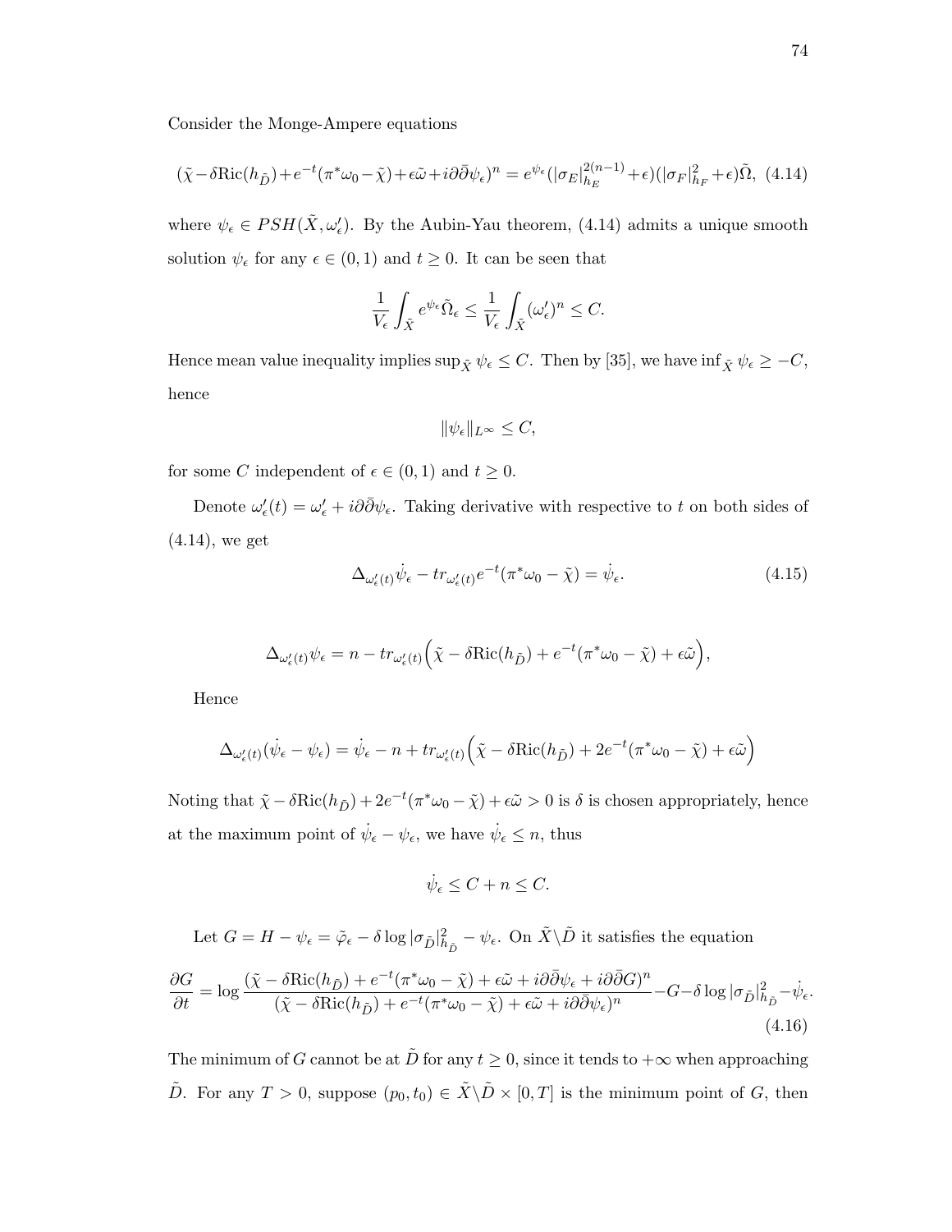Consider the Monge-Ampere equations

$$(\tilde{\chi} - \delta \mathrm{Ric}(h_{\tilde{D}}) + e^{-t}(\pi^*\omega_0 - \tilde{\chi}) + \epsilon\tilde{\omega} + i\partial\bar{\partial}\psi_\epsilon)^n = e^{\psi_\epsilon}(|\sigma_E|_{h_E}^{2(n-1)} + \epsilon)(|\sigma_F|_{h_F}^2 + \epsilon)\tilde{\Omega}, \quad (4.14)$$

where $\psi_\epsilon \in PSH(\tilde{X}, \omega'_\epsilon)$. By the Aubin-Yau theorem, (4.14) admits a unique smooth solution $\psi_\epsilon$ for any $\epsilon \in (0,1)$ and $t \geq 0$. It can be seen that

$$\frac{1}{V_\epsilon}\int_{\tilde{X}} e^{\psi_\epsilon}\tilde{\Omega}_\epsilon \leq \frac{1}{V_\epsilon}\int_{\tilde{X}} (\omega'_\epsilon)^n \leq C.$$

Hence mean value inequality implies $\sup_{\tilde{X}} \psi_\epsilon \leq C$. Then by [35], we have $\inf_{\tilde{X}} \psi_\epsilon \geq -C$, hence

$$\|\psi_\epsilon\|_{L^\infty} \leq C,$$

for some $C$ independent of $\epsilon \in (0,1)$ and $t \geq 0$.

Denote $\omega'_\epsilon(t) = \omega'_\epsilon + i\partial\bar{\partial}\psi_\epsilon$. Taking derivative with respective to $t$ on both sides of (4.14), we get

$$\Delta_{\omega'_\epsilon(t)}\dot{\psi}_\epsilon - tr_{\omega'_\epsilon(t)} e^{-t}(\pi^*\omega_0 - \tilde{\chi}) = \dot{\psi}_\epsilon. \quad (4.15)$$

$$\Delta_{\omega'_\epsilon(t)}\psi_\epsilon = n - tr_{\omega'_\epsilon(t)}\Big(\tilde{\chi} - \delta\mathrm{Ric}(h_{\tilde{D}}) + e^{-t}(\pi^*\omega_0 - \tilde{\chi}) + \epsilon\tilde{\omega}\Big),$$

Hence

$$\Delta_{\omega'_\epsilon(t)}(\dot{\psi}_\epsilon - \psi_\epsilon) = \dot{\psi}_\epsilon - n + tr_{\omega'_\epsilon(t)}\Big(\tilde{\chi} - \delta\mathrm{Ric}(h_{\tilde{D}}) + 2e^{-t}(\pi^*\omega_0 - \tilde{\chi}) + \epsilon\tilde{\omega}\Big)$$

Noting that $\tilde{\chi} - \delta\mathrm{Ric}(h_{\tilde{D}}) + 2e^{-t}(\pi^*\omega_0 - \tilde{\chi}) + \epsilon\tilde{\omega} > 0$ is $\delta$ is chosen appropriately, hence at the maximum point of $\dot{\psi}_\epsilon - \psi_\epsilon$, we have $\dot{\psi}_\epsilon \leq n$, thus

$$\dot{\psi}_\epsilon \leq C + n \leq C.$$

Let $G = H - \psi_\epsilon = \tilde{\varphi}_\epsilon - \delta\log|\sigma_{\tilde{D}}|^2_{h_{\tilde{D}}} - \psi_\epsilon$. On $\tilde{X}\backslash\tilde{D}$ it satisfies the equation

$$\frac{\partial G}{\partial t} = \log\frac{(\tilde{\chi} - \delta\mathrm{Ric}(h_{\tilde{D}}) + e^{-t}(\pi^*\omega_0 - \tilde{\chi}) + \epsilon\tilde{\omega} + i\partial\bar{\partial}\psi_\epsilon + i\partial\bar{\partial}G)^n}{(\tilde{\chi} - \delta\mathrm{Ric}(h_{\tilde{D}}) + e^{-t}(\pi^*\omega_0 - \tilde{\chi}) + \epsilon\tilde{\omega} + i\partial\bar{\partial}\psi_\epsilon)^n} - G - \delta\log|\sigma_{\tilde{D}}|^2_{h_{\tilde{D}}} - \dot{\psi}_\epsilon. \quad (4.16)$$

The minimum of $G$ cannot be at $\tilde{D}$ for any $t \geq 0$, since it tends to $+\infty$ when approaching $\tilde{D}$. For any $T > 0$, suppose $(p_0, t_0) \in \tilde{X}\backslash\tilde{D} \times [0,T]$ is the minimum point of $G$, then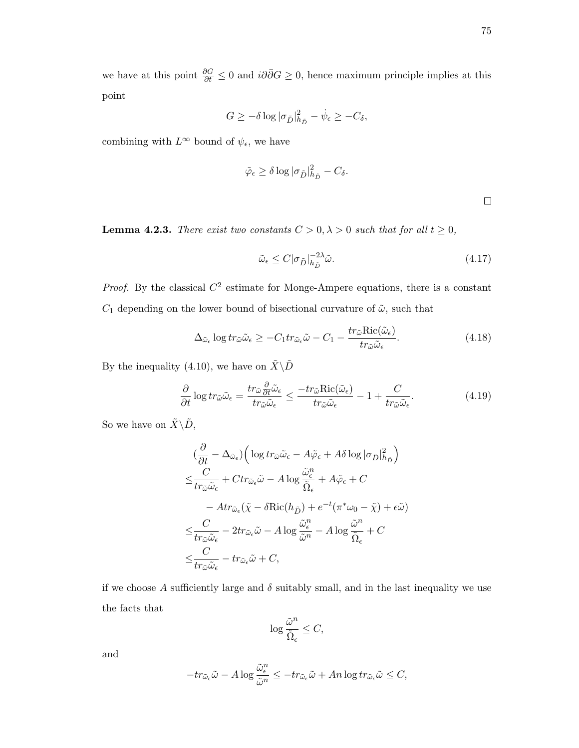we have at this point $\frac{\partial G}{\partial t} \leq 0$ and $i\partial\bar{\partial}G \geq 0$, hence maximum principle implies at this point

$$G \geq -\delta \log |\sigma_{\tilde{D}}|^2_{h_{\tilde{D}}} - \dot{\psi}_\epsilon \geq -C_\delta,$$

combining with $L^\infty$ bound of $\psi_\epsilon$, we have

$$\tilde{\varphi}_\epsilon \geq \delta \log |\sigma_{\tilde{D}}|^2_{h_{\tilde{D}}} - C_\delta.$$

□

**Lemma 4.2.3.** *There exist two constants $C > 0, \lambda > 0$ such that for all $t \geq 0$,*

$$\tilde{\omega}_\epsilon \leq C|\sigma_{\tilde{D}}|^{-2\lambda}_{h_{\tilde{D}}}\tilde{\omega}. \tag{4.17}$$

*Proof.* By the classical $C^2$ estimate for Monge-Ampere equations, there is a constant $C_1$ depending on the lower bound of bisectional curvature of $\tilde{\omega}$, such that

$$\Delta_{\tilde{\omega}_\epsilon} \log tr_{\tilde{\omega}}\tilde{\omega}_\epsilon \geq -C_1 tr_{\tilde{\omega}_\epsilon}\tilde{\omega} - C_1 - \frac{tr_{\tilde{\omega}}\mathrm{Ric}(\tilde{\omega}_\epsilon)}{tr_{\tilde{\omega}}\tilde{\omega}_\epsilon}. \tag{4.18}$$

By the inequality (4.10), we have on $\tilde{X}\backslash\tilde{D}$

$$\frac{\partial}{\partial t}\log tr_{\tilde{\omega}}\tilde{\omega}_\epsilon = \frac{tr_{\tilde{\omega}}\frac{\partial}{\partial t}\tilde{\omega}_\epsilon}{tr_{\tilde{\omega}}\tilde{\omega}_\epsilon} \leq \frac{-tr_{\tilde{\omega}}\mathrm{Ric}(\tilde{\omega}_\epsilon)}{tr_{\tilde{\omega}}\tilde{\omega}_\epsilon} - 1 + \frac{C}{tr_{\tilde{\omega}}\tilde{\omega}_\epsilon}. \tag{4.19}$$

So we have on $\tilde{X}\backslash\tilde{D}$,

$$\begin{aligned}
&(\frac{\partial}{\partial t} - \Delta_{\tilde{\omega}_\epsilon})\Big(\log tr_{\tilde{\omega}}\tilde{\omega}_\epsilon - A\tilde{\varphi}_\epsilon + A\delta \log |\sigma_{\tilde{D}}|^2_{h_{\tilde{D}}}\Big) \\
\leq & \frac{C}{tr_{\tilde{\omega}}\tilde{\omega}_\epsilon} + C tr_{\tilde{\omega}_\epsilon}\tilde{\omega} - A\log\frac{\tilde{\omega}_\epsilon^n}{\tilde{\Omega}_\epsilon} + A\tilde{\varphi}_\epsilon + C \\
& \quad - A tr_{\tilde{\omega}_\epsilon}(\tilde{\chi} - \delta \mathrm{Ric}(h_{\tilde{D}}) + e^{-t}(\pi^*\omega_0 - \tilde{\chi}) + \epsilon\tilde{\omega}) \\
\leq & \frac{C}{tr_{\tilde{\omega}}\tilde{\omega}_\epsilon} - 2tr_{\tilde{\omega}_\epsilon}\tilde{\omega} - A\log\frac{\tilde{\omega}_\epsilon^n}{\tilde{\omega}^n} - A\log\frac{\tilde{\omega}^n}{\tilde{\Omega}_\epsilon} + C \\
\leq & \frac{C}{tr_{\tilde{\omega}}\tilde{\omega}_\epsilon} - tr_{\tilde{\omega}_\epsilon}\tilde{\omega} + C,
\end{aligned}$$

if we choose $A$ sufficiently large and $\delta$ suitably small, and in the last inequality we use the facts that

$$\log\frac{\tilde{\omega}^n}{\tilde{\Omega}_\epsilon} \leq C,$$

and

$$-tr_{\tilde{\omega}_\epsilon}\tilde{\omega} - A\log\frac{\tilde{\omega}_\epsilon^n}{\tilde{\omega}^n} \leq -tr_{\tilde{\omega}_\epsilon}\tilde{\omega} + An\log tr_{\tilde{\omega}_\epsilon}\tilde{\omega} \leq C,$$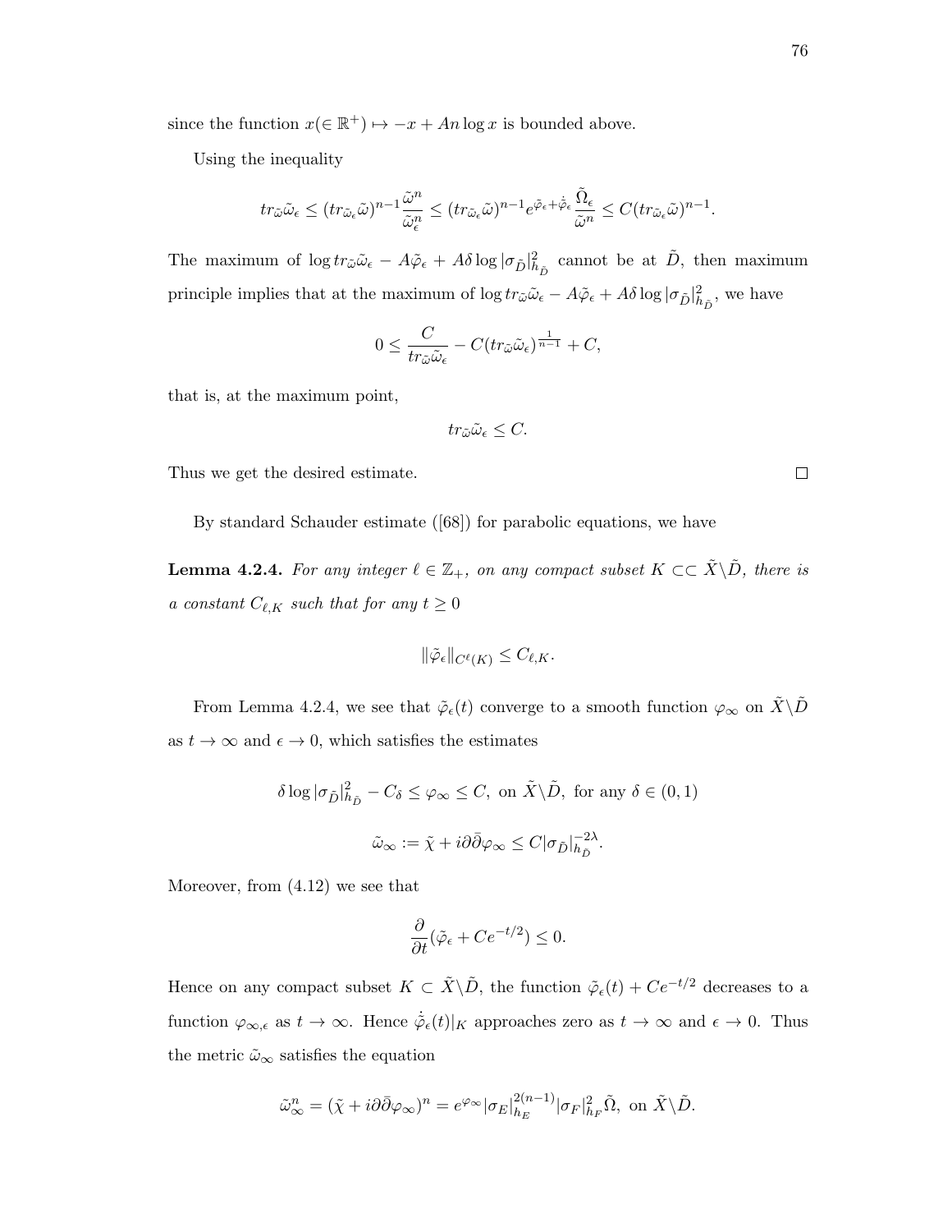since the function $x(\in \mathbb{R}^+) \mapsto -x + An \log x$ is bounded above.

Using the inequality

$$tr_{\tilde{\omega}}\tilde{\omega}_\epsilon \le (tr_{\tilde{\omega}_\epsilon}\tilde{\omega})^{n-1}\frac{\tilde{\omega}^n}{\tilde{\omega}_\epsilon^n} \le (tr_{\tilde{\omega}_\epsilon}\tilde{\omega})^{n-1}e^{\tilde{\varphi}_\epsilon + \dot{\tilde{\varphi}}_\epsilon}\frac{\tilde{\Omega}_\epsilon}{\tilde{\omega}^n} \le C(tr_{\tilde{\omega}_\epsilon}\tilde{\omega})^{n-1}.$$

The maximum of $\log tr_{\tilde{\omega}}\tilde{\omega}_\epsilon - A\tilde{\varphi}_\epsilon + A\delta \log |\sigma_{\tilde{D}}|^2_{h_{\tilde{D}}}$ cannot be at $\tilde{D}$, then maximum principle implies that at the maximum of $\log tr_{\tilde{\omega}}\tilde{\omega}_\epsilon - A\tilde{\varphi}_\epsilon + A\delta \log |\sigma_{\tilde{D}}|^2_{h_{\tilde{D}}}$, we have

$$0 \le \frac{C}{tr_{\tilde{\omega}}\tilde{\omega}_\epsilon} - C(tr_{\tilde{\omega}}\tilde{\omega}_\epsilon)^{\frac{1}{n-1}} + C,$$

that is, at the maximum point,

$$tr_{\tilde{\omega}}\tilde{\omega}_\epsilon \le C.$$

Thus we get the desired estimate. □

By standard Schauder estimate ([68]) for parabolic equations, we have

**Lemma 4.2.4.** *For any integer $\ell \in \mathbb{Z}_+$, on any compact subset $K \subset\subset \tilde{X}\backslash\tilde{D}$, there is a constant $C_{\ell,K}$ such that for any $t \ge 0$*

$$\|\tilde{\varphi}_\epsilon\|_{C^\ell(K)} \le C_{\ell,K}.$$

From Lemma 4.2.4, we see that $\tilde{\varphi}_\epsilon(t)$ converge to a smooth function $\varphi_\infty$ on $\tilde{X}\backslash\tilde{D}$ as $t \to \infty$ and $\epsilon \to 0$, which satisfies the estimates

$$\delta \log |\sigma_{\tilde{D}}|^2_{h_{\tilde{D}}} - C_\delta \le \varphi_\infty \le C, \text{ on } \tilde{X}\backslash\tilde{D}, \text{ for any } \delta \in (0,1)$$

$$\tilde{\omega}_\infty := \tilde{\chi} + i\partial\bar{\partial}\varphi_\infty \le C|\sigma_{\tilde{D}}|^{-2\lambda}_{h_{\tilde{D}}}.$$

Moreover, from (4.12) we see that

$$\frac{\partial}{\partial t}(\tilde{\varphi}_\epsilon + Ce^{-t/2}) \le 0.$$

Hence on any compact subset $K \subset \tilde{X}\backslash\tilde{D}$, the function $\tilde{\varphi}_\epsilon(t) + Ce^{-t/2}$ decreases to a function $\varphi_{\infty,\epsilon}$ as $t \to \infty$. Hence $\dot{\tilde{\varphi}}_\epsilon(t)|_K$ approaches zero as $t \to \infty$ and $\epsilon \to 0$. Thus the metric $\tilde{\omega}_\infty$ satisfies the equation

$$\tilde{\omega}_\infty^n = (\tilde{\chi} + i\partial\bar{\partial}\varphi_\infty)^n = e^{\varphi_\infty}|\sigma_E|^{2(n-1)}_{h_E}|\sigma_F|^2_{h_F}\tilde{\Omega}, \text{ on } \tilde{X}\backslash\tilde{D}.$$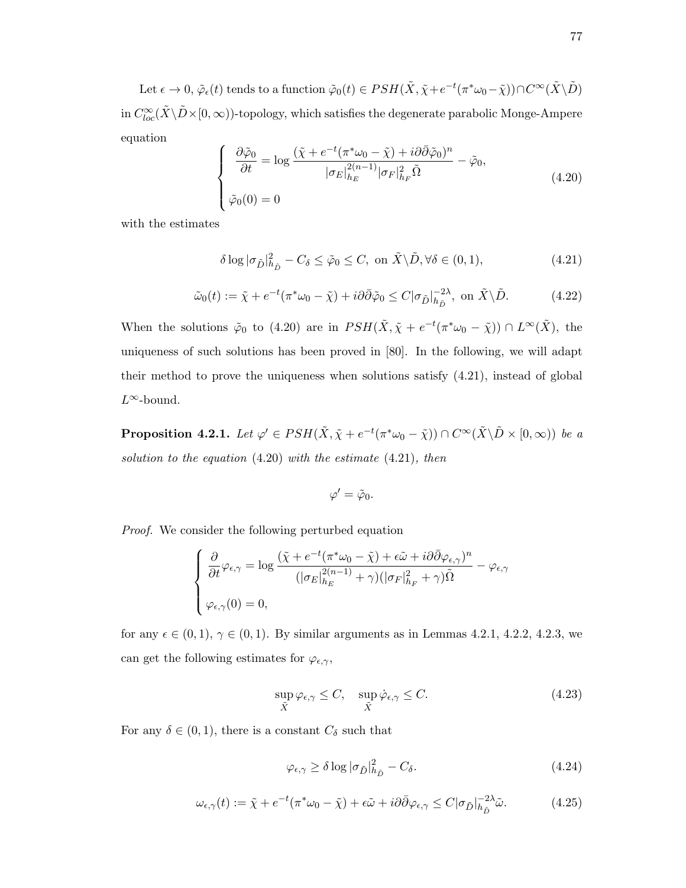Let $\epsilon \to 0$, $\tilde{\varphi}_\epsilon(t)$ tends to a function $\tilde{\varphi}_0(t) \in PSH(\tilde{X}, \tilde{\chi} + e^{-t}(\pi^*\omega_0 - \tilde{\chi})) \cap C^\infty(\tilde{X}\backslash\tilde{D})$ in $C^\infty_{loc}(\tilde{X}\backslash\tilde{D}\times[0,\infty))$-topology, which satisfies the degenerate parabolic Monge-Ampere equation

$$
\begin{cases}
\dfrac{\partial\tilde{\varphi}_0}{\partial t} = \log \dfrac{(\tilde{\chi} + e^{-t}(\pi^*\omega_0 - \tilde{\chi}) + i\partial\bar{\partial}\tilde{\varphi}_0)^n}{|\sigma_E|^{2(n-1)}_{h_E}|\sigma_F|^2_{h_F}\tilde{\Omega}} - \tilde{\varphi}_0, \\[2ex]
\tilde{\varphi}_0(0) = 0
\end{cases} \tag{4.20}
$$

with the estimates

$$
\delta \log|\sigma_{\tilde{D}}|^2_{h_{\tilde{D}}} - C_\delta \le \tilde{\varphi}_0 \le C, \text{ on } \tilde{X}\backslash\tilde{D}, \forall\delta \in (0,1), \tag{4.21}
$$

$$
\tilde{\omega}_0(t) := \tilde{\chi} + e^{-t}(\pi^*\omega_0 - \tilde{\chi}) + i\partial\bar{\partial}\tilde{\varphi}_0 \le C|\sigma_{\tilde{D}}|^{-2\lambda}_{h_{\tilde{D}}}, \text{ on } \tilde{X}\backslash\tilde{D}. \tag{4.22}
$$

When the solutions $\tilde{\varphi}_0$ to (4.20) are in $PSH(\tilde{X}, \tilde{\chi} + e^{-t}(\pi^*\omega_0 - \tilde{\chi})) \cap L^\infty(\tilde{X})$, the uniqueness of such solutions has been proved in [80]. In the following, we will adapt their method to prove the uniqueness when solutions satisfy (4.21), instead of global $L^\infty$-bound.

**Proposition 4.2.1.** *Let $\varphi' \in PSH(\tilde{X}, \tilde{\chi} + e^{-t}(\pi^*\omega_0 - \tilde{\chi})) \cap C^\infty(\tilde{X}\backslash\tilde{D}\times[0,\infty))$ be a solution to the equation* (4.20) *with the estimate* (4.21)*, then*

$$
\varphi' = \tilde{\varphi}_0.
$$

*Proof.* We consider the following perturbed equation

$$
\begin{cases}
\dfrac{\partial}{\partial t}\varphi_{\epsilon,\gamma} = \log \dfrac{(\tilde{\chi} + e^{-t}(\pi^*\omega_0 - \tilde{\chi}) + \epsilon\tilde{\omega} + i\partial\bar{\partial}\varphi_{\epsilon,\gamma})^n}{(|\sigma_E|^{2(n-1)}_{h_E} + \gamma)(|\sigma_F|^2_{h_F} + \gamma)\tilde{\Omega}} - \varphi_{\epsilon,\gamma} \\[2ex]
\varphi_{\epsilon,\gamma}(0) = 0,
\end{cases}
$$

for any $\epsilon \in (0,1)$, $\gamma \in (0,1)$. By similar arguments as in Lemmas 4.2.1, 4.2.2, 4.2.3, we can get the following estimates for $\varphi_{\epsilon,\gamma}$,

$$
\sup_{\tilde{X}} \varphi_{\epsilon,\gamma} \le C, \quad \sup_{\tilde{X}} \dot{\varphi}_{\epsilon,\gamma} \le C. \tag{4.23}
$$

For any $\delta \in (0,1)$, there is a constant $C_\delta$ such that

$$
\varphi_{\epsilon,\gamma} \ge \delta \log|\sigma_{\tilde{D}}|^2_{h_{\tilde{D}}} - C_\delta. \tag{4.24}
$$

$$
\omega_{\epsilon,\gamma}(t) := \tilde{\chi} + e^{-t}(\pi^*\omega_0 - \tilde{\chi}) + \epsilon\tilde{\omega} + i\partial\bar{\partial}\varphi_{\epsilon,\gamma} \le C|\sigma_{\tilde{D}}|^{-2\lambda}_{h_{\tilde{D}}}\tilde{\omega}. \tag{4.25}
$$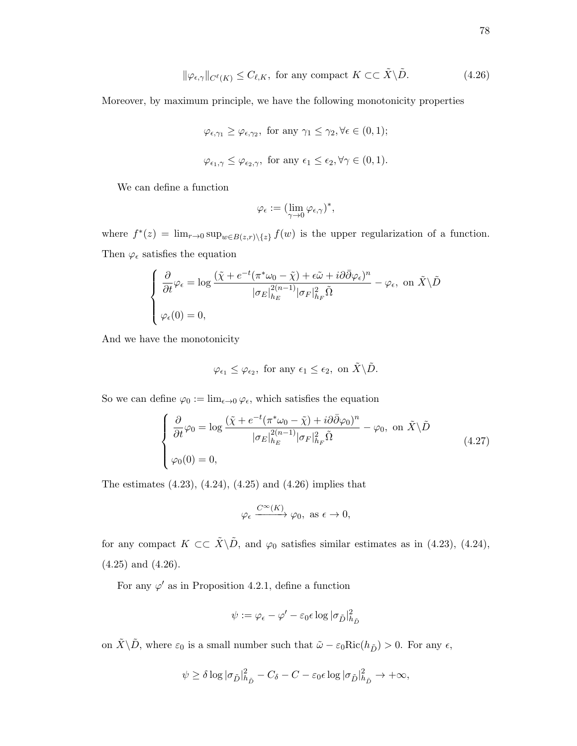$$\|\varphi_{\epsilon,\gamma}\|_{C^\ell(K)} \leq C_{\ell,K}, \text{ for any compact } K \subset\subset \tilde{X}\backslash\tilde{D}. \tag{4.26}$$

Moreover, by maximum principle, we have the following monotonicity properties

$$\varphi_{\epsilon,\gamma_1} \geq \varphi_{\epsilon,\gamma_2}, \text{ for any } \gamma_1 \leq \gamma_2, \forall \epsilon \in (0,1);$$

$$\varphi_{\epsilon_1,\gamma} \leq \varphi_{\epsilon_2,\gamma}, \text{ for any } \epsilon_1 \leq \epsilon_2, \forall \gamma \in (0,1).$$

We can define a function

$$\varphi_\epsilon := (\lim_{\gamma\to 0} \varphi_{\epsilon,\gamma})^*,$$

where $f^*(z) = \lim_{r\to 0} \sup_{w\in B(z,r)\backslash\{z\}} f(w)$ is the upper regularization of a function. Then $\varphi_\epsilon$ satisfies the equation

$$\begin{cases} \dfrac{\partial}{\partial t}\varphi_\epsilon = \log \dfrac{(\tilde{\chi} + e^{-t}(\pi^*\omega_0 - \tilde{\chi}) + \epsilon\tilde{\omega} + i\partial\bar{\partial}\varphi_\epsilon)^n}{|\sigma_E|_{h_E}^{2(n-1)}|\sigma_F|_{h_F}^2\tilde{\Omega}} - \varphi_\epsilon, \text{ on } \tilde{X}\backslash\tilde{D} \\ \varphi_\epsilon(0) = 0, \end{cases}$$

And we have the monotonicity

$$\varphi_{\epsilon_1} \leq \varphi_{\epsilon_2}, \text{ for any } \epsilon_1 \leq \epsilon_2, \text{ on } \tilde{X}\backslash\tilde{D}.$$

So we can define $\varphi_0 := \lim_{\epsilon\to 0}\varphi_\epsilon$, which satisfies the equation

$$\begin{cases} \dfrac{\partial}{\partial t}\varphi_0 = \log \dfrac{(\tilde{\chi} + e^{-t}(\pi^*\omega_0 - \tilde{\chi}) + i\partial\bar{\partial}\varphi_0)^n}{|\sigma_E|_{h_E}^{2(n-1)}|\sigma_F|_{h_F}^2\tilde{\Omega}} - \varphi_0, \text{ on } \tilde{X}\backslash\tilde{D} \\ \varphi_0(0) = 0, \end{cases} \tag{4.27}$$

The estimates (4.23), (4.24), (4.25) and (4.26) implies that

$$\varphi_\epsilon \xrightarrow{C^\infty(K)} \varphi_0, \text{ as } \epsilon \to 0,$$

for any compact $K \subset\subset \tilde{X}\backslash\tilde{D}$, and $\varphi_0$ satisfies similar estimates as in (4.23), (4.24), (4.25) and (4.26).

For any $\varphi'$ as in Proposition 4.2.1, define a function

$$\psi := \varphi_\epsilon - \varphi' - \varepsilon_0\epsilon\log|\sigma_{\tilde{D}}|_{h_{\tilde{D}}}^2$$

on $\tilde{X}\backslash\tilde{D}$, where $\varepsilon_0$ is a small number such that $\tilde{\omega} - \varepsilon_0\mathrm{Ric}(h_{\tilde{D}}) > 0$. For any $\epsilon$,

$$\psi \geq \delta\log|\sigma_{\tilde{D}}|_{h_{\tilde{D}}}^2 - C_\delta - C - \varepsilon_0\epsilon\log|\sigma_{\tilde{D}}|_{h_{\tilde{D}}}^2 \to +\infty,$$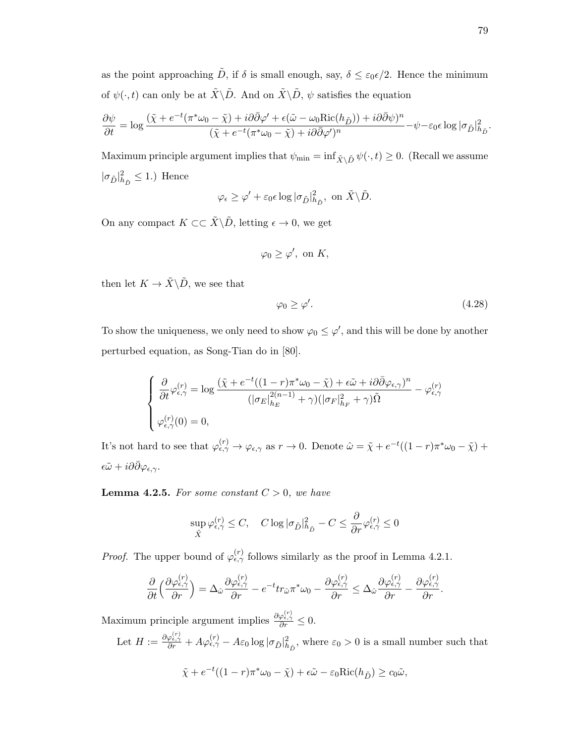as the point approaching $\tilde{D}$, if $\delta$ is small enough, say, $\delta \le \varepsilon_0 \epsilon/2$. Hence the minimum of $\psi(\cdot, t)$ can only be at $\tilde{X}\backslash\tilde{D}$. And on $\tilde{X}\backslash\tilde{D}$, $\psi$ satisfies the equation

$$\frac{\partial \psi}{\partial t} = \log \frac{(\tilde{\chi} + e^{-t}(\pi^*\omega_0 - \tilde{\chi}) + i\partial\bar{\partial}\varphi' + \epsilon(\tilde{\omega} - \omega_0 \mathrm{Ric}(h_{\tilde{D}})) + i\partial\bar{\partial}\psi)^n}{(\tilde{\chi} + e^{-t}(\pi^*\omega_0 - \tilde{\chi}) + i\partial\bar{\partial}\varphi')^n} - \psi - \varepsilon_0 \epsilon \log |\sigma_{\tilde{D}}|^2_{h_{\tilde{D}}}.$$

Maximum principle argument implies that $\psi_{\min} = \inf_{\tilde{X}\backslash\tilde{D}} \psi(\cdot, t) \ge 0$. (Recall we assume $|\sigma_{\tilde{D}}|^2_{h_{\tilde{D}}} \le 1$.) Hence

$$\varphi_\epsilon \ge \varphi' + \varepsilon_0 \epsilon \log |\sigma_{\tilde{D}}|^2_{h_{\tilde{D}}}, \text{ on } \tilde{X}\backslash\tilde{D}.$$

On any compact $K \subset\subset \tilde{X}\backslash\tilde{D}$, letting $\epsilon \to 0$, we get

$$\varphi_0 \ge \varphi', \text{ on } K,$$

then let $K \to \tilde{X}\backslash\tilde{D}$, we see that

$$\varphi_0 \ge \varphi'. \tag{4.28}$$

To show the uniqueness, we only need to show $\varphi_0 \le \varphi'$, and this will be done by another perturbed equation, as Song-Tian do in [80].

$$\begin{cases} \dfrac{\partial}{\partial t}\varphi^{(r)}_{\epsilon,\gamma} = \log \dfrac{(\tilde{\chi} + e^{-t}((1-r)\pi^*\omega_0 - \tilde{\chi}) + \epsilon\tilde{\omega} + i\partial\bar{\partial}\varphi_{\epsilon,\gamma})^n}{(|\sigma_E|^{2(n-1)}_{h_E} + \gamma)(|\sigma_F|^2_{h_F} + \gamma)\tilde{\Omega}} - \varphi^{(r)}_{\epsilon,\gamma} \\ \varphi^{(r)}_{\epsilon,\gamma}(0) = 0, \end{cases}$$

It's not hard to see that $\varphi^{(r)}_{\epsilon,\gamma} \to \varphi_{\epsilon,\gamma}$ as $r \to 0$. Denote $\hat{\omega} = \tilde{\chi} + e^{-t}((1-r)\pi^*\omega_0 - \tilde{\chi}) + \epsilon\tilde{\omega} + i\partial\bar{\partial}\varphi_{\epsilon,\gamma}$.

**Lemma 4.2.5.** *For some constant $C > 0$, we have*

$$\sup_{\tilde{X}} \varphi^{(r)}_{\epsilon,\gamma} \le C, \quad C \log |\sigma_{\tilde{D}}|^2_{h_{\tilde{D}}} - C \le \frac{\partial}{\partial r}\varphi^{(r)}_{\epsilon,\gamma} \le 0$$

*Proof.* The upper bound of $\varphi^{(r)}_{\epsilon,\gamma}$ follows similarly as the proof in Lemma 4.2.1.

$$\frac{\partial}{\partial t}\Big(\frac{\partial \varphi^{(r)}_{\epsilon,\gamma}}{\partial r}\Big) = \Delta_{\hat{\omega}} \frac{\partial \varphi^{(r)}_{\epsilon,\gamma}}{\partial r} - e^{-t} tr_{\hat{\omega}} \pi^*\omega_0 - \frac{\partial \varphi^{(r)}_{\epsilon,\gamma}}{\partial r} \le \Delta_{\hat{\omega}} \frac{\partial \varphi^{(r)}_{\epsilon,\gamma}}{\partial r} - \frac{\partial \varphi^{(r)}_{\epsilon,\gamma}}{\partial r}.$$

Maximum principle argument implies $\frac{\partial \varphi^{(r)}_{\epsilon,\gamma}}{\partial r} \le 0$.

Let $H := \frac{\partial \varphi^{(r)}_{\epsilon,\gamma}}{\partial r} + A\varphi^{(r)}_{\epsilon,\gamma} - A\varepsilon_0 \log |\sigma_{\tilde{D}}|^2_{h_{\tilde{D}}}$, where $\varepsilon_0 > 0$ is a small number such that

$$\tilde{\chi} + e^{-t}((1-r)\pi^*\omega_0 - \tilde{\chi}) + \epsilon\tilde{\omega} - \varepsilon_0 \mathrm{Ric}(h_{\tilde{D}}) \ge c_0 \tilde{\omega},$$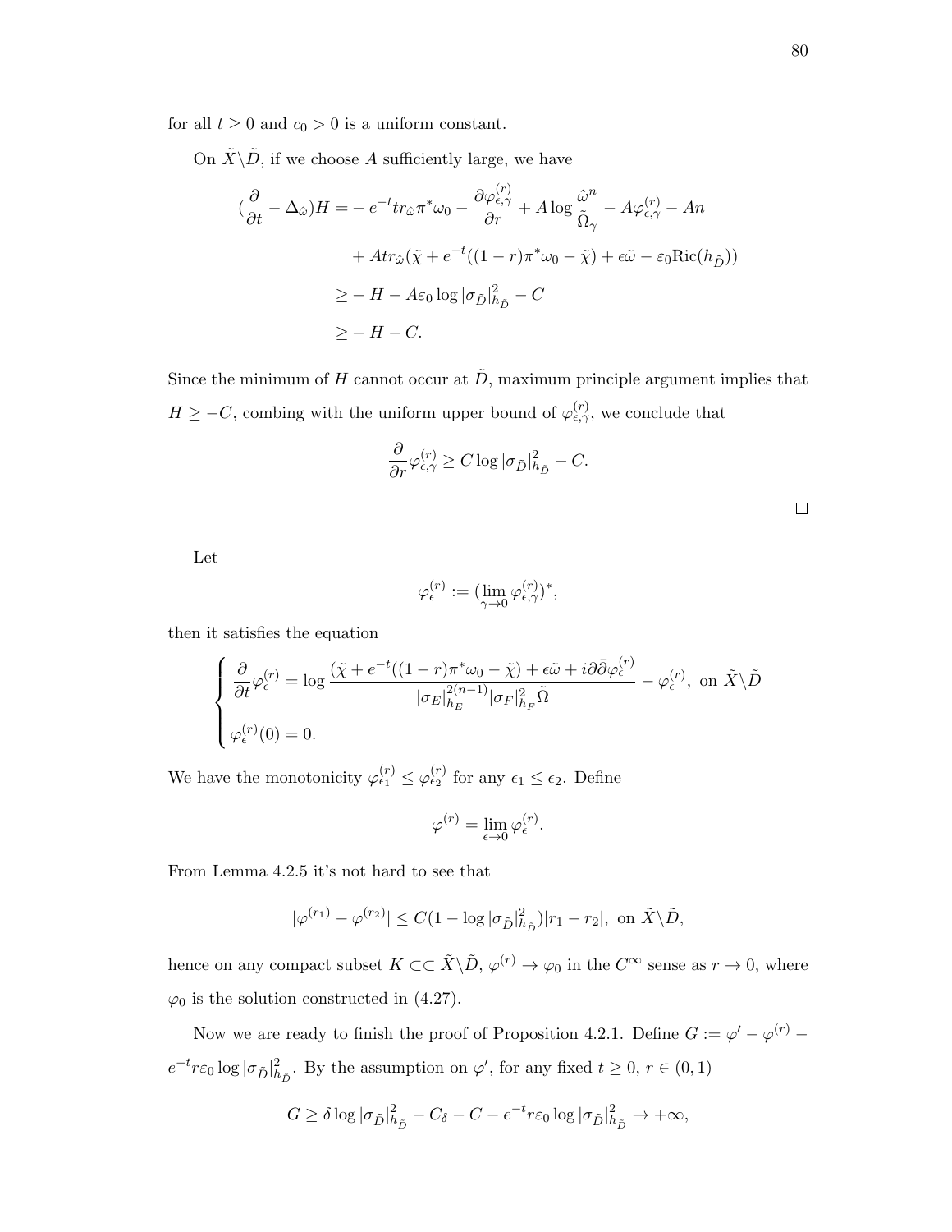for all $t \geq 0$ and $c_0 > 0$ is a uniform constant.

On $\tilde{X}\backslash\tilde{D}$, if we choose $A$ sufficiently large, we have

$$
\begin{aligned}
(\frac{\partial}{\partial t} - \Delta_{\hat{\omega}})H =& - e^{-t} tr_{\hat{\omega}}\pi^*\omega_0 - \frac{\partial \varphi^{(r)}_{\epsilon,\gamma}}{\partial r} + A\log\frac{\hat{\omega}^n}{\tilde{\Omega}_\gamma} - A\varphi^{(r)}_{\epsilon,\gamma} - An \\
&+ Atr_{\hat{\omega}}(\tilde{\chi} + e^{-t}((1-r)\pi^*\omega_0 - \tilde{\chi}) + \epsilon\tilde{\omega} - \varepsilon_0 \mathrm{Ric}(h_{\tilde{D}})) \\
\geq& - H - A\varepsilon_0 \log|\sigma_{\tilde{D}}|^2_{h_{\tilde{D}}} - C \\
\geq& - H - C.
\end{aligned}
$$

Since the minimum of $H$ cannot occur at $\tilde{D}$, maximum principle argument implies that $H \geq -C$, combing with the uniform upper bound of $\varphi^{(r)}_{\epsilon,\gamma}$, we conclude that

$$
\frac{\partial}{\partial r}\varphi^{(r)}_{\epsilon,\gamma} \geq C\log|\sigma_{\tilde{D}}|^2_{h_{\tilde{D}}} - C.
$$

□

Let

$$
\varphi^{(r)}_{\epsilon} := (\lim_{\gamma\to 0}\varphi^{(r)}_{\epsilon,\gamma})^*,
$$

then it satisfies the equation

$$
\begin{cases}
\dfrac{\partial}{\partial t}\varphi^{(r)}_{\epsilon} = \log\dfrac{(\tilde{\chi} + e^{-t}((1-r)\pi^*\omega_0 - \tilde{\chi}) + \epsilon\tilde{\omega} + i\partial\bar{\partial}\varphi^{(r)}_{\epsilon}}{|\sigma_E|^{2(n-1)}_{h_E}|\sigma_F|^2_{h_F}\tilde{\Omega}} - \varphi^{(r)}_{\epsilon}, \text{ on } \tilde{X}\backslash\tilde{D} \\
\varphi^{(r)}_{\epsilon}(0) = 0.
\end{cases}
$$

We have the monotonicity $\varphi^{(r)}_{\epsilon_1} \leq \varphi^{(r)}_{\epsilon_2}$ for any $\epsilon_1 \leq \epsilon_2$. Define

$$
\varphi^{(r)} = \lim_{\epsilon\to 0}\varphi^{(r)}_{\epsilon}.
$$

From Lemma 4.2.5 it's not hard to see that

$$
|\varphi^{(r_1)} - \varphi^{(r_2)}| \leq C(1 - \log|\sigma_{\tilde{D}}|^2_{h_{\tilde{D}}})|r_1 - r_2|, \text{ on } \tilde{X}\backslash\tilde{D},
$$

hence on any compact subset $K \subset\subset \tilde{X}\backslash\tilde{D}$, $\varphi^{(r)} \to \varphi_0$ in the $C^\infty$ sense as $r \to 0$, where $\varphi_0$ is the solution constructed in (4.27).

Now we are ready to finish the proof of Proposition 4.2.1. Define $G := \varphi' - \varphi^{(r)} - e^{-t}r\varepsilon_0\log|\sigma_{\tilde{D}}|^2_{h_{\tilde{D}}}$. By the assumption on $\varphi'$, for any fixed $t \geq 0$, $r \in (0,1)$

$$
G \geq \delta\log|\sigma_{\tilde{D}}|^2_{h_{\tilde{D}}} - C_\delta - C - e^{-t}r\varepsilon_0\log|\sigma_{\tilde{D}}|^2_{h_{\tilde{D}}} \to +\infty,
$$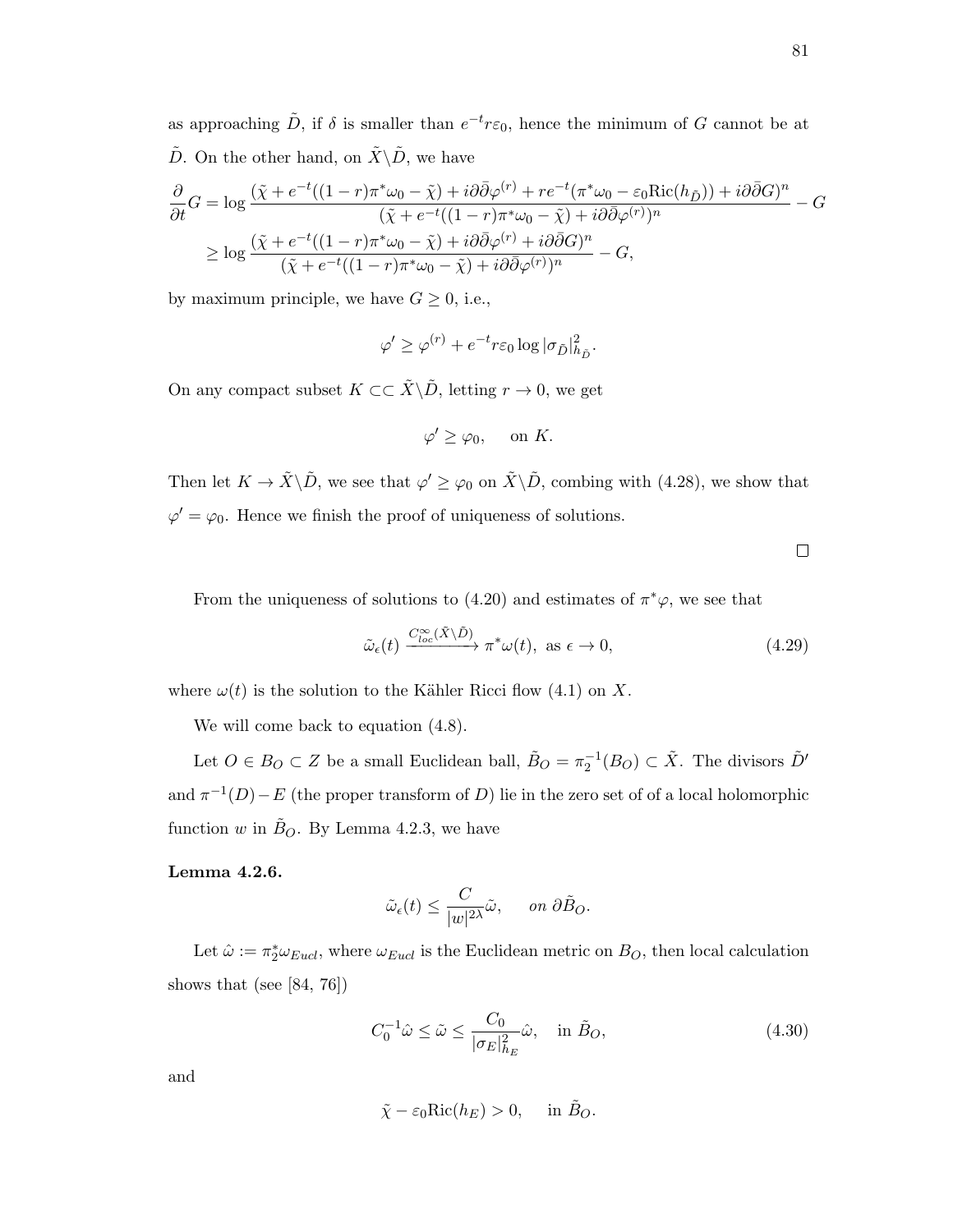as approaching $\tilde{D}$, if $\delta$ is smaller than $e^{-t} r\varepsilon_0$, hence the minimum of $G$ cannot be at $\tilde{D}$. On the other hand, on $\tilde{X}\backslash\tilde{D}$, we have

$$
\begin{aligned}
\frac{\partial}{\partial t} G &= \log \frac{(\tilde{\chi} + e^{-t}((1-r)\pi^*\omega_0 - \tilde{\chi}) + i\partial\bar{\partial}\varphi^{(r)} + re^{-t}(\pi^*\omega_0 - \varepsilon_0 \mathrm{Ric}(h_{\tilde{D}})) + i\partial\bar{\partial} G)^n}{(\tilde{\chi} + e^{-t}((1-r)\pi^*\omega_0 - \tilde{\chi}) + i\partial\bar{\partial}\varphi^{(r)})^n} - G \\
&\geq \log \frac{(\tilde{\chi} + e^{-t}((1-r)\pi^*\omega_0 - \tilde{\chi}) + i\partial\bar{\partial}\varphi^{(r)} + i\partial\bar{\partial} G)^n}{(\tilde{\chi} + e^{-t}((1-r)\pi^*\omega_0 - \tilde{\chi}) + i\partial\bar{\partial}\varphi^{(r)})^n} - G,
\end{aligned}
$$

by maximum principle, we have $G \geq 0$, i.e.,

$$
\varphi' \geq \varphi^{(r)} + e^{-t} r\varepsilon_0 \log |\sigma_{\tilde{D}}|^2_{h_{\tilde{D}}}.
$$

On any compact subset $K \subset\subset \tilde{X}\backslash\tilde{D}$, letting $r \to 0$, we get

$$
\varphi' \geq \varphi_0, \quad \text{ on } K.
$$

Then let $K \to \tilde{X}\backslash\tilde{D}$, we see that $\varphi' \geq \varphi_0$ on $\tilde{X}\backslash\tilde{D}$, combing with (4.28), we show that $\varphi' = \varphi_0$. Hence we finish the proof of uniqueness of solutions.

□

From the uniqueness of solutions to (4.20) and estimates of $\pi^*\varphi$, we see that

$$
\tilde{\omega}_\epsilon(t) \xrightarrow{C^\infty_{loc}(\tilde{X}\backslash\tilde{D})} \pi^*\omega(t), \text{ as } \epsilon \to 0, \tag{4.29}
$$

where $\omega(t)$ is the solution to the Kähler Ricci flow (4.1) on $X$.

We will come back to equation (4.8).

Let $O \in B_O \subset Z$ be a small Euclidean ball, $\tilde{B}_O = \pi_2^{-1}(B_O) \subset \tilde{X}$. The divisors $\tilde{D}'$ and $\pi^{-1}(D) - E$ (the proper transform of $D$) lie in the zero set of of a local holomorphic function $w$ in $\tilde{B}_O$. By Lemma 4.2.3, we have

**Lemma 4.2.6.**

$$
\tilde{\omega}_\epsilon(t) \leq \frac{C}{|w|^{2\lambda}}\tilde{\omega}, \quad \text{ on } \partial\tilde{B}_O.
$$

Let $\hat{\omega} := \pi_2^*\omega_{Eucl}$, where $\omega_{Eucl}$ is the Euclidean metric on $B_O$, then local calculation shows that (see [84, 76])

$$
C_0^{-1}\hat{\omega} \leq \tilde{\omega} \leq \frac{C_0}{|\sigma_E|^2_{h_E}}\hat{\omega}, \quad \text{in } \tilde{B}_O, \tag{4.30}
$$

and

$$
\tilde{\chi} - \varepsilon_0 \mathrm{Ric}(h_E) > 0, \quad \text{ in } \tilde{B}_O.
$$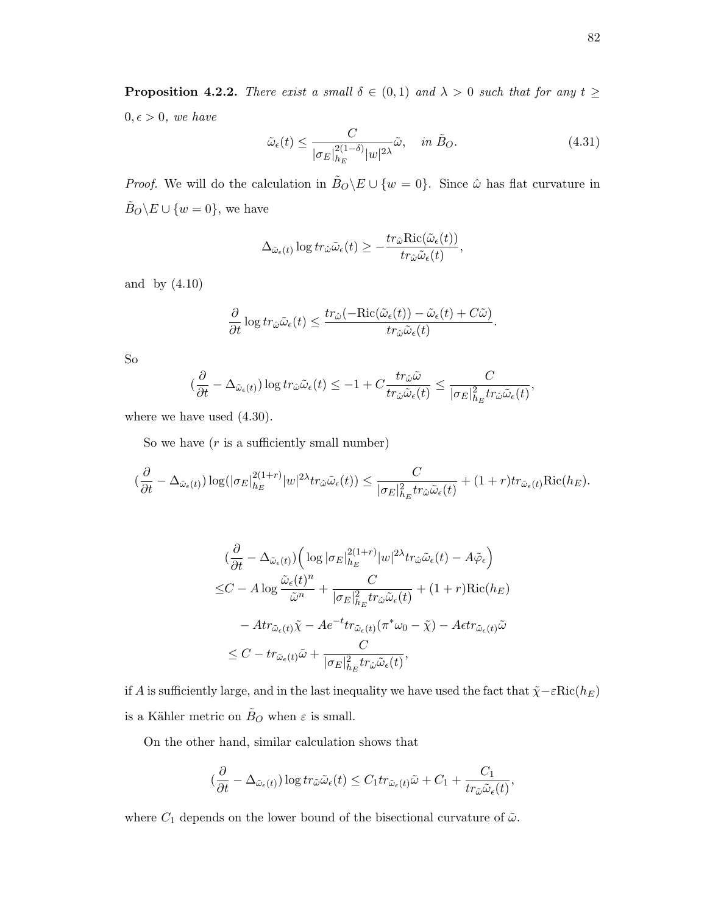**Proposition 4.2.2.** *There exist a small $\delta \in (0,1)$ and $\lambda > 0$ such that for any $t \geq 0, \epsilon > 0$, we have*

$$\tilde{\omega}_\epsilon(t) \leq \frac{C}{|\sigma_E|_{h_E}^{2(1-\delta)} |w|^{2\lambda}} \tilde{\omega}, \quad \text{in } \tilde{B}_O. \tag{4.31}$$

*Proof.* We will do the calculation in $\tilde{B}_O \backslash E \cup \{w = 0\}$. Since $\hat{\omega}$ has flat curvature in $\tilde{B}_O \backslash E \cup \{w = 0\}$, we have

$$\Delta_{\tilde{\omega}_\epsilon(t)} \log tr_{\hat{\omega}} \tilde{\omega}_\epsilon(t) \geq -\frac{tr_{\hat{\omega}} \mathrm{Ric}(\tilde{\omega}_\epsilon(t))}{tr_{\hat{\omega}} \tilde{\omega}_\epsilon(t)},$$

and by (4.10)

$$\frac{\partial}{\partial t} \log tr_{\hat{\omega}} \tilde{\omega}_\epsilon(t) \leq \frac{tr_{\hat{\omega}}(-\mathrm{Ric}(\tilde{\omega}_\epsilon(t)) - \tilde{\omega}_\epsilon(t) + C\tilde{\omega})}{tr_{\hat{\omega}} \tilde{\omega}_\epsilon(t)}.$$

So

$$(\frac{\partial}{\partial t} - \Delta_{\tilde{\omega}_\epsilon(t)}) \log tr_{\hat{\omega}} \tilde{\omega}_\epsilon(t) \leq -1 + C\frac{tr_{\hat{\omega}} \tilde{\omega}}{tr_{\hat{\omega}} \tilde{\omega}_\epsilon(t)} \leq \frac{C}{|\sigma_E|_{h_E}^2 tr_{\hat{\omega}} \tilde{\omega}_\epsilon(t)},$$

where we have used (4.30).

So we have ($r$ is a sufficiently small number)

$$(\frac{\partial}{\partial t} - \Delta_{\tilde{\omega}_\epsilon(t)}) \log(|\sigma_E|_{h_E}^{2(1+r)} |w|^{2\lambda} tr_{\hat{\omega}} \tilde{\omega}_\epsilon(t)) \leq \frac{C}{|\sigma_E|_{h_E}^2 tr_{\hat{\omega}} \tilde{\omega}_\epsilon(t)} + (1+r) tr_{\tilde{\omega}_\epsilon(t)} \mathrm{Ric}(h_E).$$

$$\begin{aligned}
&(\frac{\partial}{\partial t} - \Delta_{\tilde{\omega}_\epsilon(t)}) \Big( \log |\sigma_E|_{h_E}^{2(1+r)} |w|^{2\lambda} tr_{\hat{\omega}} \tilde{\omega}_\epsilon(t) - A\tilde{\varphi}_\epsilon \Big) \\
\leq & C - A \log \frac{\tilde{\omega}_\epsilon(t)^n}{\tilde{\omega}^n} + \frac{C}{|\sigma_E|_{h_E}^2 tr_{\hat{\omega}} \tilde{\omega}_\epsilon(t)} + (1+r)\mathrm{Ric}(h_E) \\
& - A tr_{\tilde{\omega}_\epsilon(t)} \tilde{\chi} - Ae^{-t} tr_{\tilde{\omega}_\epsilon(t)} (\pi^* \omega_0 - \tilde{\chi}) - A\epsilon tr_{\tilde{\omega}_\epsilon(t)} \tilde{\omega} \\
\leq & C - tr_{\tilde{\omega}_\epsilon(t)} \tilde{\omega} + \frac{C}{|\sigma_E|_{h_E}^2 tr_{\hat{\omega}} \tilde{\omega}_\epsilon(t)},
\end{aligned}$$

if $A$ is sufficiently large, and in the last inequality we have used the fact that $\tilde{\chi} - \varepsilon \mathrm{Ric}(h_E)$ is a Kähler metric on $\tilde{B}_O$ when $\varepsilon$ is small.

On the other hand, similar calculation shows that

$$(\frac{\partial}{\partial t} - \Delta_{\tilde{\omega}_\epsilon(t)}) \log tr_{\tilde{\omega}} \tilde{\omega}_\epsilon(t) \leq C_1 tr_{\tilde{\omega}_\epsilon(t)} \tilde{\omega} + C_1 + \frac{C_1}{tr_{\tilde{\omega}} \tilde{\omega}_\epsilon(t)},$$

where $C_1$ depends on the lower bound of the bisectional curvature of $\tilde{\omega}$.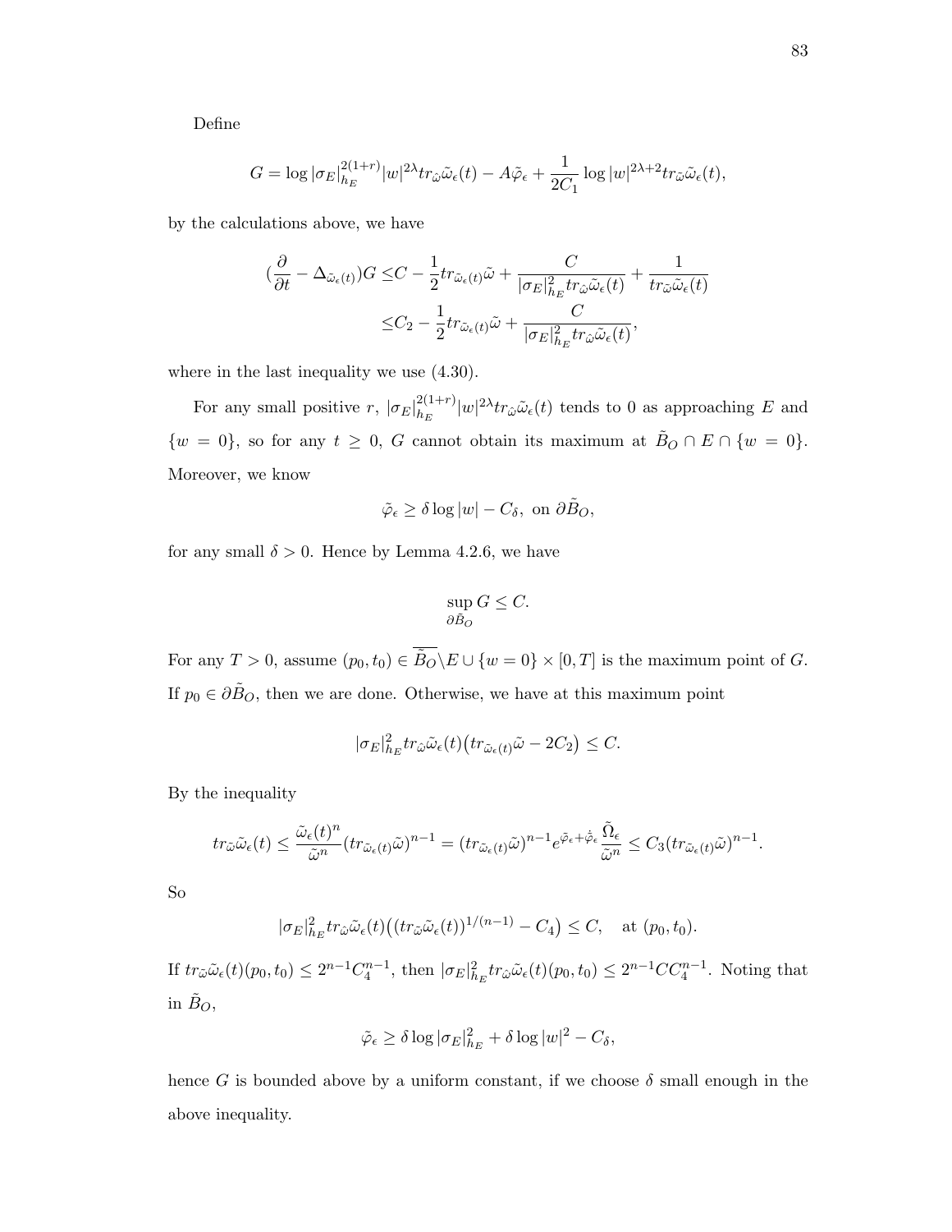Define

$$G = \log |\sigma_E|^{2(1+r)}_{h_E} |w|^{2\lambda} tr_{\hat{\omega}} \tilde{\omega}_\epsilon(t) - A\tilde{\varphi}_\epsilon + \frac{1}{2C_1} \log |w|^{2\lambda+2} tr_{\tilde{\omega}} \tilde{\omega}_\epsilon(t),$$

by the calculations above, we have

$$\begin{aligned}
(\frac{\partial}{\partial t} - \Delta_{\tilde{\omega}_\epsilon(t)})G \leq & C - \frac{1}{2} tr_{\tilde{\omega}_\epsilon(t)} \tilde{\omega} + \frac{C}{|\sigma_E|^2_{h_E} tr_{\hat{\omega}} \tilde{\omega}_\epsilon(t)} + \frac{1}{tr_{\tilde{\omega}} \tilde{\omega}_\epsilon(t)} \\
\leq & C_2 - \frac{1}{2} tr_{\tilde{\omega}_\epsilon(t)} \tilde{\omega} + \frac{C}{|\sigma_E|^2_{h_E} tr_{\hat{\omega}} \tilde{\omega}_\epsilon(t)},
\end{aligned}$$

where in the last inequality we use (4.30).

For any small positive $r$, $|\sigma_E|^{2(1+r)}_{h_E} |w|^{2\lambda} tr_{\hat{\omega}} \tilde{\omega}_\epsilon(t)$ tends to 0 as approaching $E$ and $\{w = 0\}$, so for any $t \geq 0$, $G$ cannot obtain its maximum at $\tilde{B}_O \cap E \cap \{w = 0\}$. Moreover, we know

$$\tilde{\varphi}_\epsilon \geq \delta \log |w| - C_\delta, \text{ on } \partial \tilde{B}_O,$$

for any small $\delta > 0$. Hence by Lemma 4.2.6, we have

$$\sup_{\partial \tilde{B}_O} G \leq C.$$

For any $T > 0$, assume $(p_0, t_0) \in \overline{\tilde{B}_O} \backslash E \cup \{w = 0\} \times [0, T]$ is the maximum point of $G$. If $p_0 \in \partial \tilde{B}_O$, then we are done. Otherwise, we have at this maximum point

$$|\sigma_E|^2_{h_E} tr_{\hat{\omega}} \tilde{\omega}_\epsilon(t) \big( tr_{\tilde{\omega}_\epsilon(t)} \tilde{\omega} - 2C_2 \big) \leq C.$$

By the inequality

$$tr_{\tilde{\omega}} \tilde{\omega}_\epsilon(t) \leq \frac{\tilde{\omega}_\epsilon(t)^n}{\tilde{\omega}^n} (tr_{\tilde{\omega}_\epsilon(t)} \tilde{\omega})^{n-1} = (tr_{\tilde{\omega}_\epsilon(t)} \tilde{\omega})^{n-1} e^{\tilde{\varphi}_\epsilon + \dot{\tilde{\varphi}}_\epsilon} \frac{\tilde{\Omega}_\epsilon}{\tilde{\omega}^n} \leq C_3 (tr_{\tilde{\omega}_\epsilon(t)} \tilde{\omega})^{n-1}.$$

So

$$|\sigma_E|^2_{h_E} tr_{\hat{\omega}} \tilde{\omega}_\epsilon(t) \big( (tr_{\tilde{\omega}} \tilde{\omega}_\epsilon(t))^{1/(n-1)} - C_4 \big) \leq C, \quad \text{at } (p_0, t_0).$$

If $tr_{\tilde{\omega}} \tilde{\omega}_\epsilon(t)(p_0, t_0) \leq 2^{n-1} C_4^{n-1}$, then $|\sigma_E|^2_{h_E} tr_{\hat{\omega}} \tilde{\omega}_\epsilon(t)(p_0, t_0) \leq 2^{n-1} C C_4^{n-1}$. Noting that in $\tilde{B}_O$,

$$\tilde{\varphi}_\epsilon \geq \delta \log |\sigma_E|^2_{h_E} + \delta \log |w|^2 - C_\delta,$$

hence $G$ is bounded above by a uniform constant, if we choose $\delta$ small enough in the above inequality.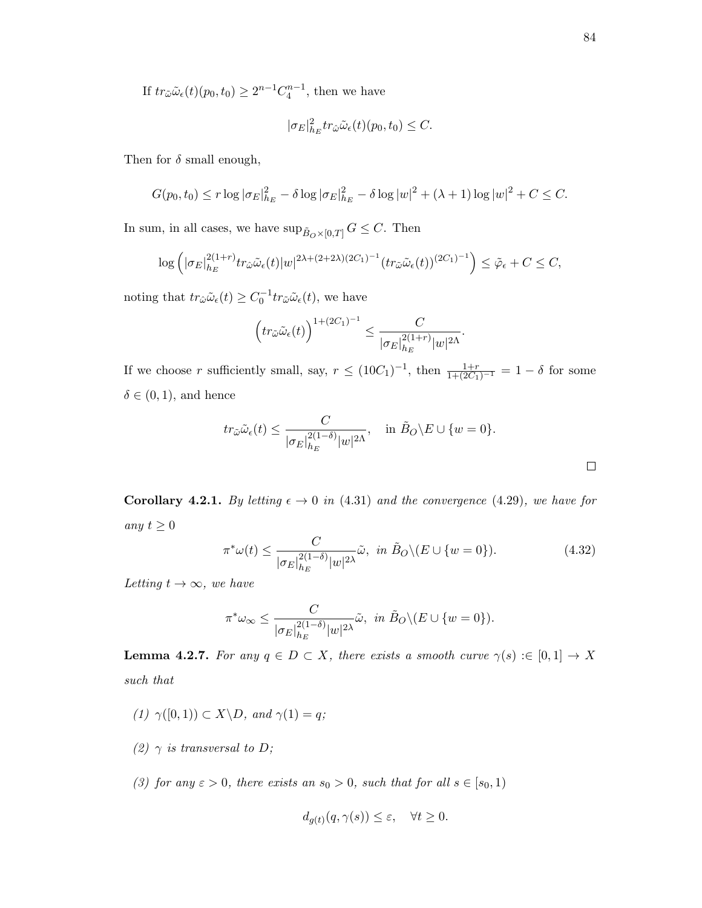If $tr_{\tilde{\omega}}\tilde{\omega}_\epsilon(t)(p_0, t_0) \geq 2^{n-1}C_4^{n-1}$, then we have

$$|\sigma_E|^2_{h_E} tr_{\hat{\omega}}\tilde{\omega}_\epsilon(t)(p_0, t_0) \leq C.$$

Then for $\delta$ small enough,

$$G(p_0, t_0) \leq r\log|\sigma_E|^2_{h_E} - \delta\log|\sigma_E|^2_{h_E} - \delta\log|w|^2 + (\lambda+1)\log|w|^2 + C \leq C.$$

In sum, in all cases, we have $\sup_{\tilde{B}_O\times[0,T]} G \leq C$. Then

$$\log\left(|\sigma_E|^{2(1+r)}_{h_E} tr_{\hat{\omega}}\tilde{\omega}_\epsilon(t)|w|^{2\lambda+(2+2\lambda)(2C_1)^{-1}}(tr_{\tilde{\omega}}\tilde{\omega}_\epsilon(t))^{(2C_1)^{-1}}\right) \leq \tilde{\varphi}_\epsilon + C \leq C,$$

noting that $tr_{\hat{\omega}}\tilde{\omega}_\epsilon(t) \geq C_0^{-1} tr_{\tilde{\omega}}\tilde{\omega}_\epsilon(t)$, we have

$$\left(tr_{\tilde{\omega}}\tilde{\omega}_\epsilon(t)\right)^{1+(2C_1)^{-1}} \leq \frac{C}{|\sigma_E|^{2(1+r)}_{h_E}|w|^{2\Lambda}}.$$

If we choose $r$ sufficiently small, say, $r \leq (10C_1)^{-1}$, then $\frac{1+r}{1+(2C_1)^{-1}} = 1-\delta$ for some $\delta \in (0,1)$, and hence

$$tr_{\tilde{\omega}}\tilde{\omega}_\epsilon(t) \leq \frac{C}{|\sigma_E|^{2(1-\delta)}_{h_E}|w|^{2\Lambda}}, \quad \text{in } \tilde{B}_O\backslash E \cup \{w=0\}.$$

□

**Corollary 4.2.1.** *By letting $\epsilon \to 0$ in (4.31) and the convergence (4.29), we have for any $t \geq 0$*

$$\pi^*\omega(t) \leq \frac{C}{|\sigma_E|^{2(1-\delta)}_{h_E}|w|^{2\lambda}}\tilde{\omega}, \ \text{in } \tilde{B}_O\backslash(E\cup\{w=0\}). \tag{4.32}$$

*Letting $t \to \infty$, we have*

$$\pi^*\omega_\infty \leq \frac{C}{|\sigma_E|^{2(1-\delta)}_{h_E}|w|^{2\lambda}}\tilde{\omega}, \ \text{in } \tilde{B}_O\backslash(E\cup\{w=0\}).$$

**Lemma 4.2.7.** *For any $q \in D \subset X$, there exists a smooth curve $\gamma(s) :\in [0,1] \to X$ such that*

*(1) $\gamma([0,1)) \subset X\backslash D$, and $\gamma(1) = q$;*

*(2) $\gamma$ is transversal to $D$;*

*(3) for any $\varepsilon > 0$, there exists an $s_0 > 0$, such that for all $s \in [s_0, 1)$*

$$d_{g(t)}(q, \gamma(s)) \leq \varepsilon, \quad \forall t \geq 0.$$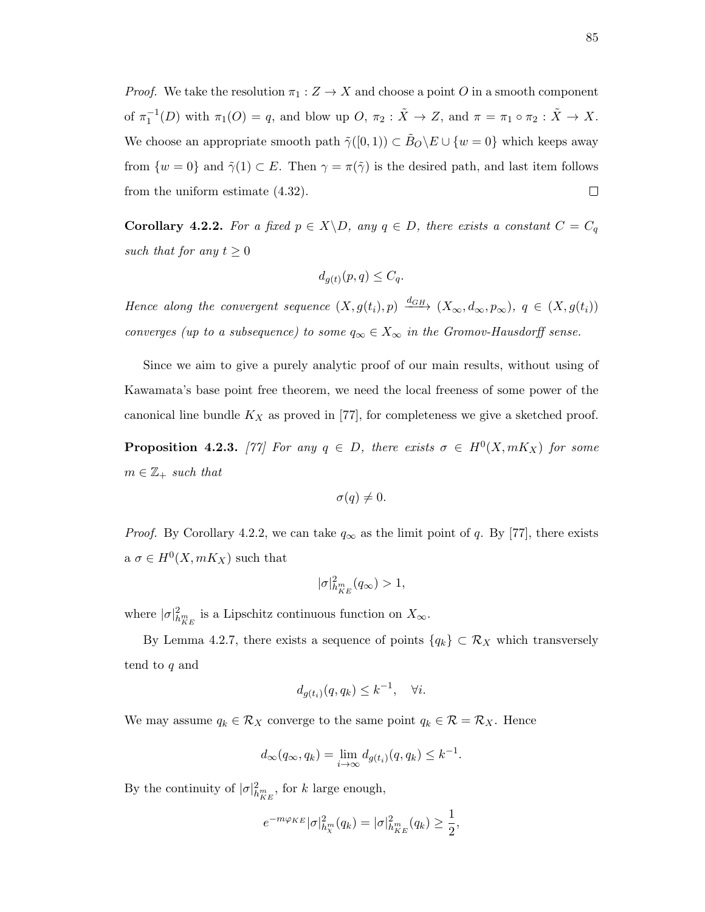*Proof.* We take the resolution $\pi_1 : Z \to X$ and choose a point $O$ in a smooth component of $\pi_1^{-1}(D)$ with $\pi_1(O) = q$, and blow up $O$, $\pi_2 : \tilde{X} \to Z$, and $\pi = \pi_1 \circ \pi_2 : \tilde{X} \to X$. We choose an appropriate smooth path $\tilde{\gamma}([0,1)) \subset \tilde{B}_O \backslash E \cup \{w = 0\}$ which keeps away from $\{w = 0\}$ and $\tilde{\gamma}(1) \subset E$. Then $\gamma = \pi(\tilde{\gamma})$ is the desired path, and last item follows from the uniform estimate (4.32). $\square$

**Corollary 4.2.2.** *For a fixed $p \in X \backslash D$, any $q \in D$, there exists a constant $C = C_q$ such that for any $t \geq 0$*

$$d_{g(t)}(p, q) \leq C_q.$$

*Hence along the convergent sequence $(X, g(t_i), p) \xrightarrow{d_{GH}} (X_\infty, d_\infty, p_\infty)$, $q \in (X, g(t_i))$ converges (up to a subsequence) to some $q_\infty \in X_\infty$ in the Gromov-Hausdorff sense.*

Since we aim to give a purely analytic proof of our main results, without using of Kawamata's base point free theorem, we need the local freeness of some power of the canonical line bundle $K_X$ as proved in [77], for completeness we give a sketched proof.

**Proposition 4.2.3.** *[77] For any $q \in D$, there exists $\sigma \in H^0(X, mK_X)$ for some $m \in \mathbb{Z}_+$ such that*

$$\sigma(q) \neq 0.$$

*Proof.* By Corollary 4.2.2, we can take $q_\infty$ as the limit point of $q$. By [77], there exists a $\sigma \in H^0(X, mK_X)$ such that

$$|\sigma|^2_{h^m_{KE}}(q_\infty) > 1,$$

where $|\sigma|^2_{h^m_{KE}}$ is a Lipschitz continuous function on $X_\infty$.

By Lemma 4.2.7, there exists a sequence of points $\{q_k\} \subset \mathcal{R}_X$ which transversely tend to $q$ and

$$d_{g(t_i)}(q, q_k) \leq k^{-1}, \quad \forall i.$$

We may assume $q_k \in \mathcal{R}_X$ converge to the same point $q_k \in \mathcal{R} = \mathcal{R}_X$. Hence

$$d_\infty(q_\infty, q_k) = \lim_{i \to \infty} d_{g(t_i)}(q, q_k) \leq k^{-1}.$$

By the continuity of $|\sigma|^2_{h^m_{KE}}$, for $k$ large enough,

$$e^{-m\varphi_{KE}} |\sigma|^2_{h^m_\chi}(q_k) = |\sigma|^2_{h^m_{KE}}(q_k) \geq \frac{1}{2},$$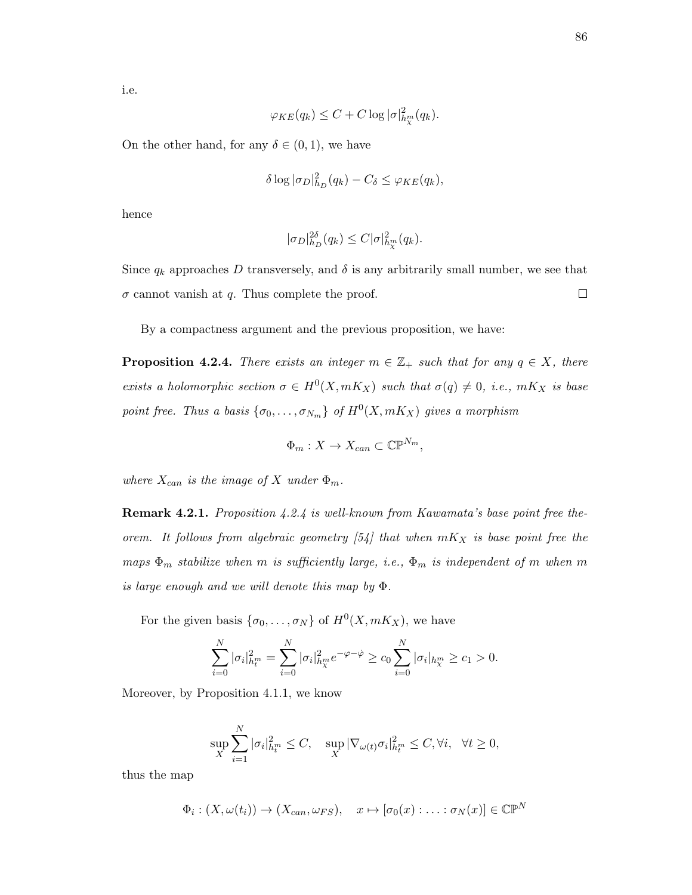i.e.

$$\varphi_{KE}(q_k) \leq C + C \log |\sigma|^2_{h_X^m}(q_k).$$

On the other hand, for any $\delta \in (0,1)$, we have

$$\delta \log |\sigma_D|^2_{h_D}(q_k) - C_\delta \leq \varphi_{KE}(q_k),$$

hence

$$|\sigma_D|^{2\delta}_{h_D}(q_k) \leq C|\sigma|^2_{h_X^m}(q_k).$$

Since $q_k$ approaches $D$ transversely, and $\delta$ is any arbitrarily small number, we see that $\sigma$ cannot vanish at $q$. Thus complete the proof. $\square$

By a compactness argument and the previous proposition, we have:

**Proposition 4.2.4.** *There exists an integer $m \in \mathbb{Z}_+$ such that for any $q \in X$, there exists a holomorphic section $\sigma \in H^0(X, mK_X)$ such that $\sigma(q) \neq 0$, i.e., $mK_X$ is base point free. Thus a basis $\{\sigma_0, \ldots, \sigma_{N_m}\}$ of $H^0(X, mK_X)$ gives a morphism*

$$\Phi_m : X \to X_{can} \subset \mathbb{CP}^{N_m},$$

*where $X_{can}$ is the image of $X$ under $\Phi_m$.*

**Remark 4.2.1.** *Proposition 4.2.4 is well-known from Kawamata's base point free theorem. It follows from algebraic geometry [54] that when $mK_X$ is base point free the maps $\Phi_m$ stabilize when $m$ is sufficiently large, i.e., $\Phi_m$ is independent of $m$ when $m$ is large enough and we will denote this map by $\Phi$.*

For the given basis $\{\sigma_0, \ldots, \sigma_N\}$ of $H^0(X, mK_X)$, we have

$$\sum_{i=0}^N |\sigma_i|^2_{h_t^m} = \sum_{i=0}^N |\sigma_i|^2_{h_X^m} e^{-\varphi - \dot{\varphi}} \geq c_0 \sum_{i=0}^N |\sigma_i|_{h_X^m} \geq c_1 > 0.$$

Moreover, by Proposition 4.1.1, we know

$$\sup_X \sum_{i=1}^N |\sigma_i|^2_{h_t^m} \leq C, \quad \sup_X |\nabla_{\omega(t)} \sigma_i|^2_{h_t^m} \leq C, \forall i, \quad \forall t \geq 0,$$

thus the map

$$\Phi_i : (X, \omega(t_i)) \to (X_{can}, \omega_{FS}), \quad x \mapsto [\sigma_0(x) : \ldots : \sigma_N(x)] \in \mathbb{CP}^N$$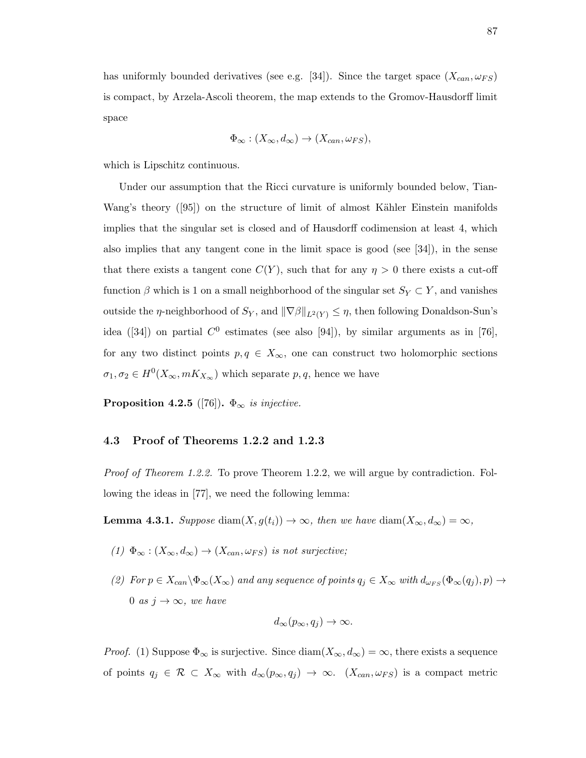has uniformly bounded derivatives (see e.g. [34]). Since the target space $(X_{can}, \omega_{FS})$ is compact, by Arzela-Ascoli theorem, the map extends to the Gromov-Hausdorff limit space

$$\Phi_\infty : (X_\infty, d_\infty) \to (X_{can}, \omega_{FS}),$$

which is Lipschitz continuous.

Under our assumption that the Ricci curvature is uniformly bounded below, Tian-Wang's theory ([95]) on the structure of limit of almost Kähler Einstein manifolds implies that the singular set is closed and of Hausdorff codimension at least 4, which also implies that any tangent cone in the limit space is good (see [34]), in the sense that there exists a tangent cone $C(Y)$, such that for any $\eta > 0$ there exists a cut-off function $\beta$ which is 1 on a small neighborhood of the singular set $S_Y \subset Y$, and vanishes outside the $\eta$-neighborhood of $S_Y$, and $\|\nabla \beta\|_{L^2(Y)} \leq \eta$, then following Donaldson-Sun's idea ([34]) on partial $C^0$ estimates (see also [94]), by similar arguments as in [76], for any two distinct points $p, q \in X_\infty$, one can construct two holomorphic sections $\sigma_1, \sigma_2 \in H^0(X_\infty, mK_{X_\infty})$ which separate $p, q$, hence we have

**Proposition 4.2.5** ([76]). *$\Phi_\infty$ is injective.*

## 4.3 Proof of Theorems 1.2.2 and 1.2.3

*Proof of Theorem 1.2.2.* To prove Theorem 1.2.2, we will argue by contradiction. Following the ideas in [77], we need the following lemma:

**Lemma 4.3.1.** *Suppose $\operatorname{diam}(X, g(t_i)) \to \infty$, then we have $\operatorname{diam}(X_\infty, d_\infty) = \infty$,*

*(1) $\Phi_\infty : (X_\infty, d_\infty) \to (X_{can}, \omega_{FS})$ is not surjective;*

*(2) For $p \in X_{can} \backslash \Phi_\infty(X_\infty)$ and any sequence of points $q_j \in X_\infty$ with $d_{\omega_{FS}}(\Phi_\infty(q_j), p) \to 0$ as $j \to \infty$, we have*

$$d_\infty(p_\infty, q_j) \to \infty.$$

*Proof.* (1) Suppose $\Phi_\infty$ is surjective. Since $\operatorname{diam}(X_\infty, d_\infty) = \infty$, there exists a sequence of points $q_j \in \mathcal{R} \subset X_\infty$ with $d_\infty(p_\infty, q_j) \to \infty$. $(X_{can}, \omega_{FS})$ is a compact metric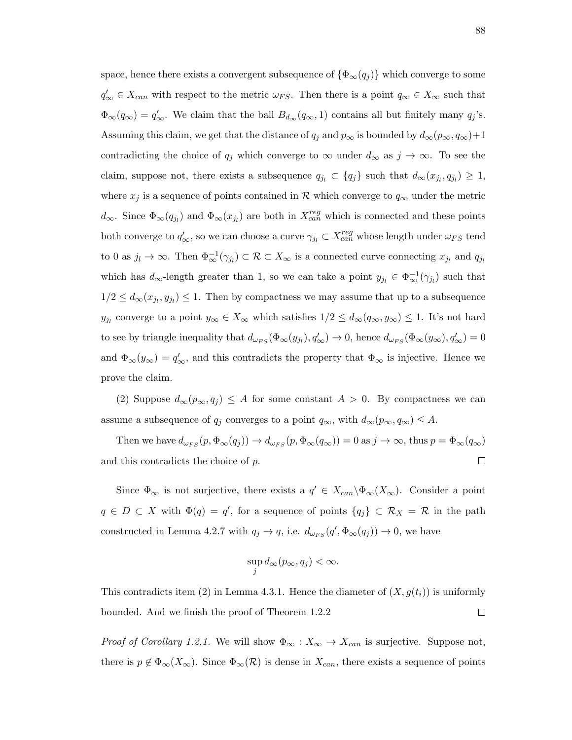space, hence there exists a convergent subsequence of $\{\Phi_\infty(q_j)\}$ which converge to some $q'_\infty \in X_{can}$ with respect to the metric $\omega_{FS}$. Then there is a point $q_\infty \in X_\infty$ such that $\Phi_\infty(q_\infty) = q'_\infty$. We claim that the ball $B_{d_\infty}(q_\infty, 1)$ contains all but finitely many $q_j$'s. Assuming this claim, we get that the distance of $q_j$ and $p_\infty$ is bounded by $d_\infty(p_\infty, q_\infty)+1$ contradicting the choice of $q_j$ which converge to $\infty$ under $d_\infty$ as $j \to \infty$. To see the claim, suppose not, there exists a subsequence $q_{j_l} \subset \{q_j\}$ such that $d_\infty(x_{j_l}, q_{j_l}) \geq 1$, where $x_j$ is a sequence of points contained in $\mathcal{R}$ which converge to $q_\infty$ under the metric $d_\infty$. Since $\Phi_\infty(q_{j_l})$ and $\Phi_\infty(x_{j_l})$ are both in $X_{can}^{reg}$ which is connected and these points both converge to $q'_\infty$, so we can choose a curve $\gamma_{j_l} \subset X_{can}^{reg}$ whose length under $\omega_{FS}$ tend to 0 as $j_l \to \infty$. Then $\Phi_\infty^{-1}(\gamma_{j_l}) \subset \mathcal{R} \subset X_\infty$ is a connected curve connecting $x_{j_l}$ and $q_{j_l}$ which has $d_\infty$-length greater than 1, so we can take a point $y_{j_l} \in \Phi_\infty^{-1}(\gamma_{j_l})$ such that $1/2 \leq d_\infty(x_{j_l}, y_{j_l}) \leq 1$. Then by compactness we may assume that up to a subsequence $y_{j_l}$ converge to a point $y_\infty \in X_\infty$ which satisfies $1/2 \leq d_\infty(q_\infty, y_\infty) \leq 1$. It's not hard to see by triangle inequality that $d_{\omega_{FS}}(\Phi_\infty(y_{j_l}), q'_\infty) \to 0$, hence $d_{\omega_{FS}}(\Phi_\infty(y_\infty), q'_\infty) = 0$ and $\Phi_\infty(y_\infty) = q'_\infty$, and this contradicts the property that $\Phi_\infty$ is injective. Hence we prove the claim.

(2) Suppose $d_\infty(p_\infty, q_j) \leq A$ for some constant $A > 0$. By compactness we can assume a subsequence of $q_j$ converges to a point $q_\infty$, with $d_\infty(p_\infty, q_\infty) \leq A$.

Then we have $d_{\omega_{FS}}(p, \Phi_\infty(q_j)) \to d_{\omega_{FS}}(p, \Phi_\infty(q_\infty)) = 0$ as $j \to \infty$, thus $p = \Phi_\infty(q_\infty)$ and this contradicts the choice of $p$. □

Since $\Phi_\infty$ is not surjective, there exists a $q' \in X_{can} \backslash \Phi_\infty(X_\infty)$. Consider a point $q \in D \subset X$ with $\Phi(q) = q'$, for a sequence of points $\{q_j\} \subset \mathcal{R}_X = \mathcal{R}$ in the path constructed in Lemma 4.2.7 with $q_j \to q$, i.e. $d_{\omega_{FS}}(q', \Phi_\infty(q_j)) \to 0$, we have

$$\sup_j d_\infty(p_\infty, q_j) < \infty.$$

This contradicts item (2) in Lemma 4.3.1. Hence the diameter of $(X, g(t_i))$ is uniformly bounded. And we finish the proof of Theorem 1.2.2 □

*Proof of Corollary 1.2.1.* We will show $\Phi_\infty : X_\infty \to X_{can}$ is surjective. Suppose not, there is $p \notin \Phi_\infty(X_\infty)$. Since $\Phi_\infty(\mathcal{R})$ is dense in $X_{can}$, there exists a sequence of points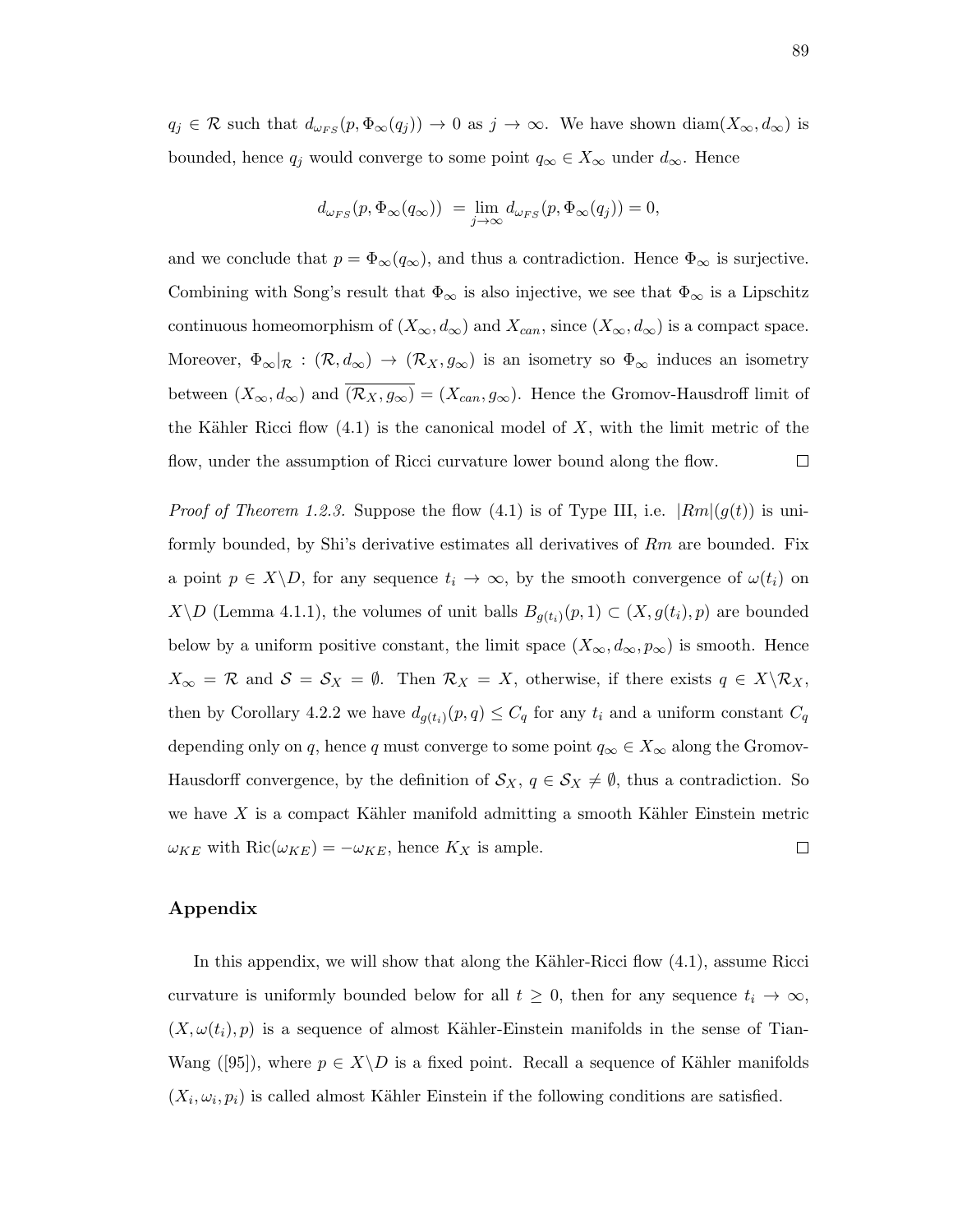$q_j \in \mathcal{R}$ such that $d_{\omega_{FS}}(p, \Phi_\infty(q_j)) \to 0$ as $j \to \infty$. We have shown $\mathrm{diam}(X_\infty, d_\infty)$ is bounded, hence $q_j$ would converge to some point $q_\infty \in X_\infty$ under $d_\infty$. Hence

$$d_{\omega_{FS}}(p, \Phi_\infty(q_\infty)) \; = \lim_{j\to\infty} d_{\omega_{FS}}(p, \Phi_\infty(q_j)) = 0,$$

and we conclude that $p = \Phi_\infty(q_\infty)$, and thus a contradiction. Hence $\Phi_\infty$ is surjective. Combining with Song's result that $\Phi_\infty$ is also injective, we see that $\Phi_\infty$ is a Lipschitz continuous homeomorphism of $(X_\infty, d_\infty)$ and $X_{can}$, since $(X_\infty, d_\infty)$ is a compact space. Moreover, $\Phi_\infty|_{\mathcal{R}} : (\mathcal{R}, d_\infty) \to (\mathcal{R}_X, g_\infty)$ is an isometry so $\Phi_\infty$ induces an isometry between $(X_\infty, d_\infty)$ and $\overline{(\mathcal{R}_X, g_\infty)} = (X_{can}, g_\infty)$. Hence the Gromov-Hausdroff limit of the Kähler Ricci flow (4.1) is the canonical model of $X$, with the limit metric of the flow, under the assumption of Ricci curvature lower bound along the flow. $\square$

*Proof of Theorem 1.2.3.* Suppose the flow (4.1) is of Type III, i.e. $|Rm|(g(t))$ is uniformly bounded, by Shi's derivative estimates all derivatives of $Rm$ are bounded. Fix a point $p \in X\backslash D$, for any sequence $t_i \to \infty$, by the smooth convergence of $\omega(t_i)$ on $X\backslash D$ (Lemma 4.1.1), the volumes of unit balls $B_{g(t_i)}(p, 1) \subset (X, g(t_i), p)$ are bounded below by a uniform positive constant, the limit space $(X_\infty, d_\infty, p_\infty)$ is smooth. Hence $X_\infty = \mathcal{R}$ and $\mathcal{S} = \mathcal{S}_X = \emptyset$. Then $\mathcal{R}_X = X$, otherwise, if there exists $q \in X\backslash\mathcal{R}_X$, then by Corollary 4.2.2 we have $d_{g(t_i)}(p, q) \leq C_q$ for any $t_i$ and a uniform constant $C_q$ depending only on $q$, hence $q$ must converge to some point $q_\infty \in X_\infty$ along the Gromov-Hausdorff convergence, by the definition of $\mathcal{S}_X$, $q \in \mathcal{S}_X \neq \emptyset$, thus a contradiction. So we have $X$ is a compact Kähler manifold admitting a smooth Kähler Einstein metric $\omega_{KE}$ with $\mathrm{Ric}(\omega_{KE}) = -\omega_{KE}$, hence $K_X$ is ample. $\square$

## Appendix

In this appendix, we will show that along the Kähler-Ricci flow (4.1), assume Ricci curvature is uniformly bounded below for all $t \geq 0$, then for any sequence $t_i \to \infty$, $(X, \omega(t_i), p)$ is a sequence of almost Kähler-Einstein manifolds in the sense of Tian-Wang ([95]), where $p \in X\backslash D$ is a fixed point. Recall a sequence of Kähler manifolds $(X_i, \omega_i, p_i)$ is called almost Kähler Einstein if the following conditions are satisfied.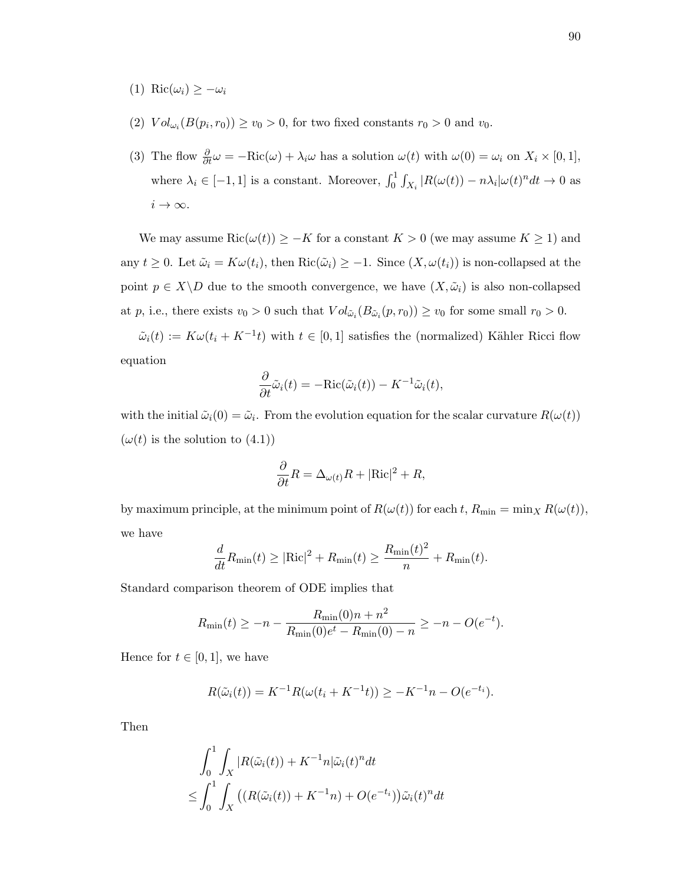(1) $\text{Ric}(\omega_i) \geq -\omega_i$

(2) $Vol_{\omega_i}(B(p_i, r_0)) \geq v_0 > 0$, for two fixed constants $r_0 > 0$ and $v_0$.

(3) The flow $\frac{\partial}{\partial t}\omega = -\text{Ric}(\omega) + \lambda_i \omega$ has a solution $\omega(t)$ with $\omega(0) = \omega_i$ on $X_i \times [0, 1]$, where $\lambda_i \in [-1, 1]$ is a constant. Moreover, $\int_0^1 \int_{X_i} |R(\omega(t)) - n\lambda_i|\omega(t)^n dt \to 0$ as $i \to \infty$.

We may assume $\text{Ric}(\omega(t)) \geq -K$ for a constant $K > 0$ (we may assume $K \geq 1$) and any $t \geq 0$. Let $\tilde{\omega}_i = K\omega(t_i)$, then $\text{Ric}(\tilde{\omega}_i) \geq -1$. Since $(X, \omega(t_i))$ is non-collapsed at the point $p \in X \backslash D$ due to the smooth convergence, we have $(X, \tilde{\omega}_i)$ is also non-collapsed at $p$, i.e., there exists $v_0 > 0$ such that $Vol_{\tilde{\omega}_i}(B_{\tilde{\omega}_i}(p, r_0)) \geq v_0$ for some small $r_0 > 0$.

$\tilde{\omega}_i(t) := K\omega(t_i + K^{-1}t)$ with $t \in [0, 1]$ satisfies the (normalized) Kähler Ricci flow equation

$$\frac{\partial}{\partial t}\tilde{\omega}_i(t) = -\text{Ric}(\tilde{\omega}_i(t)) - K^{-1}\tilde{\omega}_i(t),$$

with the initial $\tilde{\omega}_i(0) = \tilde{\omega}_i$. From the evolution equation for the scalar curvature $R(\omega(t))$ ($\omega(t)$ is the solution to (4.1))

$$\frac{\partial}{\partial t}R = \Delta_{\omega(t)}R + |\text{Ric}|^2 + R,$$

by maximum principle, at the minimum point of $R(\omega(t))$ for each $t$, $R_{\min} = \min_X R(\omega(t))$, we have

$$\frac{d}{dt}R_{\min}(t) \geq |\text{Ric}|^2 + R_{\min}(t) \geq \frac{R_{\min}(t)^2}{n} + R_{\min}(t).$$

Standard comparison theorem of ODE implies that

$$R_{\min}(t) \geq -n - \frac{R_{\min}(0)n + n^2}{R_{\min}(0)e^t - R_{\min}(0) - n} \geq -n - O(e^{-t}).$$

Hence for $t \in [0, 1]$, we have

$$R(\tilde{\omega}_i(t)) = K^{-1}R(\omega(t_i + K^{-1}t)) \geq -K^{-1}n - O(e^{-t_i}).$$

Then

$$\begin{aligned}
&\int_0^1 \int_X |R(\tilde{\omega}_i(t)) + K^{-1}n|\tilde{\omega}_i(t)^n dt \\
\leq &\int_0^1 \int_X \big((R(\tilde{\omega}_i(t)) + K^{-1}n) + O(e^{-t_i})\big)\tilde{\omega}_i(t)^n dt
\end{aligned}$$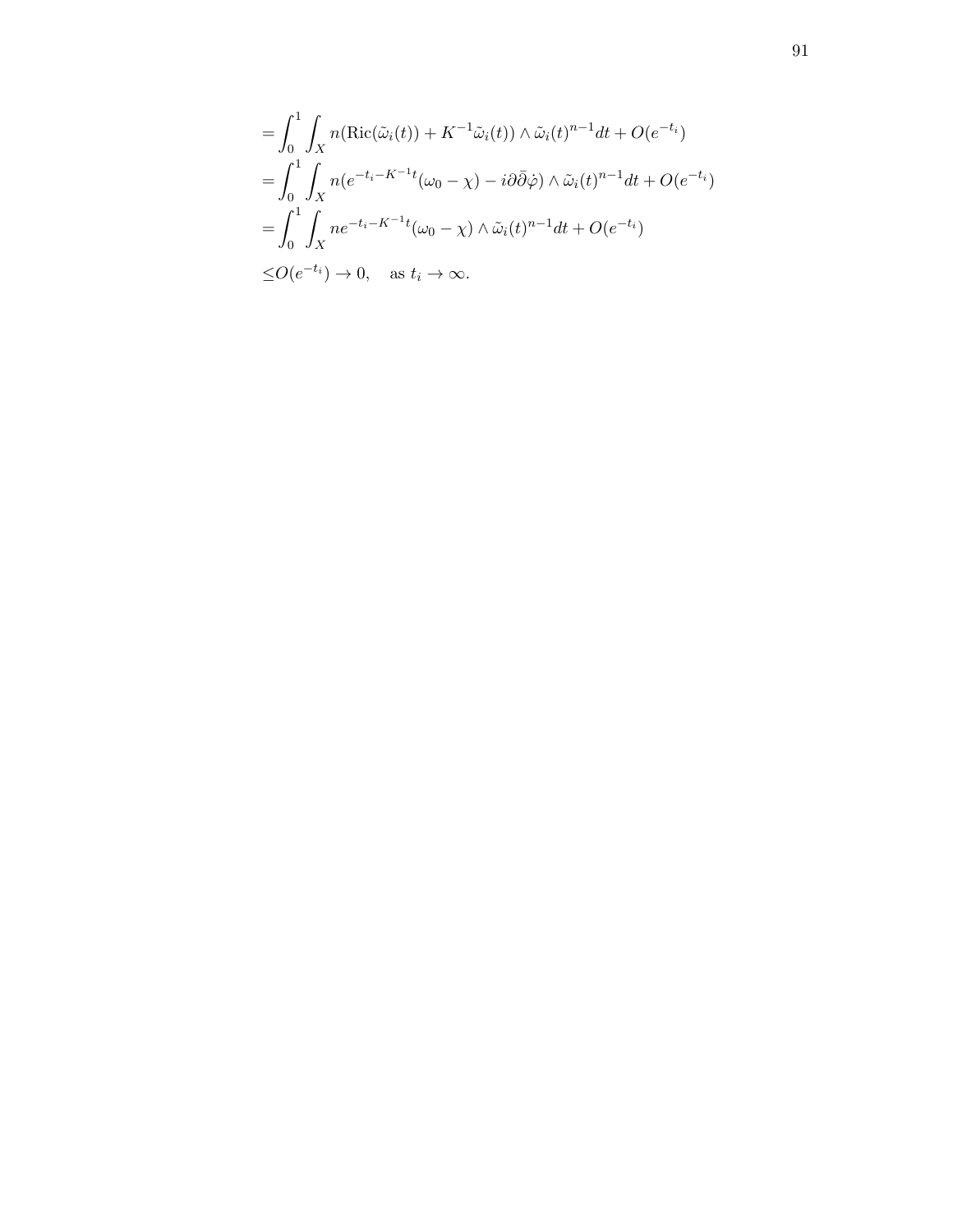$$
\begin{aligned}
&= \int_0^1 \int_X n(\mathrm{Ric}(\tilde{\omega}_i(t)) + K^{-1}\tilde{\omega}_i(t)) \wedge \tilde{\omega}_i(t)^{n-1} dt + O(e^{-t_i}) \\
&= \int_0^1 \int_X n(e^{-t_i - K^{-1}t}(\omega_0 - \chi) - i\partial\bar{\partial}\dot{\varphi}) \wedge \tilde{\omega}_i(t)^{n-1} dt + O(e^{-t_i}) \\
&= \int_0^1 \int_X n e^{-t_i - K^{-1}t}(\omega_0 - \chi) \wedge \tilde{\omega}_i(t)^{n-1} dt + O(e^{-t_i}) \\
&\leq O(e^{-t_i}) \to 0, \quad \text{as } t_i \to \infty.
\end{aligned}
$$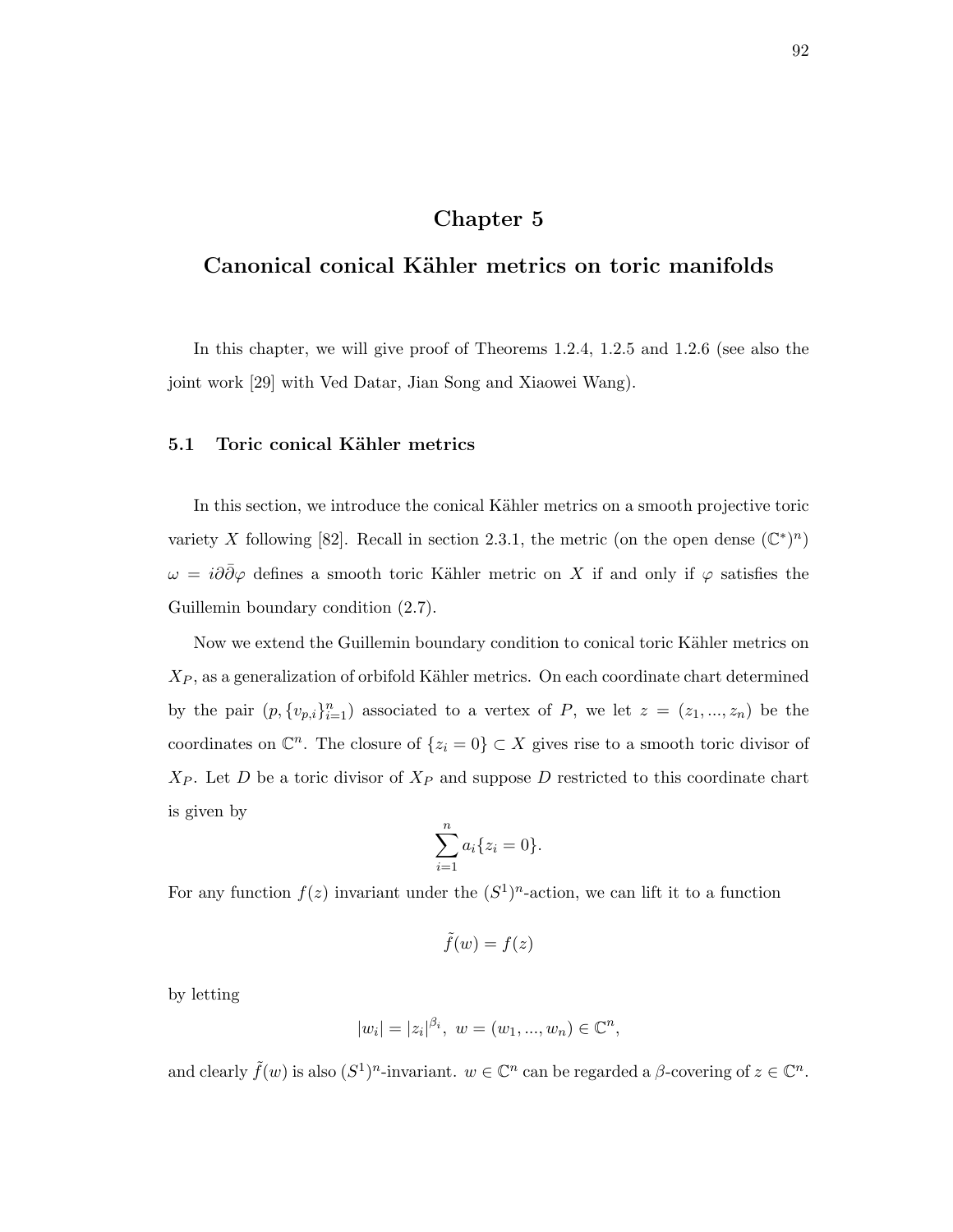# Chapter 5

# Canonical conical Kähler metrics on toric manifolds

In this chapter, we will give proof of Theorems 1.2.4, 1.2.5 and 1.2.6 (see also the joint work [29] with Ved Datar, Jian Song and Xiaowei Wang).

## 5.1 Toric conical Kähler metrics

In this section, we introduce the conical Kähler metrics on a smooth projective toric variety $X$ following [82]. Recall in section 2.3.1, the metric (on the open dense $(\mathbb{C}^*)^n$) $\omega = i\partial\bar{\partial}\varphi$ defines a smooth toric Kähler metric on $X$ if and only if $\varphi$ satisfies the Guillemin boundary condition (2.7).

Now we extend the Guillemin boundary condition to conical toric Kähler metrics on $X_P$, as a generalization of orbifold Kähler metrics. On each coordinate chart determined by the pair $(p, \{v_{p,i}\}_{i=1}^n)$ associated to a vertex of $P$, we let $z = (z_1, ..., z_n)$ be the coordinates on $\mathbb{C}^n$. The closure of $\{z_i = 0\} \subset X$ gives rise to a smooth toric divisor of $X_P$. Let $D$ be a toric divisor of $X_P$ and suppose $D$ restricted to this coordinate chart is given by

$$\sum_{i=1}^n a_i \{z_i = 0\}.$$

For any function $f(z)$ invariant under the $(S^1)^n$-action, we can lift it to a function

$$\tilde{f}(w) = f(z)$$

by letting

$$|w_i| = |z_i|^{\beta_i},\ w = (w_1, ..., w_n) \in \mathbb{C}^n,$$

and clearly $\tilde{f}(w)$ is also $(S^1)^n$-invariant. $w \in \mathbb{C}^n$ can be regarded a $\beta$-covering of $z \in \mathbb{C}^n$.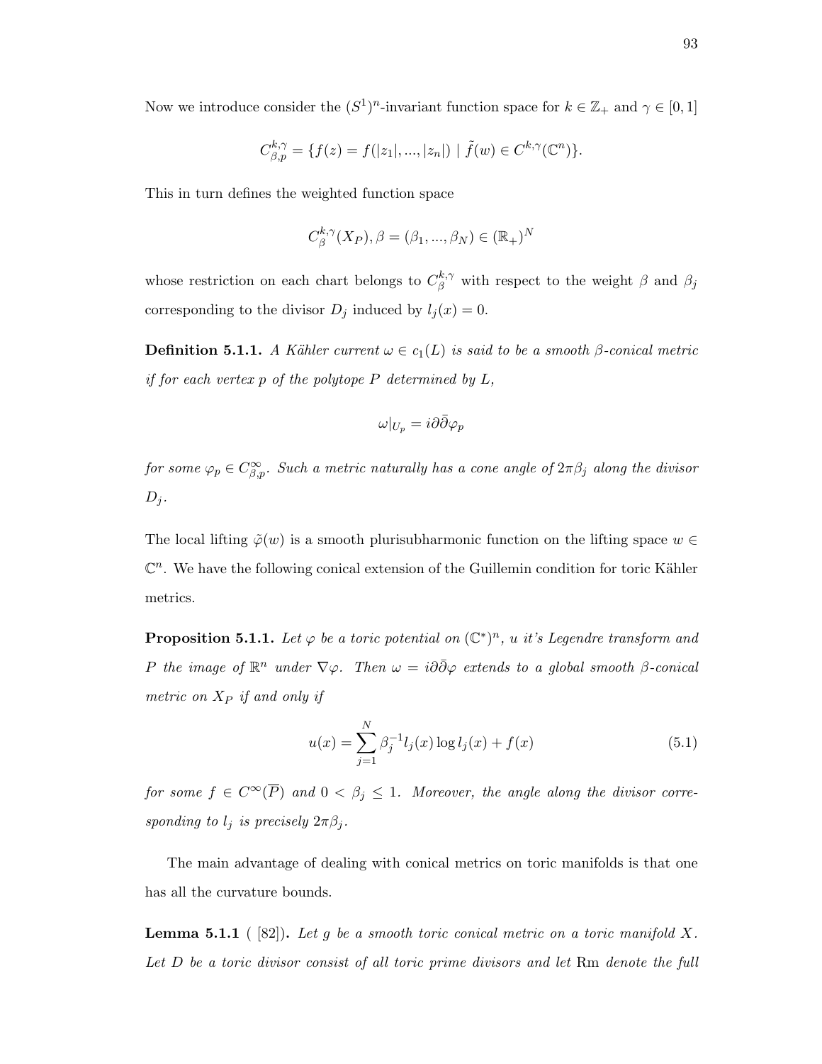Now we introduce consider the $(S^1)^n$-invariant function space for $k \in \mathbb{Z}_+$ and $\gamma \in [0,1]$

$$C^{k,\gamma}_{\beta,p} = \{f(z) = f(|z_1|, ..., |z_n|) \mid \tilde{f}(w) \in C^{k,\gamma}(\mathbb{C}^n)\}.$$

This in turn defines the weighted function space

$$C^{k,\gamma}_{\beta}(X_P), \beta = (\beta_1, ..., \beta_N) \in (\mathbb{R}_+)^N$$

whose restriction on each chart belongs to $C^{k,\gamma}_{\beta}$ with respect to the weight $\beta$ and $\beta_j$ corresponding to the divisor $D_j$ induced by $l_j(x) = 0$.

**Definition 5.1.1.** *A Kähler current $\omega \in c_1(L)$ is said to be a smooth $\beta$-conical metric if for each vertex $p$ of the polytope $P$ determined by $L$,*

$$\omega|_{U_p} = i\partial\bar{\partial}\varphi_p$$

*for some $\varphi_p \in C^{\infty}_{\beta,p}$. Such a metric naturally has a cone angle of $2\pi\beta_j$ along the divisor $D_j$.*

The local lifting $\tilde{\varphi}(w)$ is a smooth plurisubharmonic function on the lifting space $w \in \mathbb{C}^n$. We have the following conical extension of the Guillemin condition for toric Kähler metrics.

**Proposition 5.1.1.** *Let $\varphi$ be a toric potential on $(\mathbb{C}^*)^n$, $u$ it's Legendre transform and $P$ the image of $\mathbb{R}^n$ under $\nabla\varphi$. Then $\omega = i\partial\bar{\partial}\varphi$ extends to a global smooth $\beta$-conical metric on $X_P$ if and only if*

$$u(x) = \sum_{j=1}^{N} \beta_j^{-1} l_j(x) \log l_j(x) + f(x) \tag{5.1}$$

*for some $f \in C^{\infty}(\overline{P})$ and $0 < \beta_j \leq 1$. Moreover, the angle along the divisor corresponding to $l_j$ is precisely $2\pi\beta_j$.*

The main advantage of dealing with conical metrics on toric manifolds is that one has all the curvature bounds.

**Lemma 5.1.1** ( [82]). *Let $g$ be a smooth toric conical metric on a toric manifold $X$. Let $D$ be a toric divisor consist of all toric prime divisors and let* Rm *denote the full*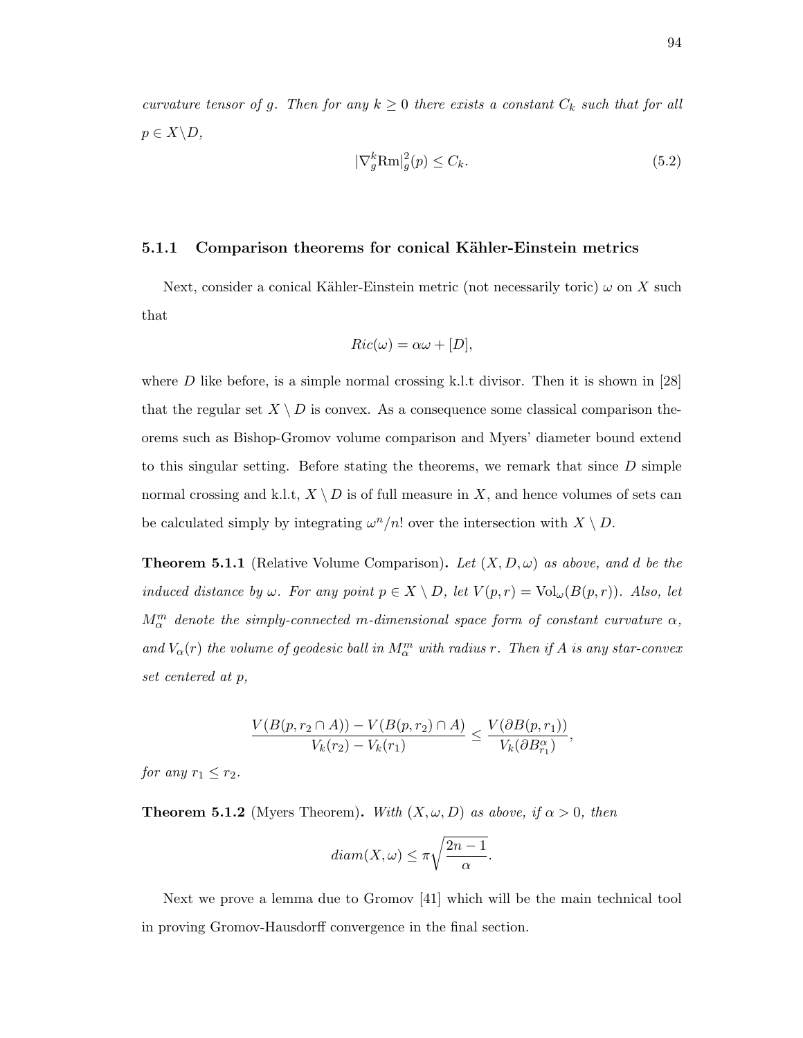*curvature tensor of $g$. Then for any $k \geq 0$ there exists a constant $C_k$ such that for all $p \in X \backslash D$,*

$$|\nabla_g^k \mathrm{Rm}|_g^2(p) \leq C_k. \tag{5.2}$$

### 5.1.1 Comparison theorems for conical Kähler-Einstein metrics

Next, consider a conical Kähler-Einstein metric (not necessarily toric) $\omega$ on $X$ such that

$$Ric(\omega) = \alpha\omega + [D],$$

where $D$ like before, is a simple normal crossing k.l.t divisor. Then it is shown in [28] that the regular set $X \setminus D$ is convex. As a consequence some classical comparison theorems such as Bishop-Gromov volume comparison and Myers' diameter bound extend to this singular setting. Before stating the theorems, we remark that since $D$ simple normal crossing and k.l.t, $X \setminus D$ is of full measure in $X$, and hence volumes of sets can be calculated simply by integrating $\omega^n/n!$ over the intersection with $X \setminus D$.

**Theorem 5.1.1** (Relative Volume Comparison)**.** *Let $(X, D, \omega)$ as above, and $d$ be the induced distance by $\omega$. For any point $p \in X \setminus D$, let $V(p,r) = \mathrm{Vol}_\omega(B(p,r))$. Also, let $M_\alpha^m$ denote the simply-connected $m$-dimensional space form of constant curvature $\alpha$, and $V_\alpha(r)$ the volume of geodesic ball in $M_\alpha^m$ with radius $r$. Then if $A$ is any star-convex set centered at $p$,*

$$\frac{V(B(p, r_2 \cap A)) - V(B(p, r_2) \cap A)}{V_k(r_2) - V_k(r_1)} \leq \frac{V(\partial B(p, r_1))}{V_k(\partial B_{r_1}^\alpha)},$$

*for any $r_1 \leq r_2$.*

**Theorem 5.1.2** (Myers Theorem)**.** *With $(X, \omega, D)$ as above, if $\alpha > 0$, then*

$$diam(X, \omega) \leq \pi\sqrt{\frac{2n-1}{\alpha}}.$$

Next we prove a lemma due to Gromov [41] which will be the main technical tool in proving Gromov-Hausdorff convergence in the final section.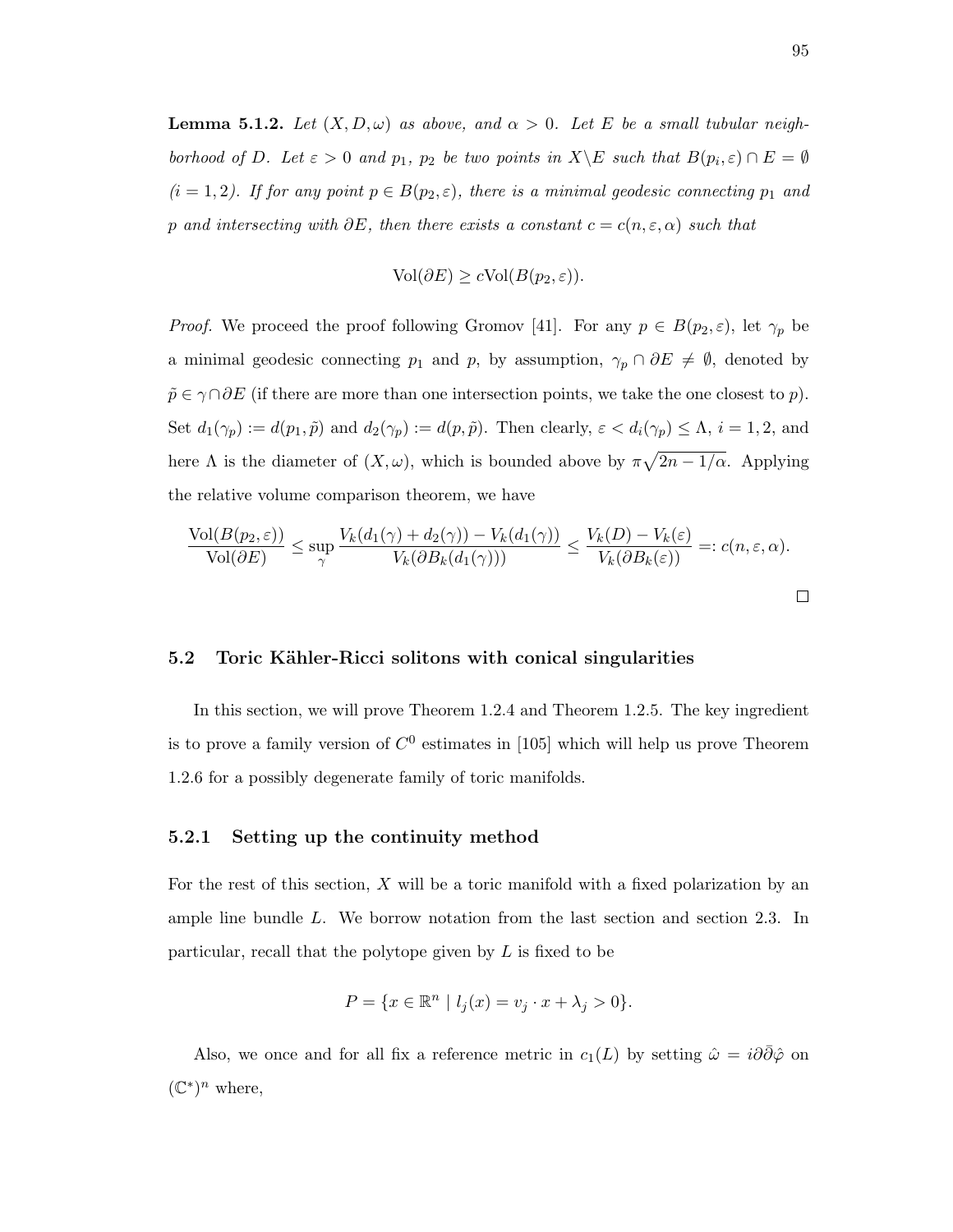**Lemma 5.1.2.** *Let $(X, D, \omega)$ as above, and $\alpha > 0$. Let $E$ be a small tubular neighborhood of $D$. Let $\varepsilon > 0$ and $p_1$, $p_2$ be two points in $X \backslash E$ such that $B(p_i, \varepsilon) \cap E = \emptyset$ $(i = 1, 2)$. If for any point $p \in B(p_2, \varepsilon)$, there is a minimal geodesic connecting $p_1$ and $p$ and intersecting with $\partial E$, then there exists a constant $c = c(n, \varepsilon, \alpha)$ such that*

$$\mathrm{Vol}(\partial E) \geq c \mathrm{Vol}(B(p_2, \varepsilon)).$$

*Proof.* We proceed the proof following Gromov [41]. For any $p \in B(p_2, \varepsilon)$, let $\gamma_p$ be a minimal geodesic connecting $p_1$ and $p$, by assumption, $\gamma_p \cap \partial E \neq \emptyset$, denoted by $\tilde{p} \in \gamma \cap \partial E$ (if there are more than one intersection points, we take the one closest to $p$). Set $d_1(\gamma_p) := d(p_1, \tilde{p})$ and $d_2(\gamma_p) := d(p, \tilde{p})$. Then clearly, $\varepsilon < d_i(\gamma_p) \leq \Lambda$, $i = 1, 2$, and here $\Lambda$ is the diameter of $(X, \omega)$, which is bounded above by $\pi\sqrt{2n - 1/\alpha}$. Applying the relative volume comparison theorem, we have

$$\frac{\mathrm{Vol}(B(p_2, \varepsilon))}{\mathrm{Vol}(\partial E)} \leq \sup_{\gamma} \frac{V_k(d_1(\gamma) + d_2(\gamma)) - V_k(d_1(\gamma))}{V_k(\partial B_k(d_1(\gamma)))} \leq \frac{V_k(D) - V_k(\varepsilon)}{V_k(\partial B_k(\varepsilon))} =: c(n, \varepsilon, \alpha).$$

$\square$

## 5.2 Toric Kähler-Ricci solitons with conical singularities

In this section, we will prove Theorem 1.2.4 and Theorem 1.2.5. The key ingredient is to prove a family version of $C^0$ estimates in [105] which will help us prove Theorem 1.2.6 for a possibly degenerate family of toric manifolds.

### 5.2.1 Setting up the continuity method

For the rest of this section, $X$ will be a toric manifold with a fixed polarization by an ample line bundle $L$. We borrow notation from the last section and section 2.3. In particular, recall that the polytope given by $L$ is fixed to be

$$P = \{x \in \mathbb{R}^n \mid l_j(x) = v_j \cdot x + \lambda_j > 0\}.$$

Also, we once and for all fix a reference metric in $c_1(L)$ by setting $\hat{\omega} = i\partial\bar{\partial}\hat{\varphi}$ on $(\mathbb{C}^*)^n$ where,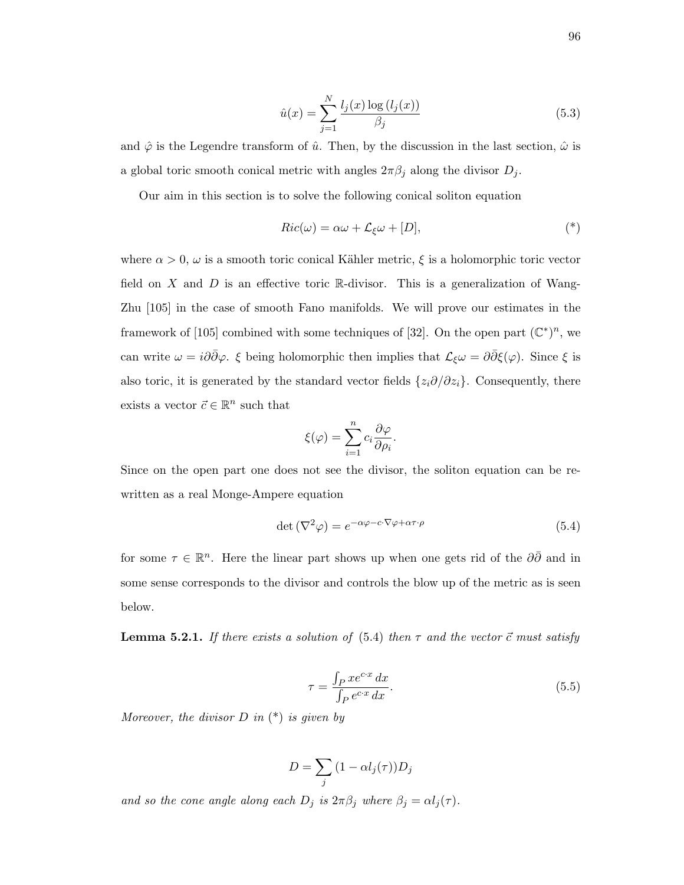$$\hat{u}(x) = \sum_{j=1}^{N} \frac{l_j(x) \log(l_j(x))}{\beta_j} \tag{5.3}$$

and $\hat{\varphi}$ is the Legendre transform of $\hat{u}$. Then, by the discussion in the last section, $\hat{\omega}$ is a global toric smooth conical metric with angles $2\pi\beta_j$ along the divisor $D_j$.

Our aim in this section is to solve the following conical soliton equation

$$Ric(\omega) = \alpha\omega + \mathcal{L}_\xi \omega + [D], \tag{*}$$

where $\alpha > 0$, $\omega$ is a smooth toric conical Kähler metric, $\xi$ is a holomorphic toric vector field on $X$ and $D$ is an effective toric $\mathbb{R}$-divisor. This is a generalization of Wang-Zhu [105] in the case of smooth Fano manifolds. We will prove our estimates in the framework of [105] combined with some techniques of [32]. On the open part $(\mathbb{C}^*)^n$, we can write $\omega = i\partial\bar{\partial}\varphi$. $\xi$ being holomorphic then implies that $\mathcal{L}_\xi\omega = \partial\bar{\partial}\xi(\varphi)$. Since $\xi$ is also toric, it is generated by the standard vector fields $\{z_i\partial/\partial z_i\}$. Consequently, there exists a vector $\vec{c} \in \mathbb{R}^n$ such that

$$\xi(\varphi) = \sum_{i=1}^{n} c_i \frac{\partial\varphi}{\partial\rho_i}.$$

Since on the open part one does not see the divisor, the soliton equation can be re-written as a real Monge-Ampere equation

$$\det(\nabla^2\varphi) = e^{-\alpha\varphi - c\cdot\nabla\varphi + \alpha\tau\cdot\rho} \tag{5.4}$$

for some $\tau \in \mathbb{R}^n$. Here the linear part shows up when one gets rid of the $\partial\bar{\partial}$ and in some sense corresponds to the divisor and controls the blow up of the metric as is seen below.

**Lemma 5.2.1.** *If there exists a solution of (5.4) then $\tau$ and the vector $\vec{c}$ must satisfy*

$$\tau = \frac{\int_P x e^{c\cdot x}\, dx}{\int_P e^{c\cdot x}\, dx}. \tag{5.5}$$

*Moreover, the divisor $D$ in (\*) is given by*

$$D = \sum_j (1 - \alpha l_j(\tau)) D_j$$

*and so the cone angle along each $D_j$ is $2\pi\beta_j$ where $\beta_j = \alpha l_j(\tau)$.*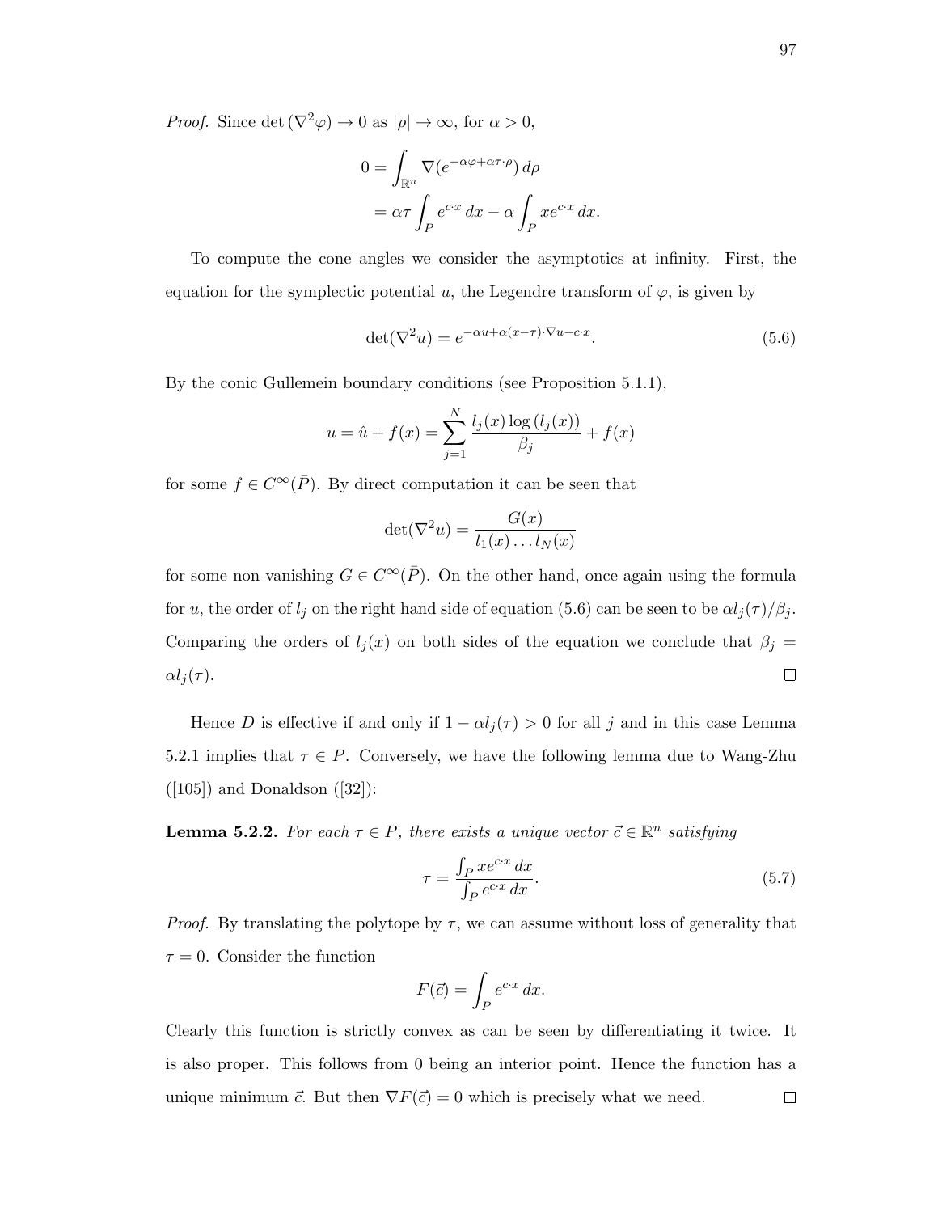*Proof.* Since $\det(\nabla^2\varphi) \to 0$ as $|\rho| \to \infty$, for $\alpha > 0$,

$$
\begin{aligned}
0 &= \int_{\mathbb{R}^n} \nabla(e^{-\alpha\varphi+\alpha\tau\cdot\rho})\, d\rho \\
&= \alpha\tau \int_P e^{c\cdot x}\, dx - \alpha \int_P x e^{c\cdot x}\, dx.
\end{aligned}
$$

To compute the cone angles we consider the asymptotics at infinity. First, the equation for the symplectic potential $u$, the Legendre transform of $\varphi$, is given by

$$
\det(\nabla^2 u) = e^{-\alpha u + \alpha(x-\tau)\cdot\nabla u - c\cdot x}. \tag{5.6}
$$

By the conic Gullemein boundary conditions (see Proposition 5.1.1),

$$
u = \hat{u} + f(x) = \sum_{j=1}^{N} \frac{l_j(x)\log(l_j(x))}{\beta_j} + f(x)
$$

for some $f \in C^\infty(\bar{P})$. By direct computation it can be seen that

$$
\det(\nabla^2 u) = \frac{G(x)}{l_1(x)\dots l_N(x)}
$$

for some non vanishing $G \in C^\infty(\bar{P})$. On the other hand, once again using the formula for $u$, the order of $l_j$ on the right hand side of equation (5.6) can be seen to be $\alpha l_j(\tau)/\beta_j$. Comparing the orders of $l_j(x)$ on both sides of the equation we conclude that $\beta_j = \alpha l_j(\tau)$. ☐

Hence $D$ is effective if and only if $1 - \alpha l_j(\tau) > 0$ for all $j$ and in this case Lemma 5.2.1 implies that $\tau \in P$. Conversely, we have the following lemma due to Wang-Zhu ([105]) and Donaldson ([32]):

**Lemma 5.2.2.** *For each $\tau \in P$, there exists a unique vector $\vec{c} \in \mathbb{R}^n$ satisfying*

$$
\tau = \frac{\int_P x e^{c\cdot x}\, dx}{\int_P e^{c\cdot x}\, dx}. \tag{5.7}
$$

*Proof.* By translating the polytope by $\tau$, we can assume without loss of generality that $\tau = 0$. Consider the function

$$
F(\vec{c}) = \int_P e^{c\cdot x}\, dx.
$$

Clearly this function is strictly convex as can be seen by differentiating it twice. It is also proper. This follows from 0 being an interior point. Hence the function has a unique minimum $\vec{c}$. But then $\nabla F(\vec{c}) = 0$ which is precisely what we need. ☐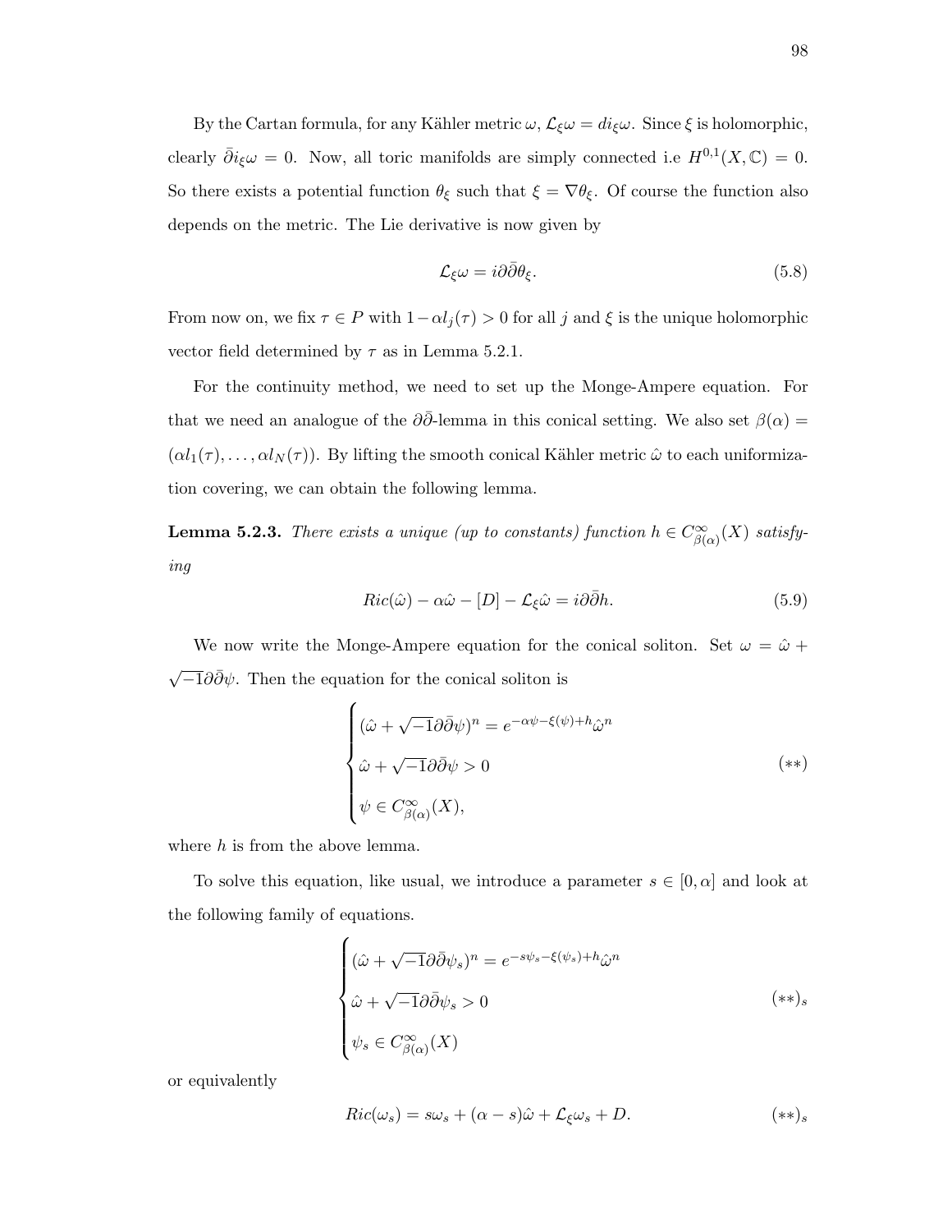By the Cartan formula, for any Kähler metric $\omega$, $\mathcal{L}_\xi \omega = di_\xi \omega$. Since $\xi$ is holomorphic, clearly $\bar{\partial} i_\xi \omega = 0$. Now, all toric manifolds are simply connected i.e $H^{0,1}(X, \mathbb{C}) = 0$. So there exists a potential function $\theta_\xi$ such that $\xi = \nabla \theta_\xi$. Of course the function also depends on the metric. The Lie derivative is now given by

$$\mathcal{L}_\xi \omega = i\partial\bar{\partial}\theta_\xi. \tag{5.8}$$

From now on, we fix $\tau \in P$ with $1 - \alpha l_j(\tau) > 0$ for all $j$ and $\xi$ is the unique holomorphic vector field determined by $\tau$ as in Lemma 5.2.1.

For the continuity method, we need to set up the Monge-Ampere equation. For that we need an analogue of the $\partial\bar{\partial}$-lemma in this conical setting. We also set $\beta(\alpha) = (\alpha l_1(\tau), \ldots, \alpha l_N(\tau))$. By lifting the smooth conical Kähler metric $\hat{\omega}$ to each uniformization covering, we can obtain the following lemma.

**Lemma 5.2.3.** *There exists a unique (up to constants) function $h \in C^\infty_{\beta(\alpha)}(X)$ satisfying*

$$Ric(\hat{\omega}) - \alpha\hat{\omega} - [D] - \mathcal{L}_\xi \hat{\omega} = i\partial\bar{\partial}h. \tag{5.9}$$

We now write the Monge-Ampere equation for the conical soliton. Set $\omega = \hat{\omega} + \sqrt{-1}\partial\bar{\partial}\psi$. Then the equation for the conical soliton is

$$\begin{cases} (\hat{\omega} + \sqrt{-1}\partial\bar{\partial}\psi)^n = e^{-\alpha\psi - \xi(\psi) + h}\hat{\omega}^n \\ \hat{\omega} + \sqrt{-1}\partial\bar{\partial}\psi > 0 \\ \psi \in C^\infty_{\beta(\alpha)}(X), \end{cases} \tag{$**$}$$

where $h$ is from the above lemma.

To solve this equation, like usual, we introduce a parameter $s \in [0, \alpha]$ and look at the following family of equations.

$$\begin{cases} (\hat{\omega} + \sqrt{-1}\partial\bar{\partial}\psi_s)^n = e^{-s\psi_s - \xi(\psi_s) + h}\hat{\omega}^n \\ \hat{\omega} + \sqrt{-1}\partial\bar{\partial}\psi_s > 0 \\ \psi_s \in C^\infty_{\beta(\alpha)}(X) \end{cases} \tag{$**$}_s$$

or equivalently

$$Ric(\omega_s) = s\omega_s + (\alpha - s)\hat{\omega} + \mathcal{L}_\xi \omega_s + D. \tag{$**$}_s$$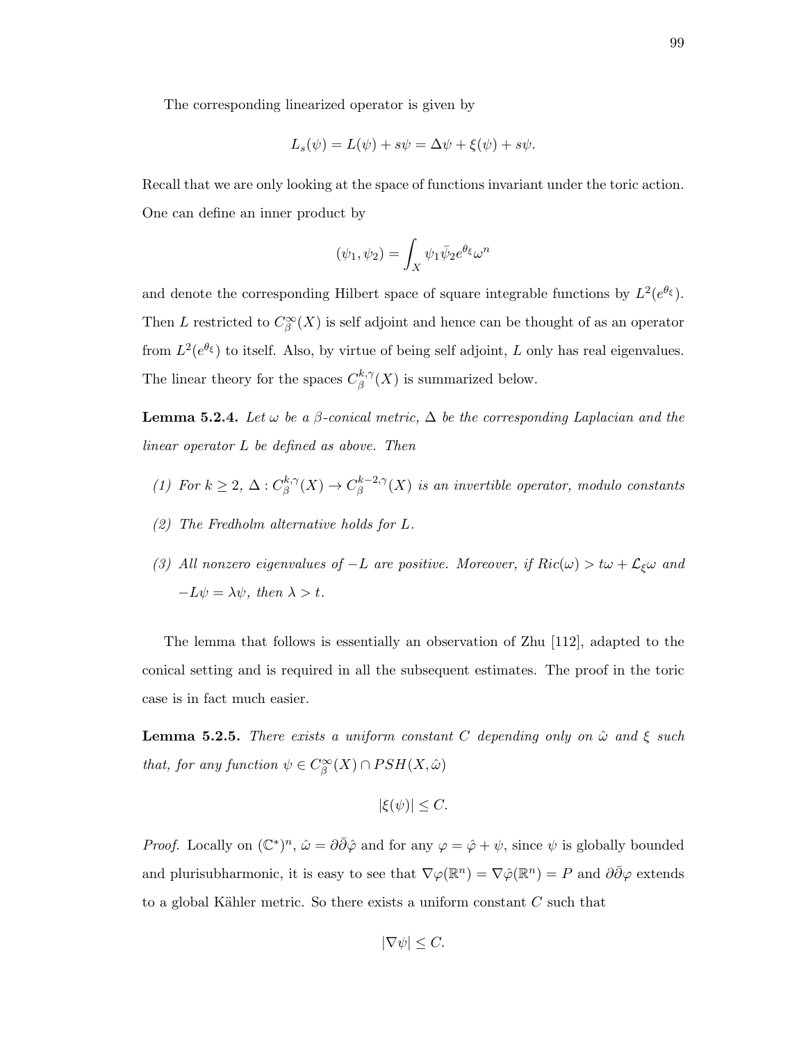The corresponding linearized operator is given by

$$L_s(\psi) = L(\psi) + s\psi = \Delta\psi + \xi(\psi) + s\psi.$$

Recall that we are only looking at the space of functions invariant under the toric action. One can define an inner product by

$$(\psi_1, \psi_2) = \int_X \psi_1 \bar{\psi}_2 e^{\theta_\xi} \omega^n$$

and denote the corresponding Hilbert space of square integrable functions by $L^2(e^{\theta_\xi})$. Then $L$ restricted to $C^\infty_\beta(X)$ is self adjoint and hence can be thought of as an operator from $L^2(e^{\theta_\xi})$ to itself. Also, by virtue of being self adjoint, $L$ only has real eigenvalues. The linear theory for the spaces $C^{k,\gamma}_\beta(X)$ is summarized below.

**Lemma 5.2.4.** *Let $\omega$ be a $\beta$-conical metric, $\Delta$ be the corresponding Laplacian and the linear operator $L$ be defined as above. Then*

*(1) For $k \geq 2$, $\Delta : C^{k,\gamma}_\beta(X) \to C^{k-2,\gamma}_\beta(X)$ is an invertible operator, modulo constants*

*(2) The Fredholm alternative holds for $L$.*

*(3) All nonzero eigenvalues of $-L$ are positive. Moreover, if $Ric(\omega) > t\omega + \mathcal{L}_\xi\omega$ and $-L\psi = \lambda\psi$, then $\lambda > t$.*

The lemma that follows is essentially an observation of Zhu [112], adapted to the conical setting and is required in all the subsequent estimates. The proof in the toric case is in fact much easier.

**Lemma 5.2.5.** *There exists a uniform constant $C$ depending only on $\hat{\omega}$ and $\xi$ such that, for any function $\psi \in C^\infty_\beta(X) \cap PSH(X, \hat{\omega})$*

$$|\xi(\psi)| \leq C.$$

*Proof.* Locally on $(\mathbb{C}^*)^n$, $\hat{\omega} = \partial\bar{\partial}\hat{\varphi}$ and for any $\varphi = \hat{\varphi} + \psi$, since $\psi$ is globally bounded and plurisubharmonic, it is easy to see that $\nabla\varphi(\mathbb{R}^n) = \nabla\hat{\varphi}(\mathbb{R}^n) = P$ and $\partial\bar{\partial}\varphi$ extends to a global Kähler metric. So there exists a uniform constant $C$ such that

$$|\nabla\psi| \leq C.$$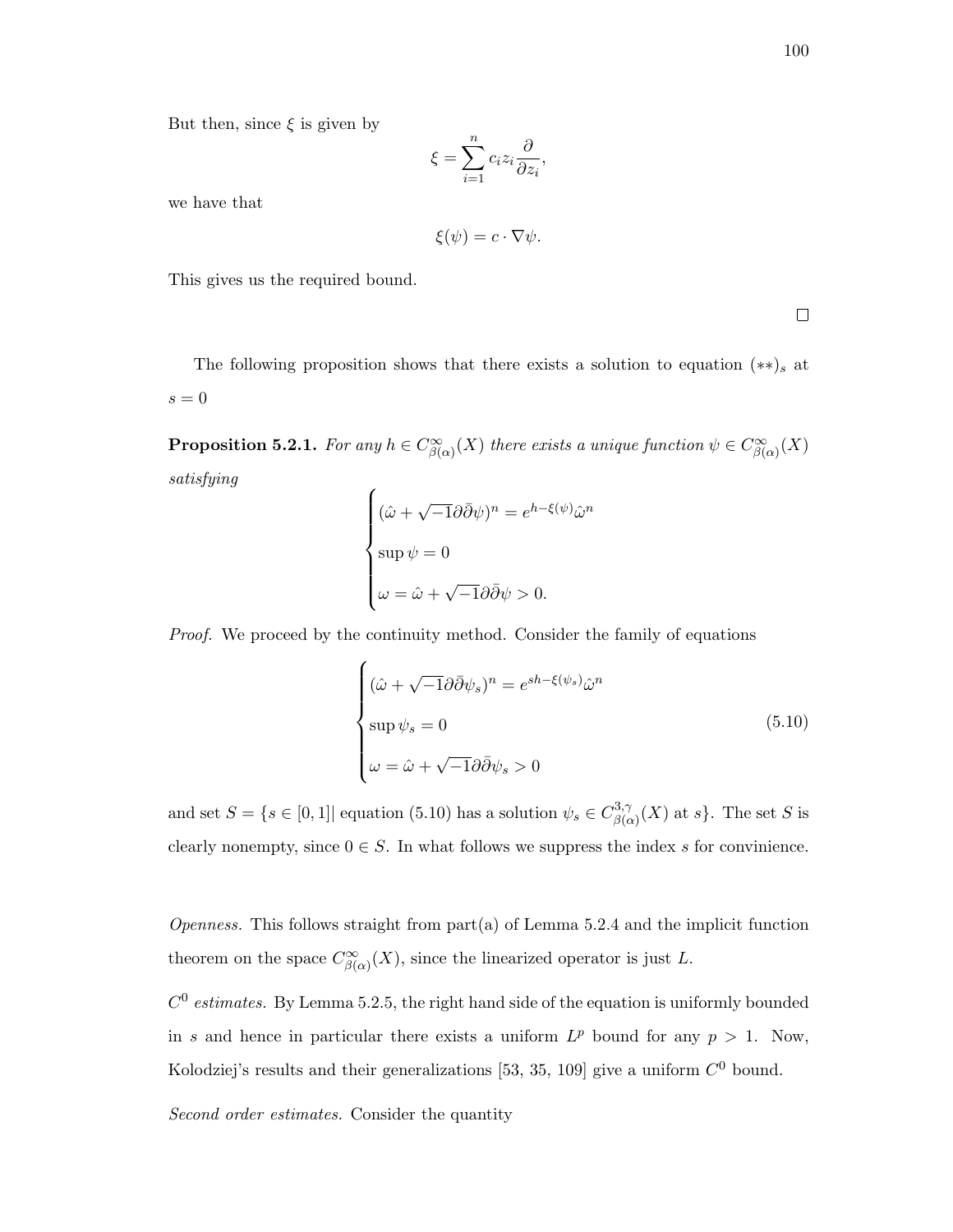But then, since $\xi$ is given by

$$\xi = \sum_{i=1}^{n} c_i z_i \frac{\partial}{\partial z_i},$$

we have that

$$\xi(\psi) = c \cdot \nabla \psi.$$

This gives us the required bound.

□

The following proposition shows that there exists a solution to equation $(**)_s$ at $s = 0$

**Proposition 5.2.1.** *For any $h \in C^{\infty}_{\beta(\alpha)}(X)$ there exists a unique function $\psi \in C^{\infty}_{\beta(\alpha)}(X)$ satisfying*

$$\begin{cases} (\hat{\omega} + \sqrt{-1}\partial\bar{\partial}\psi)^n = e^{h - \xi(\psi)}\hat{\omega}^n \\ \sup \psi = 0 \\ \omega = \hat{\omega} + \sqrt{-1}\partial\bar{\partial}\psi > 0. \end{cases}$$

*Proof.* We proceed by the continuity method. Consider the family of equations

$$\begin{cases} (\hat{\omega} + \sqrt{-1}\partial\bar{\partial}\psi_s)^n = e^{sh - \xi(\psi_s)}\hat{\omega}^n \\ \sup \psi_s = 0 \\ \omega = \hat{\omega} + \sqrt{-1}\partial\bar{\partial}\psi_s > 0 \end{cases} \tag{5.10}$$

and set $S = \{s \in [0,1] |$ equation (5.10) has a solution $\psi_s \in C^{3,\gamma}_{\beta(\alpha)}(X)$ at $s\}$. The set $S$ is clearly nonempty, since $0 \in S$. In what follows we suppress the index $s$ for convinience.

*Openness.* This follows straight from part(a) of Lemma 5.2.4 and the implicit function theorem on the space $C^{\infty}_{\beta(\alpha)}(X)$, since the linearized operator is just $L$.

*$C^0$ estimates.* By Lemma 5.2.5, the right hand side of the equation is uniformly bounded in $s$ and hence in particular there exists a uniform $L^p$ bound for any $p > 1$. Now, Kolodziej's results and their generalizations [53, 35, 109] give a uniform $C^0$ bound.

*Second order estimates.* Consider the quantity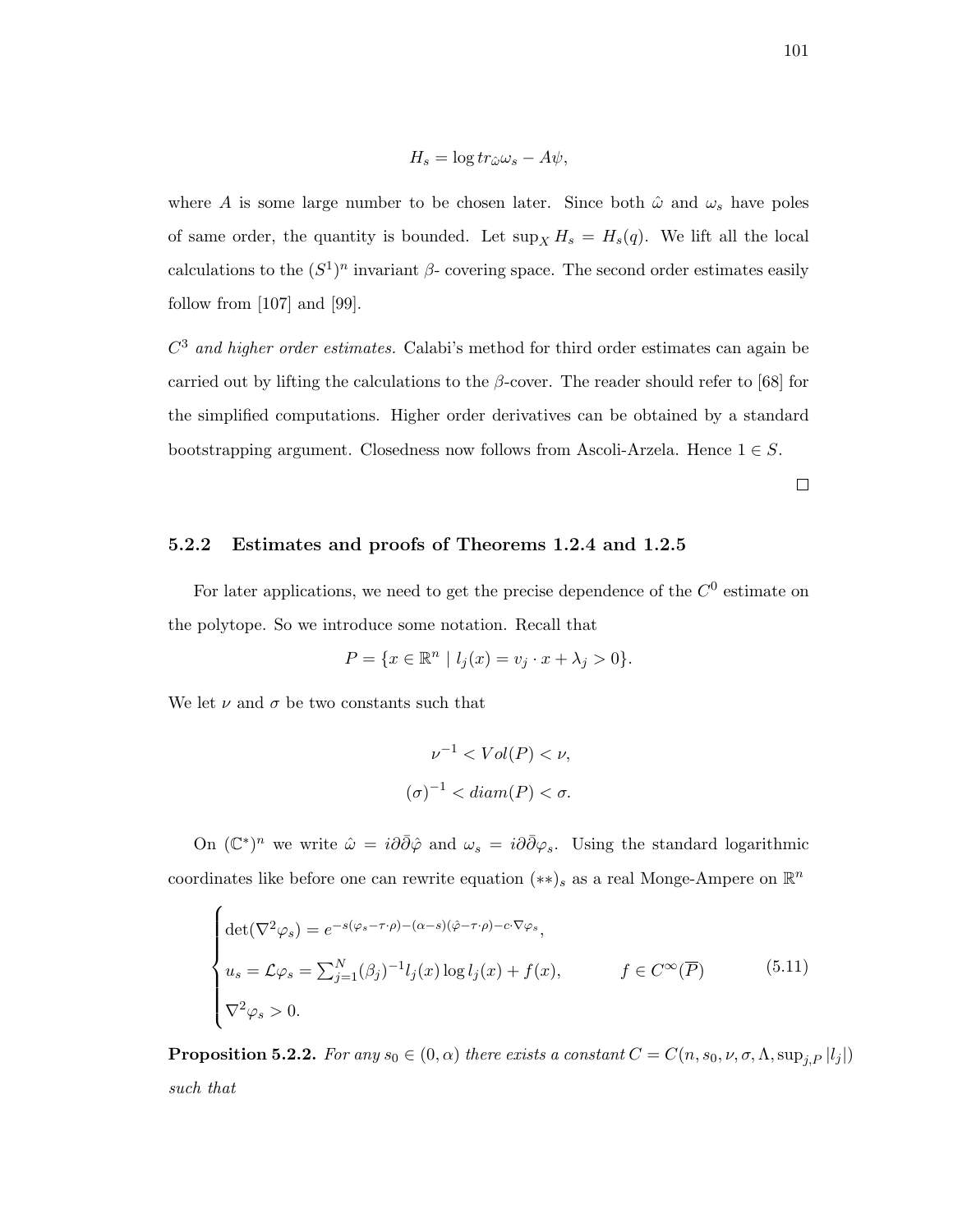$$H_s = \log tr_{\hat{\omega}}\omega_s - A\psi,$$

where $A$ is some large number to be chosen later. Since both $\hat{\omega}$ and $\omega_s$ have poles of same order, the quantity is bounded. Let $\sup_X H_s = H_s(q)$. We lift all the local calculations to the $(S^1)^n$ invariant $\beta$- covering space. The second order estimates easily follow from [107] and [99].

*$C^3$ and higher order estimates.* Calabi's method for third order estimates can again be carried out by lifting the calculations to the $\beta$-cover. The reader should refer to [68] for the simplified computations. Higher order derivatives can be obtained by a standard bootstrapping argument. Closedness now follows from Ascoli-Arzela. Hence $1 \in S$.

□

### 5.2.2 Estimates and proofs of Theorems 1.2.4 and 1.2.5

For later applications, we need to get the precise dependence of the $C^0$ estimate on the polytope. So we introduce some notation. Recall that

$$P = \{x \in \mathbb{R}^n \mid l_j(x) = v_j \cdot x + \lambda_j > 0\}.$$

We let $\nu$ and $\sigma$ be two constants such that

$$\nu^{-1} < Vol(P) < \nu,$$
$$(\sigma)^{-1} < diam(P) < \sigma.$$

On $(\mathbb{C}^*)^n$ we write $\hat{\omega} = i\partial\bar{\partial}\hat{\varphi}$ and $\omega_s = i\partial\bar{\partial}\varphi_s$. Using the standard logarithmic coordinates like before one can rewrite equation $(**)_s$ as a real Monge-Ampere on $\mathbb{R}^n$

$$\begin{cases} \det(\nabla^2\varphi_s) = e^{-s(\varphi_s - \tau\cdot\rho)-(\alpha-s)(\hat{\varphi}-\tau\cdot\rho)-c\cdot\nabla\varphi_s}, \\ u_s = \mathcal{L}\varphi_s = \sum_{j=1}^{N}(\beta_j)^{-1}l_j(x)\log l_j(x) + f(x), \qquad\qquad f \in C^\infty(\overline{P}) \\ \nabla^2\varphi_s > 0. \end{cases} \tag{5.11}$$

**Proposition 5.2.2.** *For any $s_0 \in (0,\alpha)$ there exists a constant $C = C(n, s_0, \nu, \sigma, \Lambda, \sup_{j,P}|l_j|)$ such that*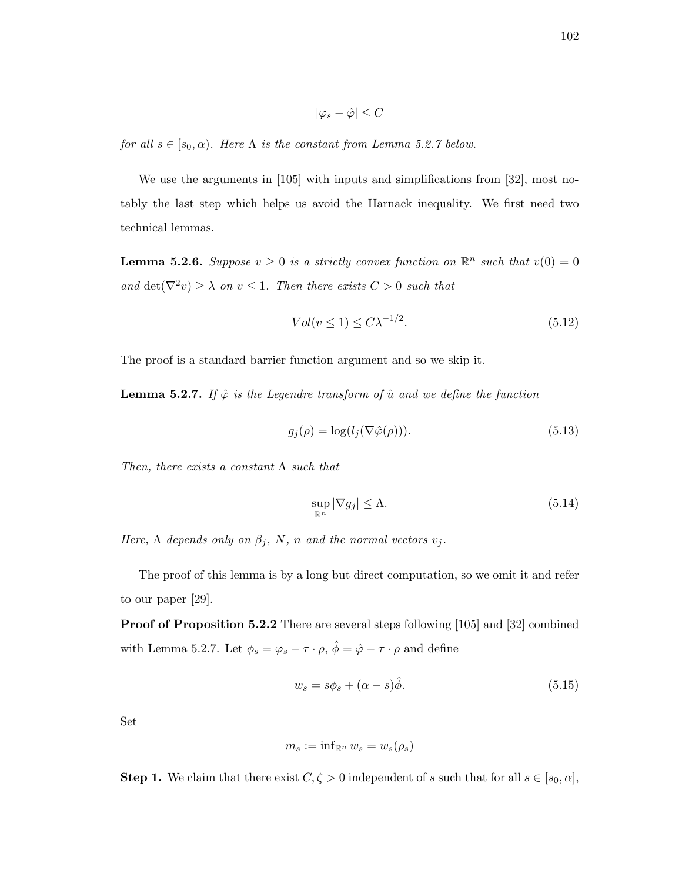$$|\varphi_s - \hat{\varphi}| \leq C$$

*for all $s \in [s_0, \alpha)$. Here $\Lambda$ is the constant from Lemma 5.2.7 below.*

We use the arguments in [105] with inputs and simplifications from [32], most notably the last step which helps us avoid the Harnack inequality. We first need two technical lemmas.

**Lemma 5.2.6.** *Suppose $v \geq 0$ is a strictly convex function on $\mathbb{R}^n$ such that $v(0) = 0$ and $\det(\nabla^2 v) \geq \lambda$ on $v \leq 1$. Then there exists $C > 0$ such that*

$$Vol(v \leq 1) \leq C\lambda^{-1/2}. \tag{5.12}$$

The proof is a standard barrier function argument and so we skip it.

**Lemma 5.2.7.** *If $\hat{\varphi}$ is the Legendre transform of $\hat{u}$ and we define the function*

$$g_j(\rho) = \log(l_j(\nabla\hat{\varphi}(\rho))). \tag{5.13}$$

*Then, there exists a constant $\Lambda$ such that*

$$\sup_{\mathbb{R}^n} |\nabla g_j| \leq \Lambda. \tag{5.14}$$

*Here, $\Lambda$ depends only on $\beta_j$, $N$, $n$ and the normal vectors $v_j$.*

The proof of this lemma is by a long but direct computation, so we omit it and refer to our paper [29].

**Proof of Proposition 5.2.2** There are several steps following [105] and [32] combined with Lemma 5.2.7. Let $\phi_s = \varphi_s - \tau \cdot \rho$, $\hat{\phi} = \hat{\varphi} - \tau \cdot \rho$ and define

$$w_s = s\phi_s + (\alpha - s)\hat{\phi}. \tag{5.15}$$

Set

$$m_s := \inf_{\mathbb{R}^n} w_s = w_s(\rho_s)$$

**Step 1.** We claim that there exist $C, \zeta > 0$ independent of $s$ such that for all $s \in [s_0, \alpha]$,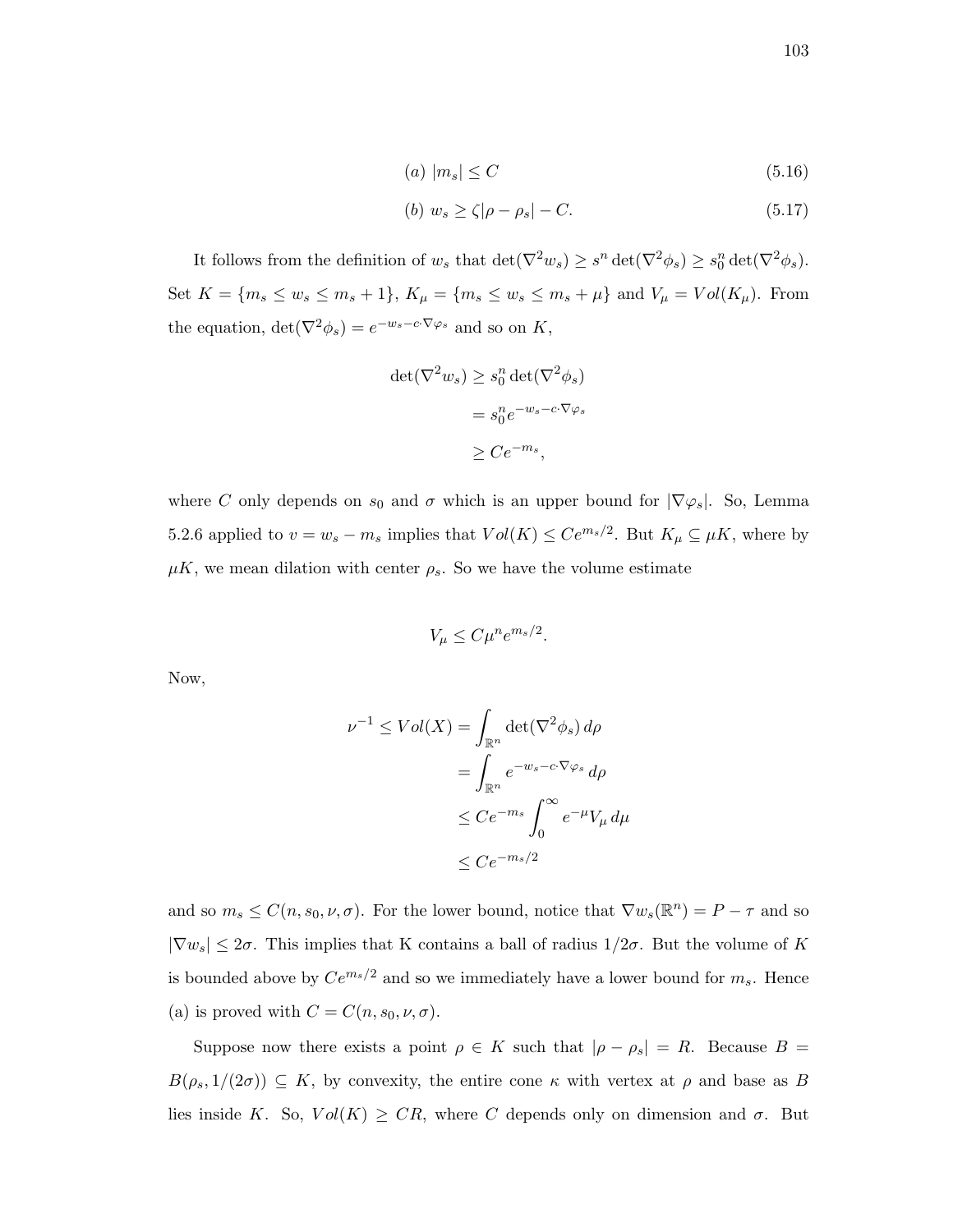$$(a)\ |m_s| \leq C \tag{5.16}$$

$$(b)\ w_s \geq \zeta|\rho - \rho_s| - C. \tag{5.17}$$

It follows from the definition of $w_s$ that $\det(\nabla^2 w_s) \geq s^n \det(\nabla^2 \phi_s) \geq s_0^n \det(\nabla^2 \phi_s)$. Set $K = \{m_s \leq w_s \leq m_s + 1\}$, $K_\mu = \{m_s \leq w_s \leq m_s + \mu\}$ and $V_\mu = Vol(K_\mu)$. From the equation, $\det(\nabla^2 \phi_s) = e^{-w_s - c\cdot\nabla\varphi_s}$ and so on $K$,

$$\begin{aligned}
\det(\nabla^2 w_s) &\geq s_0^n \det(\nabla^2 \phi_s) \\
&= s_0^n e^{-w_s - c\cdot\nabla\varphi_s} \\
&\geq Ce^{-m_s},
\end{aligned}$$

where $C$ only depends on $s_0$ and $\sigma$ which is an upper bound for $|\nabla\varphi_s|$. So, Lemma 5.2.6 applied to $v = w_s - m_s$ implies that $Vol(K) \leq Ce^{m_s/2}$. But $K_\mu \subseteq \mu K$, where by $\mu K$, we mean dilation with center $\rho_s$. So we have the volume estimate

$$V_\mu \leq C\mu^n e^{m_s/2}.$$

Now,

$$\begin{aligned}
\nu^{-1} \leq Vol(X) &= \int_{\mathbb{R}^n} \det(\nabla^2 \phi_s)\, d\rho \\
&= \int_{\mathbb{R}^n} e^{-w_s - c\cdot\nabla\varphi_s}\, d\rho \\
&\leq Ce^{-m_s} \int_0^\infty e^{-\mu} V_\mu\, d\mu \\
&\leq Ce^{-m_s/2}
\end{aligned}$$

and so $m_s \leq C(n, s_0, \nu, \sigma)$. For the lower bound, notice that $\nabla w_s(\mathbb{R}^n) = P - \tau$ and so $|\nabla w_s| \leq 2\sigma$. This implies that K contains a ball of radius $1/2\sigma$. But the volume of $K$ is bounded above by $Ce^{m_s/2}$ and so we immediately have a lower bound for $m_s$. Hence (a) is proved with $C = C(n, s_0, \nu, \sigma)$.

Suppose now there exists a point $\rho \in K$ such that $|\rho - \rho_s| = R$. Because $B = B(\rho_s, 1/(2\sigma)) \subseteq K$, by convexity, the entire cone $\kappa$ with vertex at $\rho$ and base as $B$ lies inside $K$. So, $Vol(K) \geq CR$, where $C$ depends only on dimension and $\sigma$. But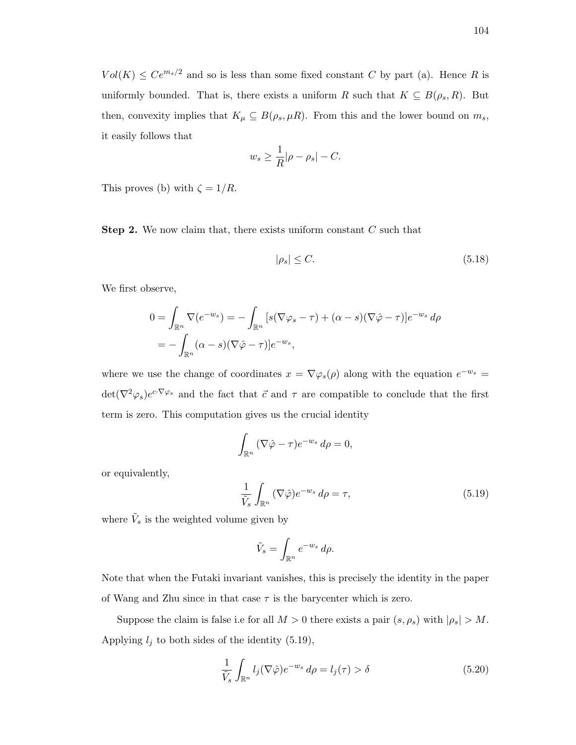$Vol(K) \leq Ce^{m_s/2}$ and so is less than some fixed constant $C$ by part (a). Hence $R$ is uniformly bounded. That is, there exists a uniform $R$ such that $K \subseteq B(\rho_s, R)$. But then, convexity implies that $K_\mu \subseteq B(\rho_s, \mu R)$. From this and the lower bound on $m_s$, it easily follows that

$$w_s \geq \frac{1}{R}|\rho - \rho_s| - C.$$

This proves (b) with $\zeta = 1/R$.

**Step 2.** We now claim that, there exists uniform constant $C$ such that

$$|\rho_s| \leq C. \tag{5.18}$$

We first observe,

$$\begin{aligned} 0 = \int_{\mathbb{R}^n} \nabla(e^{-w_s}) &= -\int_{\mathbb{R}^n} [s(\nabla\varphi_s - \tau) + (\alpha - s)(\nabla\hat{\varphi} - \tau)]e^{-w_s}\, d\rho \\ &= -\int_{\mathbb{R}^n} (\alpha - s)(\nabla\hat{\varphi} - \tau)]e^{-w_s}, \end{aligned}$$

where we use the change of coordinates $x = \nabla\varphi_s(\rho)$ along with the equation $e^{-w_s} = \det(\nabla^2\varphi_s)e^{c\cdot\nabla\varphi_s}$ and the fact that $\vec{c}$ and $\tau$ are compatible to conclude that the first term is zero. This computation gives us the crucial identity

$$\int_{\mathbb{R}^n} (\nabla\hat{\varphi} - \tau)e^{-w_s}\, d\rho = 0,$$

or equivalently,

$$\frac{1}{\tilde{V}_s}\int_{\mathbb{R}^n} (\nabla\hat{\varphi})e^{-w_s}\, d\rho = \tau, \tag{5.19}$$

where $\tilde{V}_s$ is the weighted volume given by

$$\tilde{V}_s = \int_{\mathbb{R}^n} e^{-w_s}\, d\rho.$$

Note that when the Futaki invariant vanishes, this is precisely the identity in the paper of Wang and Zhu since in that case $\tau$ is the barycenter which is zero.

Suppose the claim is false i.e for all $M > 0$ there exists a pair $(s, \rho_s)$ with $|\rho_s| > M$. Applying $l_j$ to both sides of the identity (5.19),

$$\frac{1}{\tilde{V}_s}\int_{\mathbb{R}^n} l_j(\nabla\hat{\varphi})e^{-w_s}\, d\rho = l_j(\tau) > \delta \tag{5.20}$$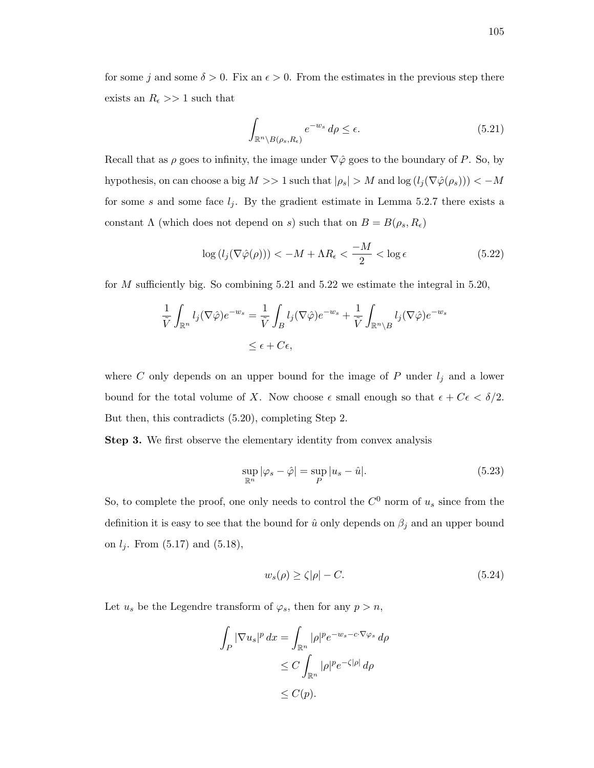for some $j$ and some $\delta > 0$. Fix an $\epsilon > 0$. From the estimates in the previous step there exists an $R_\epsilon >> 1$ such that

$$\int_{\mathbb{R}^n \setminus B(\rho_s, R_\epsilon)} e^{-w_s} \, d\rho \leq \epsilon. \tag{5.21}$$

Recall that as $\rho$ goes to infinity, the image under $\nabla \hat{\varphi}$ goes to the boundary of $P$. So, by hypothesis, on can choose a big $M >> 1$ such that $|\rho_s| > M$ and $\log (l_j(\nabla \hat{\varphi}(\rho_s))) < -M$ for some $s$ and some face $l_j$. By the gradient estimate in Lemma 5.2.7 there exists a constant $\Lambda$ (which does not depend on $s$) such that on $B = B(\rho_s, R_\epsilon)$

$$\log (l_j(\nabla \hat{\varphi}(\rho))) < -M + \Lambda R_\epsilon < \frac{-M}{2} < \log \epsilon \tag{5.22}$$

for $M$ sufficiently big. So combining 5.21 and 5.22 we estimate the integral in 5.20,

$$\begin{aligned} \frac{1}{\tilde{V}} \int_{\mathbb{R}^n} l_j(\nabla \hat{\varphi}) e^{-w_s} &= \frac{1}{\tilde{V}} \int_B l_j(\nabla \hat{\varphi}) e^{-w_s} + \frac{1}{\tilde{V}} \int_{\mathbb{R}^n \setminus B} l_j(\nabla \hat{\varphi}) e^{-w_s} \\ &\leq \epsilon + C\epsilon, \end{aligned}$$

where $C$ only depends on an upper bound for the image of $P$ under $l_j$ and a lower bound for the total volume of $X$. Now choose $\epsilon$ small enough so that $\epsilon + C\epsilon < \delta/2$. But then, this contradicts (5.20), completing Step 2.

**Step 3.** We first observe the elementary identity from convex analysis

$$\sup_{\mathbb{R}^n} |\varphi_s - \hat{\varphi}| = \sup_P |u_s - \hat{u}|. \tag{5.23}$$

So, to complete the proof, one only needs to control the $C^0$ norm of $u_s$ since from the definition it is easy to see that the bound for $\hat{u}$ only depends on $\beta_j$ and an upper bound on $l_j$. From (5.17) and (5.18),

$$w_s(\rho) \geq \zeta |\rho| - C. \tag{5.24}$$

Let $u_s$ be the Legendre transform of $\varphi_s$, then for any $p > n$,

$$\begin{aligned} \int_P |\nabla u_s|^p \, dx &= \int_{\mathbb{R}^n} |\rho|^p e^{-w_s - c \cdot \nabla \varphi_s} \, d\rho \\ &\leq C \int_{\mathbb{R}^n} |\rho|^p e^{-\zeta |\rho|} \, d\rho \\ &\leq C(p). \end{aligned}$$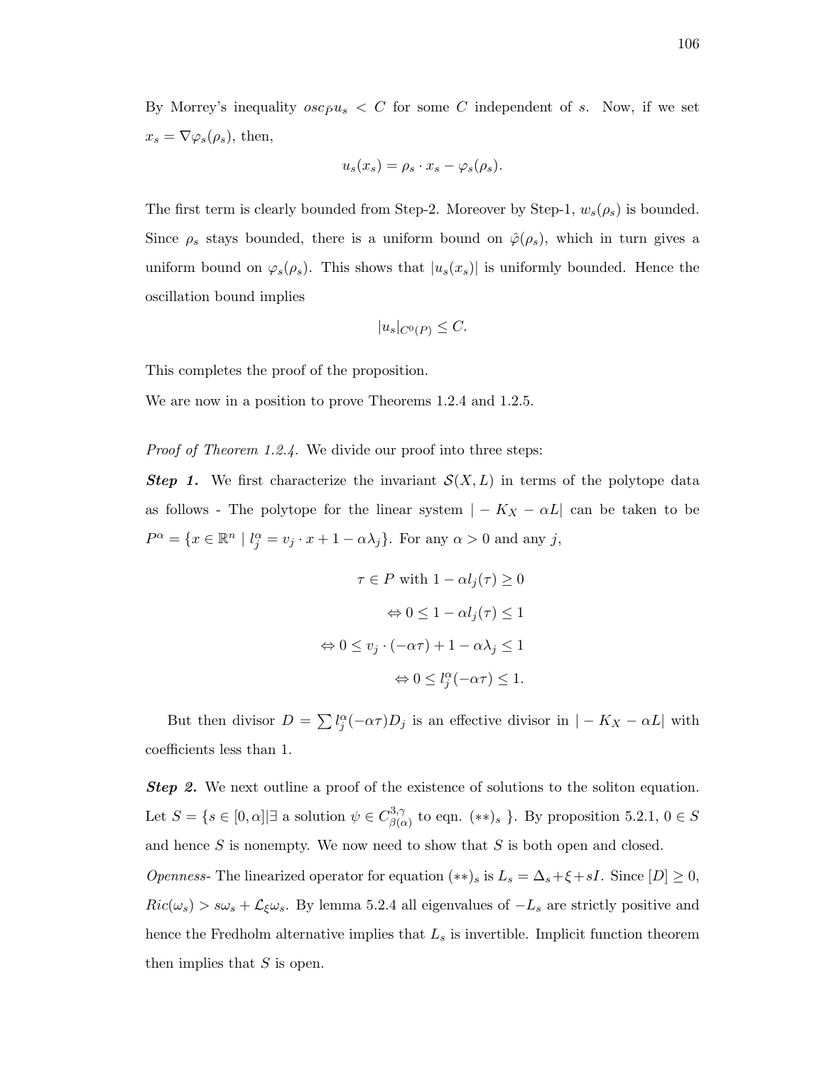By Morrey's inequality $osc_{\bar{P}} u_s < C$ for some $C$ independent of $s$. Now, if we set $x_s = \nabla \varphi_s(\rho_s)$, then,

$$u_s(x_s) = \rho_s \cdot x_s - \varphi_s(\rho_s).$$

The first term is clearly bounded from Step-2. Moreover by Step-1, $w_s(\rho_s)$ is bounded. Since $\rho_s$ stays bounded, there is a uniform bound on $\hat{\varphi}(\rho_s)$, which in turn gives a uniform bound on $\varphi_s(\rho_s)$. This shows that $|u_s(x_s)|$ is uniformly bounded. Hence the oscillation bound implies

$$|u_s|_{C^0(P)} \leq C.$$

This completes the proof of the proposition.

We are now in a position to prove Theorems 1.2.4 and 1.2.5.

*Proof of Theorem 1.2.4.* We divide our proof into three steps:

***Step 1.*** We first characterize the invariant $\mathcal{S}(X, L)$ in terms of the polytope data as follows - The polytope for the linear system $|-K_X - \alpha L|$ can be taken to be $P^\alpha = \{x \in \mathbb{R}^n \mid l_j^\alpha = v_j \cdot x + 1 - \alpha\lambda_j\}$. For any $\alpha > 0$ and any $j$,

$$\begin{aligned} \tau \in P \text{ with } 1 - \alpha l_j(\tau) \geq 0 \\ \Leftrightarrow 0 \leq 1 - \alpha l_j(\tau) \leq 1 \\ \Leftrightarrow 0 \leq v_j \cdot (-\alpha\tau) + 1 - \alpha\lambda_j \leq 1 \\ \Leftrightarrow 0 \leq l_j^\alpha(-\alpha\tau) \leq 1. \end{aligned}$$

But then divisor $D = \sum l_j^\alpha(-\alpha\tau) D_j$ is an effective divisor in $|-K_X - \alpha L|$ with coefficients less than 1.

***Step 2.*** We next outline a proof of the existence of solutions to the soliton equation. Let $S = \{s \in [0, \alpha] | \exists \text{ a solution } \psi \in C^{3,\gamma}_{\beta(\alpha)} \text{ to eqn. } (**)_s \}$. By proposition 5.2.1, $0 \in S$ and hence $S$ is nonempty. We now need to show that $S$ is both open and closed.

*Openness-* The linearized operator for equation $(**)_s$ is $L_s = \Delta_s + \xi + sI$. Since $[D] \geq 0$, $Ric(\omega_s) > s\omega_s + \mathcal{L}_\xi \omega_s$. By lemma 5.2.4 all eigenvalues of $-L_s$ are strictly positive and hence the Fredholm alternative implies that $L_s$ is invertible. Implicit function theorem then implies that $S$ is open.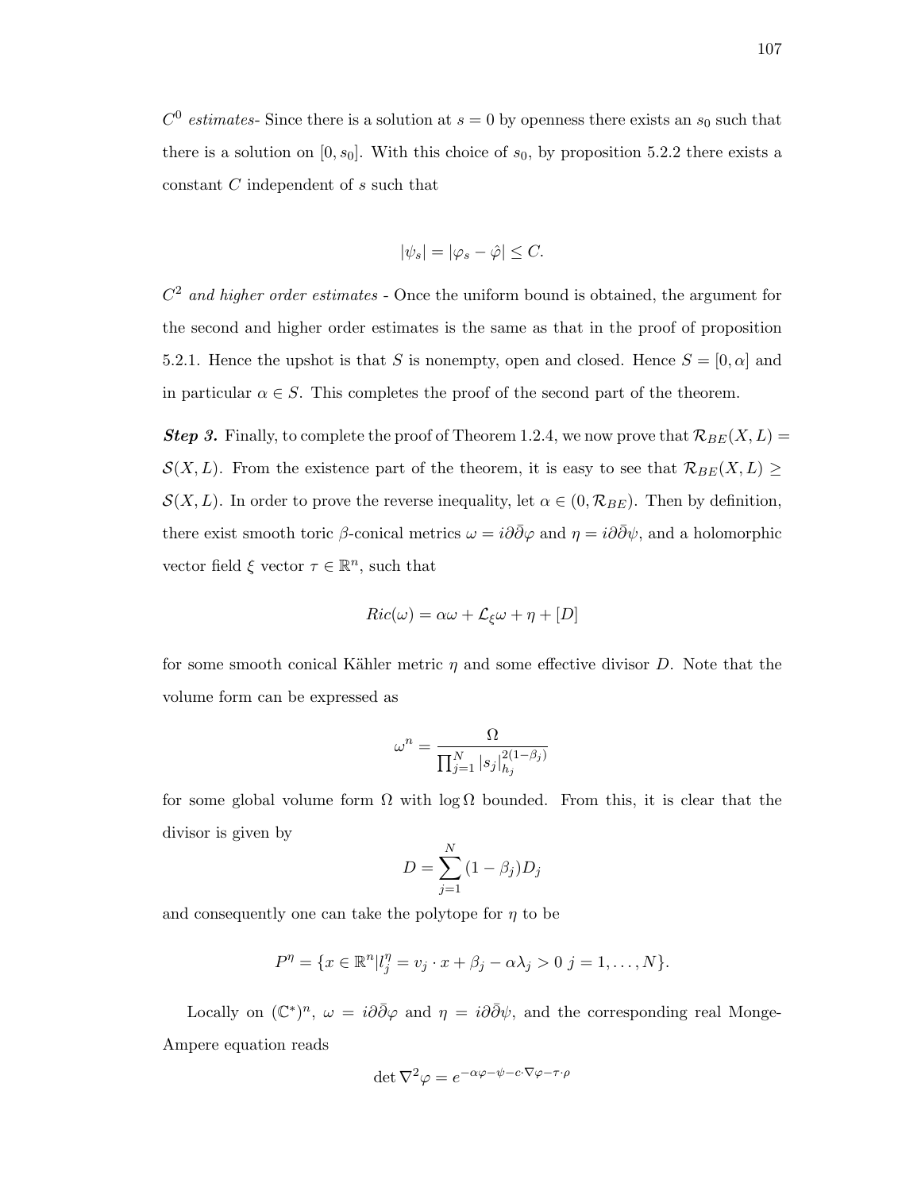*$C^0$ estimates*- Since there is a solution at $s = 0$ by openness there exists an $s_0$ such that there is a solution on $[0, s_0]$. With this choice of $s_0$, by proposition 5.2.2 there exists a constant $C$ independent of $s$ such that

$$|\psi_s| = |\varphi_s - \hat{\varphi}| \leq C.$$

*$C^2$ and higher order estimates* - Once the uniform bound is obtained, the argument for the second and higher order estimates is the same as that in the proof of proposition 5.2.1. Hence the upshot is that $S$ is nonempty, open and closed. Hence $S = [0, \alpha]$ and in particular $\alpha \in S$. This completes the proof of the second part of the theorem.

***Step 3.*** Finally, to complete the proof of Theorem 1.2.4, we now prove that $\mathcal{R}_{BE}(X, L) = \mathcal{S}(X, L)$. From the existence part of the theorem, it is easy to see that $\mathcal{R}_{BE}(X, L) \geq \mathcal{S}(X, L)$. In order to prove the reverse inequality, let $\alpha \in (0, \mathcal{R}_{BE})$. Then by definition, there exist smooth toric $\beta$-conical metrics $\omega = i\partial\bar{\partial}\varphi$ and $\eta = i\partial\bar{\partial}\psi$, and a holomorphic vector field $\xi$ vector $\tau \in \mathbb{R}^n$, such that

$$Ric(\omega) = \alpha\omega + \mathcal{L}_\xi \omega + \eta + [D]$$

for some smooth conical Kähler metric $\eta$ and some effective divisor $D$. Note that the volume form can be expressed as

$$\omega^n = \frac{\Omega}{\prod_{j=1}^{N} |s_j|_{h_j}^{2(1-\beta_j)}}$$

for some global volume form $\Omega$ with $\log \Omega$ bounded. From this, it is clear that the divisor is given by

$$D = \sum_{j=1}^{N} (1 - \beta_j) D_j$$

and consequently one can take the polytope for $\eta$ to be

$$P^\eta = \{x \in \mathbb{R}^n | l_j^\eta = v_j \cdot x + \beta_j - \alpha\lambda_j > 0 \; j = 1, \ldots, N\}.$$

Locally on $(\mathbb{C}^*)^n$, $\omega = i\partial\bar{\partial}\varphi$ and $\eta = i\partial\bar{\partial}\psi$, and the corresponding real Monge-Ampere equation reads

$$\det \nabla^2 \varphi = e^{-\alpha\varphi - \psi - c \cdot \nabla\varphi - \tau \cdot \rho}$$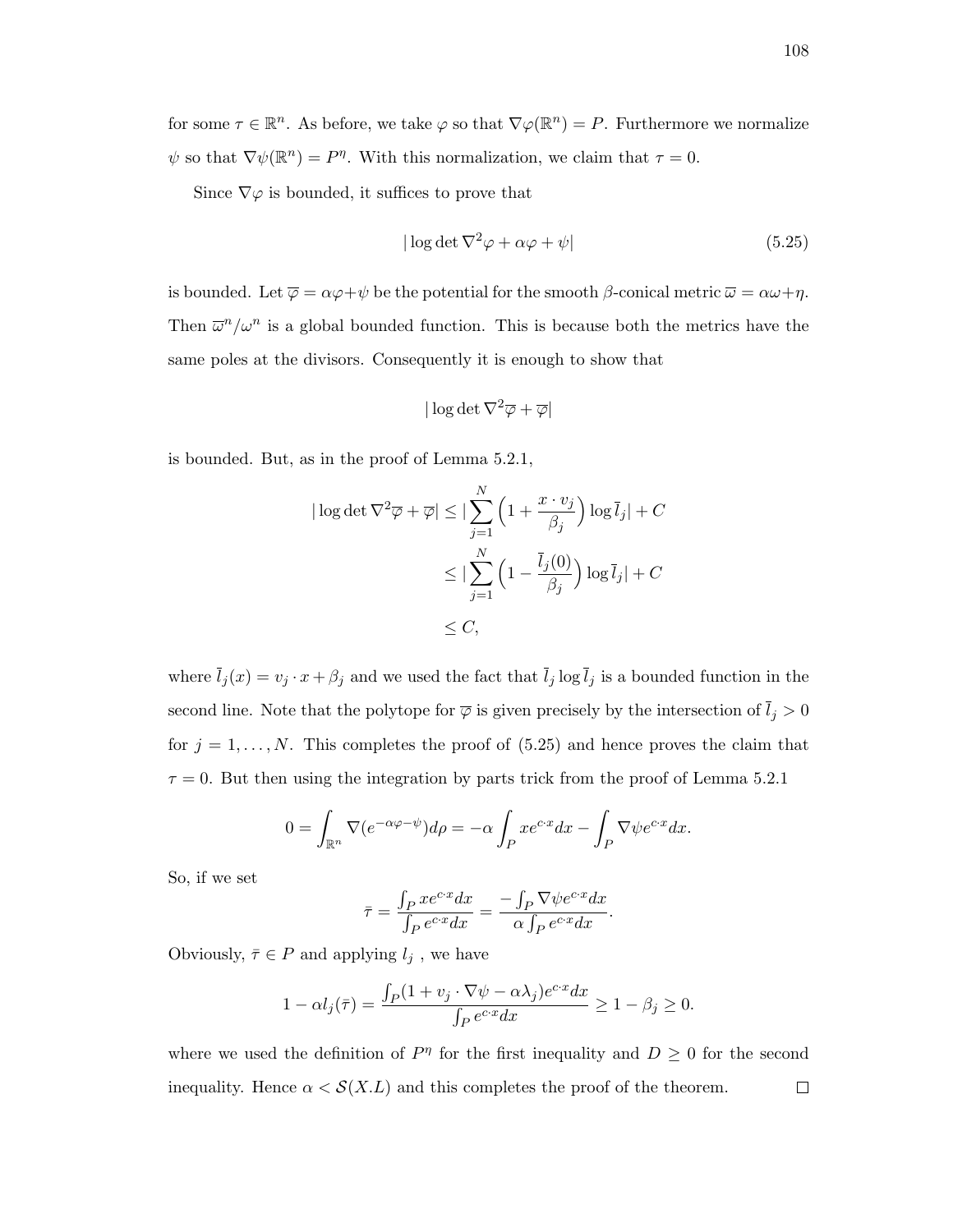for some $\tau \in \mathbb{R}^n$. As before, we take $\varphi$ so that $\nabla\varphi(\mathbb{R}^n) = P$. Furthermore we normalize $\psi$ so that $\nabla\psi(\mathbb{R}^n) = P^\eta$. With this normalization, we claim that $\tau = 0$.

Since $\nabla\varphi$ is bounded, it suffices to prove that

$$|\log\det\nabla^2\varphi + \alpha\varphi + \psi| \tag{5.25}$$

is bounded. Let $\overline{\varphi} = \alpha\varphi + \psi$ be the potential for the smooth $\beta$-conical metric $\overline{\omega} = \alpha\omega + \eta$. Then $\overline{\omega}^n/\omega^n$ is a global bounded function. This is because both the metrics have the same poles at the divisors. Consequently it is enough to show that

$$|\log\det\nabla^2\overline{\varphi} + \overline{\varphi}|$$

is bounded. But, as in the proof of Lemma 5.2.1,

$$\begin{aligned}
|\log\det\nabla^2\overline{\varphi} + \overline{\varphi}| &\leq |\sum_{j=1}^{N}\Big(1 + \frac{x\cdot v_j}{\beta_j}\Big)\log\overline{l}_j| + C \\
&\leq |\sum_{j=1}^{N}\Big(1 - \frac{\overline{l}_j(0)}{\beta_j}\Big)\log\overline{l}_j| + C \\
&\leq C,
\end{aligned}$$

where $\overline{l}_j(x) = v_j\cdot x + \beta_j$ and we used the fact that $\overline{l}_j\log\overline{l}_j$ is a bounded function in the second line. Note that the polytope for $\overline{\varphi}$ is given precisely by the intersection of $\overline{l}_j > 0$ for $j = 1,\ldots,N$. This completes the proof of (5.25) and hence proves the claim that $\tau = 0$. But then using the integration by parts trick from the proof of Lemma 5.2.1

$$0 = \int_{\mathbb{R}^n}\nabla(e^{-\alpha\varphi-\psi})d\rho = -\alpha\int_P xe^{c\cdot x}dx - \int_P\nabla\psi e^{c\cdot x}dx.$$

So, if we set

$$\bar{\tau} = \frac{\int_P xe^{c\cdot x}dx}{\int_P e^{c\cdot x}dx} = \frac{-\int_P\nabla\psi e^{c\cdot x}dx}{\alpha\int_P e^{c\cdot x}dx}.$$

Obviously, $\bar{\tau} \in P$ and applying $l_j$ , we have

$$1 - \alpha l_j(\bar{\tau}) = \frac{\int_P(1 + v_j\cdot\nabla\psi - \alpha\lambda_j)e^{c\cdot x}dx}{\int_P e^{c\cdot x}dx} \geq 1 - \beta_j \geq 0.$$

where we used the definition of $P^\eta$ for the first inequality and $D \geq 0$ for the second inequality. Hence $\alpha < \mathcal{S}(X.L)$ and this completes the proof of the theorem. ☐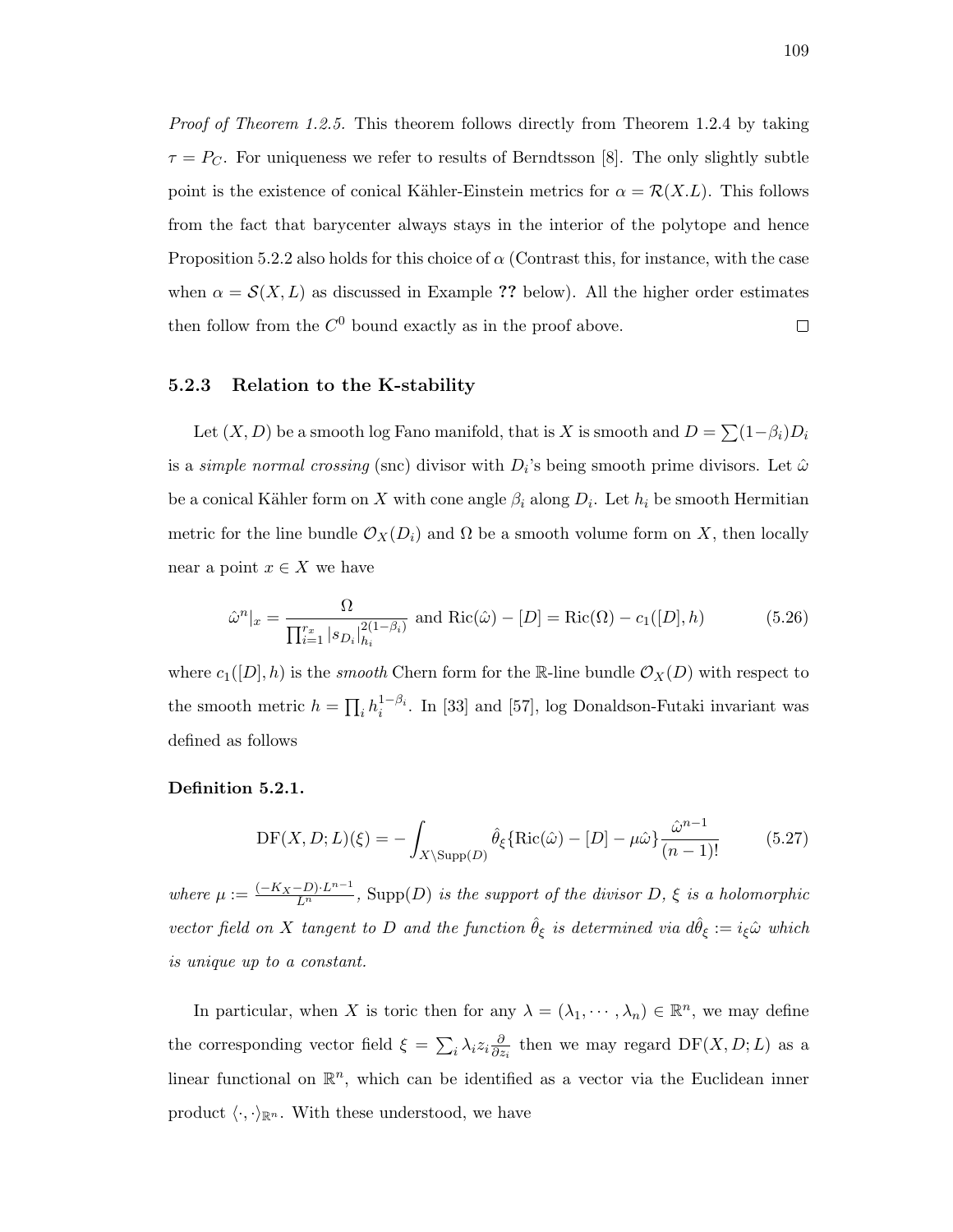*Proof of Theorem 1.2.5.* This theorem follows directly from Theorem 1.2.4 by taking $\tau = P_C$. For uniqueness we refer to results of Berndtsson [8]. The only slightly subtle point is the existence of conical Kähler-Einstein metrics for $\alpha = \mathcal{R}(X.L)$. This follows from the fact that barycenter always stays in the interior of the polytope and hence Proposition 5.2.2 also holds for this choice of $\alpha$ (Contrast this, for instance, with the case when $\alpha = \mathcal{S}(X, L)$ as discussed in Example **??** below). All the higher order estimates then follow from the $C^0$ bound exactly as in the proof above. $\square$

### 5.2.3 Relation to the K-stability

Let $(X, D)$ be a smooth log Fano manifold, that is $X$ is smooth and $D = \sum(1-\beta_i)D_i$ is a *simple normal crossing* (snc) divisor with $D_i$'s being smooth prime divisors. Let $\hat{\omega}$ be a conical Kähler form on $X$ with cone angle $\beta_i$ along $D_i$. Let $h_i$ be smooth Hermitian metric for the line bundle $\mathcal{O}_X(D_i)$ and $\Omega$ be a smooth volume form on $X$, then locally near a point $x \in X$ we have

$$\hat{\omega}^n|_x = \frac{\Omega}{\prod_{i=1}^{r_x} |s_{D_i}|_{h_i}^{2(1-\beta_i)}} \text{ and } \mathrm{Ric}(\hat{\omega}) - [D] = \mathrm{Ric}(\Omega) - c_1([D], h) \tag{5.26}$$

where $c_1([D], h)$ is the *smooth* Chern form for the $\mathbb{R}$-line bundle $\mathcal{O}_X(D)$ with respect to the smooth metric $h = \prod_i h_i^{1-\beta_i}$. In [33] and [57], log Donaldson-Futaki invariant was defined as follows

**Definition 5.2.1.**

$$\mathrm{DF}(X, D; L)(\xi) = -\int_{X\setminus \mathrm{Supp}(D)} \hat{\theta}_\xi \{\mathrm{Ric}(\hat{\omega}) - [D] - \mu\hat{\omega}\} \frac{\hat{\omega}^{n-1}}{(n-1)!} \tag{5.27}$$

*where* $\mu := \frac{(-K_X - D)\cdot L^{n-1}}{L^n}$, $\mathrm{Supp}(D)$ *is the support of the divisor* $D$, $\xi$ *is a holomorphic vector field on* $X$ *tangent to* $D$ *and the function* $\hat{\theta}_\xi$ *is determined via* $d\hat{\theta}_\xi := i_\xi \hat{\omega}$ *which is unique up to a constant.*

In particular, when $X$ is toric then for any $\lambda = (\lambda_1, \cdots, \lambda_n) \in \mathbb{R}^n$, we may define the corresponding vector field $\xi = \sum_i \lambda_i z_i \frac{\partial}{\partial z_i}$ then we may regard $\mathrm{DF}(X, D; L)$ as a linear functional on $\mathbb{R}^n$, which can be identified as a vector via the Euclidean inner product $\langle \cdot, \cdot \rangle_{\mathbb{R}^n}$. With these understood, we have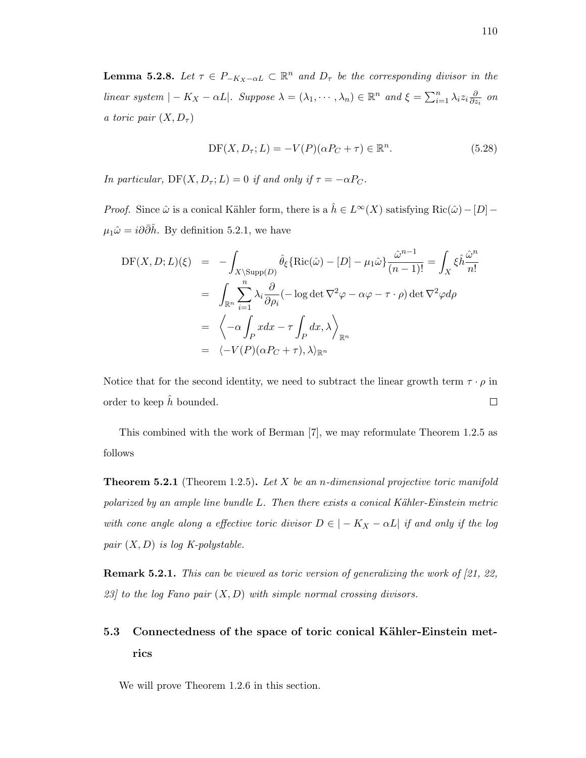**Lemma 5.2.8.** *Let $\tau \in P_{-K_X-\alpha L} \subset \mathbb{R}^n$ and $D_\tau$ be the corresponding divisor in the linear system $|-K_X - \alpha L|$. Suppose $\lambda = (\lambda_1, \cdots, \lambda_n) \in \mathbb{R}^n$ and $\xi = \sum_{i=1}^n \lambda_i z_i \frac{\partial}{\partial z_i}$ on a toric pair $(X, D_\tau)$*

$$\mathrm{DF}(X, D_\tau; L) = -V(P)(\alpha P_C + \tau) \in \mathbb{R}^n. \tag{5.28}$$

*In particular,* $\mathrm{DF}(X, D_\tau; L) = 0$ *if and only if* $\tau = -\alpha P_C$.

*Proof.* Since $\hat{\omega}$ is a conical Kähler form, there is a $\hat{h} \in L^\infty(X)$ satisfying $\mathrm{Ric}(\hat{\omega}) - [D] - \mu_1 \hat{\omega} = i\partial\bar{\partial}\hat{h}$. By definition 5.2.1, we have

$$\begin{aligned}
\mathrm{DF}(X, D; L)(\xi) &= -\int_{X \setminus \mathrm{Supp}(D)} \hat{\theta}_\xi \{\mathrm{Ric}(\hat{\omega}) - [D] - \mu_1 \hat{\omega}\} \frac{\hat{\omega}^{n-1}}{(n-1)!} = \int_X \xi \hat{h} \frac{\hat{\omega}^n}{n!} \\
&= \int_{\mathbb{R}^n} \sum_{i=1}^n \lambda_i \frac{\partial}{\partial \rho_i} (-\log \det \nabla^2 \varphi - \alpha \varphi - \tau \cdot \rho) \det \nabla^2 \varphi d\rho \\
&= \left\langle -\alpha \int_P x dx - \tau \int_P dx, \lambda \right\rangle_{\mathbb{R}^n} \\
&= \langle -V(P)(\alpha P_C + \tau), \lambda \rangle_{\mathbb{R}^n}
\end{aligned}$$

Notice that for the second identity, we need to subtract the linear growth term $\tau \cdot \rho$ in order to keep $\hat{h}$ bounded. $\square$

This combined with the work of Berman [7], we may reformulate Theorem 1.2.5 as follows

**Theorem 5.2.1** (Theorem 1.2.5)**.** *Let $X$ be an $n$-dimensional projective toric manifold polarized by an ample line bundle $L$. Then there exists a conical Kähler-Einstein metric with cone angle along a effective toric divisor $D \in |-K_X - \alpha L|$ if and only if the log pair $(X, D)$ is log K-polystable.*

**Remark 5.2.1.** *This can be viewed as toric version of generalizing the work of [21, 22, 23] to the log Fano pair $(X, D)$ with simple normal crossing divisors.*

## 5.3 Connectedness of the space of toric conical Kähler-Einstein metrics

We will prove Theorem 1.2.6 in this section.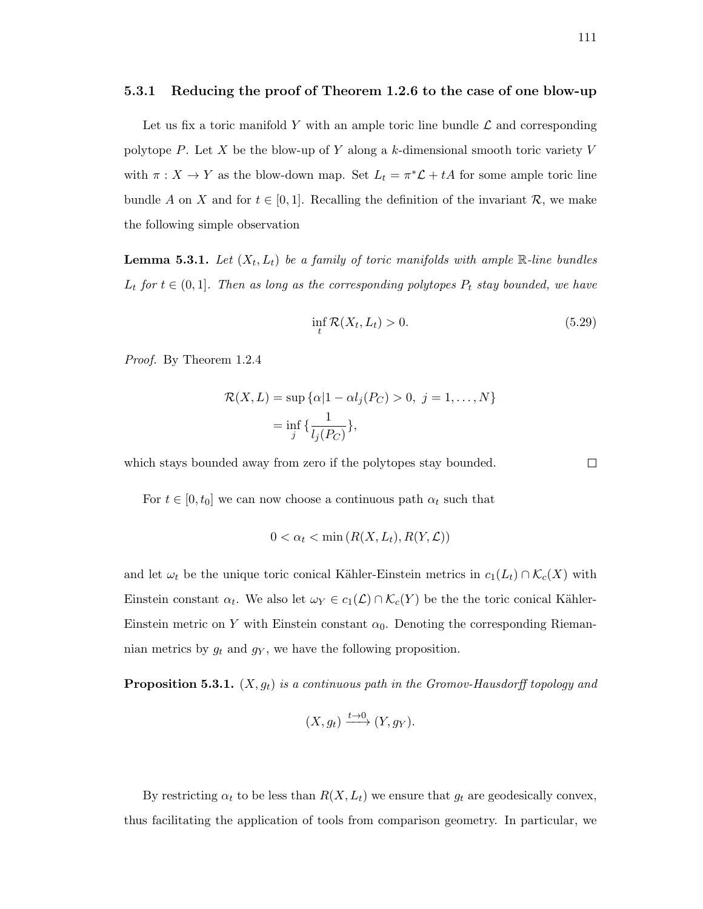### 5.3.1 Reducing the proof of Theorem 1.2.6 to the case of one blow-up

Let us fix a toric manifold $Y$ with an ample toric line bundle $\mathcal{L}$ and corresponding polytope $P$. Let $X$ be the blow-up of $Y$ along a $k$-dimensional smooth toric variety $V$ with $\pi : X \to Y$ as the blow-down map. Set $L_t = \pi^*\mathcal{L} + tA$ for some ample toric line bundle $A$ on $X$ and for $t \in [0, 1]$. Recalling the definition of the invariant $\mathcal{R}$, we make the following simple observation

**Lemma 5.3.1.** *Let $(X_t, L_t)$ be a family of toric manifolds with ample $\mathbb{R}$-line bundles $L_t$ for $t \in (0, 1]$. Then as long as the corresponding polytopes $P_t$ stay bounded, we have*

$$\inf_t \mathcal{R}(X_t, L_t) > 0. \tag{5.29}$$

*Proof.* By Theorem 1.2.4

$$\begin{aligned}\mathcal{R}(X, L) &= \sup\{\alpha | 1 - \alpha l_j(P_C) > 0,\ j = 1, \ldots, N\} \\ &= \inf_j \{\frac{1}{l_j(P_C)}\},\end{aligned}$$

which stays bounded away from zero if the polytopes stay bounded. $\square$

For $t \in [0, t_0]$ we can now choose a continuous path $\alpha_t$ such that

$$0 < \alpha_t < \min\left(R(X, L_t), R(Y, \mathcal{L})\right)$$

and let $\omega_t$ be the unique toric conical Kähler-Einstein metrics in $c_1(L_t) \cap \mathcal{K}_c(X)$ with Einstein constant $\alpha_t$. We also let $\omega_Y \in c_1(\mathcal{L}) \cap \mathcal{K}_c(Y)$ be the the toric conical Kähler-Einstein metric on $Y$ with Einstein constant $\alpha_0$. Denoting the corresponding Riemannian metrics by $g_t$ and $g_Y$, we have the following proposition.

**Proposition 5.3.1.** *$(X, g_t)$ is a continuous path in the Gromov-Hausdorff topology and*

$$(X, g_t) \xrightarrow{t \to 0} (Y, g_Y).$$

By restricting $\alpha_t$ to be less than $R(X, L_t)$ we ensure that $g_t$ are geodesically convex, thus facilitating the application of tools from comparison geometry. In particular, we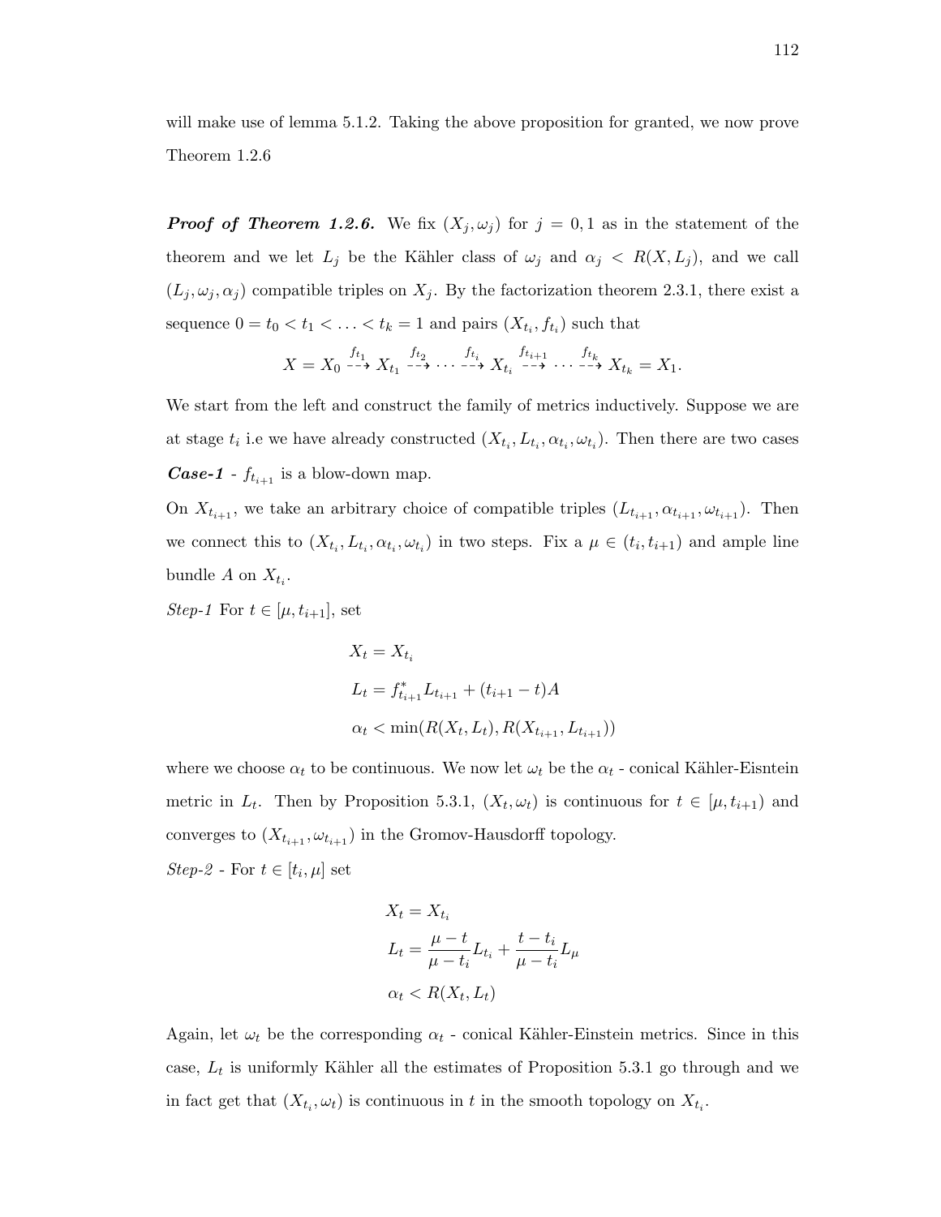will make use of lemma 5.1.2. Taking the above proposition for granted, we now prove Theorem 1.2.6

***Proof of Theorem 1.2.6.*** We fix $(X_j, \omega_j)$ for $j = 0, 1$ as in the statement of the theorem and we let $L_j$ be the Kähler class of $\omega_j$ and $\alpha_j < R(X, L_j)$, and we call $(L_j, \omega_j, \alpha_j)$ compatible triples on $X_j$. By the factorization theorem 2.3.1, there exist a sequence $0 = t_0 < t_1 < \ldots < t_k = 1$ and pairs $(X_{t_i}, f_{t_i})$ such that

$$X = X_0 \overset{f_{t_1}}{\dashrightarrow} X_{t_1} \overset{f_{t_2}}{\dashrightarrow} \cdots \overset{f_{t_i}}{\dashrightarrow} X_{t_i} \overset{f_{t_{i+1}}}{\dashrightarrow} \cdots \overset{f_{t_k}}{\dashrightarrow} X_{t_k} = X_1.$$

We start from the left and construct the family of metrics inductively. Suppose we are at stage $t_i$ i.e we have already constructed $(X_{t_i}, L_{t_i}, \alpha_{t_i}, \omega_{t_i})$. Then there are two cases

***Case-1*** - $f_{t_{i+1}}$ is a blow-down map.

On $X_{t_{i+1}}$, we take an arbitrary choice of compatible triples $(L_{t_{i+1}}, \alpha_{t_{i+1}}, \omega_{t_{i+1}})$. Then we connect this to $(X_{t_i}, L_{t_i}, \alpha_{t_i}, \omega_{t_i})$ in two steps. Fix a $\mu \in (t_i, t_{i+1})$ and ample line bundle $A$ on $X_{t_i}$.

*Step-1* For $t \in [\mu, t_{i+1}]$, set

$$\begin{aligned}
&X_t = X_{t_i} \\
&L_t = f_{t_{i+1}}^* L_{t_{i+1}} + (t_{i+1} - t)A \\
&\alpha_t < \min(R(X_t, L_t), R(X_{t_{i+1}}, L_{t_{i+1}}))
\end{aligned}$$

where we choose $\alpha_t$ to be continuous. We now let $\omega_t$ be the $\alpha_t$ - conical Kähler-Eisntein metric in $L_t$. Then by Proposition 5.3.1, $(X_t, \omega_t)$ is continuous for $t \in [\mu, t_{i+1})$ and converges to $(X_{t_{i+1}}, \omega_{t_{i+1}})$ in the Gromov-Hausdorff topology.

*Step-2* - For $t \in [t_i, \mu]$ set

$$\begin{aligned}
&X_t = X_{t_i} \\
&L_t = \frac{\mu - t}{\mu - t_i} L_{t_i} + \frac{t - t_i}{\mu - t_i} L_\mu \\
&\alpha_t < R(X_t, L_t)
\end{aligned}$$

Again, let $\omega_t$ be the corresponding $\alpha_t$ - conical Kähler-Einstein metrics. Since in this case, $L_t$ is uniformly Kähler all the estimates of Proposition 5.3.1 go through and we in fact get that $(X_{t_i}, \omega_t)$ is continuous in $t$ in the smooth topology on $X_{t_i}$.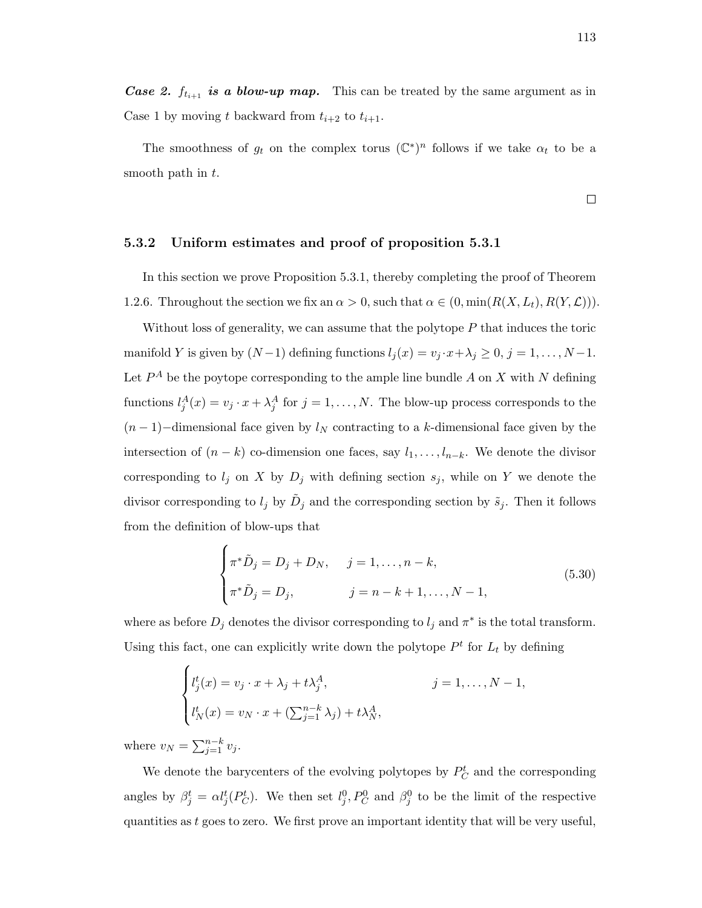***Case 2.*** $f_{t_{i+1}}$ ***is a blow-up map.*** This can be treated by the same argument as in Case 1 by moving $t$ backward from $t_{i+2}$ to $t_{i+1}$.

The smoothness of $g_t$ on the complex torus $(\mathbb{C}^*)^n$ follows if we take $\alpha_t$ to be a smooth path in $t$.

□

### 5.3.2 Uniform estimates and proof of proposition 5.3.1

In this section we prove Proposition 5.3.1, thereby completing the proof of Theorem 1.2.6. Throughout the section we fix an $\alpha > 0$, such that $\alpha \in (0, \min(R(X, L_t), R(Y, \mathcal{L})))$.

Without loss of generality, we can assume that the polytope $P$ that induces the toric manifold $Y$ is given by $(N-1)$ defining functions $l_j(x) = v_j \cdot x + \lambda_j \geq 0$, $j = 1, \ldots, N-1$. Let $P^A$ be the poytope corresponding to the ample line bundle $A$ on $X$ with $N$ defining functions $l_j^A(x) = v_j \cdot x + \lambda_j^A$ for $j = 1, \ldots, N$. The blow-up process corresponds to the $(n-1)-$dimensional face given by $l_N$ contracting to a $k$-dimensional face given by the intersection of $(n-k)$ co-dimension one faces, say $l_1, \ldots, l_{n-k}$. We denote the divisor corresponding to $l_j$ on $X$ by $D_j$ with defining section $s_j$, while on $Y$ we denote the divisor corresponding to $l_j$ by $\tilde{D}_j$ and the corresponding section by $\tilde{s}_j$. Then it follows from the definition of blow-ups that

$$
\begin{cases}
\pi^* \tilde{D}_j = D_j + D_N, & j = 1, \ldots, n-k, \\
\pi^* \tilde{D}_j = D_j, & j = n-k+1, \ldots, N-1,
\end{cases}
\tag{5.30}
$$

where as before $D_j$ denotes the divisor corresponding to $l_j$ and $\pi^*$ is the total transform. Using this fact, one can explicitly write down the polytope $P^t$ for $L_t$ by defining

$$
\begin{cases}
l_j^t(x) = v_j \cdot x + \lambda_j + t\lambda_j^A, & j = 1, \ldots, N-1, \\
l_N^t(x) = v_N \cdot x + (\sum_{j=1}^{n-k} \lambda_j) + t\lambda_N^A,
\end{cases}
$$

where $v_N = \sum_{j=1}^{n-k} v_j$.

We denote the barycenters of the evolving polytopes by $P_C^t$ and the corresponding angles by $\beta_j^t = \alpha l_j^t(P_C^t)$. We then set $l_j^0, P_C^0$ and $\beta_j^0$ to be the limit of the respective quantities as $t$ goes to zero. We first prove an important identity that will be very useful,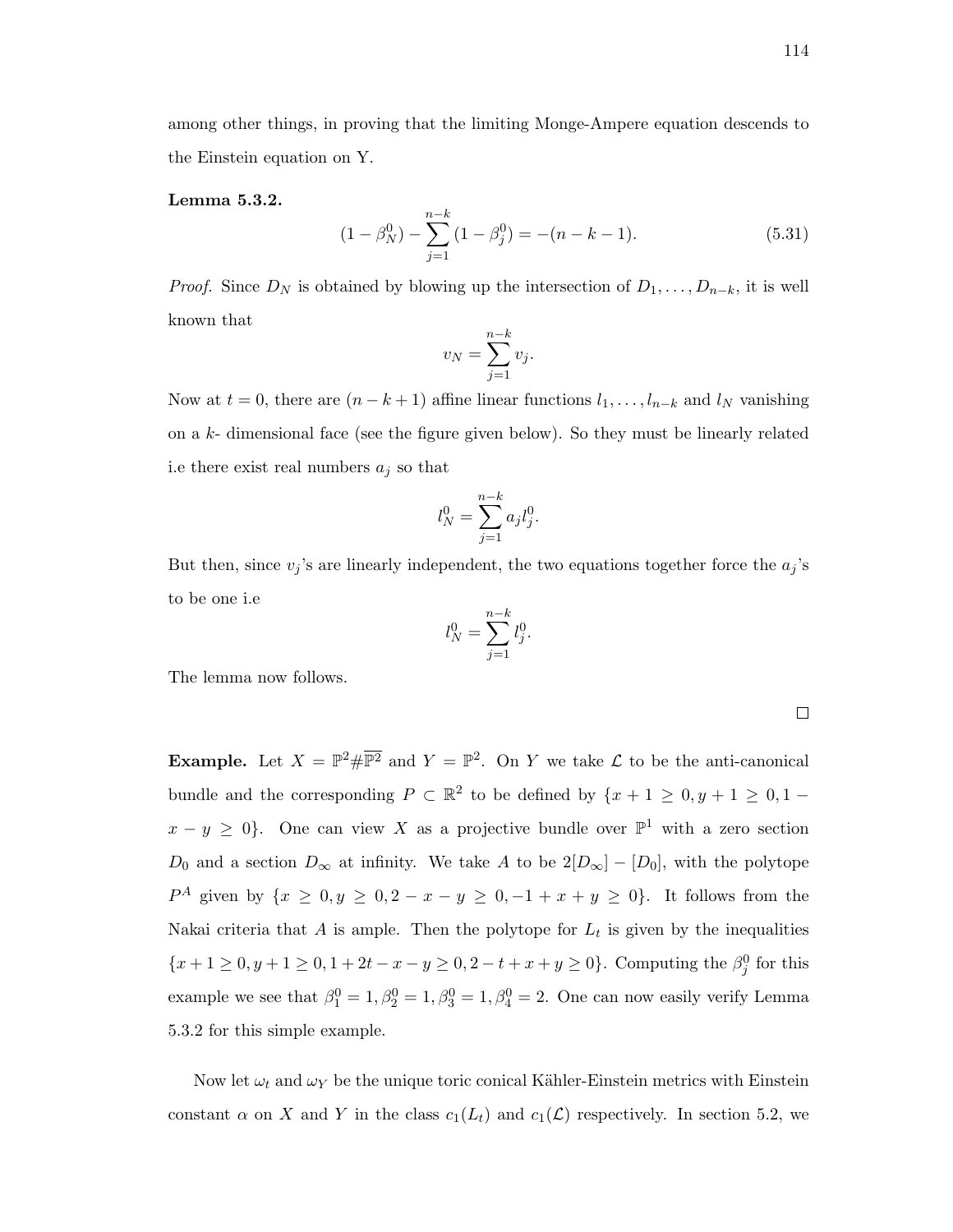among other things, in proving that the limiting Monge-Ampere equation descends to the Einstein equation on Y.

**Lemma 5.3.2.**

$$(1 - \beta_N^0) - \sum_{j=1}^{n-k} (1 - \beta_j^0) = -(n - k - 1). \tag{5.31}$$

*Proof.* Since $D_N$ is obtained by blowing up the intersection of $D_1, \ldots, D_{n-k}$, it is well known that

$$v_N = \sum_{j=1}^{n-k} v_j.$$

Now at $t = 0$, there are $(n - k + 1)$ affine linear functions $l_1, \ldots, l_{n-k}$ and $l_N$ vanishing on a $k$- dimensional face (see the figure given below). So they must be linearly related i.e there exist real numbers $a_j$ so that

$$l_N^0 = \sum_{j=1}^{n-k} a_j l_j^0.$$

But then, since $v_j$'s are linearly independent, the two equations together force the $a_j$'s to be one i.e

$$l_N^0 = \sum_{j=1}^{n-k} l_j^0.$$

The lemma now follows.

$\square$

**Example.** Let $X = \mathbb{P}^2 \# \overline{\mathbb{P}^2}$ and $Y = \mathbb{P}^2$. On $Y$ we take $\mathcal{L}$ to be the anti-canonical bundle and the corresponding $P \subset \mathbb{R}^2$ to be defined by $\{x + 1 \geq 0, y + 1 \geq 0, 1 - x - y \geq 0\}$. One can view $X$ as a projective bundle over $\mathbb{P}^1$ with a zero section $D_0$ and a section $D_\infty$ at infinity. We take $A$ to be $2[D_\infty] - [D_0]$, with the polytope $P^A$ given by $\{x \geq 0, y \geq 0, 2 - x - y \geq 0, -1 + x + y \geq 0\}$. It follows from the Nakai criteria that $A$ is ample. Then the polytope for $L_t$ is given by the inequalities $\{x + 1 \geq 0, y + 1 \geq 0, 1 + 2t - x - y \geq 0, 2 - t + x + y \geq 0\}$. Computing the $\beta_j^0$ for this example we see that $\beta_1^0 = 1, \beta_2^0 = 1, \beta_3^0 = 1, \beta_4^0 = 2$. One can now easily verify Lemma 5.3.2 for this simple example.

Now let $\omega_t$ and $\omega_Y$ be the unique toric conical Kähler-Einstein metrics with Einstein constant $\alpha$ on $X$ and $Y$ in the class $c_1(L_t)$ and $c_1(\mathcal{L})$ respectively. In section 5.2, we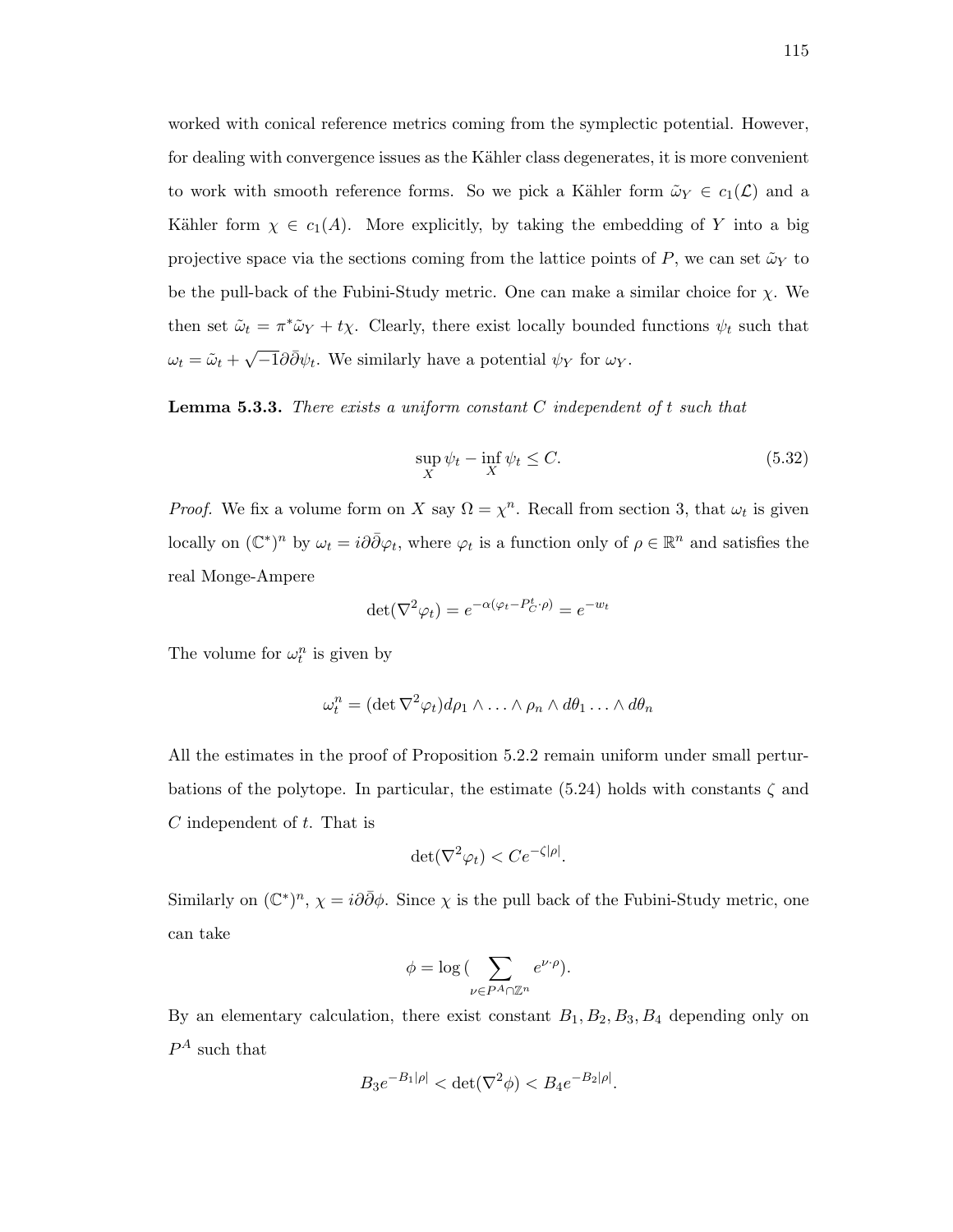worked with conical reference metrics coming from the symplectic potential. However, for dealing with convergence issues as the Kähler class degenerates, it is more convenient to work with smooth reference forms. So we pick a Kähler form $\tilde{\omega}_Y \in c_1(\mathcal{L})$ and a Kähler form $\chi \in c_1(A)$. More explicitly, by taking the embedding of $Y$ into a big projective space via the sections coming from the lattice points of $P$, we can set $\tilde{\omega}_Y$ to be the pull-back of the Fubini-Study metric. One can make a similar choice for $\chi$. We then set $\tilde{\omega}_t = \pi^*\tilde{\omega}_Y + t\chi$. Clearly, there exist locally bounded functions $\psi_t$ such that $\omega_t = \tilde{\omega}_t + \sqrt{-1}\partial\bar{\partial}\psi_t$. We similarly have a potential $\psi_Y$ for $\omega_Y$.

**Lemma 5.3.3.** *There exists a uniform constant $C$ independent of $t$ such that*

$$\sup_X \psi_t - \inf_X \psi_t \leq C. \tag{5.32}$$

*Proof.* We fix a volume form on $X$ say $\Omega = \chi^n$. Recall from section 3, that $\omega_t$ is given locally on $(\mathbb{C}^*)^n$ by $\omega_t = i\partial\bar{\partial}\varphi_t$, where $\varphi_t$ is a function only of $\rho \in \mathbb{R}^n$ and satisfies the real Monge-Ampere

$$\det(\nabla^2\varphi_t) = e^{-\alpha(\varphi_t - P_C^t\cdot\rho)} = e^{-w_t}$$

The volume for $\omega_t^n$ is given by

$$\omega_t^n = (\det\nabla^2\varphi_t)d\rho_1\wedge\ldots\wedge\rho_n\wedge d\theta_1\ldots\wedge d\theta_n$$

All the estimates in the proof of Proposition 5.2.2 remain uniform under small perturbations of the polytope. In particular, the estimate (5.24) holds with constants $\zeta$ and $C$ independent of $t$. That is

$$\det(\nabla^2\varphi_t) < Ce^{-\zeta|\rho|}.$$

Similarly on $(\mathbb{C}^*)^n$, $\chi = i\partial\bar{\partial}\phi$. Since $\chi$ is the pull back of the Fubini-Study metric, one can take

$$\phi = \log\big(\sum_{\nu\in P^A\cap\mathbb{Z}^n} e^{\nu\cdot\rho}\big).$$

By an elementary calculation, there exist constant $B_1, B_2, B_3, B_4$ depending only on $P^A$ such that

$$B_3e^{-B_1|\rho|} < \det(\nabla^2\phi) < B_4e^{-B_2|\rho|}.$$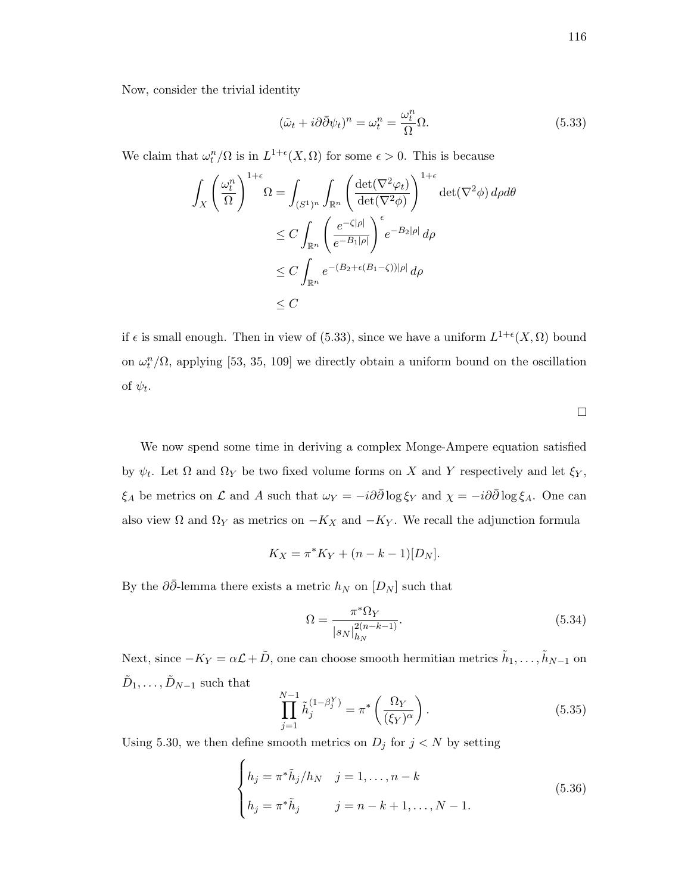Now, consider the trivial identity

$$(\tilde{\omega}_t + i\partial\bar{\partial}\psi_t)^n = \omega_t^n = \frac{\omega_t^n}{\Omega}\Omega. \tag{5.33}$$

We claim that $\omega_t^n/\Omega$ is in $L^{1+\epsilon}(X, \Omega)$ for some $\epsilon > 0$. This is because

$$\begin{aligned}
\int_X \left(\frac{\omega_t^n}{\Omega}\right)^{1+\epsilon} \Omega &= \int_{(S^1)^n} \int_{\mathbb{R}^n} \left(\frac{\det(\nabla^2 \varphi_t)}{\det(\nabla^2 \phi)}\right)^{1+\epsilon} \det(\nabla^2 \phi)\, d\rho d\theta \\
&\leq C \int_{\mathbb{R}^n} \left(\frac{e^{-\zeta|\rho|}}{e^{-B_1|\rho|}}\right)^{\epsilon} e^{-B_2|\rho|}\, d\rho \\
&\leq C \int_{\mathbb{R}^n} e^{-(B_2 + \epsilon(B_1 - \zeta))|\rho|}\, d\rho \\
&\leq C
\end{aligned}$$

if $\epsilon$ is small enough. Then in view of (5.33), since we have a uniform $L^{1+\epsilon}(X, \Omega)$ bound on $\omega_t^n/\Omega$, applying [53, 35, 109] we directly obtain a uniform bound on the oscillation of $\psi_t$.

□

We now spend some time in deriving a complex Monge-Ampere equation satisfied by $\psi_t$. Let $\Omega$ and $\Omega_Y$ be two fixed volume forms on $X$ and $Y$ respectively and let $\xi_Y$, $\xi_A$ be metrics on $\mathcal{L}$ and $A$ such that $\omega_Y = -i\partial\bar{\partial}\log \xi_Y$ and $\chi = -i\partial\bar{\partial}\log \xi_A$. One can also view $\Omega$ and $\Omega_Y$ as metrics on $-K_X$ and $-K_Y$. We recall the adjunction formula

$$K_X = \pi^* K_Y + (n - k - 1)[D_N].$$

By the $\partial\bar{\partial}$-lemma there exists a metric $h_N$ on $[D_N]$ such that

$$\Omega = \frac{\pi^*\Omega_Y}{|s_N|_{h_N}^{2(n-k-1)}}. \tag{5.34}$$

Next, since $-K_Y = \alpha\mathcal{L} + \tilde{D}$, one can choose smooth hermitian metrics $\tilde{h}_1, \ldots, \tilde{h}_{N-1}$ on $\tilde{D}_1, \ldots, \tilde{D}_{N-1}$ such that

$$\prod_{j=1}^{N-1} \tilde{h}_j^{(1-\beta_j^Y)} = \pi^*\left(\frac{\Omega_Y}{(\xi_Y)^\alpha}\right). \tag{5.35}$$

Using 5.30, we then define smooth metrics on $D_j$ for $j < N$ by setting

$$\begin{cases} h_j = \pi^*\tilde{h}_j / h_N & j = 1, \ldots, n-k \\ h_j = \pi^*\tilde{h}_j & j = n-k+1, \ldots, N-1. \end{cases} \tag{5.36}$$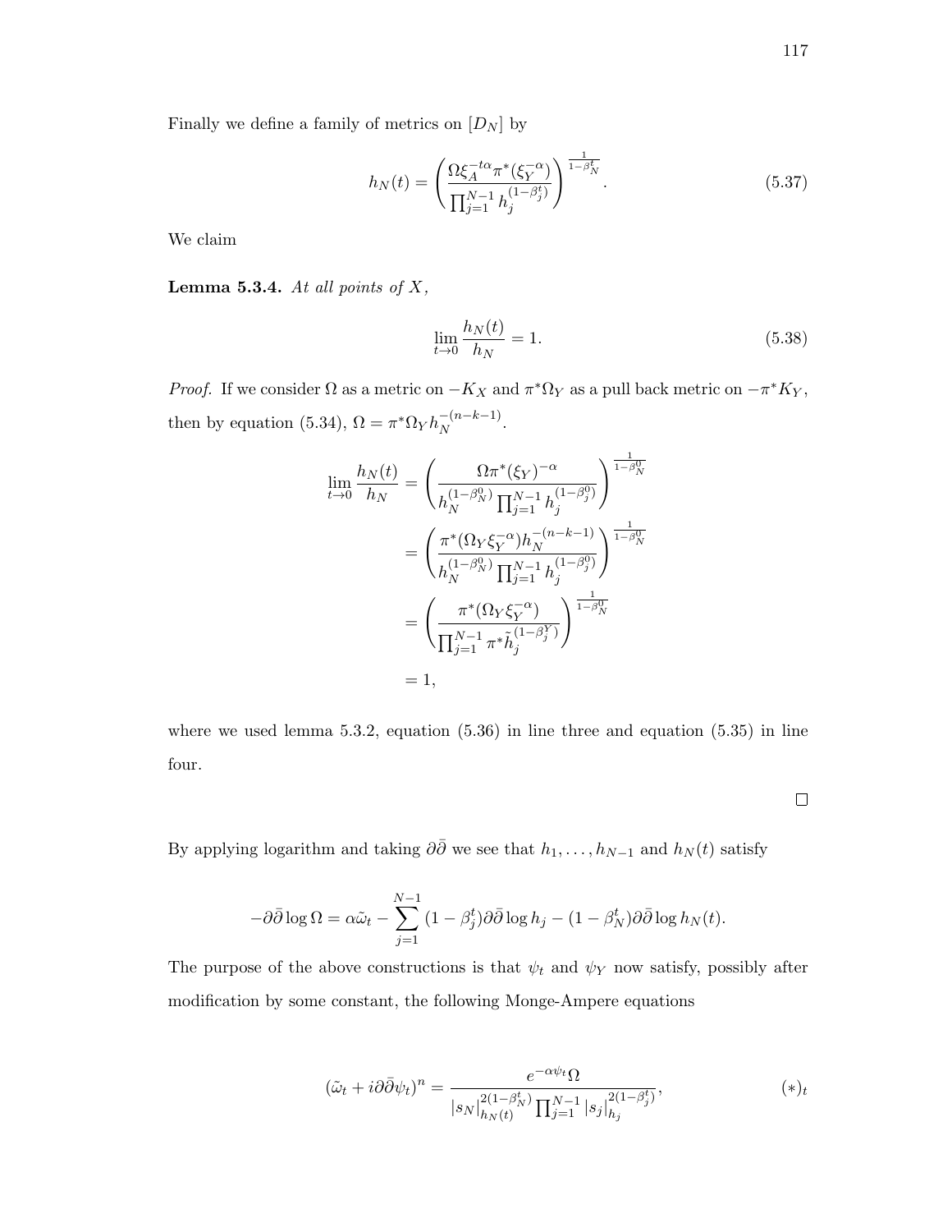Finally we define a family of metrics on $[D_N]$ by

$$h_N(t) = \left( \frac{\Omega \xi_A^{-t\alpha} \pi^*(\xi_Y^{-\alpha})}{\prod_{j=1}^{N-1} h_j^{(1-\beta_j^t)}} \right)^{\frac{1}{1-\beta_N^t}}. \tag{5.37}$$

We claim

**Lemma 5.3.4.** *At all points of $X$,*

$$\lim_{t \to 0} \frac{h_N(t)}{h_N} = 1. \tag{5.38}$$

*Proof.* If we consider $\Omega$ as a metric on $-K_X$ and $\pi^*\Omega_Y$ as a pull back metric on $-\pi^*K_Y$, then by equation (5.34), $\Omega = \pi^*\Omega_Y h_N^{-(n-k-1)}$.

$$\begin{aligned}
\lim_{t \to 0} \frac{h_N(t)}{h_N} &= \left( \frac{\Omega \pi^*(\xi_Y)^{-\alpha}}{h_N^{(1-\beta_N^0)} \prod_{j=1}^{N-1} h_j^{(1-\beta_j^0)}} \right)^{\frac{1}{1-\beta_N^0}} \\
&= \left( \frac{\pi^*(\Omega_Y \xi_Y^{-\alpha}) h_N^{-(n-k-1)}}{h_N^{(1-\beta_N^0)} \prod_{j=1}^{N-1} h_j^{(1-\beta_j^0)}} \right)^{\frac{1}{1-\beta_N^0}} \\
&= \left( \frac{\pi^*(\Omega_Y \xi_Y^{-\alpha})}{\prod_{j=1}^{N-1} \pi^* \tilde{h}_j^{(1-\beta_j^Y)}} \right)^{\frac{1}{1-\beta_N^0}} \\
&= 1,
\end{aligned}$$

where we used lemma 5.3.2, equation (5.36) in line three and equation (5.35) in line four.

$\square$

By applying logarithm and taking $\partial\bar{\partial}$ we see that $h_1, \ldots, h_{N-1}$ and $h_N(t)$ satisfy

$$-\partial\bar{\partial} \log \Omega = \alpha \tilde{\omega}_t - \sum_{j=1}^{N-1} (1 - \beta_j^t) \partial\bar{\partial} \log h_j - (1 - \beta_N^t) \partial\bar{\partial} \log h_N(t).$$

The purpose of the above constructions is that $\psi_t$ and $\psi_Y$ now satisfy, possibly after modification by some constant, the following Monge-Ampere equations

$$(\tilde{\omega}_t + i\partial\bar{\partial}\psi_t)^n = \frac{e^{-\alpha\psi_t}\Omega}{|s_N|_{h_N(t)}^{2(1-\beta_N^t)} \prod_{j=1}^{N-1} |s_j|_{h_j}^{2(1-\beta_j^t)}}, \tag{$*$}_t$$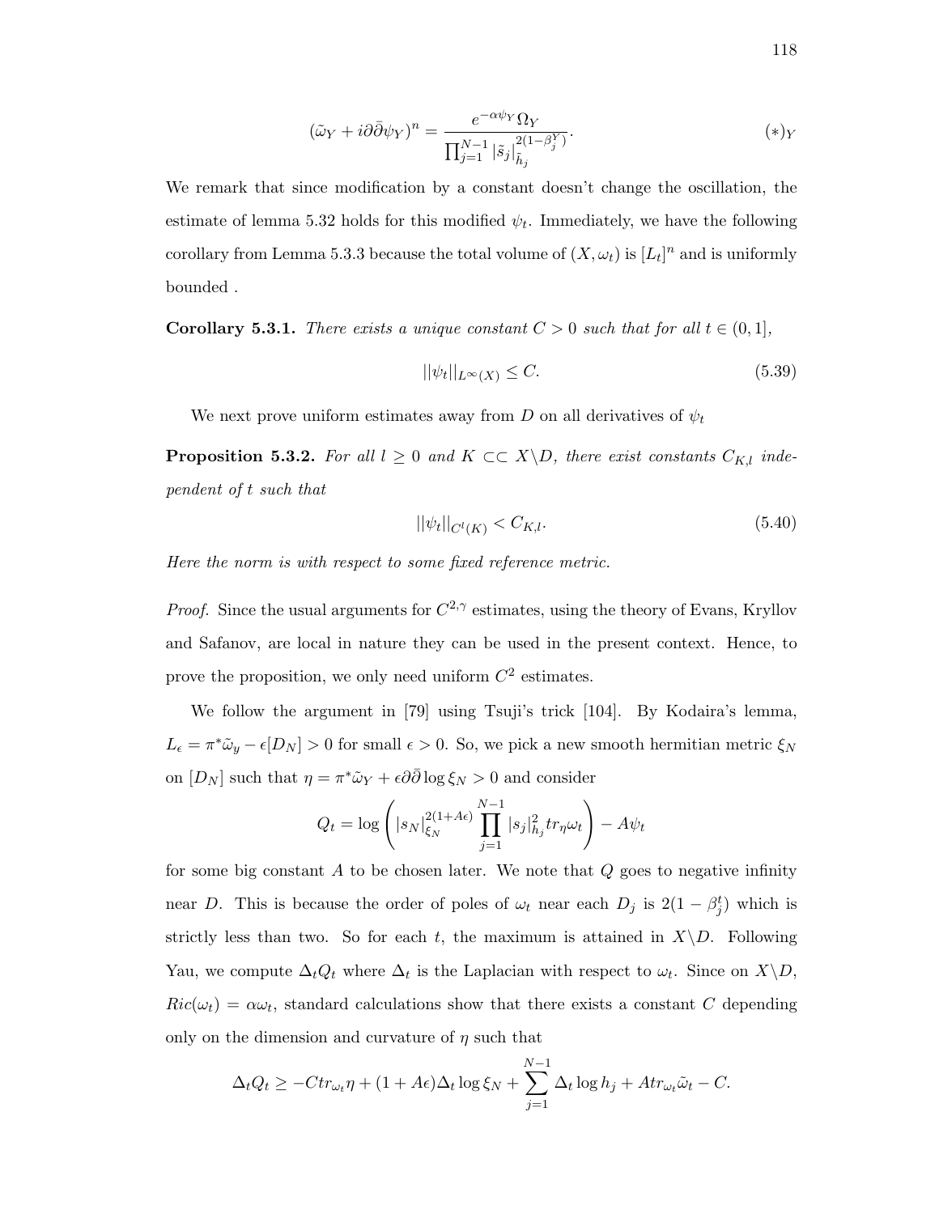$$(\tilde{\omega}_Y + i\partial\bar{\partial}\psi_Y)^n = \frac{e^{-\alpha\psi_Y}\Omega_Y}{\prod_{j=1}^{N-1}|\tilde{s}_j|^{2(1-\beta_j^Y)}_{\tilde{h}_j}}. \tag{$*$}_Y$$

We remark that since modification by a constant doesn't change the oscillation, the estimate of lemma 5.32 holds for this modified $\psi_t$. Immediately, we have the following corollary from Lemma 5.3.3 because the total volume of $(X, \omega_t)$ is $[L_t]^n$ and is uniformly bounded .

**Corollary 5.3.1.** *There exists a unique constant $C > 0$ such that for all $t \in (0, 1]$,*

$$||\psi_t||_{L^\infty(X)} \leq C. \tag{5.39}$$

We next prove uniform estimates away from $D$ on all derivatives of $\psi_t$

**Proposition 5.3.2.** *For all $l \geq 0$ and $K \subset\subset X \backslash D$, there exist constants $C_{K,l}$ independent of $t$ such that*

$$||\psi_t||_{C^l(K)} < C_{K,l}. \tag{5.40}$$

*Here the norm is with respect to some fixed reference metric.*

*Proof.* Since the usual arguments for $C^{2,\gamma}$ estimates, using the theory of Evans, Kryllov and Safanov, are local in nature they can be used in the present context. Hence, to prove the proposition, we only need uniform $C^2$ estimates.

We follow the argument in [79] using Tsuji's trick [104]. By Kodaira's lemma, $L_\epsilon = \pi^*\tilde{\omega}_y - \epsilon[D_N] > 0$ for small $\epsilon > 0$. So, we pick a new smooth hermitian metric $\xi_N$ on $[D_N]$ such that $\eta = \pi^*\tilde{\omega}_Y + \epsilon\partial\bar{\partial}\log\xi_N > 0$ and consider

$$Q_t = \log\left(|s_N|^{2(1+A\epsilon)}_{\xi_N}\prod_{j=1}^{N-1}|s_j|^2_{h_j} tr_\eta\omega_t\right) - A\psi_t$$

for some big constant $A$ to be chosen later. We note that $Q$ goes to negative infinity near $D$. This is because the order of poles of $\omega_t$ near each $D_j$ is $2(1-\beta_j^t)$ which is strictly less than two. So for each $t$, the maximum is attained in $X \backslash D$. Following Yau, we compute $\Delta_t Q_t$ where $\Delta_t$ is the Laplacian with respect to $\omega_t$. Since on $X\backslash D$, $Ric(\omega_t) = \alpha\omega_t$, standard calculations show that there exists a constant $C$ depending only on the dimension and curvature of $\eta$ such that

$$\Delta_t Q_t \geq -Ctr_{\omega_t}\eta + (1+A\epsilon)\Delta_t\log\xi_N + \sum_{j=1}^{N-1}\Delta_t\log h_j + Atr_{\omega_t}\tilde{\omega}_t - C.$$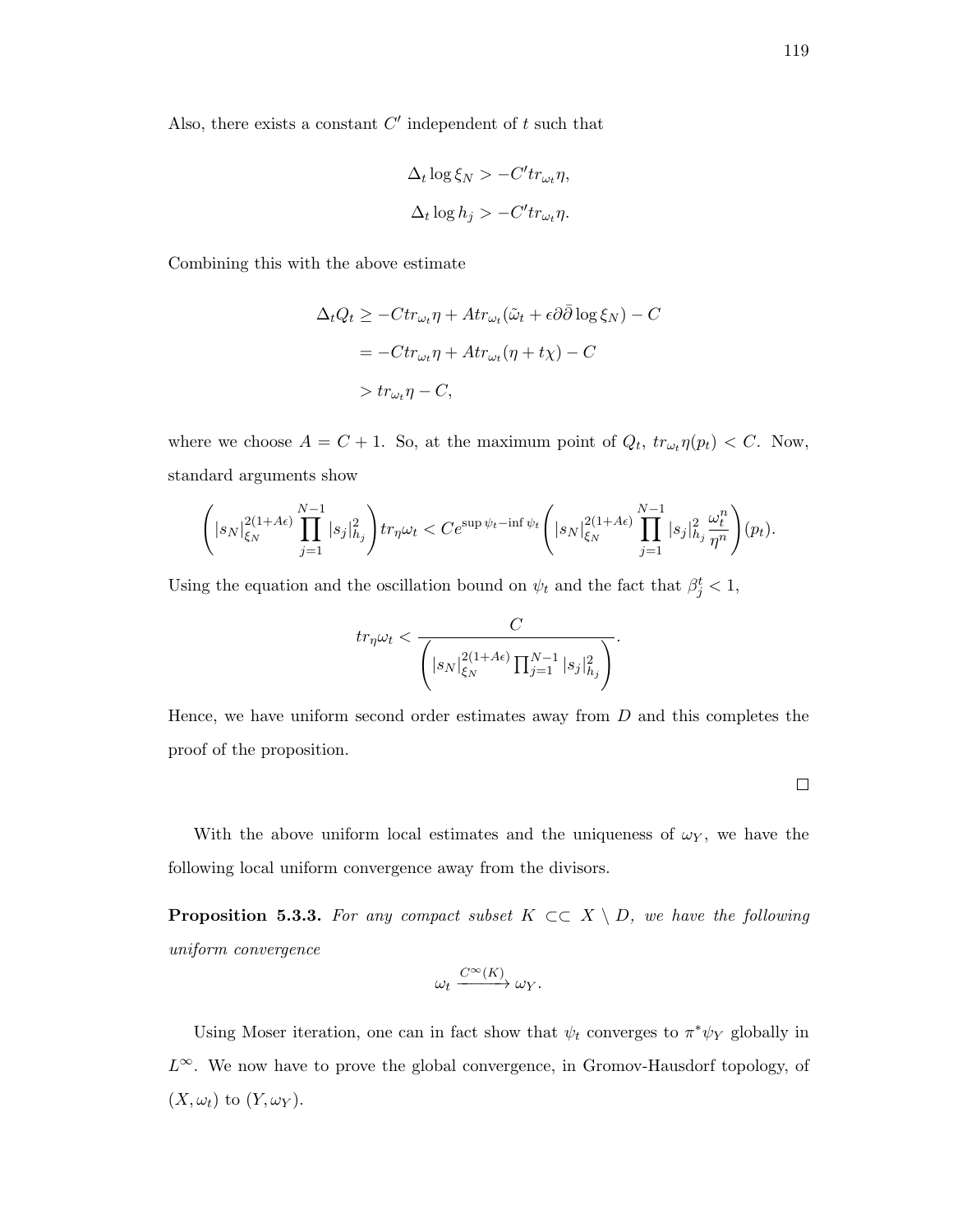Also, there exists a constant $C'$ independent of $t$ such that

$$\Delta_t \log \xi_N > -C' tr_{\omega_t} \eta,$$

$$\Delta_t \log h_j > -C' tr_{\omega_t} \eta.$$

Combining this with the above estimate

$$\begin{aligned}
\Delta_t Q_t &\geq -C tr_{\omega_t} \eta + A tr_{\omega_t} (\tilde{\omega}_t + \epsilon \partial\bar{\partial} \log \xi_N) - C \\
&= -C tr_{\omega_t} \eta + A tr_{\omega_t} (\eta + t\chi) - C \\
&> tr_{\omega_t} \eta - C,
\end{aligned}$$

where we choose $A = C + 1$. So, at the maximum point of $Q_t$, $tr_{\omega_t} \eta(p_t) < C$. Now, standard arguments show

$$\left( |s_N|^{2(1+A\epsilon)}_{\xi_N} \prod_{j=1}^{N-1} |s_j|^2_{h_j} \right) tr_\eta \omega_t < C e^{\sup \psi_t - \inf \psi_t} \left( |s_N|^{2(1+A\epsilon)}_{\xi_N} \prod_{j=1}^{N-1} |s_j|^2_{h_j} \frac{\omega_t^n}{\eta^n} \right) (p_t).$$

Using the equation and the oscillation bound on $\psi_t$ and the fact that $\beta_j^t < 1$,

$$tr_\eta \omega_t < \frac{C}{\left( |s_N|^{2(1+A\epsilon)}_{\xi_N} \prod_{j=1}^{N-1} |s_j|^2_{h_j} \right)}.$$

Hence, we have uniform second order estimates away from $D$ and this completes the proof of the proposition.

□

With the above uniform local estimates and the uniqueness of $\omega_Y$, we have the following local uniform convergence away from the divisors.

**Proposition 5.3.3.** *For any compact subset $K \subset\subset X \setminus D$, we have the following uniform convergence*

$$\omega_t \xrightarrow{C^\infty(K)} \omega_Y.$$

Using Moser iteration, one can in fact show that $\psi_t$ converges to $\pi^* \psi_Y$ globally in $L^\infty$. We now have to prove the global convergence, in Gromov-Hausdorff topology, of $(X, \omega_t)$ to $(Y, \omega_Y)$.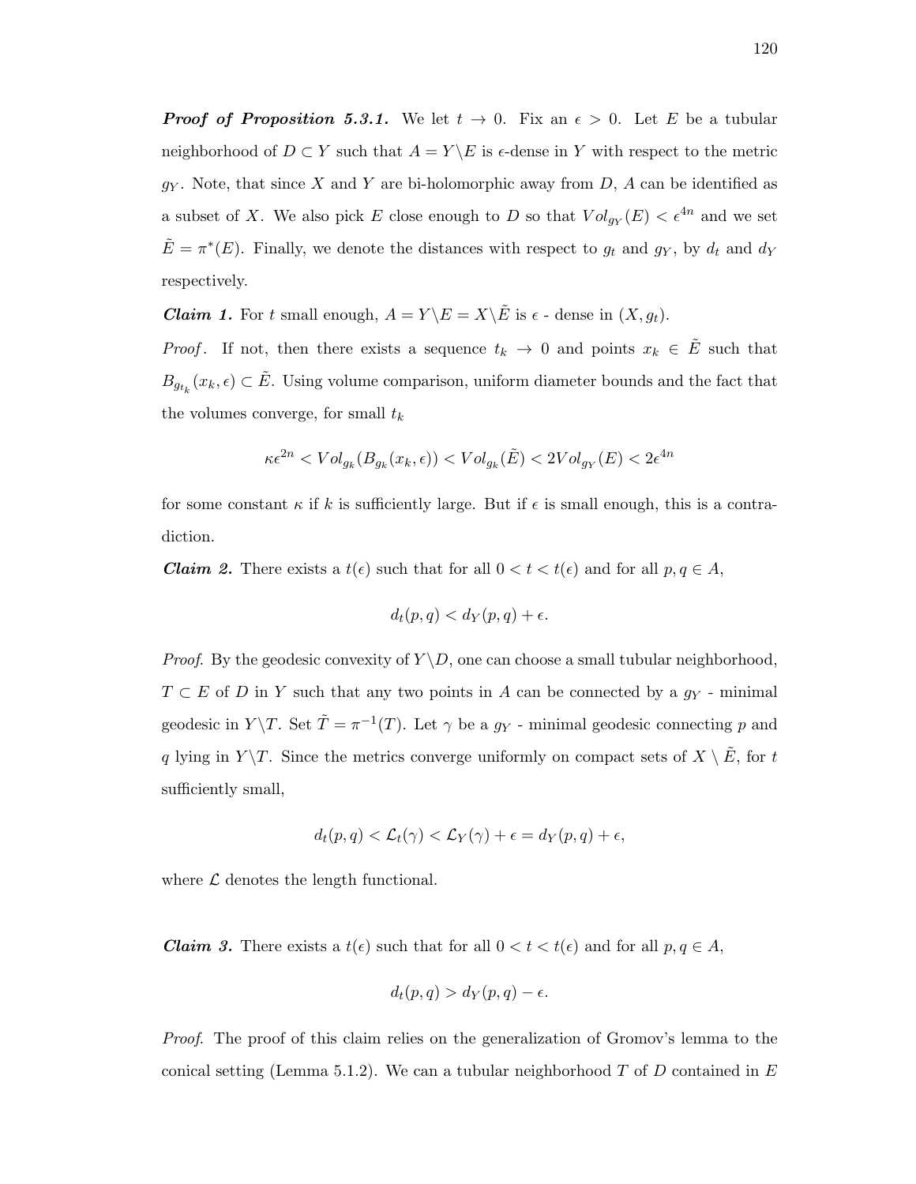***Proof of Proposition 5.3.1.*** We let $t \to 0$. Fix an $\epsilon > 0$. Let $E$ be a tubular neighborhood of $D \subset Y$ such that $A = Y \backslash E$ is $\epsilon$-dense in $Y$ with respect to the metric $g_Y$. Note, that since $X$ and $Y$ are bi-holomorphic away from $D$, $A$ can be identified as a subset of $X$. We also pick $E$ close enough to $D$ so that $Vol_{g_Y}(E) < \epsilon^{4n}$ and we set $\tilde{E} = \pi^*(E)$. Finally, we denote the distances with respect to $g_t$ and $g_Y$, by $d_t$ and $d_Y$ respectively.

***Claim 1.*** For $t$ small enough, $A = Y \backslash E = X \backslash \tilde{E}$ is $\epsilon$ - dense in $(X, g_t)$.

*Proof*. If not, then there exists a sequence $t_k \to 0$ and points $x_k \in \tilde{E}$ such that $B_{g_{t_k}}(x_k, \epsilon) \subset \tilde{E}$. Using volume comparison, uniform diameter bounds and the fact that the volumes converge, for small $t_k$

$$\kappa \epsilon^{2n} < Vol_{g_k}(B_{g_k}(x_k, \epsilon)) < Vol_{g_k}(\tilde{E}) < 2Vol_{g_Y}(E) < 2\epsilon^{4n}$$

for some constant $\kappa$ if $k$ is sufficiently large. But if $\epsilon$ is small enough, this is a contradiction.

***Claim 2.*** There exists a $t(\epsilon)$ such that for all $0 < t < t(\epsilon)$ and for all $p, q \in A$,

$$d_t(p, q) < d_Y(p, q) + \epsilon.$$

*Proof.* By the geodesic convexity of $Y \backslash D$, one can choose a small tubular neighborhood, $T \subset E$ of $D$ in $Y$ such that any two points in $A$ can be connected by a $g_Y$ - minimal geodesic in $Y \backslash T$. Set $\tilde{T} = \pi^{-1}(T)$. Let $\gamma$ be a $g_Y$ - minimal geodesic connecting $p$ and $q$ lying in $Y \backslash T$. Since the metrics converge uniformly on compact sets of $X \setminus \tilde{E}$, for $t$ sufficiently small,

$$d_t(p, q) < \mathcal{L}_t(\gamma) < \mathcal{L}_Y(\gamma) + \epsilon = d_Y(p, q) + \epsilon,$$

where $\mathcal{L}$ denotes the length functional.

***Claim 3.*** There exists a $t(\epsilon)$ such that for all $0 < t < t(\epsilon)$ and for all $p, q \in A$,

$$d_t(p, q) > d_Y(p, q) - \epsilon.$$

*Proof.* The proof of this claim relies on the generalization of Gromov's lemma to the conical setting (Lemma 5.1.2). We can a tubular neighborhood $T$ of $D$ contained in $E$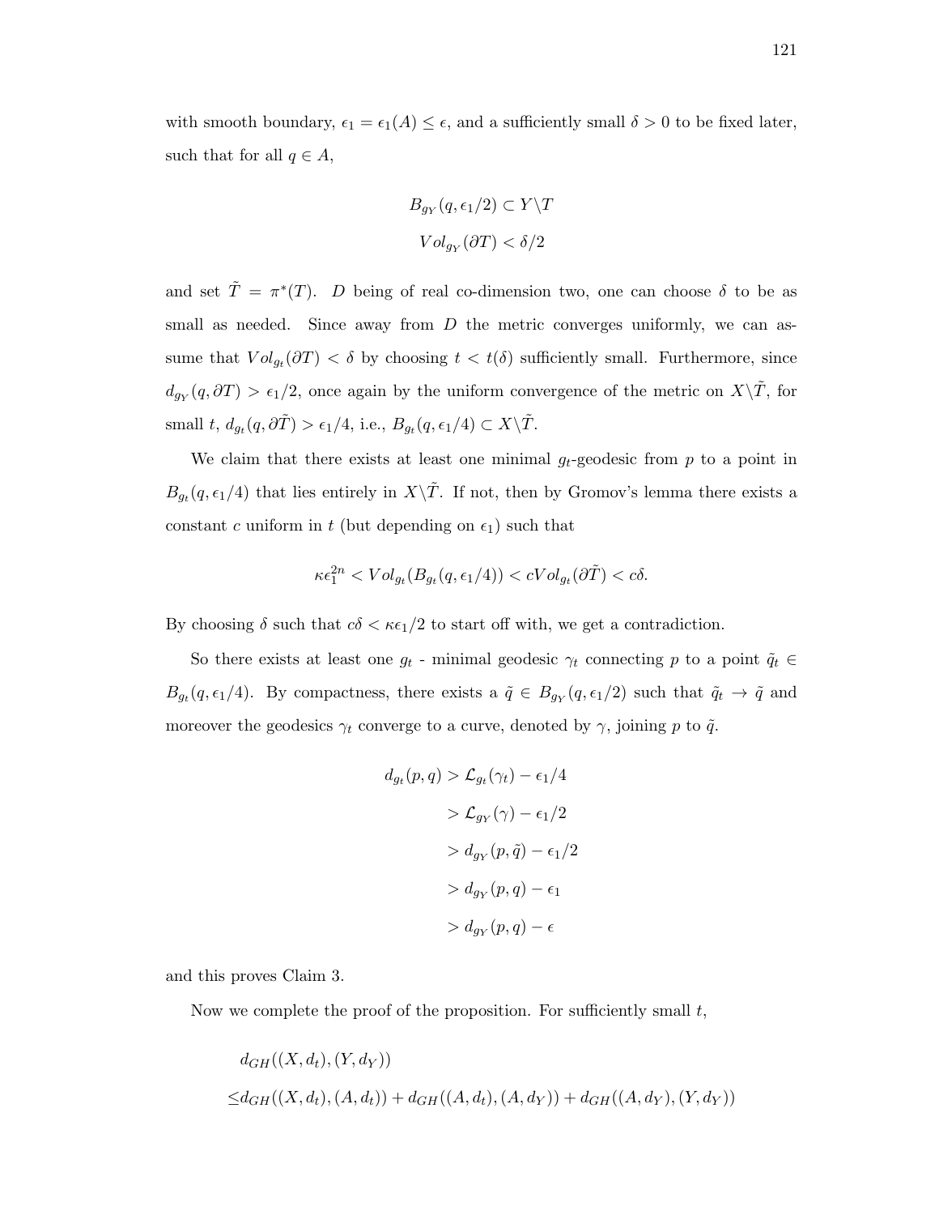with smooth boundary, $\epsilon_1 = \epsilon_1(A) \leq \epsilon$, and a sufficiently small $\delta > 0$ to be fixed later, such that for all $q \in A$,

$$B_{g_Y}(q, \epsilon_1/2) \subset Y \backslash T$$

$$Vol_{g_Y}(\partial T) < \delta/2$$

and set $\tilde{T} = \pi^*(T)$. $D$ being of real co-dimension two, one can choose $\delta$ to be as small as needed. Since away from $D$ the metric converges uniformly, we can assume that $Vol_{g_t}(\partial T) < \delta$ by choosing $t < t(\delta)$ sufficiently small. Furthermore, since $d_{g_Y}(q, \partial T) > \epsilon_1/2$, once again by the uniform convergence of the metric on $X \backslash \tilde{T}$, for small $t$, $d_{g_t}(q, \partial \tilde{T}) > \epsilon_1/4$, i.e., $B_{g_t}(q, \epsilon_1/4) \subset X \backslash \tilde{T}$.

We claim that there exists at least one minimal $g_t$-geodesic from $p$ to a point in $B_{g_t}(q, \epsilon_1/4)$ that lies entirely in $X \backslash \tilde{T}$. If not, then by Gromov's lemma there exists a constant $c$ uniform in $t$ (but depending on $\epsilon_1$) such that

$$\kappa \epsilon_1^{2n} < Vol_{g_t}(B_{g_t}(q, \epsilon_1/4)) < c Vol_{g_t}(\partial \tilde{T}) < c\delta.$$

By choosing $\delta$ such that $c\delta < \kappa \epsilon_1/2$ to start off with, we get a contradiction.

So there exists at least one $g_t$ - minimal geodesic $\gamma_t$ connecting $p$ to a point $\tilde{q}_t \in B_{g_t}(q, \epsilon_1/4)$. By compactness, there exists a $\tilde{q} \in B_{g_Y}(q, \epsilon_1/2)$ such that $\tilde{q}_t \to \tilde{q}$ and moreover the geodesics $\gamma_t$ converge to a curve, denoted by $\gamma$, joining $p$ to $\tilde{q}$.

$$\begin{aligned}
d_{g_t}(p, q) &> \mathcal{L}_{g_t}(\gamma_t) - \epsilon_1/4 \\
&> \mathcal{L}_{g_Y}(\gamma) - \epsilon_1/2 \\
&> d_{g_Y}(p, \tilde{q}) - \epsilon_1/2 \\
&> d_{g_Y}(p, q) - \epsilon_1 \\
&> d_{g_Y}(p, q) - \epsilon
\end{aligned}$$

and this proves Claim 3.

Now we complete the proof of the proposition. For sufficiently small $t$,

$$\begin{aligned}
& d_{GH}((X, d_t), (Y, d_Y)) \\
\leq & d_{GH}((X, d_t), (A, d_t)) + d_{GH}((A, d_t), (A, d_Y)) + d_{GH}((A, d_Y), (Y, d_Y))
\end{aligned}$$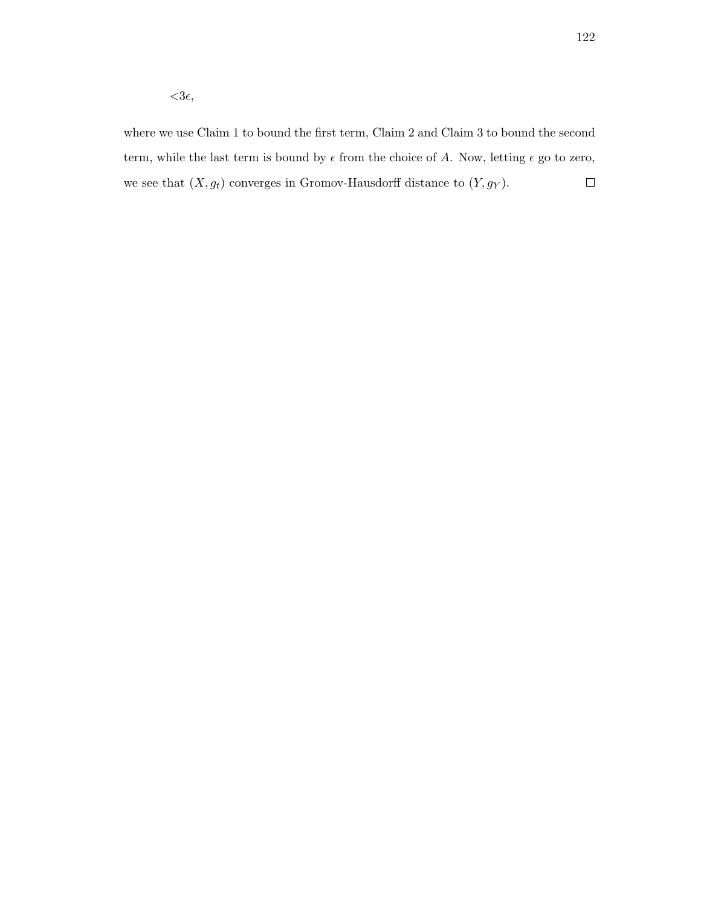$$< 3\epsilon,$$

where we use Claim 1 to bound the first term, Claim 2 and Claim 3 to bound the second term, while the last term is bound by $\epsilon$ from the choice of $A$. Now, letting $\epsilon$ go to zero, we see that $(X, g_t)$ converges in Gromov-Hausdorff distance to $(Y, g_Y)$. □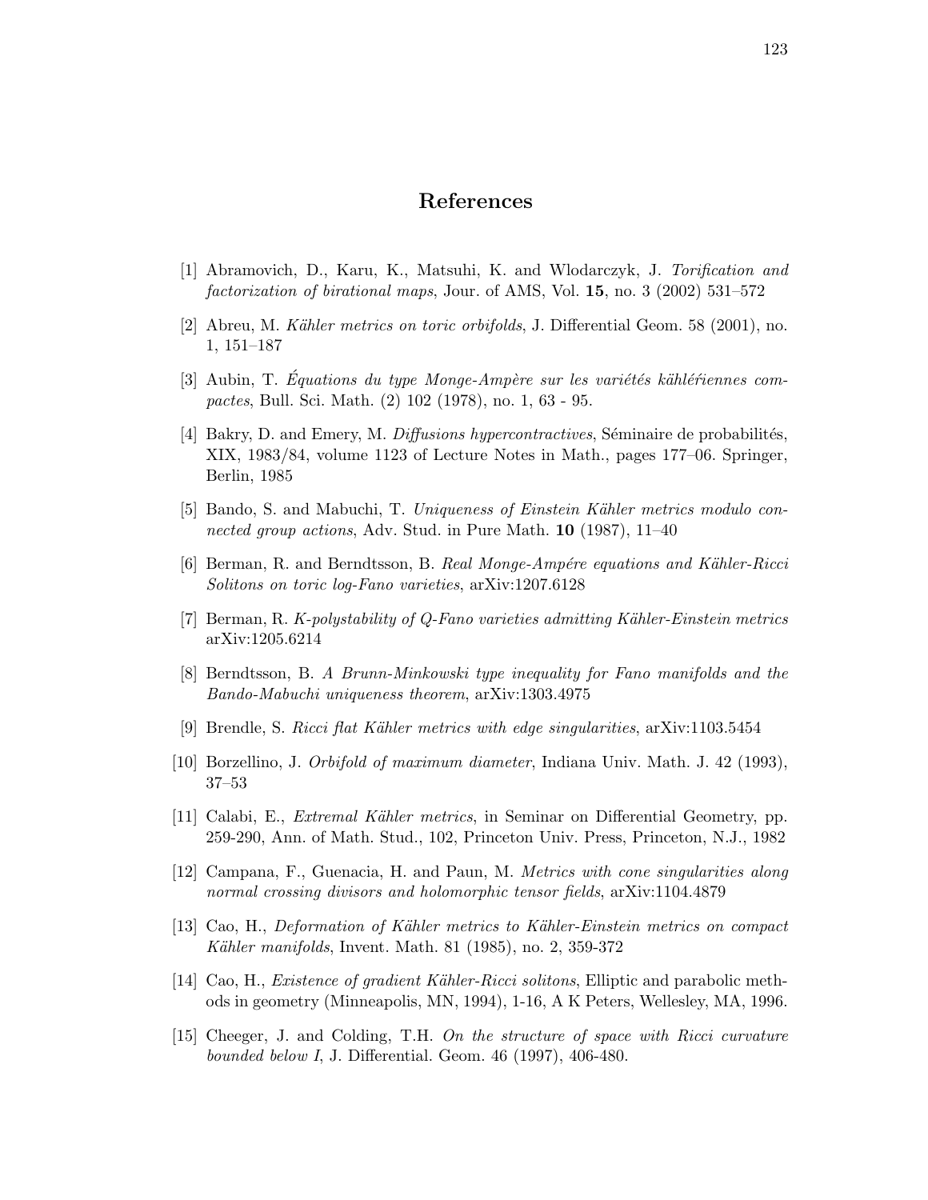# References

[1] Abramovich, D., Karu, K., Matsuhi, K. and Wlodarczyk, J. *Torification and factorization of birational maps*, Jour. of AMS, Vol. **15**, no. 3 (2002) 531–572

[2] Abreu, M. *Kähler metrics on toric orbifolds*, J. Differential Geom. 58 (2001), no. 1, 151–187

[3] Aubin, T. *Équations du type Monge-Ampère sur les variétés kählériennes compactes*, Bull. Sci. Math. (2) 102 (1978), no. 1, 63 - 95.

[4] Bakry, D. and Emery, M. *Diffusions hypercontractives*, Séminaire de probabilités, XIX, 1983/84, volume 1123 of Lecture Notes in Math., pages 177–06. Springer, Berlin, 1985

[5] Bando, S. and Mabuchi, T. *Uniqueness of Einstein Kähler metrics modulo connected group actions*, Adv. Stud. in Pure Math. **10** (1987), 11–40

[6] Berman, R. and Berndtsson, B. *Real Monge-Ampére equations and Kähler-Ricci Solitons on toric log-Fano varieties*, arXiv:1207.6128

[7] Berman, R. *K-polystability of Q-Fano varieties admitting Kähler-Einstein metrics* arXiv:1205.6214

[8] Berndtsson, B. *A Brunn-Minkowski type inequality for Fano manifolds and the Bando-Mabuchi uniqueness theorem*, arXiv:1303.4975

[9] Brendle, S. *Ricci flat Kähler metrics with edge singularities*, arXiv:1103.5454

[10] Borzellino, J. *Orbifold of maximum diameter*, Indiana Univ. Math. J. 42 (1993), 37–53

[11] Calabi, E., *Extremal Kähler metrics*, in Seminar on Differential Geometry, pp. 259-290, Ann. of Math. Stud., 102, Princeton Univ. Press, Princeton, N.J., 1982

[12] Campana, F., Guenacia, H. and Paun, M. *Metrics with cone singularities along normal crossing divisors and holomorphic tensor fields*, arXiv:1104.4879

[13] Cao, H., *Deformation of Kähler metrics to Kähler-Einstein metrics on compact Kähler manifolds*, Invent. Math. 81 (1985), no. 2, 359-372

[14] Cao, H., *Existence of gradient Kähler-Ricci solitons*, Elliptic and parabolic methods in geometry (Minneapolis, MN, 1994), 1-16, A K Peters, Wellesley, MA, 1996.

[15] Cheeger, J. and Colding, T.H. *On the structure of space with Ricci curvature bounded below I*, J. Differential. Geom. 46 (1997), 406-480.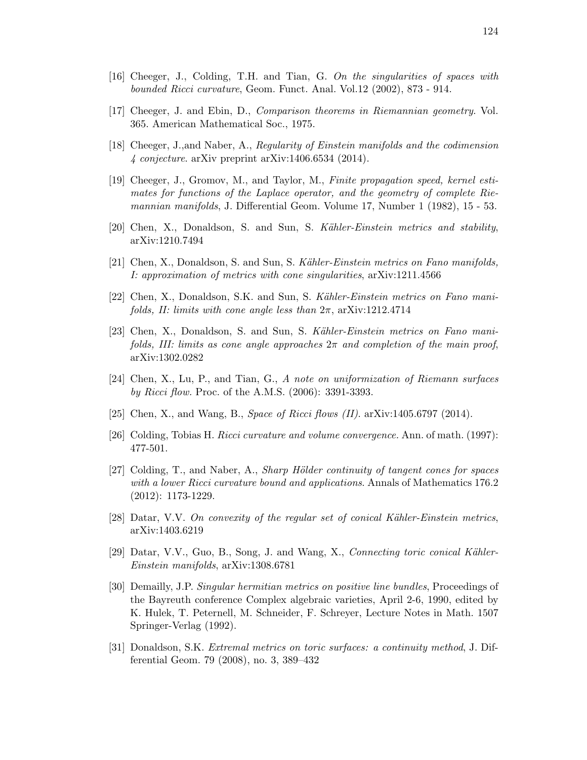[16] Cheeger, J., Colding, T.H. and Tian, G. *On the singularities of spaces with bounded Ricci curvature*, Geom. Funct. Anal. Vol.12 (2002), 873 - 914.

[17] Cheeger, J. and Ebin, D., *Comparison theorems in Riemannian geometry*. Vol. 365. American Mathematical Soc., 1975.

[18] Cheeger, J.,and Naber, A., *Regularity of Einstein manifolds and the codimension 4 conjecture*. arXiv preprint arXiv:1406.6534 (2014).

[19] Cheeger, J., Gromov, M., and Taylor, M., *Finite propagation speed, kernel estimates for functions of the Laplace operator, and the geometry of complete Riemannian manifolds*, J. Differential Geom. Volume 17, Number 1 (1982), 15 - 53.

[20] Chen, X., Donaldson, S. and Sun, S. *Kähler-Einstein metrics and stability*, arXiv:1210.7494

[21] Chen, X., Donaldson, S. and Sun, S. *Kähler-Einstein metrics on Fano manifolds, I: approximation of metrics with cone singularities*, arXiv:1211.4566

[22] Chen, X., Donaldson, S.K. and Sun, S. *Kähler-Einstein metrics on Fano manifolds, II: limits with cone angle less than $2\pi$*, arXiv:1212.4714

[23] Chen, X., Donaldson, S. and Sun, S. *Kähler-Einstein metrics on Fano manifolds, III: limits as cone angle approaches $2\pi$ and completion of the main proof*, arXiv:1302.0282

[24] Chen, X., Lu, P., and Tian, G., *A note on uniformization of Riemann surfaces by Ricci flow*. Proc. of the A.M.S. (2006): 3391-3393.

[25] Chen, X., and Wang, B., *Space of Ricci flows (II)*. arXiv:1405.6797 (2014).

[26] Colding, Tobias H. *Ricci curvature and volume convergence.* Ann. of math. (1997): 477-501.

[27] Colding, T., and Naber, A., *Sharp Hölder continuity of tangent cones for spaces with a lower Ricci curvature bound and applications*. Annals of Mathematics 176.2 (2012): 1173-1229.

[28] Datar, V.V. *On convexity of the regular set of conical Kähler-Einstein metrics*, arXiv:1403.6219

[29] Datar, V.V., Guo, B., Song, J. and Wang, X., *Connecting toric conical Kähler-Einstein manifolds*, arXiv:1308.6781

[30] Demailly, J.P. *Singular hermitian metrics on positive line bundles*, Proceedings of the Bayreuth conference Complex algebraic varieties, April 2-6, 1990, edited by K. Hulek, T. Peternell, M. Schneider, F. Schreyer, Lecture Notes in Math. 1507 Springer-Verlag (1992).

[31] Donaldson, S.K. *Extremal metrics on toric surfaces: a continuity method*, J. Differential Geom. 79 (2008), no. 3, 389–432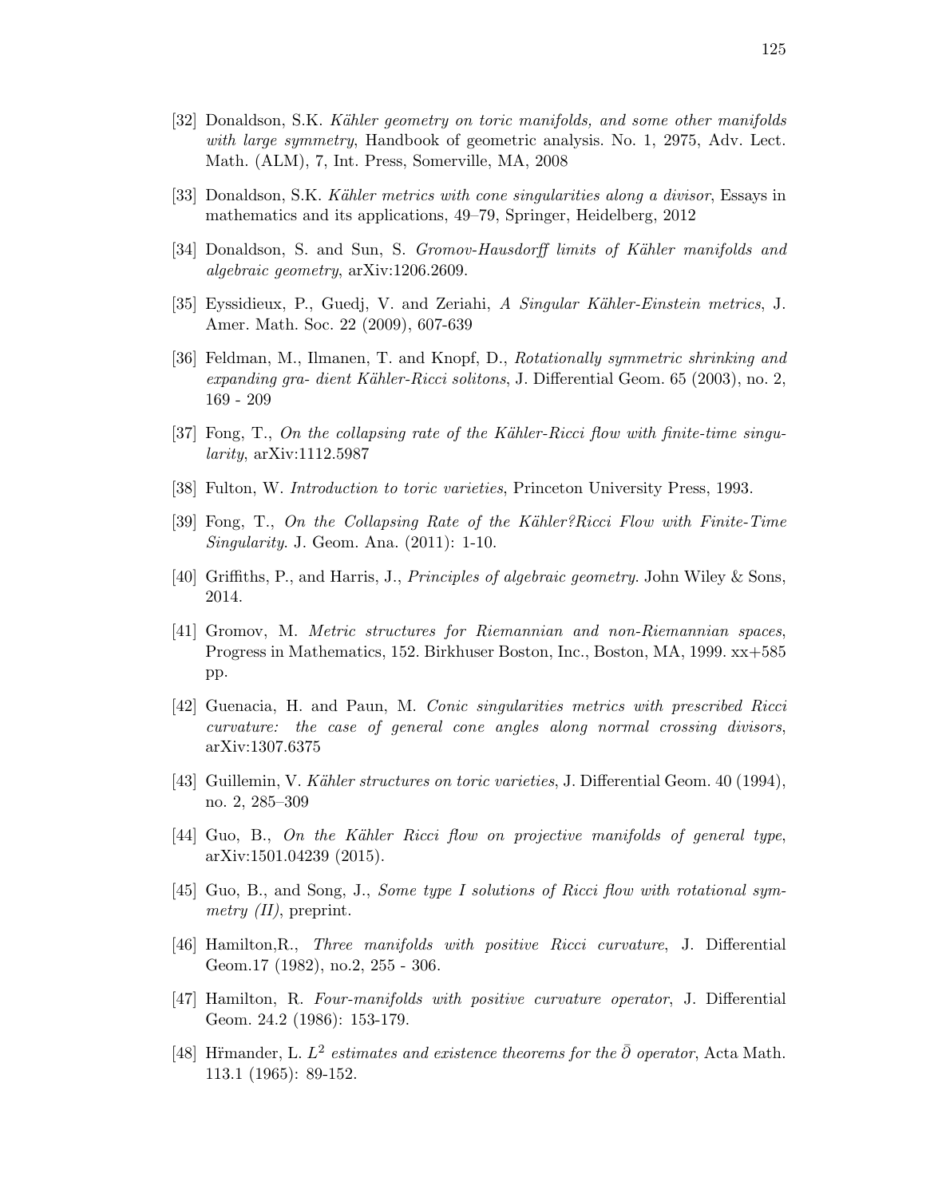[32] Donaldson, S.K. *Kähler geometry on toric manifolds, and some other manifolds with large symmetry*, Handbook of geometric analysis. No. 1, 2975, Adv. Lect. Math. (ALM), 7, Int. Press, Somerville, MA, 2008

[33] Donaldson, S.K. *Kähler metrics with cone singularities along a divisor*, Essays in mathematics and its applications, 49–79, Springer, Heidelberg, 2012

[34] Donaldson, S. and Sun, S. *Gromov-Hausdorff limits of Kähler manifolds and algebraic geometry*, arXiv:1206.2609.

[35] Eyssidieux, P., Guedj, V. and Zeriahi, *A Singular Kähler-Einstein metrics*, J. Amer. Math. Soc. 22 (2009), 607-639

[36] Feldman, M., Ilmanen, T. and Knopf, D., *Rotationally symmetric shrinking and expanding gra- dient Kähler-Ricci solitons*, J. Differential Geom. 65 (2003), no. 2, 169 - 209

[37] Fong, T., *On the collapsing rate of the Kähler-Ricci flow with finite-time singularity*, arXiv:1112.5987

[38] Fulton, W. *Introduction to toric varieties*, Princeton University Press, 1993.

[39] Fong, T., *On the Collapsing Rate of the Kähler?Ricci Flow with Finite-Time Singularity.* J. Geom. Ana. (2011): 1-10.

[40] Griffiths, P., and Harris, J., *Principles of algebraic geometry.* John Wiley & Sons, 2014.

[41] Gromov, M. *Metric structures for Riemannian and non-Riemannian spaces*, Progress in Mathematics, 152. Birkhuser Boston, Inc., Boston, MA, 1999. xx+585 pp.

[42] Guenacia, H. and Paun, M. *Conic singularities metrics with prescribed Ricci curvature: the case of general cone angles along normal crossing divisors*, arXiv:1307.6375

[43] Guillemin, V. *Kähler structures on toric varieties*, J. Differential Geom. 40 (1994), no. 2, 285–309

[44] Guo, B., *On the Kähler Ricci flow on projective manifolds of general type*, arXiv:1501.04239 (2015).

[45] Guo, B., and Song, J., *Some type I solutions of Ricci flow with rotational symmetry (II)*, preprint.

[46] Hamilton,R., *Three manifolds with positive Ricci curvature*, J. Differential Geom.17 (1982), no.2, 255 - 306.

[47] Hamilton, R. *Four-manifolds with positive curvature operator*, J. Differential Geom. 24.2 (1986): 153-179.

[48] Hïmander, L. *$L^2$ estimates and existence theorems for the $\bar{\partial}$ operator*, Acta Math. 113.1 (1965): 89-152.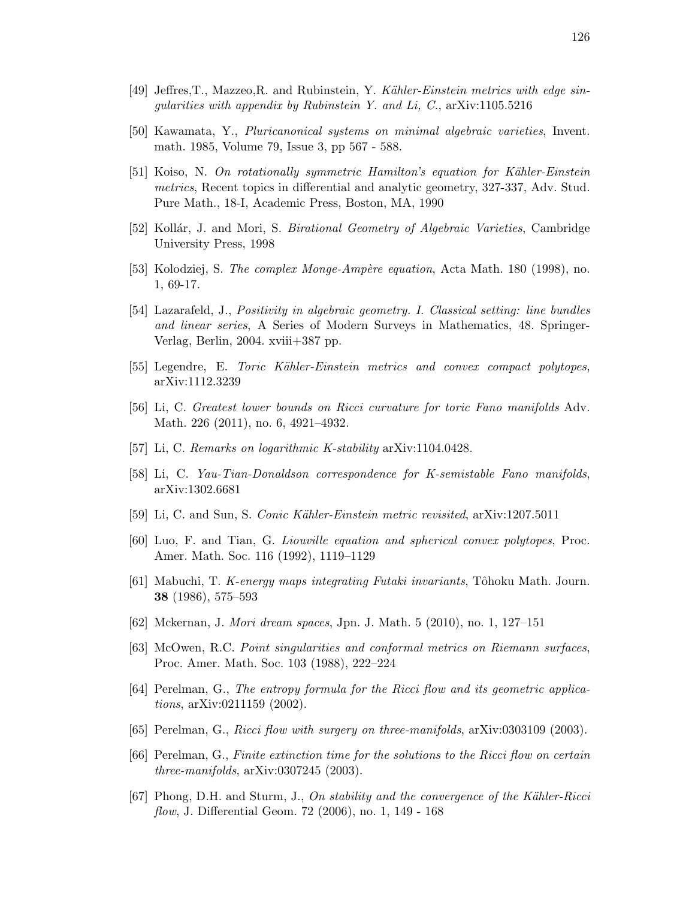[49] Jeffres,T., Mazzeo,R. and Rubinstein, Y. *Kähler-Einstein metrics with edge singularities with appendix by Rubinstein Y. and Li, C.*, arXiv:1105.5216

[50] Kawamata, Y., *Pluricanonical systems on minimal algebraic varieties*, Invent. math. 1985, Volume 79, Issue 3, pp 567 - 588.

[51] Koiso, N. *On rotationally symmetric Hamilton's equation for Kähler-Einstein metrics*, Recent topics in differential and analytic geometry, 327-337, Adv. Stud. Pure Math., 18-I, Academic Press, Boston, MA, 1990

[52] Kollár, J. and Mori, S. *Birational Geometry of Algebraic Varieties*, Cambridge University Press, 1998

[53] Kolodziej, S. *The complex Monge-Ampère equation*, Acta Math. 180 (1998), no. 1, 69-17.

[54] Lazarafeld, J., *Positivity in algebraic geometry. I. Classical setting: line bundles and linear series*, A Series of Modern Surveys in Mathematics, 48. Springer-Verlag, Berlin, 2004. xviii+387 pp.

[55] Legendre, E. *Toric Kähler-Einstein metrics and convex compact polytopes*, arXiv:1112.3239

[56] Li, C. *Greatest lower bounds on Ricci curvature for toric Fano manifolds* Adv. Math. 226 (2011), no. 6, 4921–4932.

[57] Li, C. *Remarks on logarithmic K-stability* arXiv:1104.0428.

[58] Li, C. *Yau-Tian-Donaldson correspondence for K-semistable Fano manifolds*, arXiv:1302.6681

[59] Li, C. and Sun, S. *Conic Kähler-Einstein metric revisited*, arXiv:1207.5011

[60] Luo, F. and Tian, G. *Liouville equation and spherical convex polytopes*, Proc. Amer. Math. Soc. 116 (1992), 1119–1129

[61] Mabuchi, T. *K-energy maps integrating Futaki invariants*, Tôhoku Math. Journ. **38** (1986), 575–593

[62] Mckernan, J. *Mori dream spaces*, Jpn. J. Math. 5 (2010), no. 1, 127–151

[63] McOwen, R.C. *Point singularities and conformal metrics on Riemann surfaces*, Proc. Amer. Math. Soc. 103 (1988), 222–224

[64] Perelman, G., *The entropy formula for the Ricci flow and its geometric applications*, arXiv:0211159 (2002).

[65] Perelman, G., *Ricci flow with surgery on three-manifolds*, arXiv:0303109 (2003).

[66] Perelman, G., *Finite extinction time for the solutions to the Ricci flow on certain three-manifolds*, arXiv:0307245 (2003).

[67] Phong, D.H. and Sturm, J., *On stability and the convergence of the Kähler-Ricci flow*, J. Differential Geom. 72 (2006), no. 1, 149 - 168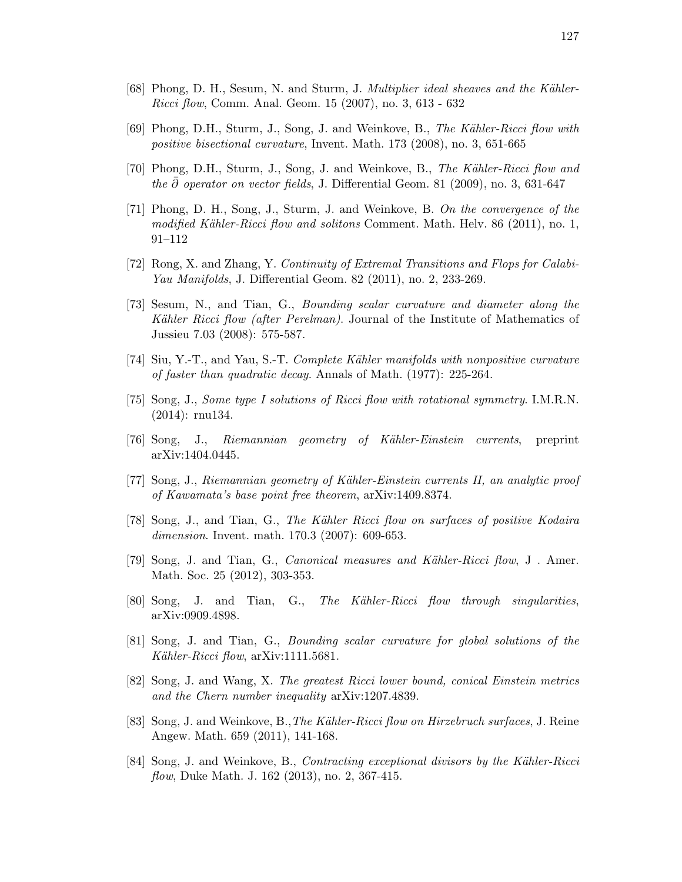[68] Phong, D. H., Sesum, N. and Sturm, J. *Multiplier ideal sheaves and the Kähler-Ricci flow*, Comm. Anal. Geom. 15 (2007), no. 3, 613 - 632

[69] Phong, D.H., Sturm, J., Song, J. and Weinkove, B., *The Kähler-Ricci flow with positive bisectional curvature*, Invent. Math. 173 (2008), no. 3, 651-665

[70] Phong, D.H., Sturm, J., Song, J. and Weinkove, B., *The Kähler-Ricci flow and the $\bar{\partial}$ operator on vector fields*, J. Differential Geom. 81 (2009), no. 3, 631-647

[71] Phong, D. H., Song, J., Sturm, J. and Weinkove, B. *On the convergence of the modified Kähler-Ricci flow and solitons* Comment. Math. Helv. 86 (2011), no. 1, 91–112

[72] Rong, X. and Zhang, Y. *Continuity of Extremal Transitions and Flops for Calabi-Yau Manifolds*, J. Differential Geom. 82 (2011), no. 2, 233-269.

[73] Sesum, N., and Tian, G., *Bounding scalar curvature and diameter along the Kähler Ricci flow (after Perelman)*. Journal of the Institute of Mathematics of Jussieu 7.03 (2008): 575-587.

[74] Siu, Y.-T., and Yau, S.-T. *Complete Kähler manifolds with nonpositive curvature of faster than quadratic decay*. Annals of Math. (1977): 225-264.

[75] Song, J., *Some type I solutions of Ricci flow with rotational symmetry*. I.M.R.N. (2014): rnu134.

[76] Song, J., *Riemannian geometry of Kähler-Einstein currents*, preprint arXiv:1404.0445.

[77] Song, J., *Riemannian geometry of Kähler-Einstein currents II, an analytic proof of Kawamata's base point free theorem*, arXiv:1409.8374.

[78] Song, J., and Tian, G., *The Kähler Ricci flow on surfaces of positive Kodaira dimension*. Invent. math. 170.3 (2007): 609-653.

[79] Song, J. and Tian, G., *Canonical measures and Kähler-Ricci flow*, J . Amer. Math. Soc. 25 (2012), 303-353.

[80] Song, J. and Tian, G., *The Kähler-Ricci flow through singularities*, arXiv:0909.4898.

[81] Song, J. and Tian, G., *Bounding scalar curvature for global solutions of the Kähler-Ricci flow*, arXiv:1111.5681.

[82] Song, J. and Wang, X. *The greatest Ricci lower bound, conical Einstein metrics and the Chern number inequality* arXiv:1207.4839.

[83] Song, J. and Weinkove, B., *The Kähler-Ricci flow on Hirzebruch surfaces*, J. Reine Angew. Math. 659 (2011), 141-168.

[84] Song, J. and Weinkove, B., *Contracting exceptional divisors by the Kähler-Ricci flow*, Duke Math. J. 162 (2013), no. 2, 367-415.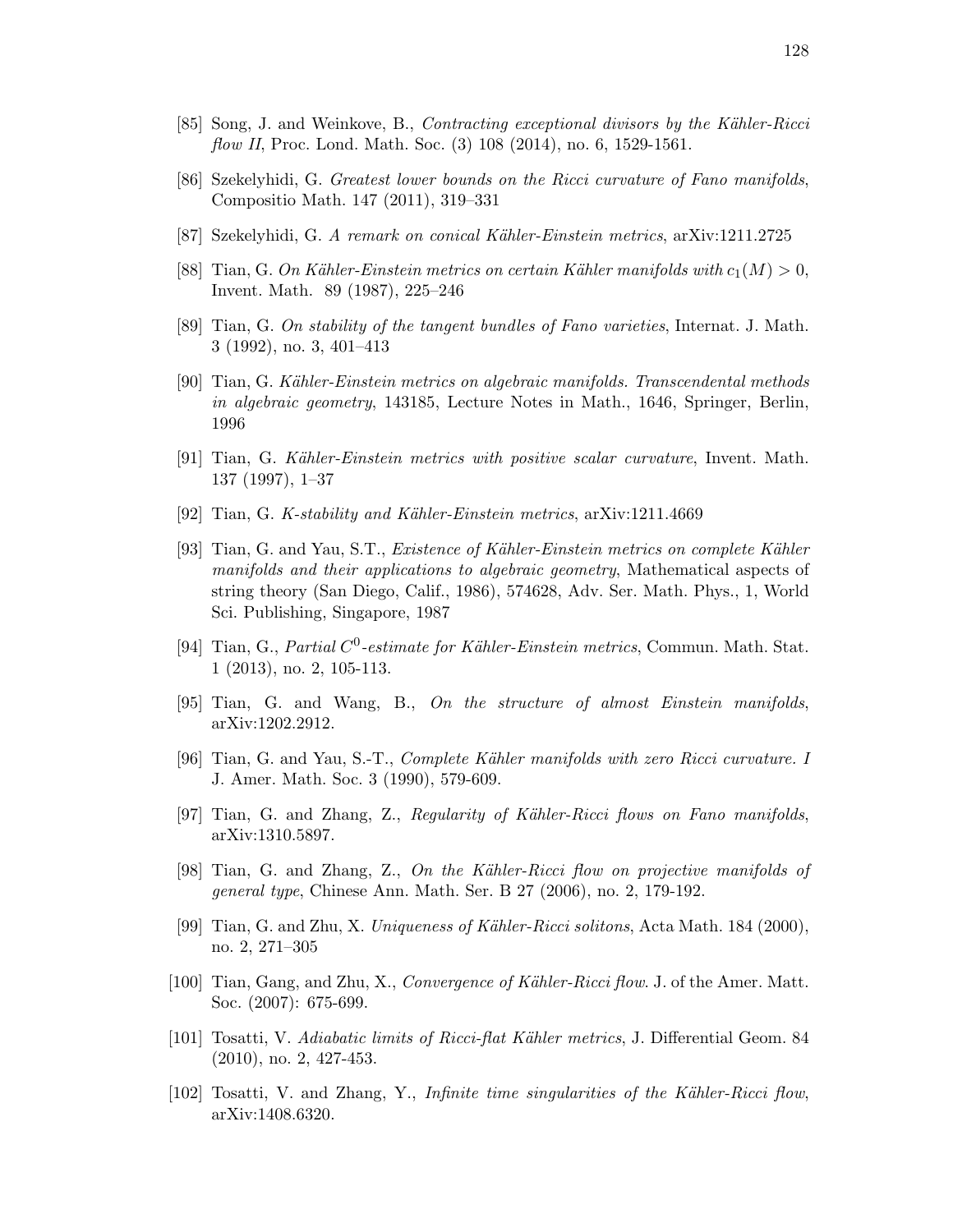[85] Song, J. and Weinkove, B., *Contracting exceptional divisors by the Kähler-Ricci flow II*, Proc. Lond. Math. Soc. (3) 108 (2014), no. 6, 1529-1561.

[86] Szekelyhidi, G. *Greatest lower bounds on the Ricci curvature of Fano manifolds*, Compositio Math. 147 (2011), 319–331

[87] Szekelyhidi, G. *A remark on conical Kähler-Einstein metrics*, arXiv:1211.2725

[88] Tian, G. *On Kähler-Einstein metrics on certain Kähler manifolds with $c_1(M) > 0$*, Invent. Math. 89 (1987), 225–246

[89] Tian, G. *On stability of the tangent bundles of Fano varieties*, Internat. J. Math. 3 (1992), no. 3, 401–413

[90] Tian, G. *Kähler-Einstein metrics on algebraic manifolds. Transcendental methods in algebraic geometry*, 143185, Lecture Notes in Math., 1646, Springer, Berlin, 1996

[91] Tian, G. *Kähler-Einstein metrics with positive scalar curvature*, Invent. Math. 137 (1997), 1–37

[92] Tian, G. *K-stability and Kähler-Einstein metrics*, arXiv:1211.4669

[93] Tian, G. and Yau, S.T., *Existence of Kähler-Einstein metrics on complete Kähler manifolds and their applications to algebraic geometry*, Mathematical aspects of string theory (San Diego, Calif., 1986), 574628, Adv. Ser. Math. Phys., 1, World Sci. Publishing, Singapore, 1987

[94] Tian, G., *Partial $C^0$-estimate for Kähler-Einstein metrics*, Commun. Math. Stat. 1 (2013), no. 2, 105-113.

[95] Tian, G. and Wang, B., *On the structure of almost Einstein manifolds*, arXiv:1202.2912.

[96] Tian, G. and Yau, S.-T., *Complete Kähler manifolds with zero Ricci curvature. I* J. Amer. Math. Soc. 3 (1990), 579-609.

[97] Tian, G. and Zhang, Z., *Regularity of Kähler-Ricci flows on Fano manifolds*, arXiv:1310.5897.

[98] Tian, G. and Zhang, Z., *On the Kähler-Ricci flow on projective manifolds of general type*, Chinese Ann. Math. Ser. B 27 (2006), no. 2, 179-192.

[99] Tian, G. and Zhu, X. *Uniqueness of Kähler-Ricci solitons*, Acta Math. 184 (2000), no. 2, 271–305

[100] Tian, Gang, and Zhu, X., *Convergence of Kähler-Ricci flow*. J. of the Amer. Matt. Soc. (2007): 675-699.

[101] Tosatti, V. *Adiabatic limits of Ricci-flat Kähler metrics*, J. Differential Geom. 84 (2010), no. 2, 427-453.

[102] Tosatti, V. and Zhang, Y., *Infinite time singularities of the Kähler-Ricci flow*, arXiv:1408.6320.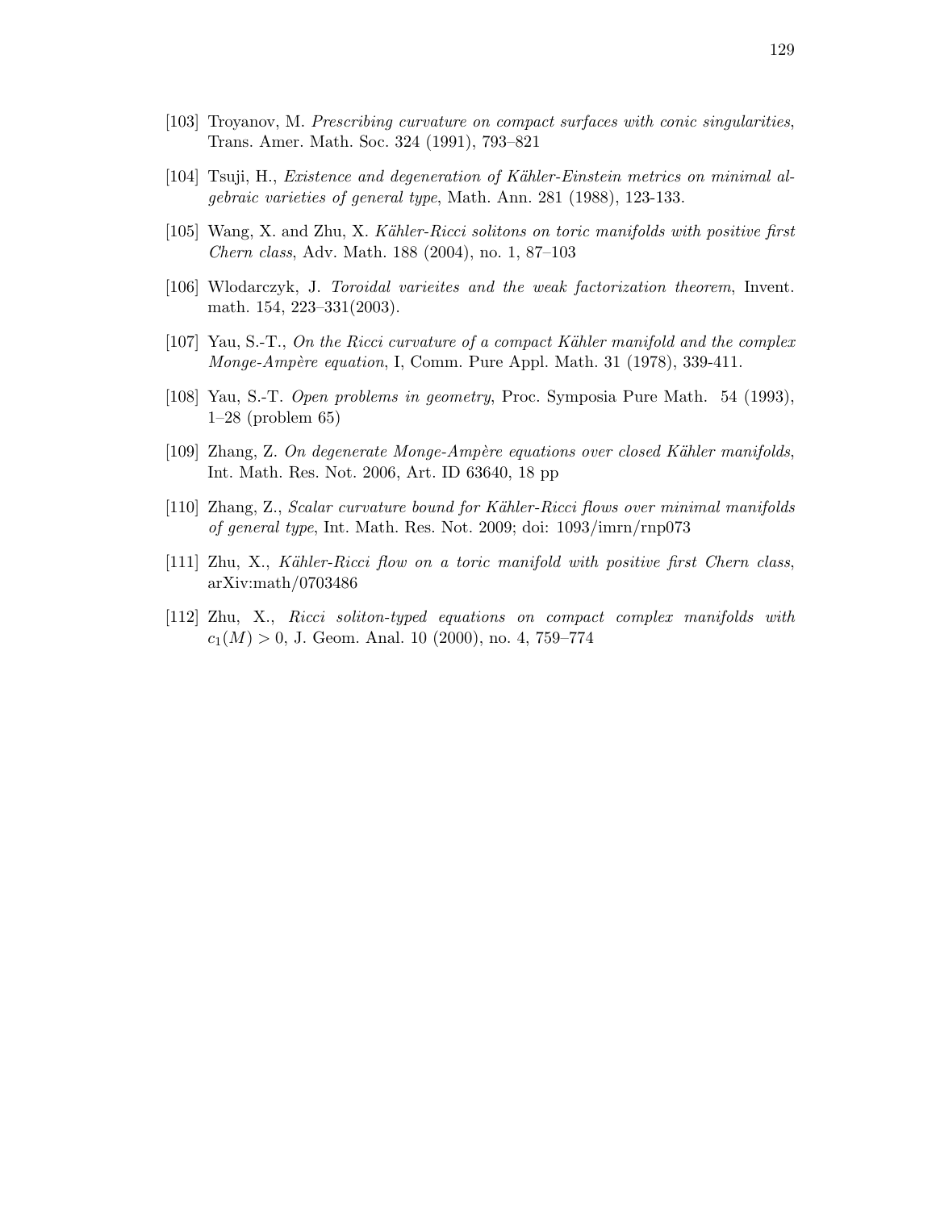[103] Troyanov, M. *Prescribing curvature on compact surfaces with conic singularities*, Trans. Amer. Math. Soc. 324 (1991), 793–821

[104] Tsuji, H., *Existence and degeneration of Kähler-Einstein metrics on minimal algebraic varieties of general type*, Math. Ann. 281 (1988), 123-133.

[105] Wang, X. and Zhu, X. *Kähler-Ricci solitons on toric manifolds with positive first Chern class*, Adv. Math. 188 (2004), no. 1, 87–103

[106] Wlodarczyk, J. *Toroidal varieites and the weak factorization theorem*, Invent. math. 154, 223–331(2003).

[107] Yau, S.-T., *On the Ricci curvature of a compact Kähler manifold and the complex Monge-Ampère equation*, I, Comm. Pure Appl. Math. 31 (1978), 339-411.

[108] Yau, S.-T. *Open problems in geometry*, Proc. Symposia Pure Math. 54 (1993), 1–28 (problem 65)

[109] Zhang, Z. *On degenerate Monge-Ampère equations over closed Kähler manifolds*, Int. Math. Res. Not. 2006, Art. ID 63640, 18 pp

[110] Zhang, Z., *Scalar curvature bound for Kähler-Ricci flows over minimal manifolds of general type*, Int. Math. Res. Not. 2009; doi: 1093/imrn/rnp073

[111] Zhu, X., *Kähler-Ricci flow on a toric manifold with positive first Chern class*, arXiv:math/0703486

[112] Zhu, X., *Ricci soliton-typed equations on compact complex manifolds with* $c_1(M) > 0$, J. Geom. Anal. 10 (2000), no. 4, 759–774